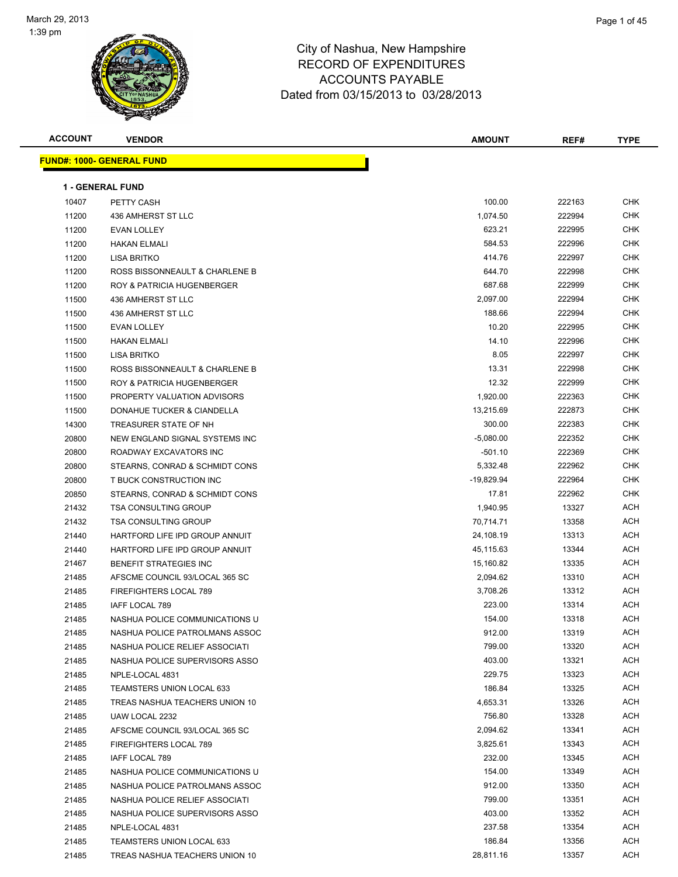# City of Nashua, New Hampshire
## RECORD OF EXPENDITURES
## ACCOUNTS PAYABLE
### Dated from 03/15/2013 to 03/28/2013

March 29, 2013
1:39 pm

| ACCOUNT | VENDOR | AMOUNT | REF# | TYPE |
|---|---|---|---|---|

**FUND#: 1000- GENERAL FUND**

**1 - GENERAL FUND**

| ACCOUNT | VENDOR | AMOUNT | REF# | TYPE |
|---|---|---|---|---|
| 10407 | PETTY CASH | 100.00 | 222163 | CHK |
| 11200 | 436 AMHERST ST LLC | 1,074.50 | 222994 | CHK |
| 11200 | EVAN LOLLEY | 623.21 | 222995 | CHK |
| 11200 | HAKAN ELMALI | 584.53 | 222996 | CHK |
| 11200 | LISA BRITKO | 414.76 | 222997 | CHK |
| 11200 | ROSS BISSONNEAULT & CHARLENE B | 644.70 | 222998 | CHK |
| 11200 | ROY & PATRICIA HUGENBERGER | 687.68 | 222999 | CHK |
| 11500 | 436 AMHERST ST LLC | 2,097.00 | 222994 | CHK |
| 11500 | 436 AMHERST ST LLC | 188.66 | 222994 | CHK |
| 11500 | EVAN LOLLEY | 10.20 | 222995 | CHK |
| 11500 | HAKAN ELMALI | 14.10 | 222996 | CHK |
| 11500 | LISA BRITKO | 8.05 | 222997 | CHK |
| 11500 | ROSS BISSONNEAULT & CHARLENE B | 13.31 | 222998 | CHK |
| 11500 | ROY & PATRICIA HUGENBERGER | 12.32 | 222999 | CHK |
| 11500 | PROPERTY VALUATION ADVISORS | 1,920.00 | 222363 | CHK |
| 11500 | DONAHUE TUCKER & CIANDELLA | 13,215.69 | 222873 | CHK |
| 14300 | TREASURER STATE OF NH | 300.00 | 222383 | CHK |
| 20800 | NEW ENGLAND SIGNAL SYSTEMS INC | -5,080.00 | 222352 | CHK |
| 20800 | ROADWAY EXCAVATORS INC | -501.10 | 222369 | CHK |
| 20800 | STEARNS, CONRAD & SCHMIDT CONS | 5,332.48 | 222962 | CHK |
| 20800 | T BUCK CONSTRUCTION INC | -19,829.94 | 222964 | CHK |
| 20850 | STEARNS, CONRAD & SCHMIDT CONS | 17.81 | 222962 | CHK |
| 21432 | TSA CONSULTING GROUP | 1,940.95 | 13327 | ACH |
| 21432 | TSA CONSULTING GROUP | 70,714.71 | 13358 | ACH |
| 21440 | HARTFORD LIFE IPD GROUP ANNUIT | 24,108.19 | 13313 | ACH |
| 21440 | HARTFORD LIFE IPD GROUP ANNUIT | 45,115.63 | 13344 | ACH |
| 21467 | BENEFIT STRATEGIES INC | 15,160.82 | 13335 | ACH |
| 21485 | AFSCME COUNCIL 93/LOCAL 365 SC | 2,094.62 | 13310 | ACH |
| 21485 | FIREFIGHTERS LOCAL 789 | 3,708.26 | 13312 | ACH |
| 21485 | IAFF LOCAL 789 | 223.00 | 13314 | ACH |
| 21485 | NASHUA POLICE COMMUNICATIONS U | 154.00 | 13318 | ACH |
| 21485 | NASHUA POLICE PATROLMANS ASSOC | 912.00 | 13319 | ACH |
| 21485 | NASHUA POLICE RELIEF ASSOCIATI | 799.00 | 13320 | ACH |
| 21485 | NASHUA POLICE SUPERVISORS ASSO | 403.00 | 13321 | ACH |
| 21485 | NPLE-LOCAL 4831 | 229.75 | 13323 | ACH |
| 21485 | TEAMSTERS UNION LOCAL 633 | 186.84 | 13325 | ACH |
| 21485 | TREAS NASHUA TEACHERS UNION 10 | 4,653.31 | 13326 | ACH |
| 21485 | UAW LOCAL 2232 | 756.80 | 13328 | ACH |
| 21485 | AFSCME COUNCIL 93/LOCAL 365 SC | 2,094.62 | 13341 | ACH |
| 21485 | FIREFIGHTERS LOCAL 789 | 3,825.61 | 13343 | ACH |
| 21485 | IAFF LOCAL 789 | 232.00 | 13345 | ACH |
| 21485 | NASHUA POLICE COMMUNICATIONS U | 154.00 | 13349 | ACH |
| 21485 | NASHUA POLICE PATROLMANS ASSOC | 912.00 | 13350 | ACH |
| 21485 | NASHUA POLICE RELIEF ASSOCIATI | 799.00 | 13351 | ACH |
| 21485 | NASHUA POLICE SUPERVISORS ASSO | 403.00 | 13352 | ACH |
| 21485 | NPLE-LOCAL 4831 | 237.58 | 13354 | ACH |
| 21485 | TEAMSTERS UNION LOCAL 633 | 186.84 | 13356 | ACH |
| 21485 | TREAS NASHUA TEACHERS UNION 10 | 28,811.16 | 13357 | ACH |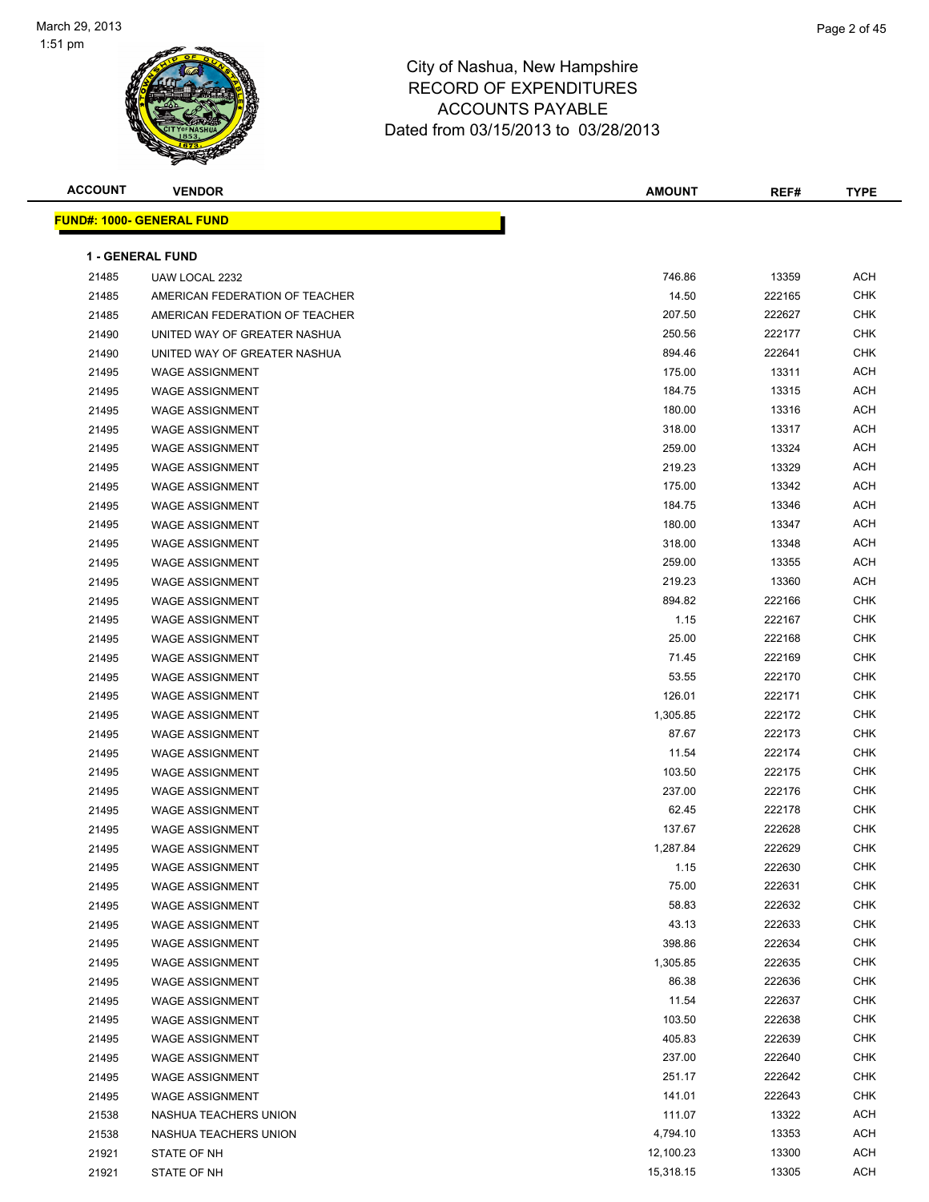City of Nashua, New Hampshire
RECORD OF EXPENDITURES
ACCOUNTS PAYABLE
Dated from 03/15/2013 to 03/28/2013

| ACCOUNT | VENDOR | AMOUNT | REF# | TYPE |
|---|---|---|---|---|

**FUND#: 1000- GENERAL FUND**

**1 - GENERAL FUND**

| ACCOUNT | VENDOR | AMOUNT | REF# | TYPE |
|---|---|---|---|---|
| 21485 | UAW LOCAL 2232 | 746.86 | 13359 | ACH |
| 21485 | AMERICAN FEDERATION OF TEACHER | 14.50 | 222165 | CHK |
| 21485 | AMERICAN FEDERATION OF TEACHER | 207.50 | 222627 | CHK |
| 21490 | UNITED WAY OF GREATER NASHUA | 250.56 | 222177 | CHK |
| 21490 | UNITED WAY OF GREATER NASHUA | 894.46 | 222641 | CHK |
| 21495 | WAGE ASSIGNMENT | 175.00 | 13311 | ACH |
| 21495 | WAGE ASSIGNMENT | 184.75 | 13315 | ACH |
| 21495 | WAGE ASSIGNMENT | 180.00 | 13316 | ACH |
| 21495 | WAGE ASSIGNMENT | 318.00 | 13317 | ACH |
| 21495 | WAGE ASSIGNMENT | 259.00 | 13324 | ACH |
| 21495 | WAGE ASSIGNMENT | 219.23 | 13329 | ACH |
| 21495 | WAGE ASSIGNMENT | 175.00 | 13342 | ACH |
| 21495 | WAGE ASSIGNMENT | 184.75 | 13346 | ACH |
| 21495 | WAGE ASSIGNMENT | 180.00 | 13347 | ACH |
| 21495 | WAGE ASSIGNMENT | 318.00 | 13348 | ACH |
| 21495 | WAGE ASSIGNMENT | 259.00 | 13355 | ACH |
| 21495 | WAGE ASSIGNMENT | 219.23 | 13360 | ACH |
| 21495 | WAGE ASSIGNMENT | 894.82 | 222166 | CHK |
| 21495 | WAGE ASSIGNMENT | 1.15 | 222167 | CHK |
| 21495 | WAGE ASSIGNMENT | 25.00 | 222168 | CHK |
| 21495 | WAGE ASSIGNMENT | 71.45 | 222169 | CHK |
| 21495 | WAGE ASSIGNMENT | 53.55 | 222170 | CHK |
| 21495 | WAGE ASSIGNMENT | 126.01 | 222171 | CHK |
| 21495 | WAGE ASSIGNMENT | 1,305.85 | 222172 | CHK |
| 21495 | WAGE ASSIGNMENT | 87.67 | 222173 | CHK |
| 21495 | WAGE ASSIGNMENT | 11.54 | 222174 | CHK |
| 21495 | WAGE ASSIGNMENT | 103.50 | 222175 | CHK |
| 21495 | WAGE ASSIGNMENT | 237.00 | 222176 | CHK |
| 21495 | WAGE ASSIGNMENT | 62.45 | 222178 | CHK |
| 21495 | WAGE ASSIGNMENT | 137.67 | 222628 | CHK |
| 21495 | WAGE ASSIGNMENT | 1,287.84 | 222629 | CHK |
| 21495 | WAGE ASSIGNMENT | 1.15 | 222630 | CHK |
| 21495 | WAGE ASSIGNMENT | 75.00 | 222631 | CHK |
| 21495 | WAGE ASSIGNMENT | 58.83 | 222632 | CHK |
| 21495 | WAGE ASSIGNMENT | 43.13 | 222633 | CHK |
| 21495 | WAGE ASSIGNMENT | 398.86 | 222634 | CHK |
| 21495 | WAGE ASSIGNMENT | 1,305.85 | 222635 | CHK |
| 21495 | WAGE ASSIGNMENT | 86.38 | 222636 | CHK |
| 21495 | WAGE ASSIGNMENT | 11.54 | 222637 | CHK |
| 21495 | WAGE ASSIGNMENT | 103.50 | 222638 | CHK |
| 21495 | WAGE ASSIGNMENT | 405.83 | 222639 | CHK |
| 21495 | WAGE ASSIGNMENT | 237.00 | 222640 | CHK |
| 21495 | WAGE ASSIGNMENT | 251.17 | 222642 | CHK |
| 21495 | WAGE ASSIGNMENT | 141.01 | 222643 | CHK |
| 21538 | NASHUA TEACHERS UNION | 111.07 | 13322 | ACH |
| 21538 | NASHUA TEACHERS UNION | 4,794.10 | 13353 | ACH |
| 21921 | STATE OF NH | 12,100.23 | 13300 | ACH |
| 21921 | STATE OF NH | 15,318.15 | 13305 | ACH |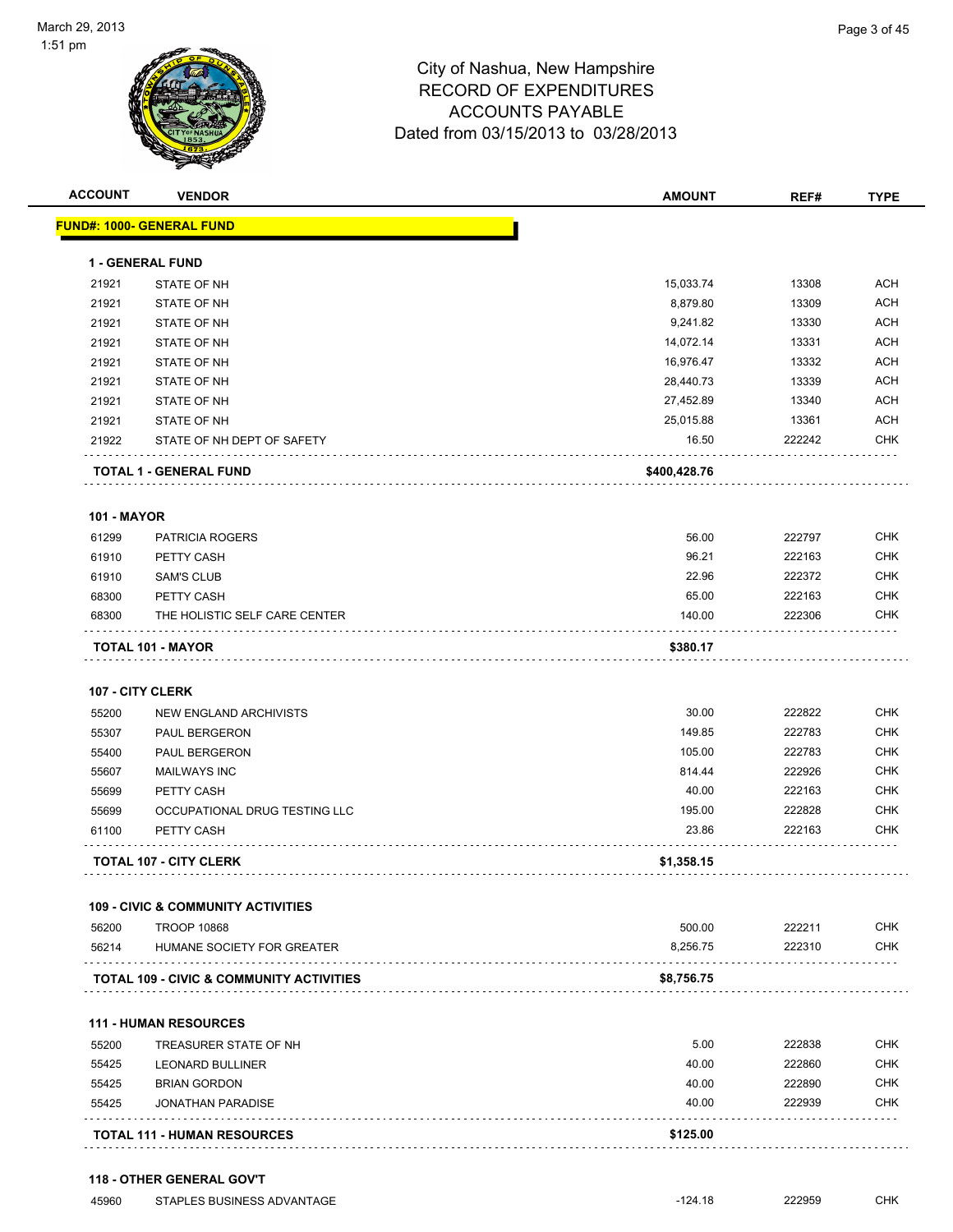# City of Nashua, New Hampshire
## RECORD OF EXPENDITURES
## ACCOUNTS PAYABLE
## Dated from 03/15/2013 to 03/28/2013

March 29, 2013
1:51 pm

| ACCOUNT | VENDOR | AMOUNT | REF# | TYPE |
|---|---|---|---|---|
| **FUND#: 1000- GENERAL FUND** | | | | |
| **1 - GENERAL FUND** | | | | |
| 21921 | STATE OF NH | 15,033.74 | 13308 | ACH |
| 21921 | STATE OF NH | 8,879.80 | 13309 | ACH |
| 21921 | STATE OF NH | 9,241.82 | 13330 | ACH |
| 21921 | STATE OF NH | 14,072.14 | 13331 | ACH |
| 21921 | STATE OF NH | 16,976.47 | 13332 | ACH |
| 21921 | STATE OF NH | 28,440.73 | 13339 | ACH |
| 21921 | STATE OF NH | 27,452.89 | 13340 | ACH |
| 21921 | STATE OF NH | 25,015.88 | 13361 | ACH |
| 21922 | STATE OF NH DEPT OF SAFETY | 16.50 | 222242 | CHK |
| **TOTAL 1 - GENERAL FUND** | | **$400,428.76** | | |
| **101 - MAYOR** | | | | |
| 61299 | PATRICIA ROGERS | 56.00 | 222797 | CHK |
| 61910 | PETTY CASH | 96.21 | 222163 | CHK |
| 61910 | SAM'S CLUB | 22.96 | 222372 | CHK |
| 68300 | PETTY CASH | 65.00 | 222163 | CHK |
| 68300 | THE HOLISTIC SELF CARE CENTER | 140.00 | 222306 | CHK |
| **TOTAL 101 - MAYOR** | | **$380.17** | | |
| **107 - CITY CLERK** | | | | |
| 55200 | NEW ENGLAND ARCHIVISTS | 30.00 | 222822 | CHK |
| 55307 | PAUL BERGERON | 149.85 | 222783 | CHK |
| 55400 | PAUL BERGERON | 105.00 | 222783 | CHK |
| 55607 | MAILWAYS INC | 814.44 | 222926 | CHK |
| 55699 | PETTY CASH | 40.00 | 222163 | CHK |
| 55699 | OCCUPATIONAL DRUG TESTING LLC | 195.00 | 222828 | CHK |
| 61100 | PETTY CASH | 23.86 | 222163 | CHK |
| **TOTAL 107 - CITY CLERK** | | **$1,358.15** | | |
| **109 - CIVIC & COMMUNITY ACTIVITIES** | | | | |
| 56200 | TROOP 10868 | 500.00 | 222211 | CHK |
| 56214 | HUMANE SOCIETY FOR GREATER | 8,256.75 | 222310 | CHK |
| **TOTAL 109 - CIVIC & COMMUNITY ACTIVITIES** | | **$8,756.75** | | |
| **111 - HUMAN RESOURCES** | | | | |
| 55200 | TREASURER STATE OF NH | 5.00 | 222838 | CHK |
| 55425 | LEONARD BULLINER | 40.00 | 222860 | CHK |
| 55425 | BRIAN GORDON | 40.00 | 222890 | CHK |
| 55425 | JONATHAN PARADISE | 40.00 | 222939 | CHK |
| **TOTAL 111 - HUMAN RESOURCES** | | **$125.00** | | |
| **118 - OTHER GENERAL GOV'T** | | | | |
| 45960 | STAPLES BUSINESS ADVANTAGE | -124.18 | 222959 | CHK |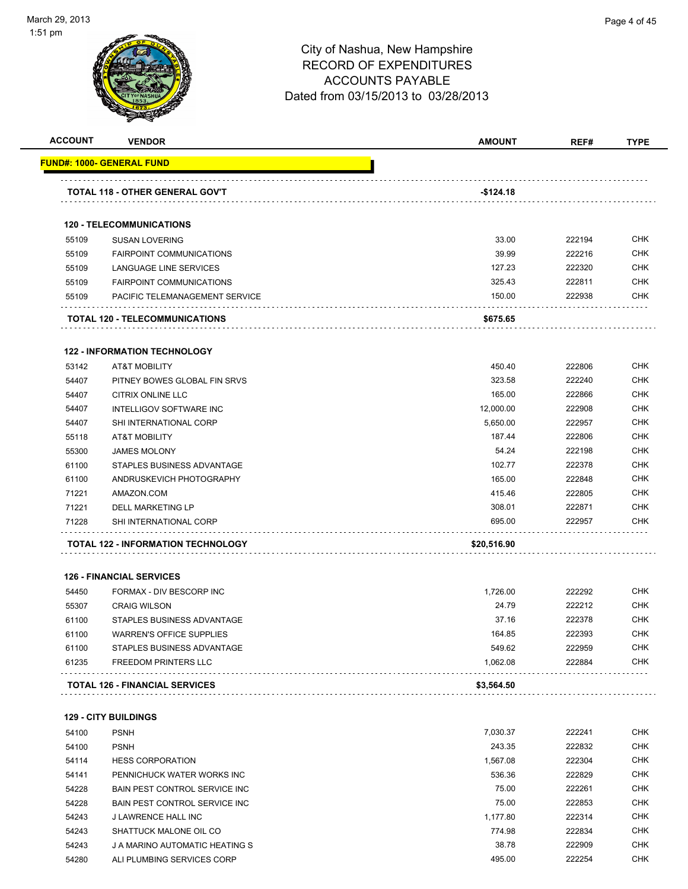# City of Nashua, New Hampshire
## RECORD OF EXPENDITURES
## ACCOUNTS PAYABLE
## Dated from 03/15/2013 to 03/28/2013

| ACCOUNT | VENDOR | AMOUNT | REF# | TYPE |
|---|---|---|---|---|
| **FUND#: 1000- GENERAL FUND** | | | | |
| | **TOTAL 118 - OTHER GENERAL GOV'T** | **-$124.18** | | |
| | **120 - TELECOMMUNICATIONS** | | | |
| 55109 | SUSAN LOVERING | 33.00 | 222194 | CHK |
| 55109 | FAIRPOINT COMMUNICATIONS | 39.99 | 222216 | CHK |
| 55109 | LANGUAGE LINE SERVICES | 127.23 | 222320 | CHK |
| 55109 | FAIRPOINT COMMUNICATIONS | 325.43 | 222811 | CHK |
| 55109 | PACIFIC TELEMANAGEMENT SERVICE | 150.00 | 222938 | CHK |
| | **TOTAL 120 - TELECOMMUNICATIONS** | **$675.65** | | |
| | **122 - INFORMATION TECHNOLOGY** | | | |
| 53142 | AT&T MOBILITY | 450.40 | 222806 | CHK |
| 54407 | PITNEY BOWES GLOBAL FIN SRVS | 323.58 | 222240 | CHK |
| 54407 | CITRIX ONLINE LLC | 165.00 | 222866 | CHK |
| 54407 | INTELLIGOV SOFTWARE INC | 12,000.00 | 222908 | CHK |
| 54407 | SHI INTERNATIONAL CORP | 5,650.00 | 222957 | CHK |
| 55118 | AT&T MOBILITY | 187.44 | 222806 | CHK |
| 55300 | JAMES MOLONY | 54.24 | 222198 | CHK |
| 61100 | STAPLES BUSINESS ADVANTAGE | 102.77 | 222378 | CHK |
| 61100 | ANDRUSKEVICH PHOTOGRAPHY | 165.00 | 222848 | CHK |
| 71221 | AMAZON.COM | 415.46 | 222805 | CHK |
| 71221 | DELL MARKETING LP | 308.01 | 222871 | CHK |
| 71228 | SHI INTERNATIONAL CORP | 695.00 | 222957 | CHK |
| | **TOTAL 122 - INFORMATION TECHNOLOGY** | **$20,516.90** | | |
| | **126 - FINANCIAL SERVICES** | | | |
| 54450 | FORMAX - DIV BESCORP INC | 1,726.00 | 222292 | CHK |
| 55307 | CRAIG WILSON | 24.79 | 222212 | CHK |
| 61100 | STAPLES BUSINESS ADVANTAGE | 37.16 | 222378 | CHK |
| 61100 | WARREN'S OFFICE SUPPLIES | 164.85 | 222393 | CHK |
| 61100 | STAPLES BUSINESS ADVANTAGE | 549.62 | 222959 | CHK |
| 61235 | FREEDOM PRINTERS LLC | 1,062.08 | 222884 | CHK |
| | **TOTAL 126 - FINANCIAL SERVICES** | **$3,564.50** | | |
| | **129 - CITY BUILDINGS** | | | |
| 54100 | PSNH | 7,030.37 | 222241 | CHK |
| 54100 | PSNH | 243.35 | 222832 | CHK |
| 54114 | HESS CORPORATION | 1,567.08 | 222304 | CHK |
| 54141 | PENNICHUCK WATER WORKS INC | 536.36 | 222829 | CHK |
| 54228 | BAIN PEST CONTROL SERVICE INC | 75.00 | 222261 | CHK |
| 54228 | BAIN PEST CONTROL SERVICE INC | 75.00 | 222853 | CHK |
| 54243 | J LAWRENCE HALL INC | 1,177.80 | 222314 | CHK |
| 54243 | SHATTUCK MALONE OIL CO | 774.98 | 222834 | CHK |
| 54243 | J A MARINO AUTOMATIC HEATING S | 38.78 | 222909 | CHK |
| 54280 | ALI PLUMBING SERVICES CORP | 495.00 | 222254 | CHK |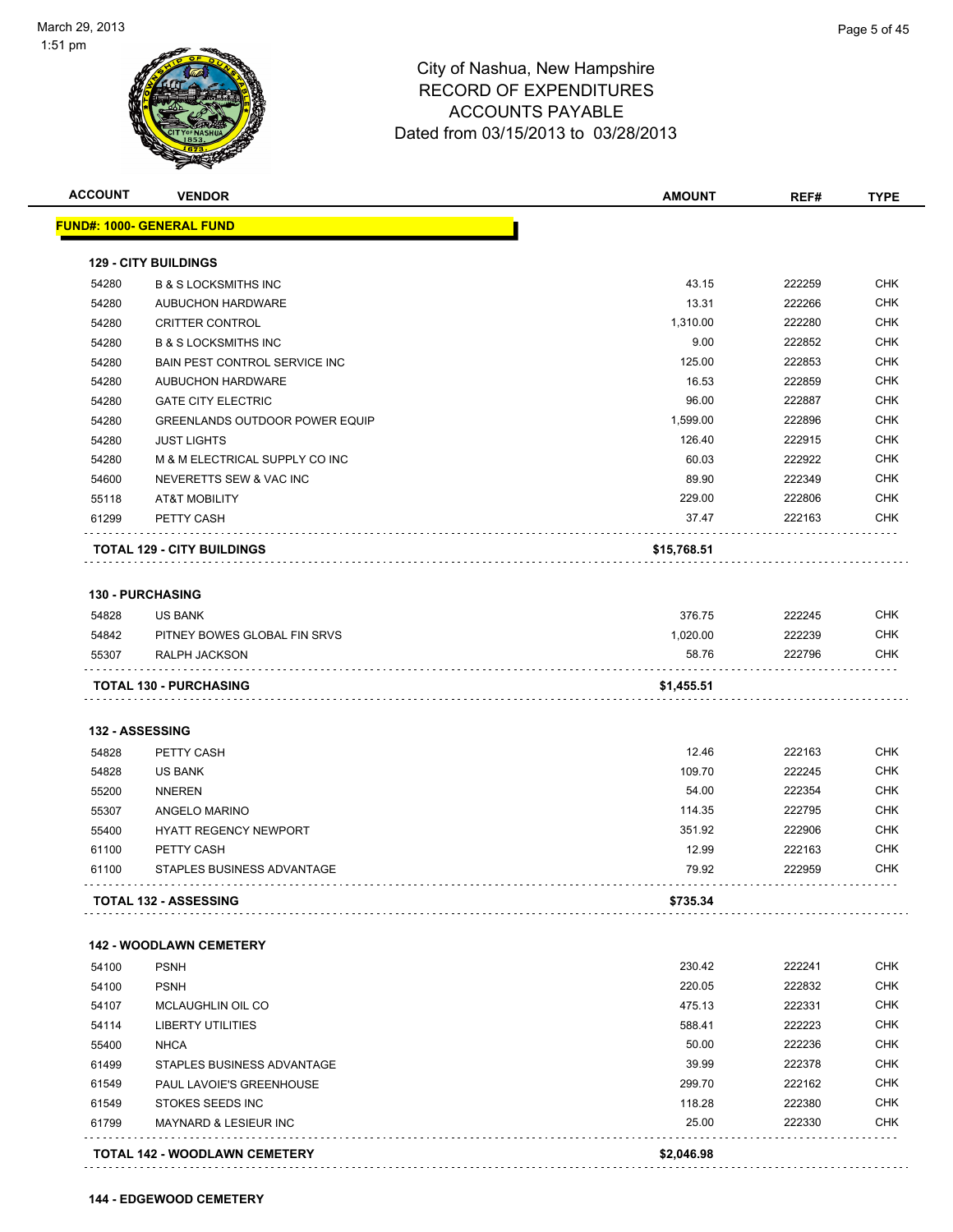# City of Nashua, New Hampshire
## RECORD OF EXPENDITURES
## ACCOUNTS PAYABLE
### Dated from 03/15/2013 to 03/28/2013

| ACCOUNT | VENDOR | AMOUNT | REF# | TYPE |
|---|---|---|---|---|
| **FUND#: 1000- GENERAL FUND** | | | | |
| **129 - CITY BUILDINGS** | | | | |
| 54280 | B & S LOCKSMITHS INC | 43.15 | 222259 | CHK |
| 54280 | AUBUCHON HARDWARE | 13.31 | 222266 | CHK |
| 54280 | CRITTER CONTROL | 1,310.00 | 222280 | CHK |
| 54280 | B & S LOCKSMITHS INC | 9.00 | 222852 | CHK |
| 54280 | BAIN PEST CONTROL SERVICE INC | 125.00 | 222853 | CHK |
| 54280 | AUBUCHON HARDWARE | 16.53 | 222859 | CHK |
| 54280 | GATE CITY ELECTRIC | 96.00 | 222887 | CHK |
| 54280 | GREENLANDS OUTDOOR POWER EQUIP | 1,599.00 | 222896 | CHK |
| 54280 | JUST LIGHTS | 126.40 | 222915 | CHK |
| 54280 | M & M ELECTRICAL SUPPLY CO INC | 60.03 | 222922 | CHK |
| 54600 | NEVERETTS SEW & VAC INC | 89.90 | 222349 | CHK |
| 55118 | AT&T MOBILITY | 229.00 | 222806 | CHK |
| 61299 | PETTY CASH | 37.47 | 222163 | CHK |
| **TOTAL 129 - CITY BUILDINGS** | | **$15,768.51** | | |
| **130 - PURCHASING** | | | | |
| 54828 | US BANK | 376.75 | 222245 | CHK |
| 54842 | PITNEY BOWES GLOBAL FIN SRVS | 1,020.00 | 222239 | CHK |
| 55307 | RALPH JACKSON | 58.76 | 222796 | CHK |
| **TOTAL 130 - PURCHASING** | | **$1,455.51** | | |
| **132 - ASSESSING** | | | | |
| 54828 | PETTY CASH | 12.46 | 222163 | CHK |
| 54828 | US BANK | 109.70 | 222245 | CHK |
| 55200 | NNEREN | 54.00 | 222354 | CHK |
| 55307 | ANGELO MARINO | 114.35 | 222795 | CHK |
| 55400 | HYATT REGENCY NEWPORT | 351.92 | 222906 | CHK |
| 61100 | PETTY CASH | 12.99 | 222163 | CHK |
| 61100 | STAPLES BUSINESS ADVANTAGE | 79.92 | 222959 | CHK |
| **TOTAL 132 - ASSESSING** | | **$735.34** | | |
| **142 - WOODLAWN CEMETERY** | | | | |
| 54100 | PSNH | 230.42 | 222241 | CHK |
| 54100 | PSNH | 220.05 | 222832 | CHK |
| 54107 | MCLAUGHLIN OIL CO | 475.13 | 222331 | CHK |
| 54114 | LIBERTY UTILITIES | 588.41 | 222223 | CHK |
| 55400 | NHCA | 50.00 | 222236 | CHK |
| 61499 | STAPLES BUSINESS ADVANTAGE | 39.99 | 222378 | CHK |
| 61549 | PAUL LAVOIE'S GREENHOUSE | 299.70 | 222162 | CHK |
| 61549 | STOKES SEEDS INC | 118.28 | 222380 | CHK |
| 61799 | MAYNARD & LESIEUR INC | 25.00 | 222330 | CHK |
| **TOTAL 142 - WOODLAWN CEMETERY** | | **$2,046.98** | | |
| **144 - EDGEWOOD CEMETERY** | | | | |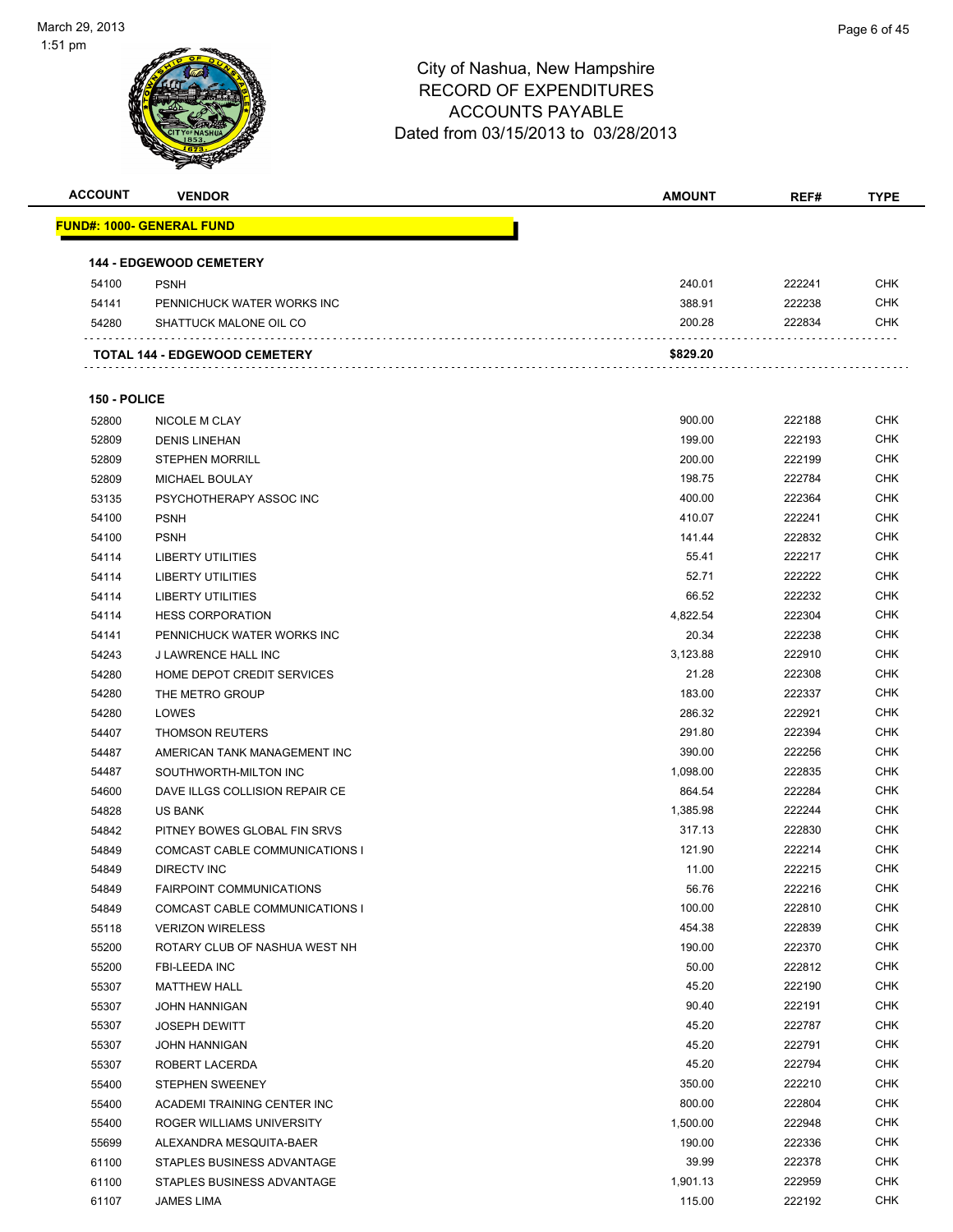# City of Nashua, New Hampshire
## RECORD OF EXPENDITURES
## ACCOUNTS PAYABLE
## Dated from 03/15/2013 to 03/28/2013

| ACCOUNT | VENDOR | AMOUNT | REF# | TYPE |
|---|---|---|---|---|
| **FUND#: 1000- GENERAL FUND** | | | | |
| **144 - EDGEWOOD CEMETERY** | | | | |
| 54100 | PSNH | 240.01 | 222241 | CHK |
| 54141 | PENNICHUCK WATER WORKS INC | 388.91 | 222238 | CHK |
| 54280 | SHATTUCK MALONE OIL CO | 200.28 | 222834 | CHK |
| | **TOTAL 144 - EDGEWOOD CEMETERY** | **$829.20** | | |
| **150 - POLICE** | | | | |
| 52800 | NICOLE M CLAY | 900.00 | 222188 | CHK |
| 52809 | DENIS LINEHAN | 199.00 | 222193 | CHK |
| 52809 | STEPHEN MORRILL | 200.00 | 222199 | CHK |
| 52809 | MICHAEL BOULAY | 198.75 | 222784 | CHK |
| 53135 | PSYCHOTHERAPY ASSOC INC | 400.00 | 222364 | CHK |
| 54100 | PSNH | 410.07 | 222241 | CHK |
| 54100 | PSNH | 141.44 | 222832 | CHK |
| 54114 | LIBERTY UTILITIES | 55.41 | 222217 | CHK |
| 54114 | LIBERTY UTILITIES | 52.71 | 222222 | CHK |
| 54114 | LIBERTY UTILITIES | 66.52 | 222232 | CHK |
| 54114 | HESS CORPORATION | 4,822.54 | 222304 | CHK |
| 54141 | PENNICHUCK WATER WORKS INC | 20.34 | 222238 | CHK |
| 54243 | J LAWRENCE HALL INC | 3,123.88 | 222910 | CHK |
| 54280 | HOME DEPOT CREDIT SERVICES | 21.28 | 222308 | CHK |
| 54280 | THE METRO GROUP | 183.00 | 222337 | CHK |
| 54280 | LOWES | 286.32 | 222921 | CHK |
| 54407 | THOMSON REUTERS | 291.80 | 222394 | CHK |
| 54487 | AMERICAN TANK MANAGEMENT INC | 390.00 | 222256 | CHK |
| 54487 | SOUTHWORTH-MILTON INC | 1,098.00 | 222835 | CHK |
| 54600 | DAVE ILLGS COLLISION REPAIR CE | 864.54 | 222284 | CHK |
| 54828 | US BANK | 1,385.98 | 222244 | CHK |
| 54842 | PITNEY BOWES GLOBAL FIN SRVS | 317.13 | 222830 | CHK |
| 54849 | COMCAST CABLE COMMUNICATIONS I | 121.90 | 222214 | CHK |
| 54849 | DIRECTV INC | 11.00 | 222215 | CHK |
| 54849 | FAIRPOINT COMMUNICATIONS | 56.76 | 222216 | CHK |
| 54849 | COMCAST CABLE COMMUNICATIONS I | 100.00 | 222810 | CHK |
| 55118 | VERIZON WIRELESS | 454.38 | 222839 | CHK |
| 55200 | ROTARY CLUB OF NASHUA WEST NH | 190.00 | 222370 | CHK |
| 55200 | FBI-LEEDA INC | 50.00 | 222812 | CHK |
| 55307 | MATTHEW HALL | 45.20 | 222190 | CHK |
| 55307 | JOHN HANNIGAN | 90.40 | 222191 | CHK |
| 55307 | JOSEPH DEWITT | 45.20 | 222787 | CHK |
| 55307 | JOHN HANNIGAN | 45.20 | 222791 | CHK |
| 55307 | ROBERT LACERDA | 45.20 | 222794 | CHK |
| 55400 | STEPHEN SWEENEY | 350.00 | 222210 | CHK |
| 55400 | ACADEMI TRAINING CENTER INC | 800.00 | 222804 | CHK |
| 55400 | ROGER WILLIAMS UNIVERSITY | 1,500.00 | 222948 | CHK |
| 55699 | ALEXANDRA MESQUITA-BAER | 190.00 | 222336 | CHK |
| 61100 | STAPLES BUSINESS ADVANTAGE | 39.99 | 222378 | CHK |
| 61100 | STAPLES BUSINESS ADVANTAGE | 1,901.13 | 222959 | CHK |
| 61107 | JAMES LIMA | 115.00 | 222192 | CHK |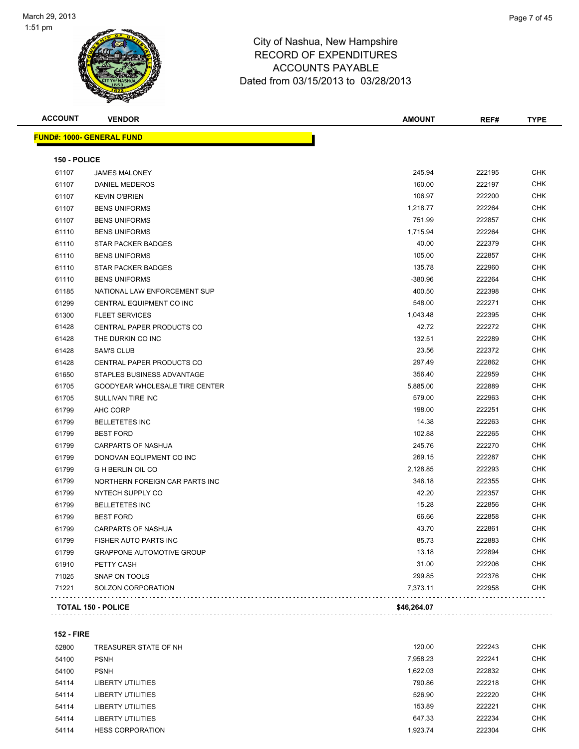# City of Nashua, New Hampshire
## RECORD OF EXPENDITURES
## ACCOUNTS PAYABLE
### Dated from 03/15/2013 to 03/28/2013

March 29, 2013
1:51 pm

| ACCOUNT | VENDOR | AMOUNT | REF# | TYPE |
|---|---|---|---|---|
| **FUND#: 1000- GENERAL FUND** | | | | |
| **150 - POLICE** | | | | |
| 61107 | JAMES MALONEY | 245.94 | 222195 | CHK |
| 61107 | DANIEL MEDEROS | 160.00 | 222197 | CHK |
| 61107 | KEVIN O'BRIEN | 106.97 | 222200 | CHK |
| 61107 | BENS UNIFORMS | 1,218.77 | 222264 | CHK |
| 61107 | BENS UNIFORMS | 751.99 | 222857 | CHK |
| 61110 | BENS UNIFORMS | 1,715.94 | 222264 | CHK |
| 61110 | STAR PACKER BADGES | 40.00 | 222379 | CHK |
| 61110 | BENS UNIFORMS | 105.00 | 222857 | CHK |
| 61110 | STAR PACKER BADGES | 135.78 | 222960 | CHK |
| 61110 | BENS UNIFORMS | -380.96 | 222264 | CHK |
| 61185 | NATIONAL LAW ENFORCEMENT SUP | 400.50 | 222398 | CHK |
| 61299 | CENTRAL EQUIPMENT CO INC | 548.00 | 222271 | CHK |
| 61300 | FLEET SERVICES | 1,043.48 | 222395 | CHK |
| 61428 | CENTRAL PAPER PRODUCTS CO | 42.72 | 222272 | CHK |
| 61428 | THE DURKIN CO INC | 132.51 | 222289 | CHK |
| 61428 | SAM'S CLUB | 23.56 | 222372 | CHK |
| 61428 | CENTRAL PAPER PRODUCTS CO | 297.49 | 222862 | CHK |
| 61650 | STAPLES BUSINESS ADVANTAGE | 356.40 | 222959 | CHK |
| 61705 | GOODYEAR WHOLESALE TIRE CENTER | 5,885.00 | 222889 | CHK |
| 61705 | SULLIVAN TIRE INC | 579.00 | 222963 | CHK |
| 61799 | AHC CORP | 198.00 | 222251 | CHK |
| 61799 | BELLETETES INC | 14.38 | 222263 | CHK |
| 61799 | BEST FORD | 102.88 | 222265 | CHK |
| 61799 | CARPARTS OF NASHUA | 245.76 | 222270 | CHK |
| 61799 | DONOVAN EQUIPMENT CO INC | 269.15 | 222287 | CHK |
| 61799 | G H BERLIN OIL CO | 2,128.85 | 222293 | CHK |
| 61799 | NORTHERN FOREIGN CAR PARTS INC | 346.18 | 222355 | CHK |
| 61799 | NYTECH SUPPLY CO | 42.20 | 222357 | CHK |
| 61799 | BELLETETES INC | 15.28 | 222856 | CHK |
| 61799 | BEST FORD | 66.66 | 222858 | CHK |
| 61799 | CARPARTS OF NASHUA | 43.70 | 222861 | CHK |
| 61799 | FISHER AUTO PARTS INC | 85.73 | 222883 | CHK |
| 61799 | GRAPPONE AUTOMOTIVE GROUP | 13.18 | 222894 | CHK |
| 61910 | PETTY CASH | 31.00 | 222206 | CHK |
| 71025 | SNAP ON TOOLS | 299.85 | 222376 | CHK |
| 71221 | SOLZON CORPORATION | 7,373.11 | 222958 | CHK |
| **TOTAL 150 - POLICE** | | **$46,264.07** | | |
| **152 - FIRE** | | | | |
| 52800 | TREASURER STATE OF NH | 120.00 | 222243 | CHK |
| 54100 | PSNH | 7,958.23 | 222241 | CHK |
| 54100 | PSNH | 1,622.03 | 222832 | CHK |
| 54114 | LIBERTY UTILITIES | 790.86 | 222218 | CHK |
| 54114 | LIBERTY UTILITIES | 526.90 | 222220 | CHK |
| 54114 | LIBERTY UTILITIES | 153.89 | 222221 | CHK |
| 54114 | LIBERTY UTILITIES | 647.33 | 222234 | CHK |
| 54114 | HESS CORPORATION | 1,923.74 | 222304 | CHK |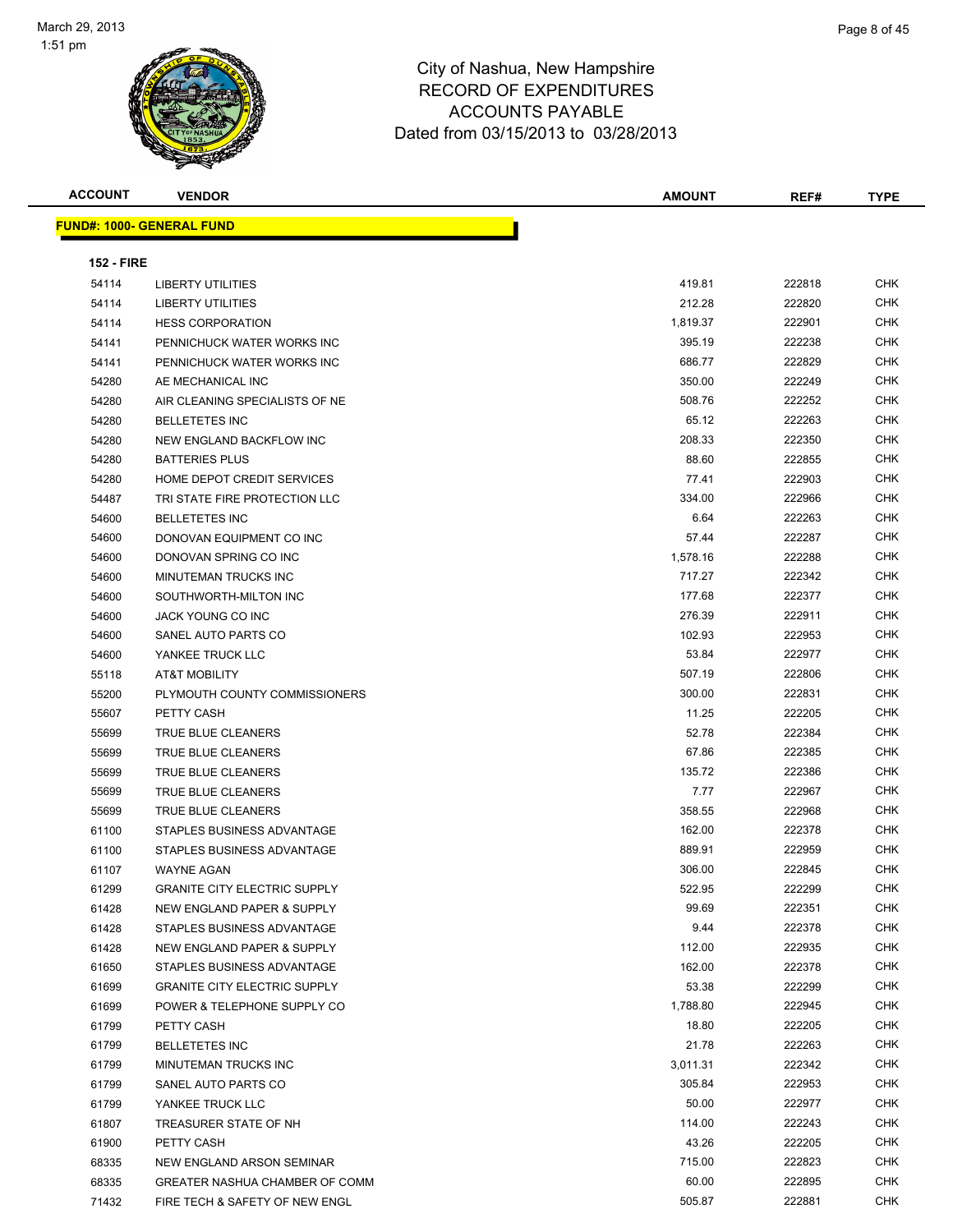# City of Nashua, New Hampshire
# RECORD OF EXPENDITURES
# ACCOUNTS PAYABLE
# Dated from 03/15/2013 to 03/28/2013

## FUND#: 1000- GENERAL FUND

### 152 - FIRE

| ACCOUNT | VENDOR | AMOUNT | REF# | TYPE |
|---|---|---|---|---|
| 54114 | LIBERTY UTILITIES | 419.81 | 222818 | CHK |
| 54114 | LIBERTY UTILITIES | 212.28 | 222820 | CHK |
| 54114 | HESS CORPORATION | 1,819.37 | 222901 | CHK |
| 54141 | PENNICHUCK WATER WORKS INC | 395.19 | 222238 | CHK |
| 54141 | PENNICHUCK WATER WORKS INC | 686.77 | 222829 | CHK |
| 54280 | AE MECHANICAL INC | 350.00 | 222249 | CHK |
| 54280 | AIR CLEANING SPECIALISTS OF NE | 508.76 | 222252 | CHK |
| 54280 | BELLETETES INC | 65.12 | 222263 | CHK |
| 54280 | NEW ENGLAND BACKFLOW INC | 208.33 | 222350 | CHK |
| 54280 | BATTERIES PLUS | 88.60 | 222855 | CHK |
| 54280 | HOME DEPOT CREDIT SERVICES | 77.41 | 222903 | CHK |
| 54487 | TRI STATE FIRE PROTECTION LLC | 334.00 | 222966 | CHK |
| 54600 | BELLETETES INC | 6.64 | 222263 | CHK |
| 54600 | DONOVAN EQUIPMENT CO INC | 57.44 | 222287 | CHK |
| 54600 | DONOVAN SPRING CO INC | 1,578.16 | 222288 | CHK |
| 54600 | MINUTEMAN TRUCKS INC | 717.27 | 222342 | CHK |
| 54600 | SOUTHWORTH-MILTON INC | 177.68 | 222377 | CHK |
| 54600 | JACK YOUNG CO INC | 276.39 | 222911 | CHK |
| 54600 | SANEL AUTO PARTS CO | 102.93 | 222953 | CHK |
| 54600 | YANKEE TRUCK LLC | 53.84 | 222977 | CHK |
| 55118 | AT&T MOBILITY | 507.19 | 222806 | CHK |
| 55200 | PLYMOUTH COUNTY COMMISSIONERS | 300.00 | 222831 | CHK |
| 55607 | PETTY CASH | 11.25 | 222205 | CHK |
| 55699 | TRUE BLUE CLEANERS | 52.78 | 222384 | CHK |
| 55699 | TRUE BLUE CLEANERS | 67.86 | 222385 | CHK |
| 55699 | TRUE BLUE CLEANERS | 135.72 | 222386 | CHK |
| 55699 | TRUE BLUE CLEANERS | 7.77 | 222967 | CHK |
| 55699 | TRUE BLUE CLEANERS | 358.55 | 222968 | CHK |
| 61100 | STAPLES BUSINESS ADVANTAGE | 162.00 | 222378 | CHK |
| 61100 | STAPLES BUSINESS ADVANTAGE | 889.91 | 222959 | CHK |
| 61107 | WAYNE AGAN | 306.00 | 222845 | CHK |
| 61299 | GRANITE CITY ELECTRIC SUPPLY | 522.95 | 222299 | CHK |
| 61428 | NEW ENGLAND PAPER & SUPPLY | 99.69 | 222351 | CHK |
| 61428 | STAPLES BUSINESS ADVANTAGE | 9.44 | 222378 | CHK |
| 61428 | NEW ENGLAND PAPER & SUPPLY | 112.00 | 222935 | CHK |
| 61650 | STAPLES BUSINESS ADVANTAGE | 162.00 | 222378 | CHK |
| 61699 | GRANITE CITY ELECTRIC SUPPLY | 53.38 | 222299 | CHK |
| 61699 | POWER & TELEPHONE SUPPLY CO | 1,788.80 | 222945 | CHK |
| 61799 | PETTY CASH | 18.80 | 222205 | CHK |
| 61799 | BELLETETES INC | 21.78 | 222263 | CHK |
| 61799 | MINUTEMAN TRUCKS INC | 3,011.31 | 222342 | CHK |
| 61799 | SANEL AUTO PARTS CO | 305.84 | 222953 | CHK |
| 61799 | YANKEE TRUCK LLC | 50.00 | 222977 | CHK |
| 61807 | TREASURER STATE OF NH | 114.00 | 222243 | CHK |
| 61900 | PETTY CASH | 43.26 | 222205 | CHK |
| 68335 | NEW ENGLAND ARSON SEMINAR | 715.00 | 222823 | CHK |
| 68335 | GREATER NASHUA CHAMBER OF COMM | 60.00 | 222895 | CHK |
| 71432 | FIRE TECH & SAFETY OF NEW ENGL | 505.87 | 222881 | CHK |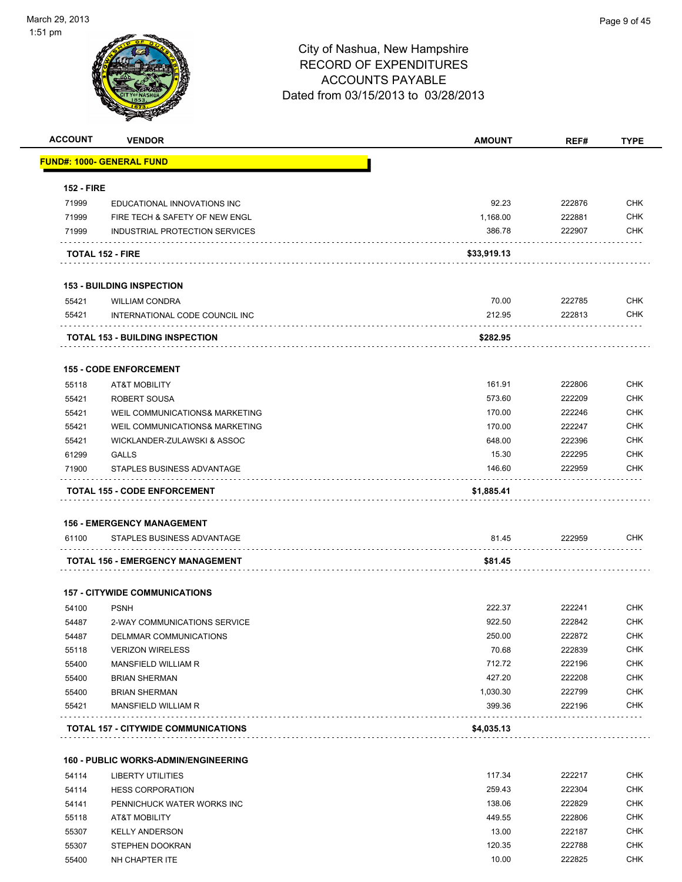# City of Nashua, New Hampshire
## RECORD OF EXPENDITURES
## ACCOUNTS PAYABLE
### Dated from 03/15/2013 to 03/28/2013

| ACCOUNT | VENDOR | AMOUNT | REF# | TYPE |
|---|---|---|---|---|
| **FUND#: 1000- GENERAL FUND** | | | | |
| **152 - FIRE** | | | | |
| 71999 | EDUCATIONAL INNOVATIONS INC | 92.23 | 222876 | CHK |
| 71999 | FIRE TECH & SAFETY OF NEW ENGL | 1,168.00 | 222881 | CHK |
| 71999 | INDUSTRIAL PROTECTION SERVICES | 386.78 | 222907 | CHK |
| **TOTAL 152 - FIRE** | | **$33,919.13** | | |
| **153 - BUILDING INSPECTION** | | | | |
| 55421 | WILLIAM CONDRA | 70.00 | 222785 | CHK |
| 55421 | INTERNATIONAL CODE COUNCIL INC | 212.95 | 222813 | CHK |
| **TOTAL 153 - BUILDING INSPECTION** | | **$282.95** | | |
| **155 - CODE ENFORCEMENT** | | | | |
| 55118 | AT&T MOBILITY | 161.91 | 222806 | CHK |
| 55421 | ROBERT SOUSA | 573.60 | 222209 | CHK |
| 55421 | WEIL COMMUNICATIONS& MARKETING | 170.00 | 222246 | CHK |
| 55421 | WEIL COMMUNICATIONS& MARKETING | 170.00 | 222247 | CHK |
| 55421 | WICKLANDER-ZULAWSKI & ASSOC | 648.00 | 222396 | CHK |
| 61299 | GALLS | 15.30 | 222295 | CHK |
| 71900 | STAPLES BUSINESS ADVANTAGE | 146.60 | 222959 | CHK |
| **TOTAL 155 - CODE ENFORCEMENT** | | **$1,885.41** | | |
| **156 - EMERGENCY MANAGEMENT** | | | | |
| 61100 | STAPLES BUSINESS ADVANTAGE | 81.45 | 222959 | CHK |
| **TOTAL 156 - EMERGENCY MANAGEMENT** | | **$81.45** | | |
| **157 - CITYWIDE COMMUNICATIONS** | | | | |
| 54100 | PSNH | 222.37 | 222241 | CHK |
| 54487 | 2-WAY COMMUNICATIONS SERVICE | 922.50 | 222842 | CHK |
| 54487 | DELMMAR COMMUNICATIONS | 250.00 | 222872 | CHK |
| 55118 | VERIZON WIRELESS | 70.68 | 222839 | CHK |
| 55400 | MANSFIELD WILLIAM R | 712.72 | 222196 | CHK |
| 55400 | BRIAN SHERMAN | 427.20 | 222208 | CHK |
| 55400 | BRIAN SHERMAN | 1,030.30 | 222799 | CHK |
| 55421 | MANSFIELD WILLIAM R | 399.36 | 222196 | CHK |
| **TOTAL 157 - CITYWIDE COMMUNICATIONS** | | **$4,035.13** | | |
| **160 - PUBLIC WORKS-ADMIN/ENGINEERING** | | | | |
| 54114 | LIBERTY UTILITIES | 117.34 | 222217 | CHK |
| 54114 | HESS CORPORATION | 259.43 | 222304 | CHK |
| 54141 | PENNICHUCK WATER WORKS INC | 138.06 | 222829 | CHK |
| 55118 | AT&T MOBILITY | 449.55 | 222806 | CHK |
| 55307 | KELLY ANDERSON | 13.00 | 222187 | CHK |
| 55307 | STEPHEN DOOKRAN | 120.35 | 222788 | CHK |
| 55400 | NH CHAPTER ITE | 10.00 | 222825 | CHK |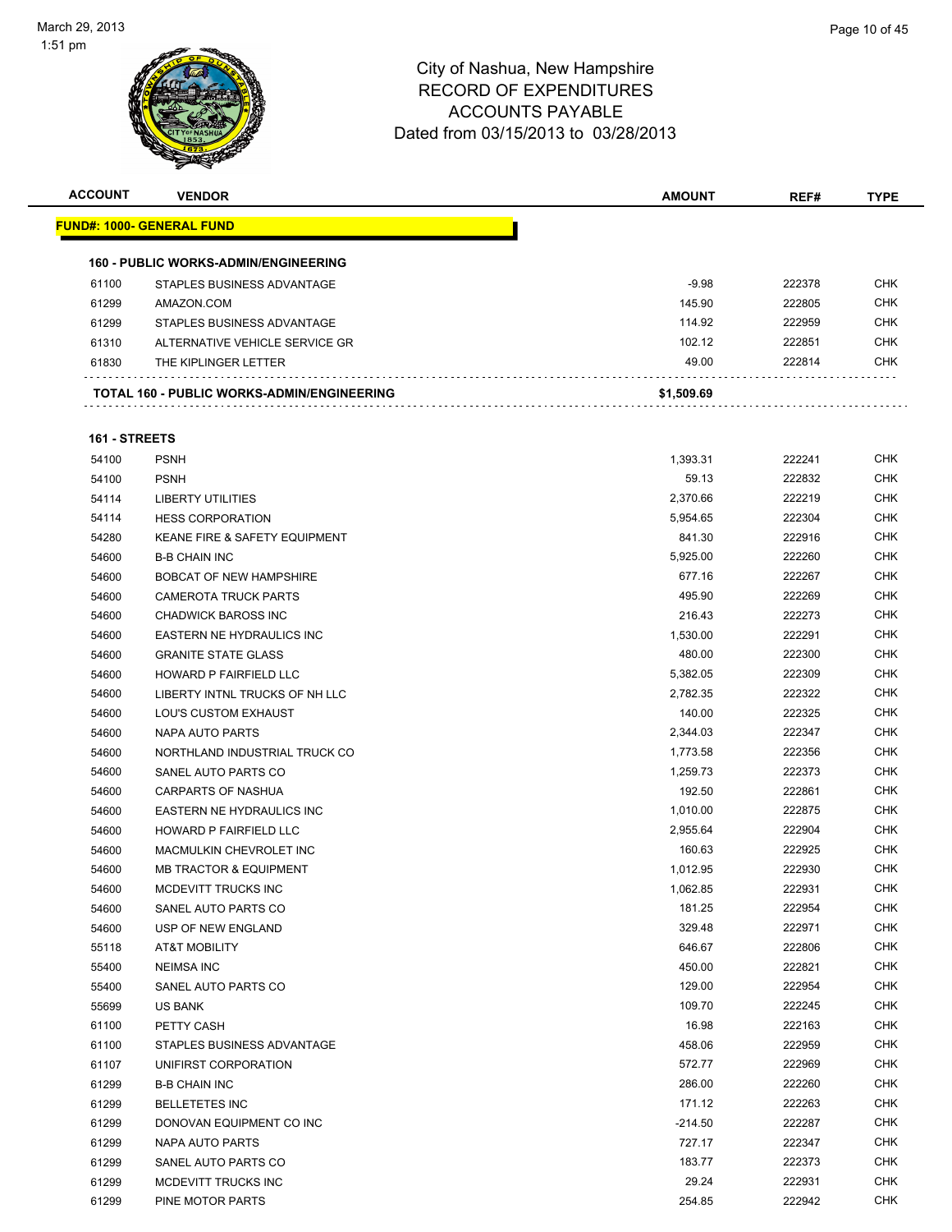City of Nashua, New Hampshire
RECORD OF EXPENDITURES
ACCOUNTS PAYABLE
Dated from 03/15/2013 to 03/28/2013

| ACCOUNT | VENDOR | AMOUNT | REF# | TYPE |
|---|---|---|---|---|
| **FUND#: 1000- GENERAL FUND** | | | | |
| **160 - PUBLIC WORKS-ADMIN/ENGINEERING** | | | | |
| 61100 | STAPLES BUSINESS ADVANTAGE | -9.98 | 222378 | CHK |
| 61299 | AMAZON.COM | 145.90 | 222805 | CHK |
| 61299 | STAPLES BUSINESS ADVANTAGE | 114.92 | 222959 | CHK |
| 61310 | ALTERNATIVE VEHICLE SERVICE GR | 102.12 | 222851 | CHK |
| 61830 | THE KIPLINGER LETTER | 49.00 | 222814 | CHK |
| **TOTAL 160 - PUBLIC WORKS-ADMIN/ENGINEERING** | | **$1,509.69** | | |
| **161 - STREETS** | | | | |
| 54100 | PSNH | 1,393.31 | 222241 | CHK |
| 54100 | PSNH | 59.13 | 222832 | CHK |
| 54114 | LIBERTY UTILITIES | 2,370.66 | 222219 | CHK |
| 54114 | HESS CORPORATION | 5,954.65 | 222304 | CHK |
| 54280 | KEANE FIRE & SAFETY EQUIPMENT | 841.30 | 222916 | CHK |
| 54600 | B-B CHAIN INC | 5,925.00 | 222260 | CHK |
| 54600 | BOBCAT OF NEW HAMPSHIRE | 677.16 | 222267 | CHK |
| 54600 | CAMEROTA TRUCK PARTS | 495.90 | 222269 | CHK |
| 54600 | CHADWICK BAROSS INC | 216.43 | 222273 | CHK |
| 54600 | EASTERN NE HYDRAULICS INC | 1,530.00 | 222291 | CHK |
| 54600 | GRANITE STATE GLASS | 480.00 | 222300 | CHK |
| 54600 | HOWARD P FAIRFIELD LLC | 5,382.05 | 222309 | CHK |
| 54600 | LIBERTY INTNL TRUCKS OF NH LLC | 2,782.35 | 222322 | CHK |
| 54600 | LOU'S CUSTOM EXHAUST | 140.00 | 222325 | CHK |
| 54600 | NAPA AUTO PARTS | 2,344.03 | 222347 | CHK |
| 54600 | NORTHLAND INDUSTRIAL TRUCK CO | 1,773.58 | 222356 | CHK |
| 54600 | SANEL AUTO PARTS CO | 1,259.73 | 222373 | CHK |
| 54600 | CARPARTS OF NASHUA | 192.50 | 222861 | CHK |
| 54600 | EASTERN NE HYDRAULICS INC | 1,010.00 | 222875 | CHK |
| 54600 | HOWARD P FAIRFIELD LLC | 2,955.64 | 222904 | CHK |
| 54600 | MACMULKIN CHEVROLET INC | 160.63 | 222925 | CHK |
| 54600 | MB TRACTOR & EQUIPMENT | 1,012.95 | 222930 | CHK |
| 54600 | MCDEVITT TRUCKS INC | 1,062.85 | 222931 | CHK |
| 54600 | SANEL AUTO PARTS CO | 181.25 | 222954 | CHK |
| 54600 | USP OF NEW ENGLAND | 329.48 | 222971 | CHK |
| 55118 | AT&T MOBILITY | 646.67 | 222806 | CHK |
| 55400 | NEIMSA INC | 450.00 | 222821 | CHK |
| 55400 | SANEL AUTO PARTS CO | 129.00 | 222954 | CHK |
| 55699 | US BANK | 109.70 | 222245 | CHK |
| 61100 | PETTY CASH | 16.98 | 222163 | CHK |
| 61100 | STAPLES BUSINESS ADVANTAGE | 458.06 | 222959 | CHK |
| 61107 | UNIFIRST CORPORATION | 572.77 | 222969 | CHK |
| 61299 | B-B CHAIN INC | 286.00 | 222260 | CHK |
| 61299 | BELLETETES INC | 171.12 | 222263 | CHK |
| 61299 | DONOVAN EQUIPMENT CO INC | -214.50 | 222287 | CHK |
| 61299 | NAPA AUTO PARTS | 727.17 | 222347 | CHK |
| 61299 | SANEL AUTO PARTS CO | 183.77 | 222373 | CHK |
| 61299 | MCDEVITT TRUCKS INC | 29.24 | 222931 | CHK |
| 61299 | PINE MOTOR PARTS | 254.85 | 222942 | CHK |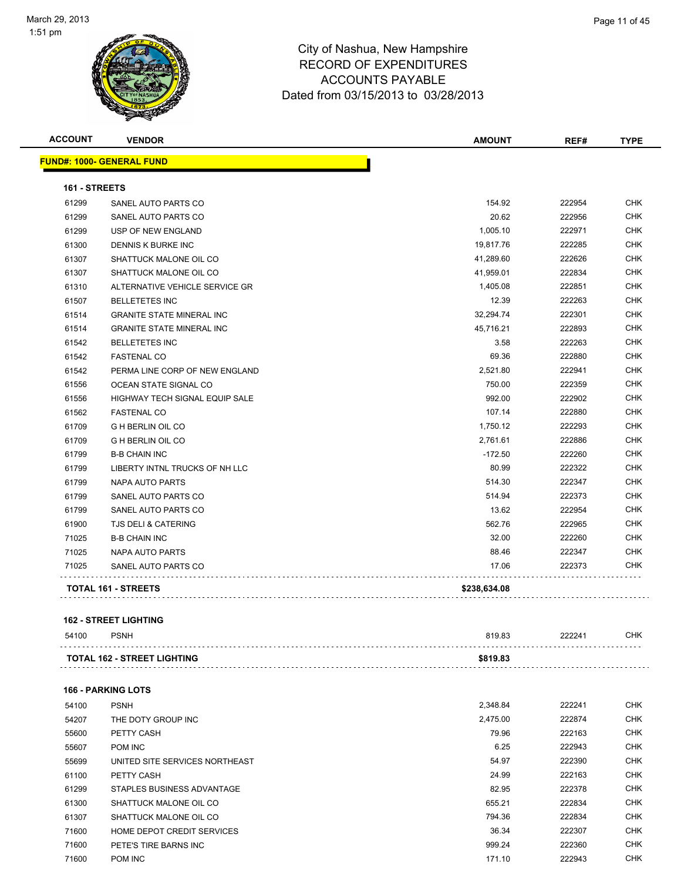# City of Nashua, New Hampshire
## RECORD OF EXPENDITURES
## ACCOUNTS PAYABLE
### Dated from 03/15/2013 to 03/28/2013

| ACCOUNT | VENDOR | AMOUNT | REF# | TYPE |
|---|---|---|---|---|
| **FUND#: 1000- GENERAL FUND** | | | | |
| **161 - STREETS** | | | | |
| 61299 | SANEL AUTO PARTS CO | 154.92 | 222954 | CHK |
| 61299 | SANEL AUTO PARTS CO | 20.62 | 222956 | CHK |
| 61299 | USP OF NEW ENGLAND | 1,005.10 | 222971 | CHK |
| 61300 | DENNIS K BURKE INC | 19,817.76 | 222285 | CHK |
| 61307 | SHATTUCK MALONE OIL CO | 41,289.60 | 222626 | CHK |
| 61307 | SHATTUCK MALONE OIL CO | 41,959.01 | 222834 | CHK |
| 61310 | ALTERNATIVE VEHICLE SERVICE GR | 1,405.08 | 222851 | CHK |
| 61507 | BELLETETES INC | 12.39 | 222263 | CHK |
| 61514 | GRANITE STATE MINERAL INC | 32,294.74 | 222301 | CHK |
| 61514 | GRANITE STATE MINERAL INC | 45,716.21 | 222893 | CHK |
| 61542 | BELLETETES INC | 3.58 | 222263 | CHK |
| 61542 | FASTENAL CO | 69.36 | 222880 | CHK |
| 61542 | PERMA LINE CORP OF NEW ENGLAND | 2,521.80 | 222941 | CHK |
| 61556 | OCEAN STATE SIGNAL CO | 750.00 | 222359 | CHK |
| 61556 | HIGHWAY TECH SIGNAL EQUIP SALE | 992.00 | 222902 | CHK |
| 61562 | FASTENAL CO | 107.14 | 222880 | CHK |
| 61709 | G H BERLIN OIL CO | 1,750.12 | 222293 | CHK |
| 61709 | G H BERLIN OIL CO | 2,761.61 | 222886 | CHK |
| 61799 | B-B CHAIN INC | -172.50 | 222260 | CHK |
| 61799 | LIBERTY INTNL TRUCKS OF NH LLC | 80.99 | 222322 | CHK |
| 61799 | NAPA AUTO PARTS | 514.30 | 222347 | CHK |
| 61799 | SANEL AUTO PARTS CO | 514.94 | 222373 | CHK |
| 61799 | SANEL AUTO PARTS CO | 13.62 | 222954 | CHK |
| 61900 | TJS DELI & CATERING | 562.76 | 222965 | CHK |
| 71025 | B-B CHAIN INC | 32.00 | 222260 | CHK |
| 71025 | NAPA AUTO PARTS | 88.46 | 222347 | CHK |
| 71025 | SANEL AUTO PARTS CO | 17.06 | 222373 | CHK |
| **TOTAL 161 - STREETS** | | **$238,634.08** | | |
| **162 - STREET LIGHTING** | | | | |
| 54100 | PSNH | 819.83 | 222241 | CHK |
| **TOTAL 162 - STREET LIGHTING** | | **$819.83** | | |
| **166 - PARKING LOTS** | | | | |
| 54100 | PSNH | 2,348.84 | 222241 | CHK |
| 54207 | THE DOTY GROUP INC | 2,475.00 | 222874 | CHK |
| 55600 | PETTY CASH | 79.96 | 222163 | CHK |
| 55607 | POM INC | 6.25 | 222943 | CHK |
| 55699 | UNITED SITE SERVICES NORTHEAST | 54.97 | 222390 | CHK |
| 61100 | PETTY CASH | 24.99 | 222163 | CHK |
| 61299 | STAPLES BUSINESS ADVANTAGE | 82.95 | 222378 | CHK |
| 61300 | SHATTUCK MALONE OIL CO | 655.21 | 222834 | CHK |
| 61307 | SHATTUCK MALONE OIL CO | 794.36 | 222834 | CHK |
| 71600 | HOME DEPOT CREDIT SERVICES | 36.34 | 222307 | CHK |
| 71600 | PETE'S TIRE BARNS INC | 999.24 | 222360 | CHK |
| 71600 | POM INC | 171.10 | 222943 | CHK |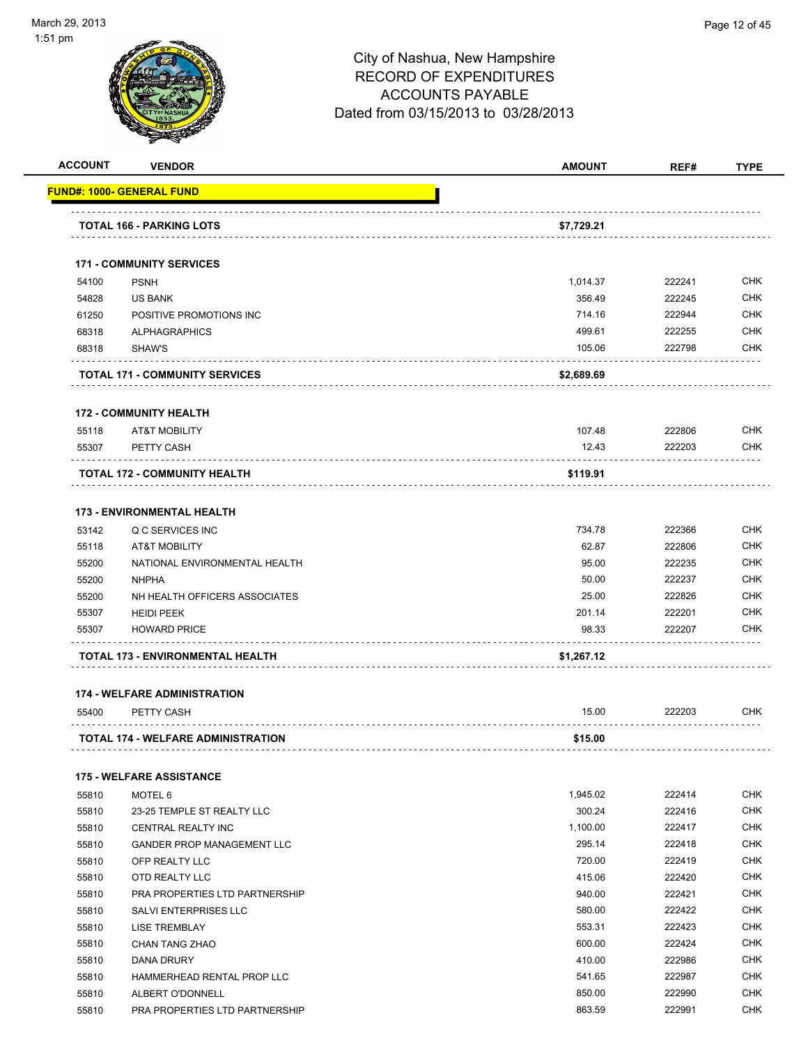City of Nashua, New Hampshire
RECORD OF EXPENDITURES
ACCOUNTS PAYABLE
Dated from 03/15/2013 to 03/28/2013

| ACCOUNT | VENDOR | AMOUNT | REF# | TYPE |
|---|---|---|---|---|
| **FUND#: 1000- GENERAL FUND** | | | | |
| | **TOTAL 166 - PARKING LOTS** | **$7,729.21** | | |
| | **171 - COMMUNITY SERVICES** | | | |
| 54100 | PSNH | 1,014.37 | 222241 | CHK |
| 54828 | US BANK | 356.49 | 222245 | CHK |
| 61250 | POSITIVE PROMOTIONS INC | 714.16 | 222944 | CHK |
| 68318 | ALPHAGRAPHICS | 499.61 | 222255 | CHK |
| 68318 | SHAW'S | 105.06 | 222798 | CHK |
| | **TOTAL 171 - COMMUNITY SERVICES** | **$2,689.69** | | |
| | **172 - COMMUNITY HEALTH** | | | |
| 55118 | AT&T MOBILITY | 107.48 | 222806 | CHK |
| 55307 | PETTY CASH | 12.43 | 222203 | CHK |
| | **TOTAL 172 - COMMUNITY HEALTH** | **$119.91** | | |
| | **173 - ENVIRONMENTAL HEALTH** | | | |
| 53142 | Q C SERVICES INC | 734.78 | 222366 | CHK |
| 55118 | AT&T MOBILITY | 62.87 | 222806 | CHK |
| 55200 | NATIONAL ENVIRONMENTAL HEALTH | 95.00 | 222235 | CHK |
| 55200 | NHPHA | 50.00 | 222237 | CHK |
| 55200 | NH HEALTH OFFICERS ASSOCIATES | 25.00 | 222826 | CHK |
| 55307 | HEIDI PEEK | 201.14 | 222201 | CHK |
| 55307 | HOWARD PRICE | 98.33 | 222207 | CHK |
| | **TOTAL 173 - ENVIRONMENTAL HEALTH** | **$1,267.12** | | |
| | **174 - WELFARE ADMINISTRATION** | | | |
| 55400 | PETTY CASH | 15.00 | 222203 | CHK |
| | **TOTAL 174 - WELFARE ADMINISTRATION** | **$15.00** | | |
| | **175 - WELFARE ASSISTANCE** | | | |
| 55810 | MOTEL 6 | 1,945.02 | 222414 | CHK |
| 55810 | 23-25 TEMPLE ST REALTY LLC | 300.24 | 222416 | CHK |
| 55810 | CENTRAL REALTY INC | 1,100.00 | 222417 | CHK |
| 55810 | GANDER PROP MANAGEMENT LLC | 295.14 | 222418 | CHK |
| 55810 | OFP REALTY LLC | 720.00 | 222419 | CHK |
| 55810 | OTD REALTY LLC | 415.06 | 222420 | CHK |
| 55810 | PRA PROPERTIES LTD PARTNERSHIP | 940.00 | 222421 | CHK |
| 55810 | SALVI ENTERPRISES LLC | 580.00 | 222422 | CHK |
| 55810 | LISE TREMBLAY | 553.31 | 222423 | CHK |
| 55810 | CHAN TANG ZHAO | 600.00 | 222424 | CHK |
| 55810 | DANA DRURY | 410.00 | 222986 | CHK |
| 55810 | HAMMERHEAD RENTAL PROP LLC | 541.65 | 222987 | CHK |
| 55810 | ALBERT O'DONNELL | 850.00 | 222990 | CHK |
| 55810 | PRA PROPERTIES LTD PARTNERSHIP | 863.59 | 222991 | CHK |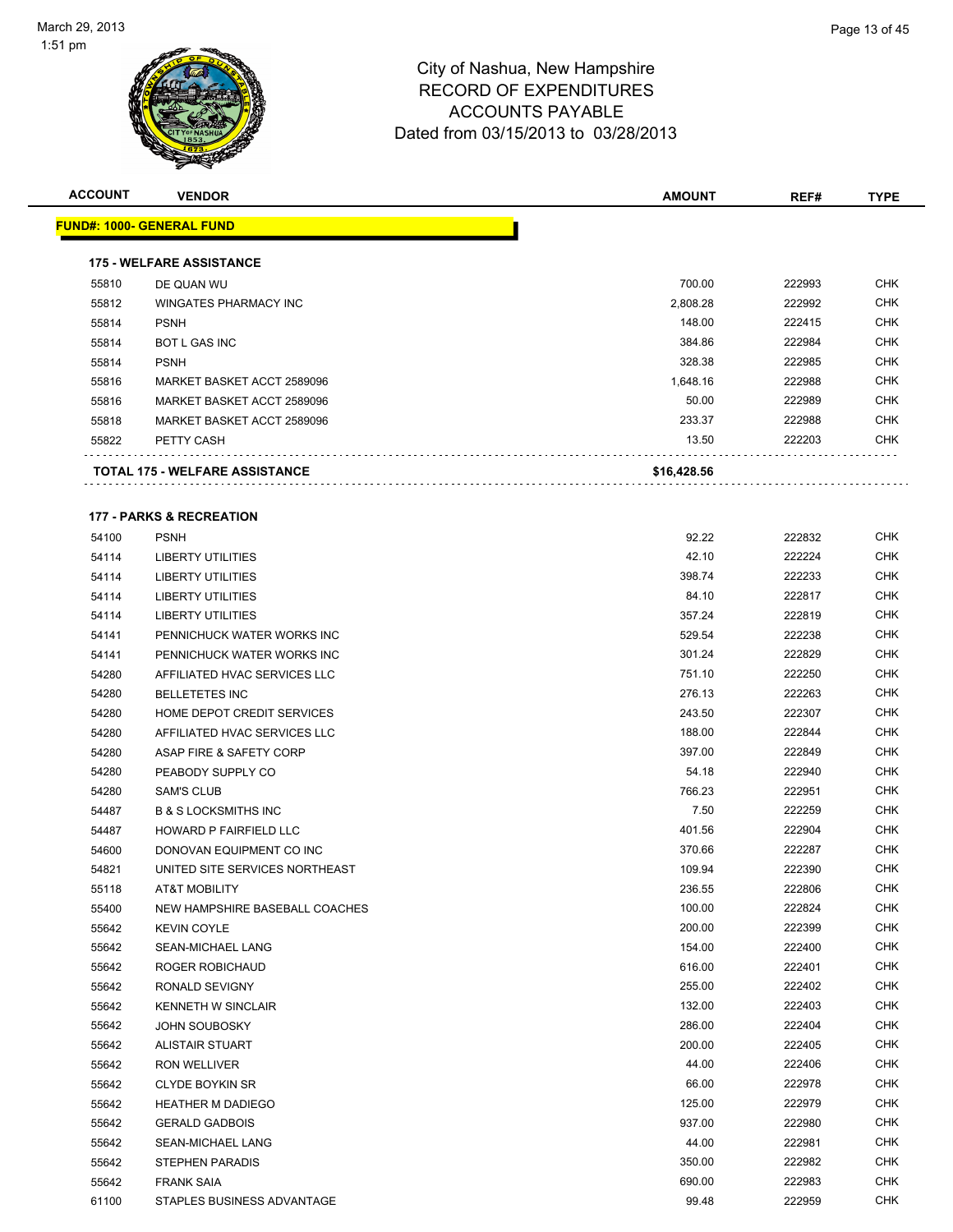# City of Nashua, New Hampshire
## RECORD OF EXPENDITURES
## ACCOUNTS PAYABLE
## Dated from 03/15/2013 to 03/28/2013

| ACCOUNT | VENDOR | AMOUNT | REF# | TYPE |
|---|---|---|---|---|
| **FUND#: 1000- GENERAL FUND** | | | | |
| **175 - WELFARE ASSISTANCE** | | | | |
| 55810 | DE QUAN WU | 700.00 | 222993 | CHK |
| 55812 | WINGATES PHARMACY INC | 2,808.28 | 222992 | CHK |
| 55814 | PSNH | 148.00 | 222415 | CHK |
| 55814 | BOT L GAS INC | 384.86 | 222984 | CHK |
| 55814 | PSNH | 328.38 | 222985 | CHK |
| 55816 | MARKET BASKET ACCT 2589096 | 1,648.16 | 222988 | CHK |
| 55816 | MARKET BASKET ACCT 2589096 | 50.00 | 222989 | CHK |
| 55818 | MARKET BASKET ACCT 2589096 | 233.37 | 222988 | CHK |
| 55822 | PETTY CASH | 13.50 | 222203 | CHK |
| **TOTAL 175 - WELFARE ASSISTANCE** | | **$16,428.56** | | |
| **177 - PARKS & RECREATION** | | | | |
| 54100 | PSNH | 92.22 | 222832 | CHK |
| 54114 | LIBERTY UTILITIES | 42.10 | 222224 | CHK |
| 54114 | LIBERTY UTILITIES | 398.74 | 222233 | CHK |
| 54114 | LIBERTY UTILITIES | 84.10 | 222817 | CHK |
| 54114 | LIBERTY UTILITIES | 357.24 | 222819 | CHK |
| 54141 | PENNICHUCK WATER WORKS INC | 529.54 | 222238 | CHK |
| 54141 | PENNICHUCK WATER WORKS INC | 301.24 | 222829 | CHK |
| 54280 | AFFILIATED HVAC SERVICES LLC | 751.10 | 222250 | CHK |
| 54280 | BELLETETES INC | 276.13 | 222263 | CHK |
| 54280 | HOME DEPOT CREDIT SERVICES | 243.50 | 222307 | CHK |
| 54280 | AFFILIATED HVAC SERVICES LLC | 188.00 | 222844 | CHK |
| 54280 | ASAP FIRE & SAFETY CORP | 397.00 | 222849 | CHK |
| 54280 | PEABODY SUPPLY CO | 54.18 | 222940 | CHK |
| 54280 | SAM'S CLUB | 766.23 | 222951 | CHK |
| 54487 | B & S LOCKSMITHS INC | 7.50 | 222259 | CHK |
| 54487 | HOWARD P FAIRFIELD LLC | 401.56 | 222904 | CHK |
| 54600 | DONOVAN EQUIPMENT CO INC | 370.66 | 222287 | CHK |
| 54821 | UNITED SITE SERVICES NORTHEAST | 109.94 | 222390 | CHK |
| 55118 | AT&T MOBILITY | 236.55 | 222806 | CHK |
| 55400 | NEW HAMPSHIRE BASEBALL COACHES | 100.00 | 222824 | CHK |
| 55642 | KEVIN COYLE | 200.00 | 222399 | CHK |
| 55642 | SEAN-MICHAEL LANG | 154.00 | 222400 | CHK |
| 55642 | ROGER ROBICHAUD | 616.00 | 222401 | CHK |
| 55642 | RONALD SEVIGNY | 255.00 | 222402 | CHK |
| 55642 | KENNETH W SINCLAIR | 132.00 | 222403 | CHK |
| 55642 | JOHN SOUBOSKY | 286.00 | 222404 | CHK |
| 55642 | ALISTAIR STUART | 200.00 | 222405 | CHK |
| 55642 | RON WELLIVER | 44.00 | 222406 | CHK |
| 55642 | CLYDE BOYKIN SR | 66.00 | 222978 | CHK |
| 55642 | HEATHER M DADIEGO | 125.00 | 222979 | CHK |
| 55642 | GERALD GADBOIS | 937.00 | 222980 | CHK |
| 55642 | SEAN-MICHAEL LANG | 44.00 | 222981 | CHK |
| 55642 | STEPHEN PARADIS | 350.00 | 222982 | CHK |
| 55642 | FRANK SAIA | 690.00 | 222983 | CHK |
| 61100 | STAPLES BUSINESS ADVANTAGE | 99.48 | 222959 | CHK |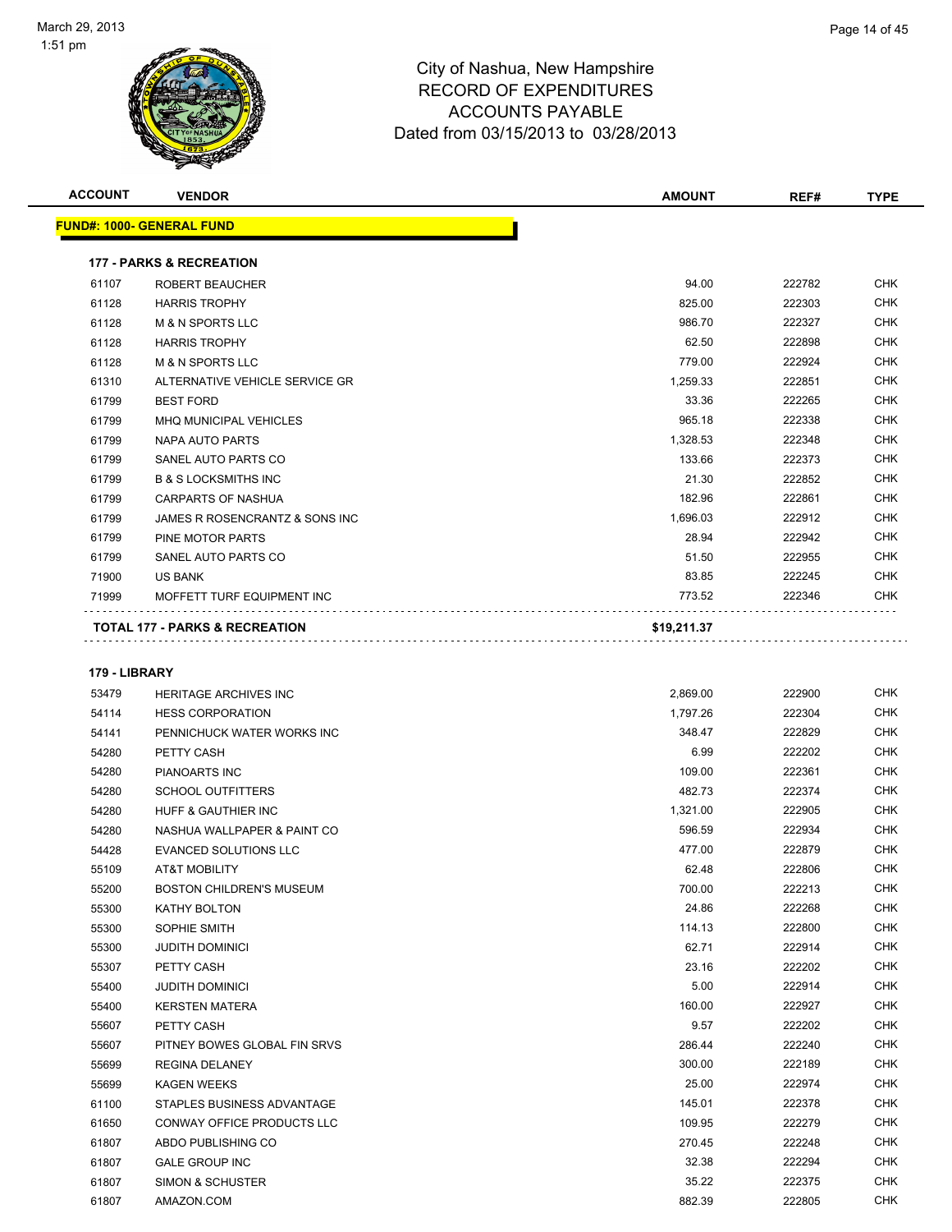City of Nashua, New Hampshire
RECORD OF EXPENDITURES
ACCOUNTS PAYABLE
Dated from 03/15/2013 to 03/28/2013

| ACCOUNT | VENDOR | AMOUNT | REF# | TYPE |
|---|---|---|---|---|
| **FUND#: 1000- GENERAL FUND** | | | | |
| **177 - PARKS & RECREATION** | | | | |
| 61107 | ROBERT BEAUCHER | 94.00 | 222782 | CHK |
| 61128 | HARRIS TROPHY | 825.00 | 222303 | CHK |
| 61128 | M & N SPORTS LLC | 986.70 | 222327 | CHK |
| 61128 | HARRIS TROPHY | 62.50 | 222898 | CHK |
| 61128 | M & N SPORTS LLC | 779.00 | 222924 | CHK |
| 61310 | ALTERNATIVE VEHICLE SERVICE GR | 1,259.33 | 222851 | CHK |
| 61799 | BEST FORD | 33.36 | 222265 | CHK |
| 61799 | MHQ MUNICIPAL VEHICLES | 965.18 | 222338 | CHK |
| 61799 | NAPA AUTO PARTS | 1,328.53 | 222348 | CHK |
| 61799 | SANEL AUTO PARTS CO | 133.66 | 222373 | CHK |
| 61799 | B & S LOCKSMITHS INC | 21.30 | 222852 | CHK |
| 61799 | CARPARTS OF NASHUA | 182.96 | 222861 | CHK |
| 61799 | JAMES R ROSENCRANTZ & SONS INC | 1,696.03 | 222912 | CHK |
| 61799 | PINE MOTOR PARTS | 28.94 | 222942 | CHK |
| 61799 | SANEL AUTO PARTS CO | 51.50 | 222955 | CHK |
| 71900 | US BANK | 83.85 | 222245 | CHK |
| 71999 | MOFFETT TURF EQUIPMENT INC | 773.52 | 222346 | CHK |
| **TOTAL 177 - PARKS & RECREATION** | | **$19,211.37** | | |
| **179 - LIBRARY** | | | | |
| 53479 | HERITAGE ARCHIVES INC | 2,869.00 | 222900 | CHK |
| 54114 | HESS CORPORATION | 1,797.26 | 222304 | CHK |
| 54141 | PENNICHUCK WATER WORKS INC | 348.47 | 222829 | CHK |
| 54280 | PETTY CASH | 6.99 | 222202 | CHK |
| 54280 | PIANOARTS INC | 109.00 | 222361 | CHK |
| 54280 | SCHOOL OUTFITTERS | 482.73 | 222374 | CHK |
| 54280 | HUFF & GAUTHIER INC | 1,321.00 | 222905 | CHK |
| 54280 | NASHUA WALLPAPER & PAINT CO | 596.59 | 222934 | CHK |
| 54428 | EVANCED SOLUTIONS LLC | 477.00 | 222879 | CHK |
| 55109 | AT&T MOBILITY | 62.48 | 222806 | CHK |
| 55200 | BOSTON CHILDREN'S MUSEUM | 700.00 | 222213 | CHK |
| 55300 | KATHY BOLTON | 24.86 | 222268 | CHK |
| 55300 | SOPHIE SMITH | 114.13 | 222800 | CHK |
| 55300 | JUDITH DOMINICI | 62.71 | 222914 | CHK |
| 55307 | PETTY CASH | 23.16 | 222202 | CHK |
| 55400 | JUDITH DOMINICI | 5.00 | 222914 | CHK |
| 55400 | KERSTEN MATERA | 160.00 | 222927 | CHK |
| 55607 | PETTY CASH | 9.57 | 222202 | CHK |
| 55607 | PITNEY BOWES GLOBAL FIN SRVS | 286.44 | 222240 | CHK |
| 55699 | REGINA DELANEY | 300.00 | 222189 | CHK |
| 55699 | KAGEN WEEKS | 25.00 | 222974 | CHK |
| 61100 | STAPLES BUSINESS ADVANTAGE | 145.01 | 222378 | CHK |
| 61650 | CONWAY OFFICE PRODUCTS LLC | 109.95 | 222279 | CHK |
| 61807 | ABDO PUBLISHING CO | 270.45 | 222248 | CHK |
| 61807 | GALE GROUP INC | 32.38 | 222294 | CHK |
| 61807 | SIMON & SCHUSTER | 35.22 | 222375 | CHK |
| 61807 | AMAZON.COM | 882.39 | 222805 | CHK |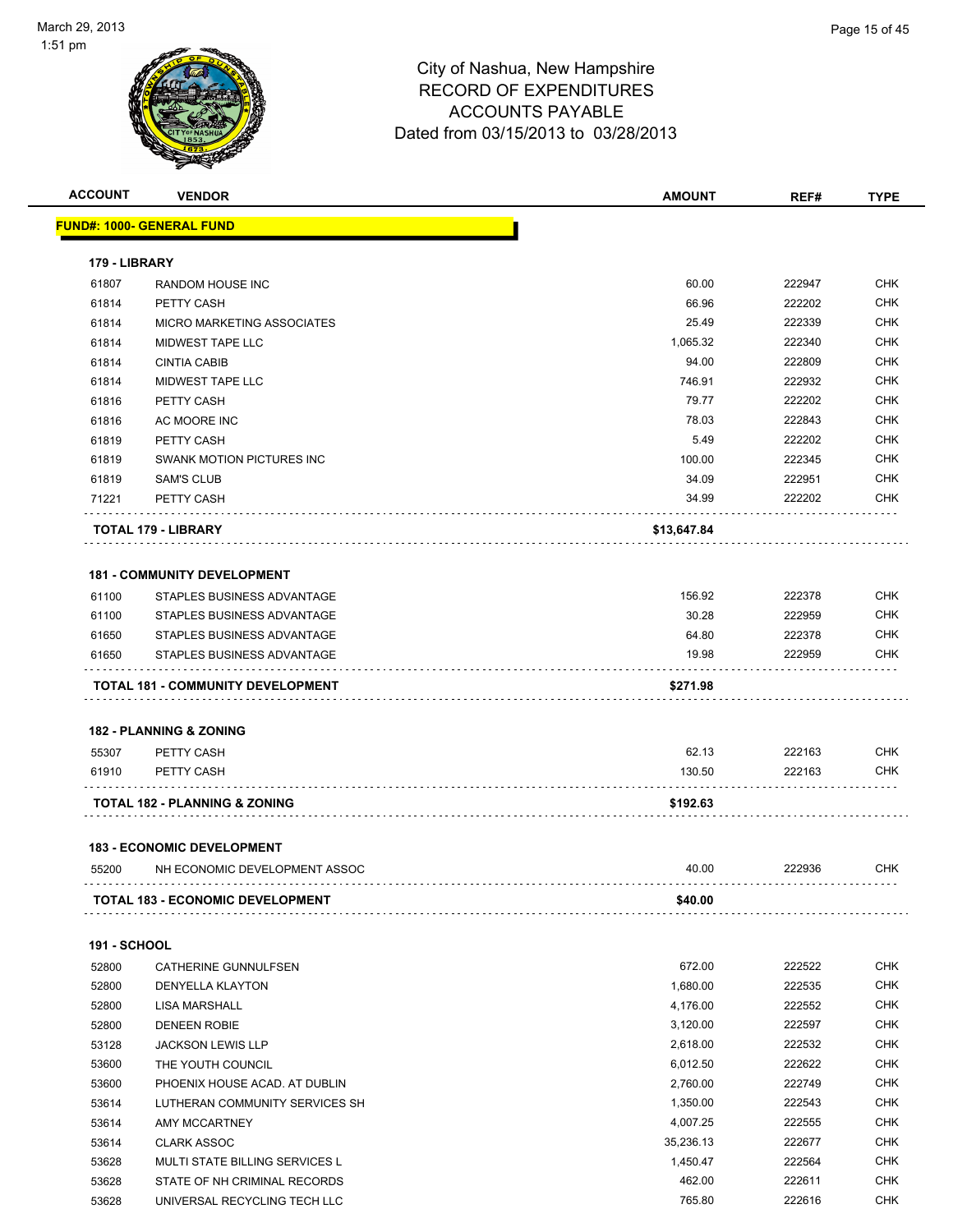# City of Nashua, New Hampshire
## RECORD OF EXPENDITURES
## ACCOUNTS PAYABLE
## Dated from 03/15/2013 to 03/28/2013

| ACCOUNT | VENDOR | AMOUNT | REF# | TYPE |
|---|---|---|---|---|
| **FUND#: 1000- GENERAL FUND** | | | | |
| **179 - LIBRARY** | | | | |
| 61807 | RANDOM HOUSE INC | 60.00 | 222947 | CHK |
| 61814 | PETTY CASH | 66.96 | 222202 | CHK |
| 61814 | MICRO MARKETING ASSOCIATES | 25.49 | 222339 | CHK |
| 61814 | MIDWEST TAPE LLC | 1,065.32 | 222340 | CHK |
| 61814 | CINTIA CABIB | 94.00 | 222809 | CHK |
| 61814 | MIDWEST TAPE LLC | 746.91 | 222932 | CHK |
| 61816 | PETTY CASH | 79.77 | 222202 | CHK |
| 61816 | AC MOORE INC | 78.03 | 222843 | CHK |
| 61819 | PETTY CASH | 5.49 | 222202 | CHK |
| 61819 | SWANK MOTION PICTURES INC | 100.00 | 222345 | CHK |
| 61819 | SAM'S CLUB | 34.09 | 222951 | CHK |
| 71221 | PETTY CASH | 34.99 | 222202 | CHK |
| **TOTAL 179 - LIBRARY** | | **$13,647.84** | | |
| **181 - COMMUNITY DEVELOPMENT** | | | | |
| 61100 | STAPLES BUSINESS ADVANTAGE | 156.92 | 222378 | CHK |
| 61100 | STAPLES BUSINESS ADVANTAGE | 30.28 | 222959 | CHK |
| 61650 | STAPLES BUSINESS ADVANTAGE | 64.80 | 222378 | CHK |
| 61650 | STAPLES BUSINESS ADVANTAGE | 19.98 | 222959 | CHK |
| **TOTAL 181 - COMMUNITY DEVELOPMENT** | | **$271.98** | | |
| **182 - PLANNING & ZONING** | | | | |
| 55307 | PETTY CASH | 62.13 | 222163 | CHK |
| 61910 | PETTY CASH | 130.50 | 222163 | CHK |
| **TOTAL 182 - PLANNING & ZONING** | | **$192.63** | | |
| **183 - ECONOMIC DEVELOPMENT** | | | | |
| 55200 | NH ECONOMIC DEVELOPMENT ASSOC | 40.00 | 222936 | CHK |
| **TOTAL 183 - ECONOMIC DEVELOPMENT** | | **$40.00** | | |
| **191 - SCHOOL** | | | | |
| 52800 | CATHERINE GUNNULFSEN | 672.00 | 222522 | CHK |
| 52800 | DENYELLA KLAYTON | 1,680.00 | 222535 | CHK |
| 52800 | LISA MARSHALL | 4,176.00 | 222552 | CHK |
| 52800 | DENEEN ROBIE | 3,120.00 | 222597 | CHK |
| 53128 | JACKSON LEWIS LLP | 2,618.00 | 222532 | CHK |
| 53600 | THE YOUTH COUNCIL | 6,012.50 | 222622 | CHK |
| 53600 | PHOENIX HOUSE ACAD. AT DUBLIN | 2,760.00 | 222749 | CHK |
| 53614 | LUTHERAN COMMUNITY SERVICES SH | 1,350.00 | 222543 | CHK |
| 53614 | AMY MCCARTNEY | 4,007.25 | 222555 | CHK |
| 53614 | CLARK ASSOC | 35,236.13 | 222677 | CHK |
| 53628 | MULTI STATE BILLING SERVICES L | 1,450.47 | 222564 | CHK |
| 53628 | STATE OF NH CRIMINAL RECORDS | 462.00 | 222611 | CHK |
| 53628 | UNIVERSAL RECYCLING TECH LLC | 765.80 | 222616 | CHK |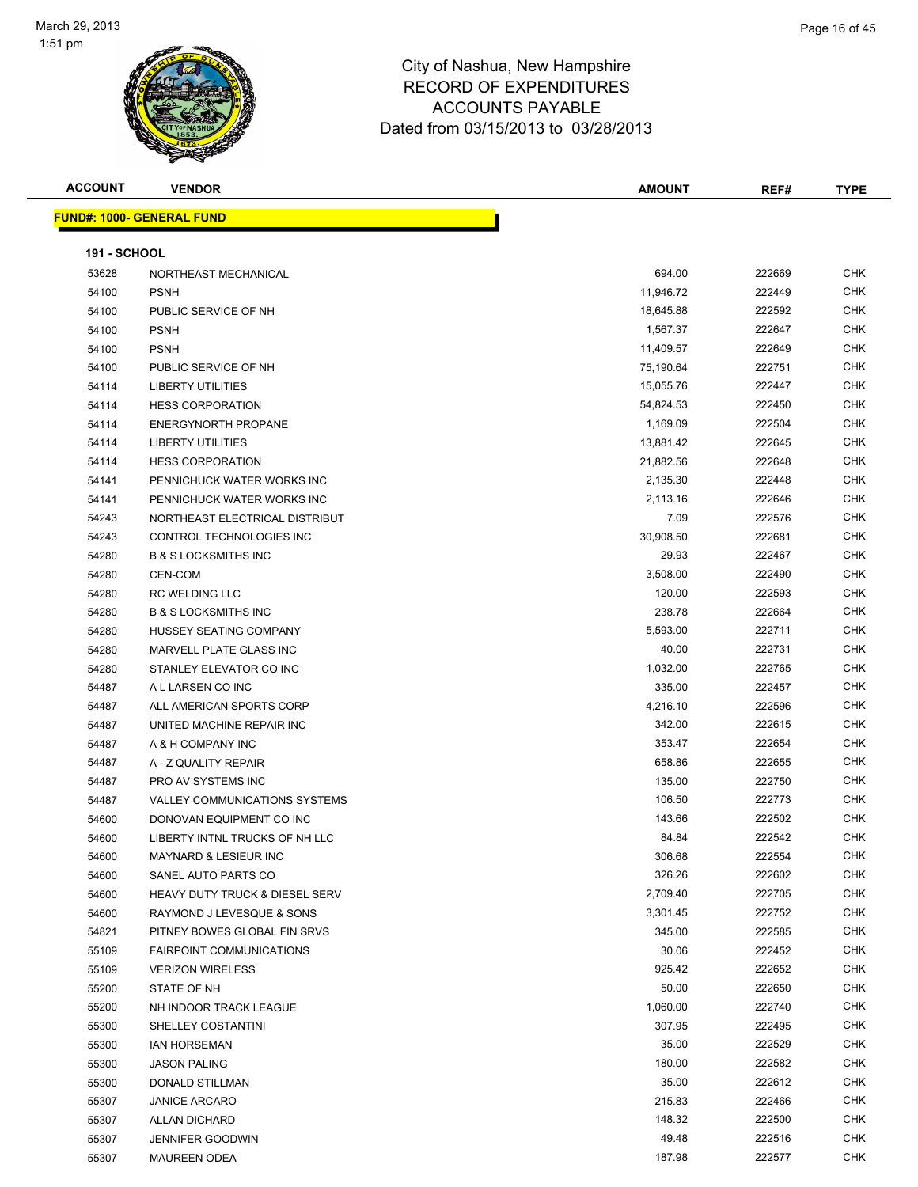# City of Nashua, New Hampshire
## RECORD OF EXPENDITURES
## ACCOUNTS PAYABLE
## Dated from 03/15/2013 to 03/28/2013

| ACCOUNT | VENDOR | AMOUNT | REF# | TYPE |
|---|---|---|---|---|

**FUND#: 1000- GENERAL FUND**

**191 - SCHOOL**

| ACCOUNT | VENDOR | AMOUNT | REF# | TYPE |
|---|---|---|---|---|
| 53628 | NORTHEAST MECHANICAL | 694.00 | 222669 | CHK |
| 54100 | PSNH | 11,946.72 | 222449 | CHK |
| 54100 | PUBLIC SERVICE OF NH | 18,645.88 | 222592 | CHK |
| 54100 | PSNH | 1,567.37 | 222647 | CHK |
| 54100 | PSNH | 11,409.57 | 222649 | CHK |
| 54100 | PUBLIC SERVICE OF NH | 75,190.64 | 222751 | CHK |
| 54114 | LIBERTY UTILITIES | 15,055.76 | 222447 | CHK |
| 54114 | HESS CORPORATION | 54,824.53 | 222450 | CHK |
| 54114 | ENERGYNORTH PROPANE | 1,169.09 | 222504 | CHK |
| 54114 | LIBERTY UTILITIES | 13,881.42 | 222645 | CHK |
| 54114 | HESS CORPORATION | 21,882.56 | 222648 | CHK |
| 54141 | PENNICHUCK WATER WORKS INC | 2,135.30 | 222448 | CHK |
| 54141 | PENNICHUCK WATER WORKS INC | 2,113.16 | 222646 | CHK |
| 54243 | NORTHEAST ELECTRICAL DISTRIBUT | 7.09 | 222576 | CHK |
| 54243 | CONTROL TECHNOLOGIES INC | 30,908.50 | 222681 | CHK |
| 54280 | B & S LOCKSMITHS INC | 29.93 | 222467 | CHK |
| 54280 | CEN-COM | 3,508.00 | 222490 | CHK |
| 54280 | RC WELDING LLC | 120.00 | 222593 | CHK |
| 54280 | B & S LOCKSMITHS INC | 238.78 | 222664 | CHK |
| 54280 | HUSSEY SEATING COMPANY | 5,593.00 | 222711 | CHK |
| 54280 | MARVELL PLATE GLASS INC | 40.00 | 222731 | CHK |
| 54280 | STANLEY ELEVATOR CO INC | 1,032.00 | 222765 | CHK |
| 54487 | A L LARSEN CO INC | 335.00 | 222457 | CHK |
| 54487 | ALL AMERICAN SPORTS CORP | 4,216.10 | 222596 | CHK |
| 54487 | UNITED MACHINE REPAIR INC | 342.00 | 222615 | CHK |
| 54487 | A & H COMPANY INC | 353.47 | 222654 | CHK |
| 54487 | A - Z QUALITY REPAIR | 658.86 | 222655 | CHK |
| 54487 | PRO AV SYSTEMS INC | 135.00 | 222750 | CHK |
| 54487 | VALLEY COMMUNICATIONS SYSTEMS | 106.50 | 222773 | CHK |
| 54600 | DONOVAN EQUIPMENT CO INC | 143.66 | 222502 | CHK |
| 54600 | LIBERTY INTNL TRUCKS OF NH LLC | 84.84 | 222542 | CHK |
| 54600 | MAYNARD & LESIEUR INC | 306.68 | 222554 | CHK |
| 54600 | SANEL AUTO PARTS CO | 326.26 | 222602 | CHK |
| 54600 | HEAVY DUTY TRUCK & DIESEL SERV | 2,709.40 | 222705 | CHK |
| 54600 | RAYMOND J LEVESQUE & SONS | 3,301.45 | 222752 | CHK |
| 54821 | PITNEY BOWES GLOBAL FIN SRVS | 345.00 | 222585 | CHK |
| 55109 | FAIRPOINT COMMUNICATIONS | 30.06 | 222452 | CHK |
| 55109 | VERIZON WIRELESS | 925.42 | 222652 | CHK |
| 55200 | STATE OF NH | 50.00 | 222650 | CHK |
| 55200 | NH INDOOR TRACK LEAGUE | 1,060.00 | 222740 | CHK |
| 55300 | SHELLEY COSTANTINI | 307.95 | 222495 | CHK |
| 55300 | IAN HORSEMAN | 35.00 | 222529 | CHK |
| 55300 | JASON PALING | 180.00 | 222582 | CHK |
| 55300 | DONALD STILLMAN | 35.00 | 222612 | CHK |
| 55307 | JANICE ARCARO | 215.83 | 222466 | CHK |
| 55307 | ALLAN DICHARD | 148.32 | 222500 | CHK |
| 55307 | JENNIFER GOODWIN | 49.48 | 222516 | CHK |
| 55307 | MAUREEN ODEA | 187.98 | 222577 | CHK |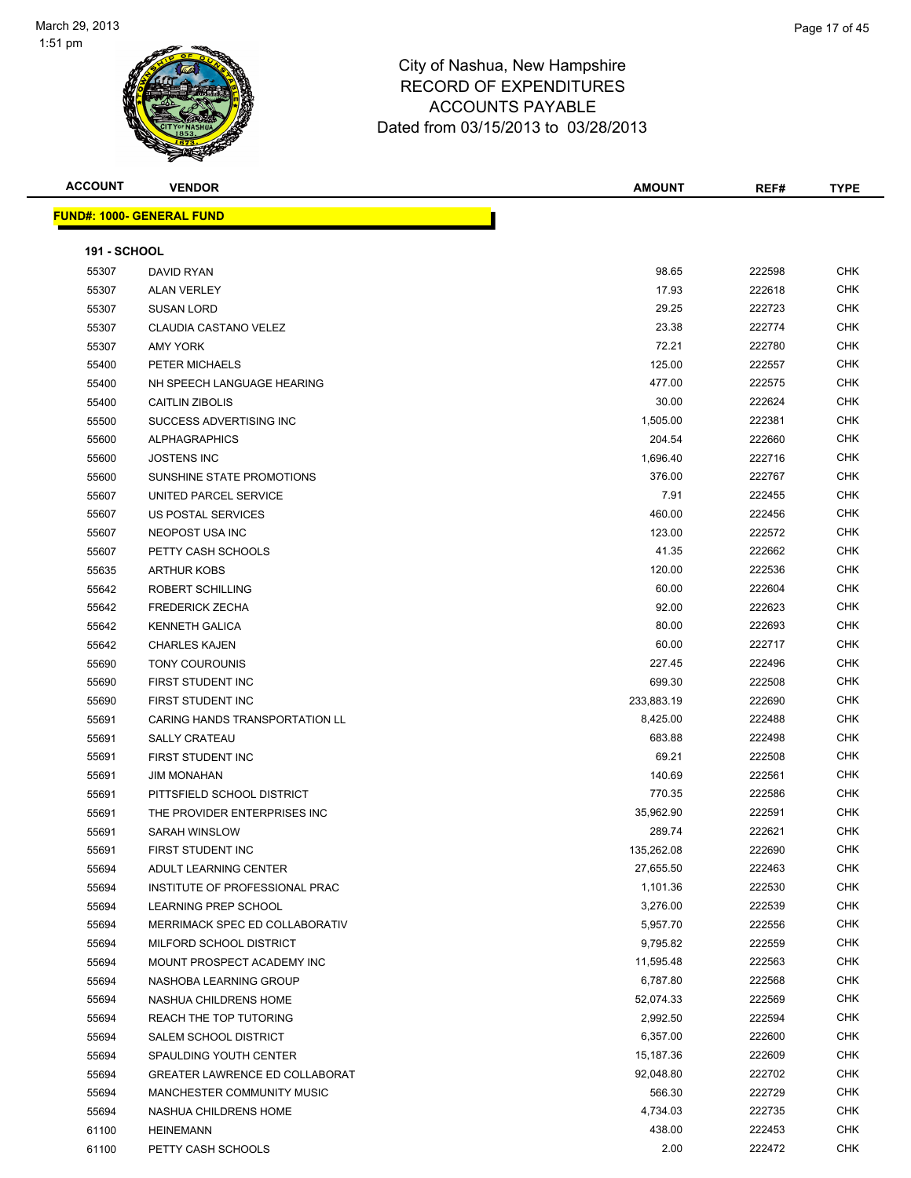# City of Nashua, New Hampshire
## RECORD OF EXPENDITURES
## ACCOUNTS PAYABLE
## Dated from 03/15/2013 to 03/28/2013

| ACCOUNT | VENDOR | AMOUNT | REF# | TYPE |
|---|---|---|---|---|

**FUND#: 1000- GENERAL FUND**

**191 - SCHOOL**

| ACCOUNT | VENDOR | AMOUNT | REF# | TYPE |
|---|---|---|---|---|
| 55307 | DAVID RYAN | 98.65 | 222598 | CHK |
| 55307 | ALAN VERLEY | 17.93 | 222618 | CHK |
| 55307 | SUSAN LORD | 29.25 | 222723 | CHK |
| 55307 | CLAUDIA CASTANO VELEZ | 23.38 | 222774 | CHK |
| 55307 | AMY YORK | 72.21 | 222780 | CHK |
| 55400 | PETER MICHAELS | 125.00 | 222557 | CHK |
| 55400 | NH SPEECH LANGUAGE HEARING | 477.00 | 222575 | CHK |
| 55400 | CAITLIN ZIBOLIS | 30.00 | 222624 | CHK |
| 55500 | SUCCESS ADVERTISING INC | 1,505.00 | 222381 | CHK |
| 55600 | ALPHAGRAPHICS | 204.54 | 222660 | CHK |
| 55600 | JOSTENS INC | 1,696.40 | 222716 | CHK |
| 55600 | SUNSHINE STATE PROMOTIONS | 376.00 | 222767 | CHK |
| 55607 | UNITED PARCEL SERVICE | 7.91 | 222455 | CHK |
| 55607 | US POSTAL SERVICES | 460.00 | 222456 | CHK |
| 55607 | NEOPOST USA INC | 123.00 | 222572 | CHK |
| 55607 | PETTY CASH SCHOOLS | 41.35 | 222662 | CHK |
| 55635 | ARTHUR KOBS | 120.00 | 222536 | CHK |
| 55642 | ROBERT SCHILLING | 60.00 | 222604 | CHK |
| 55642 | FREDERICK ZECHA | 92.00 | 222623 | CHK |
| 55642 | KENNETH GALICA | 80.00 | 222693 | CHK |
| 55642 | CHARLES KAJEN | 60.00 | 222717 | CHK |
| 55690 | TONY COUROUNIS | 227.45 | 222496 | CHK |
| 55690 | FIRST STUDENT INC | 699.30 | 222508 | CHK |
| 55690 | FIRST STUDENT INC | 233,883.19 | 222690 | CHK |
| 55691 | CARING HANDS TRANSPORTATION LL | 8,425.00 | 222488 | CHK |
| 55691 | SALLY CRATEAU | 683.88 | 222498 | CHK |
| 55691 | FIRST STUDENT INC | 69.21 | 222508 | CHK |
| 55691 | JIM MONAHAN | 140.69 | 222561 | CHK |
| 55691 | PITTSFIELD SCHOOL DISTRICT | 770.35 | 222586 | CHK |
| 55691 | THE PROVIDER ENTERPRISES INC | 35,962.90 | 222591 | CHK |
| 55691 | SARAH WINSLOW | 289.74 | 222621 | CHK |
| 55691 | FIRST STUDENT INC | 135,262.08 | 222690 | CHK |
| 55694 | ADULT LEARNING CENTER | 27,655.50 | 222463 | CHK |
| 55694 | INSTITUTE OF PROFESSIONAL PRAC | 1,101.36 | 222530 | CHK |
| 55694 | LEARNING PREP SCHOOL | 3,276.00 | 222539 | CHK |
| 55694 | MERRIMACK SPEC ED COLLABORATIV | 5,957.70 | 222556 | CHK |
| 55694 | MILFORD SCHOOL DISTRICT | 9,795.82 | 222559 | CHK |
| 55694 | MOUNT PROSPECT ACADEMY INC | 11,595.48 | 222563 | CHK |
| 55694 | NASHOBA LEARNING GROUP | 6,787.80 | 222568 | CHK |
| 55694 | NASHUA CHILDRENS HOME | 52,074.33 | 222569 | CHK |
| 55694 | REACH THE TOP TUTORING | 2,992.50 | 222594 | CHK |
| 55694 | SALEM SCHOOL DISTRICT | 6,357.00 | 222600 | CHK |
| 55694 | SPAULDING YOUTH CENTER | 15,187.36 | 222609 | CHK |
| 55694 | GREATER LAWRENCE ED COLLABORAT | 92,048.80 | 222702 | CHK |
| 55694 | MANCHESTER COMMUNITY MUSIC | 566.30 | 222729 | CHK |
| 55694 | NASHUA CHILDRENS HOME | 4,734.03 | 222735 | CHK |
| 61100 | HEINEMANN | 438.00 | 222453 | CHK |
| 61100 | PETTY CASH SCHOOLS | 2.00 | 222472 | CHK |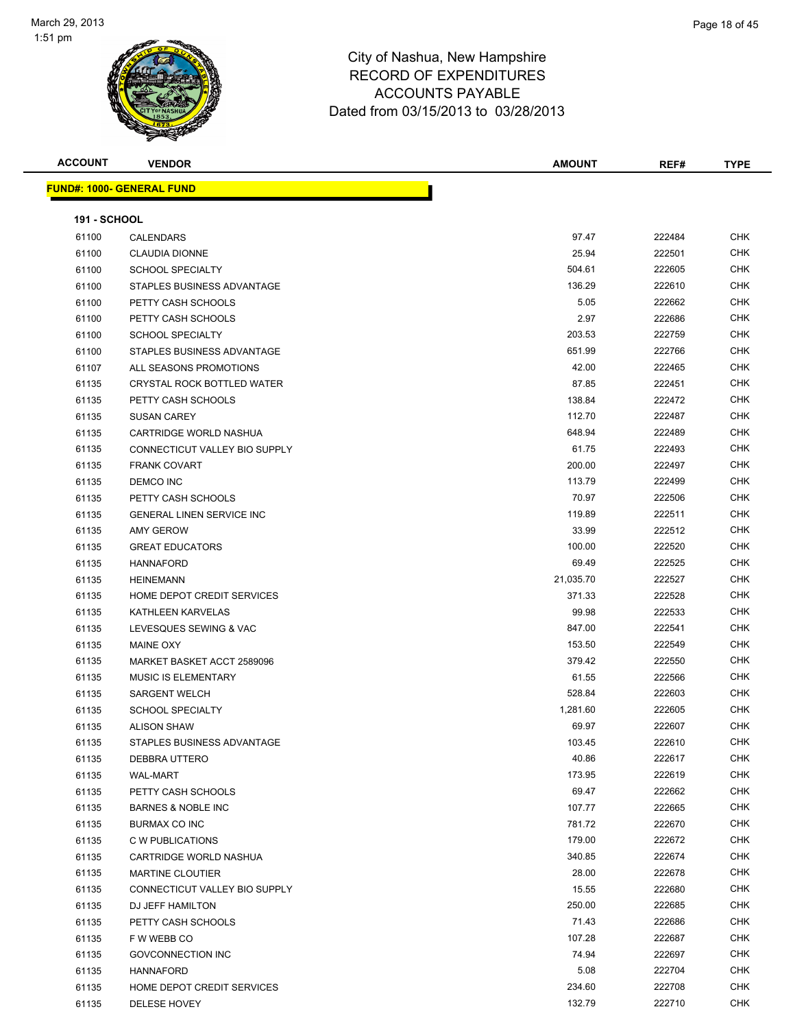City of Nashua, New Hampshire
RECORD OF EXPENDITURES
ACCOUNTS PAYABLE
Dated from 03/15/2013 to 03/28/2013

**FUND#: 1000- GENERAL FUND**

**191 - SCHOOL**

| ACCOUNT | VENDOR | AMOUNT | REF# | TYPE |
|---|---|---|---|---|
| 61100 | CALENDARS | 97.47 | 222484 | CHK |
| 61100 | CLAUDIA DIONNE | 25.94 | 222501 | CHK |
| 61100 | SCHOOL SPECIALTY | 504.61 | 222605 | CHK |
| 61100 | STAPLES BUSINESS ADVANTAGE | 136.29 | 222610 | CHK |
| 61100 | PETTY CASH SCHOOLS | 5.05 | 222662 | CHK |
| 61100 | PETTY CASH SCHOOLS | 2.97 | 222686 | CHK |
| 61100 | SCHOOL SPECIALTY | 203.53 | 222759 | CHK |
| 61100 | STAPLES BUSINESS ADVANTAGE | 651.99 | 222766 | CHK |
| 61107 | ALL SEASONS PROMOTIONS | 42.00 | 222465 | CHK |
| 61135 | CRYSTAL ROCK BOTTLED WATER | 87.85 | 222451 | CHK |
| 61135 | PETTY CASH SCHOOLS | 138.84 | 222472 | CHK |
| 61135 | SUSAN CAREY | 112.70 | 222487 | CHK |
| 61135 | CARTRIDGE WORLD NASHUA | 648.94 | 222489 | CHK |
| 61135 | CONNECTICUT VALLEY BIO SUPPLY | 61.75 | 222493 | CHK |
| 61135 | FRANK COVART | 200.00 | 222497 | CHK |
| 61135 | DEMCO INC | 113.79 | 222499 | CHK |
| 61135 | PETTY CASH SCHOOLS | 70.97 | 222506 | CHK |
| 61135 | GENERAL LINEN SERVICE INC | 119.89 | 222511 | CHK |
| 61135 | AMY GEROW | 33.99 | 222512 | CHK |
| 61135 | GREAT EDUCATORS | 100.00 | 222520 | CHK |
| 61135 | HANNAFORD | 69.49 | 222525 | CHK |
| 61135 | HEINEMANN | 21,035.70 | 222527 | CHK |
| 61135 | HOME DEPOT CREDIT SERVICES | 371.33 | 222528 | CHK |
| 61135 | KATHLEEN KARVELAS | 99.98 | 222533 | CHK |
| 61135 | LEVESQUES SEWING & VAC | 847.00 | 222541 | CHK |
| 61135 | MAINE OXY | 153.50 | 222549 | CHK |
| 61135 | MARKET BASKET ACCT 2589096 | 379.42 | 222550 | CHK |
| 61135 | MUSIC IS ELEMENTARY | 61.55 | 222566 | CHK |
| 61135 | SARGENT WELCH | 528.84 | 222603 | CHK |
| 61135 | SCHOOL SPECIALTY | 1,281.60 | 222605 | CHK |
| 61135 | ALISON SHAW | 69.97 | 222607 | CHK |
| 61135 | STAPLES BUSINESS ADVANTAGE | 103.45 | 222610 | CHK |
| 61135 | DEBBRA UTTERO | 40.86 | 222617 | CHK |
| 61135 | WAL-MART | 173.95 | 222619 | CHK |
| 61135 | PETTY CASH SCHOOLS | 69.47 | 222662 | CHK |
| 61135 | BARNES & NOBLE INC | 107.77 | 222665 | CHK |
| 61135 | BURMAX CO INC | 781.72 | 222670 | CHK |
| 61135 | C W PUBLICATIONS | 179.00 | 222672 | CHK |
| 61135 | CARTRIDGE WORLD NASHUA | 340.85 | 222674 | CHK |
| 61135 | MARTINE CLOUTIER | 28.00 | 222678 | CHK |
| 61135 | CONNECTICUT VALLEY BIO SUPPLY | 15.55 | 222680 | CHK |
| 61135 | DJ JEFF HAMILTON | 250.00 | 222685 | CHK |
| 61135 | PETTY CASH SCHOOLS | 71.43 | 222686 | CHK |
| 61135 | F W WEBB CO | 107.28 | 222687 | CHK |
| 61135 | GOVCONNECTION INC | 74.94 | 222697 | CHK |
| 61135 | HANNAFORD | 5.08 | 222704 | CHK |
| 61135 | HOME DEPOT CREDIT SERVICES | 234.60 | 222708 | CHK |
| 61135 | DELESE HOVEY | 132.79 | 222710 | CHK |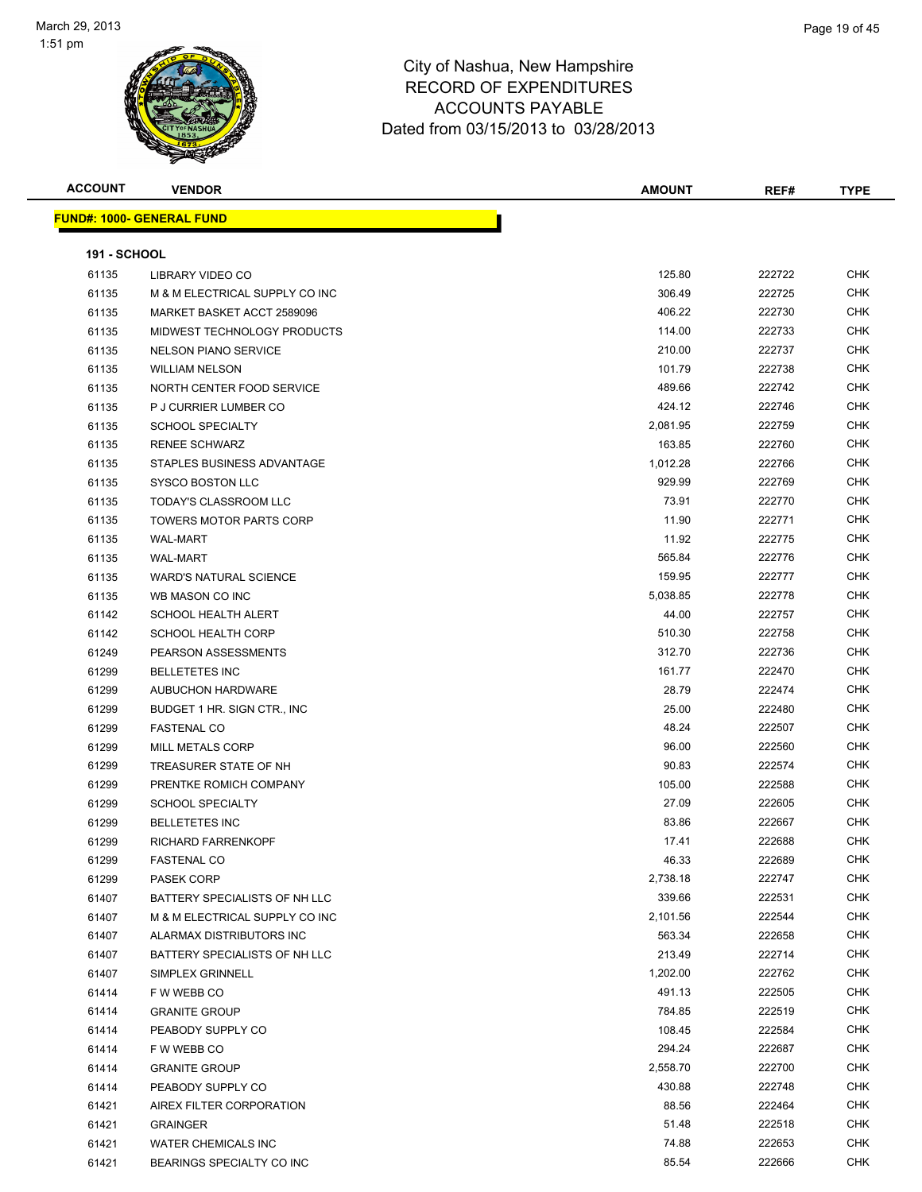# City of Nashua, New Hampshire
## RECORD OF EXPENDITURES
## ACCOUNTS PAYABLE
### Dated from 03/15/2013 to 03/28/2013

| ACCOUNT | VENDOR | AMOUNT | REF# | TYPE |
|---|---|---|---|---|

**FUND#: 1000- GENERAL FUND**

**191 - SCHOOL**

| ACCOUNT | VENDOR | AMOUNT | REF# | TYPE |
|---|---|---|---|---|
| 61135 | LIBRARY VIDEO CO | 125.80 | 222722 | CHK |
| 61135 | M & M ELECTRICAL SUPPLY CO INC | 306.49 | 222725 | CHK |
| 61135 | MARKET BASKET ACCT 2589096 | 406.22 | 222730 | CHK |
| 61135 | MIDWEST TECHNOLOGY PRODUCTS | 114.00 | 222733 | CHK |
| 61135 | NELSON PIANO SERVICE | 210.00 | 222737 | CHK |
| 61135 | WILLIAM NELSON | 101.79 | 222738 | CHK |
| 61135 | NORTH CENTER FOOD SERVICE | 489.66 | 222742 | CHK |
| 61135 | P J CURRIER LUMBER CO | 424.12 | 222746 | CHK |
| 61135 | SCHOOL SPECIALTY | 2,081.95 | 222759 | CHK |
| 61135 | RENEE SCHWARZ | 163.85 | 222760 | CHK |
| 61135 | STAPLES BUSINESS ADVANTAGE | 1,012.28 | 222766 | CHK |
| 61135 | SYSCO BOSTON LLC | 929.99 | 222769 | CHK |
| 61135 | TODAY'S CLASSROOM LLC | 73.91 | 222770 | CHK |
| 61135 | TOWERS MOTOR PARTS CORP | 11.90 | 222771 | CHK |
| 61135 | WAL-MART | 11.92 | 222775 | CHK |
| 61135 | WAL-MART | 565.84 | 222776 | CHK |
| 61135 | WARD'S NATURAL SCIENCE | 159.95 | 222777 | CHK |
| 61135 | WB MASON CO INC | 5,038.85 | 222778 | CHK |
| 61142 | SCHOOL HEALTH ALERT | 44.00 | 222757 | CHK |
| 61142 | SCHOOL HEALTH CORP | 510.30 | 222758 | CHK |
| 61249 | PEARSON ASSESSMENTS | 312.70 | 222736 | CHK |
| 61299 | BELLETETES INC | 161.77 | 222470 | CHK |
| 61299 | AUBUCHON HARDWARE | 28.79 | 222474 | CHK |
| 61299 | BUDGET 1 HR. SIGN CTR., INC | 25.00 | 222480 | CHK |
| 61299 | FASTENAL CO | 48.24 | 222507 | CHK |
| 61299 | MILL METALS CORP | 96.00 | 222560 | CHK |
| 61299 | TREASURER STATE OF NH | 90.83 | 222574 | CHK |
| 61299 | PRENTKE ROMICH COMPANY | 105.00 | 222588 | CHK |
| 61299 | SCHOOL SPECIALTY | 27.09 | 222605 | CHK |
| 61299 | BELLETETES INC | 83.86 | 222667 | CHK |
| 61299 | RICHARD FARRENKOPF | 17.41 | 222688 | CHK |
| 61299 | FASTENAL CO | 46.33 | 222689 | CHK |
| 61299 | PASEK CORP | 2,738.18 | 222747 | CHK |
| 61407 | BATTERY SPECIALISTS OF NH LLC | 339.66 | 222531 | CHK |
| 61407 | M & M ELECTRICAL SUPPLY CO INC | 2,101.56 | 222544 | CHK |
| 61407 | ALARMAX DISTRIBUTORS INC | 563.34 | 222658 | CHK |
| 61407 | BATTERY SPECIALISTS OF NH LLC | 213.49 | 222714 | CHK |
| 61407 | SIMPLEX GRINNELL | 1,202.00 | 222762 | CHK |
| 61414 | F W WEBB CO | 491.13 | 222505 | CHK |
| 61414 | GRANITE GROUP | 784.85 | 222519 | CHK |
| 61414 | PEABODY SUPPLY CO | 108.45 | 222584 | CHK |
| 61414 | F W WEBB CO | 294.24 | 222687 | CHK |
| 61414 | GRANITE GROUP | 2,558.70 | 222700 | CHK |
| 61414 | PEABODY SUPPLY CO | 430.88 | 222748 | CHK |
| 61421 | AIREX FILTER CORPORATION | 88.56 | 222464 | CHK |
| 61421 | GRAINGER | 51.48 | 222518 | CHK |
| 61421 | WATER CHEMICALS INC | 74.88 | 222653 | CHK |
| 61421 | BEARINGS SPECIALTY CO INC | 85.54 | 222666 | CHK |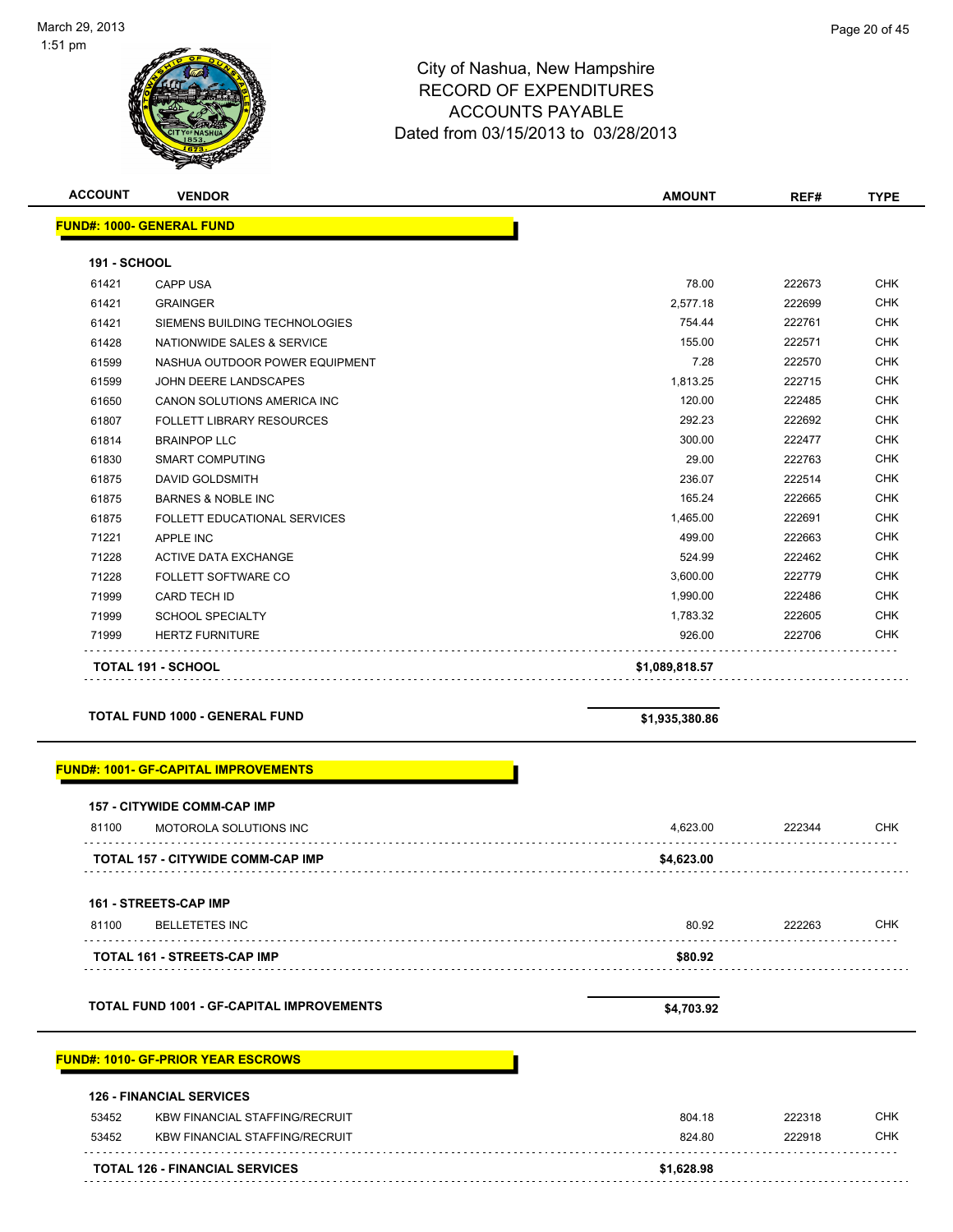City of Nashua, New Hampshire
RECORD OF EXPENDITURES
ACCOUNTS PAYABLE
Dated from 03/15/2013 to 03/28/2013

| ACCOUNT | VENDOR | AMOUNT | REF# | TYPE |
|---|---|---|---|---|
| **FUND#: 1000- GENERAL FUND** | | | | |
| **191 - SCHOOL** | | | | |
| 61421 | CAPP USA | 78.00 | 222673 | CHK |
| 61421 | GRAINGER | 2,577.18 | 222699 | CHK |
| 61421 | SIEMENS BUILDING TECHNOLOGIES | 754.44 | 222761 | CHK |
| 61428 | NATIONWIDE SALES & SERVICE | 155.00 | 222571 | CHK |
| 61599 | NASHUA OUTDOOR POWER EQUIPMENT | 7.28 | 222570 | CHK |
| 61599 | JOHN DEERE LANDSCAPES | 1,813.25 | 222715 | CHK |
| 61650 | CANON SOLUTIONS AMERICA INC | 120.00 | 222485 | CHK |
| 61807 | FOLLETT LIBRARY RESOURCES | 292.23 | 222692 | CHK |
| 61814 | BRAINPOP LLC | 300.00 | 222477 | CHK |
| 61830 | SMART COMPUTING | 29.00 | 222763 | CHK |
| 61875 | DAVID GOLDSMITH | 236.07 | 222514 | CHK |
| 61875 | BARNES & NOBLE INC | 165.24 | 222665 | CHK |
| 61875 | FOLLETT EDUCATIONAL SERVICES | 1,465.00 | 222691 | CHK |
| 71221 | APPLE INC | 499.00 | 222663 | CHK |
| 71228 | ACTIVE DATA EXCHANGE | 524.99 | 222462 | CHK |
| 71228 | FOLLETT SOFTWARE CO | 3,600.00 | 222779 | CHK |
| 71999 | CARD TECH ID | 1,990.00 | 222486 | CHK |
| 71999 | SCHOOL SPECIALTY | 1,783.32 | 222605 | CHK |
| 71999 | HERTZ FURNITURE | 926.00 | 222706 | CHK |
| | **TOTAL 191 - SCHOOL** | **$1,089,818.57** | | |
| | **TOTAL FUND 1000 - GENERAL FUND** | **$1,935,380.86** | | |
| **FUND#: 1001- GF-CAPITAL IMPROVEMENTS** | | | | |
| **157 - CITYWIDE COMM-CAP IMP** | | | | |
| 81100 | MOTOROLA SOLUTIONS INC | 4,623.00 | 222344 | CHK |
| | **TOTAL 157 - CITYWIDE COMM-CAP IMP** | **$4,623.00** | | |
| **161 - STREETS-CAP IMP** | | | | |
| 81100 | BELLETETES INC | 80.92 | 222263 | CHK |
| | **TOTAL 161 - STREETS-CAP IMP** | **$80.92** | | |
| | **TOTAL FUND 1001 - GF-CAPITAL IMPROVEMENTS** | **$4,703.92** | | |
| **FUND#: 1010- GF-PRIOR YEAR ESCROWS** | | | | |
| **126 - FINANCIAL SERVICES** | | | | |
| 53452 | KBW FINANCIAL STAFFING/RECRUIT | 804.18 | 222318 | CHK |
| 53452 | KBW FINANCIAL STAFFING/RECRUIT | 824.80 | 222918 | CHK |
| | **TOTAL 126 - FINANCIAL SERVICES** | **$1,628.98** | | |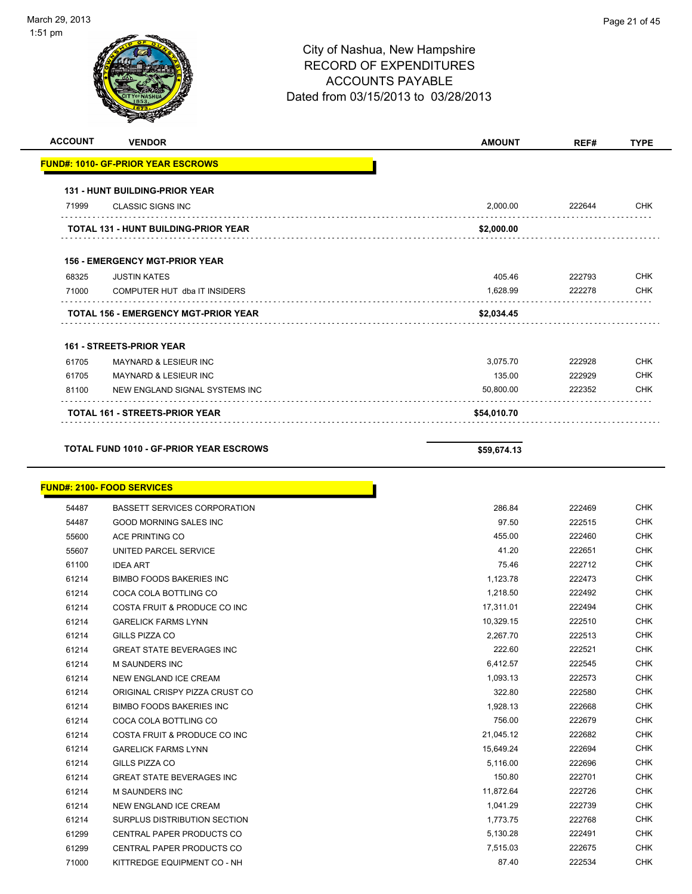City of Nashua, New Hampshire
RECORD OF EXPENDITURES
ACCOUNTS PAYABLE
Dated from 03/15/2013 to 03/28/2013

| ACCOUNT | VENDOR | AMOUNT | REF# | TYPE |
|---|---|---|---|---|
| **FUND#: 1010- GF-PRIOR YEAR ESCROWS** | | | | |
| **131 - HUNT BUILDING-PRIOR YEAR** | | | | |
| 71999 | CLASSIC SIGNS INC | 2,000.00 | 222644 | CHK |
| **TOTAL 131 - HUNT BUILDING-PRIOR YEAR** | | **$2,000.00** | | |
| **156 - EMERGENCY MGT-PRIOR YEAR** | | | | |
| 68325 | JUSTIN KATES | 405.46 | 222793 | CHK |
| 71000 | COMPUTER HUT dba IT INSIDERS | 1,628.99 | 222278 | CHK |
| **TOTAL 156 - EMERGENCY MGT-PRIOR YEAR** | | **$2,034.45** | | |
| **161 - STREETS-PRIOR YEAR** | | | | |
| 61705 | MAYNARD & LESIEUR INC | 3,075.70 | 222928 | CHK |
| 61705 | MAYNARD & LESIEUR INC | 135.00 | 222929 | CHK |
| 81100 | NEW ENGLAND SIGNAL SYSTEMS INC | 50,800.00 | 222352 | CHK |
| **TOTAL 161 - STREETS-PRIOR YEAR** | | **$54,010.70** | | |
| **TOTAL FUND 1010 - GF-PRIOR YEAR ESCROWS** | | **$59,674.13** | | |
| **FUND#: 2100- FOOD SERVICES** | | | | |
| 54487 | BASSETT SERVICES CORPORATION | 286.84 | 222469 | CHK |
| 54487 | GOOD MORNING SALES INC | 97.50 | 222515 | CHK |
| 55600 | ACE PRINTING CO | 455.00 | 222460 | CHK |
| 55607 | UNITED PARCEL SERVICE | 41.20 | 222651 | CHK |
| 61100 | IDEA ART | 75.46 | 222712 | CHK |
| 61214 | BIMBO FOODS BAKERIES INC | 1,123.78 | 222473 | CHK |
| 61214 | COCA COLA BOTTLING CO | 1,218.50 | 222492 | CHK |
| 61214 | COSTA FRUIT & PRODUCE CO INC | 17,311.01 | 222494 | CHK |
| 61214 | GARELICK FARMS LYNN | 10,329.15 | 222510 | CHK |
| 61214 | GILLS PIZZA CO | 2,267.70 | 222513 | CHK |
| 61214 | GREAT STATE BEVERAGES INC | 222.60 | 222521 | CHK |
| 61214 | M SAUNDERS INC | 6,412.57 | 222545 | CHK |
| 61214 | NEW ENGLAND ICE CREAM | 1,093.13 | 222573 | CHK |
| 61214 | ORIGINAL CRISPY PIZZA CRUST CO | 322.80 | 222580 | CHK |
| 61214 | BIMBO FOODS BAKERIES INC | 1,928.13 | 222668 | CHK |
| 61214 | COCA COLA BOTTLING CO | 756.00 | 222679 | CHK |
| 61214 | COSTA FRUIT & PRODUCE CO INC | 21,045.12 | 222682 | CHK |
| 61214 | GARELICK FARMS LYNN | 15,649.24 | 222694 | CHK |
| 61214 | GILLS PIZZA CO | 5,116.00 | 222696 | CHK |
| 61214 | GREAT STATE BEVERAGES INC | 150.80 | 222701 | CHK |
| 61214 | M SAUNDERS INC | 11,872.64 | 222726 | CHK |
| 61214 | NEW ENGLAND ICE CREAM | 1,041.29 | 222739 | CHK |
| 61214 | SURPLUS DISTRIBUTION SECTION | 1,773.75 | 222768 | CHK |
| 61299 | CENTRAL PAPER PRODUCTS CO | 5,130.28 | 222491 | CHK |
| 61299 | CENTRAL PAPER PRODUCTS CO | 7,515.03 | 222675 | CHK |
| 71000 | KITTREDGE EQUIPMENT CO - NH | 87.40 | 222534 | CHK |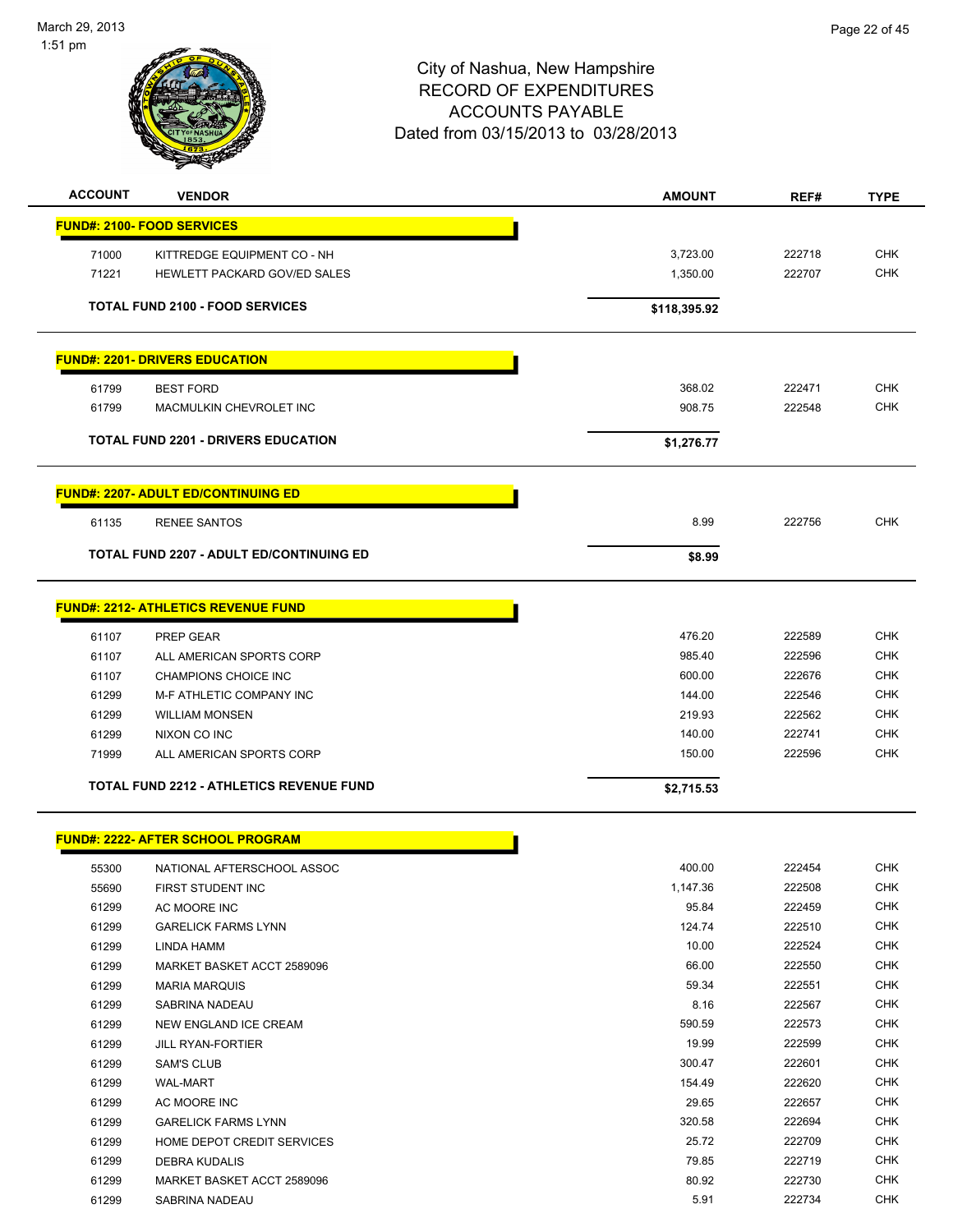City of Nashua, New Hampshire
RECORD OF EXPENDITURES
ACCOUNTS PAYABLE
Dated from 03/15/2013 to 03/28/2013

| ACCOUNT | VENDOR | AMOUNT | REF# | TYPE |
|---|---|---|---|---|
| **FUND#: 2100- FOOD SERVICES** | | | | |
| 71000 | KITTREDGE EQUIPMENT CO - NH | 3,723.00 | 222718 | CHK |
| 71221 | HEWLETT PACKARD GOV/ED SALES | 1,350.00 | 222707 | CHK |
| **TOTAL FUND 2100 - FOOD SERVICES** | | **$118,395.92** | | |
| **FUND#: 2201- DRIVERS EDUCATION** | | | | |
| 61799 | BEST FORD | 368.02 | 222471 | CHK |
| 61799 | MACMULKIN CHEVROLET INC | 908.75 | 222548 | CHK |
| **TOTAL FUND 2201 - DRIVERS EDUCATION** | | **$1,276.77** | | |
| **FUND#: 2207- ADULT ED/CONTINUING ED** | | | | |
| 61135 | RENEE SANTOS | 8.99 | 222756 | CHK |
| **TOTAL FUND 2207 - ADULT ED/CONTINUING ED** | | **$8.99** | | |
| **FUND#: 2212- ATHLETICS REVENUE FUND** | | | | |
| 61107 | PREP GEAR | 476.20 | 222589 | CHK |
| 61107 | ALL AMERICAN SPORTS CORP | 985.40 | 222596 | CHK |
| 61107 | CHAMPIONS CHOICE INC | 600.00 | 222676 | CHK |
| 61299 | M-F ATHLETIC COMPANY INC | 144.00 | 222546 | CHK |
| 61299 | WILLIAM MONSEN | 219.93 | 222562 | CHK |
| 61299 | NIXON CO INC | 140.00 | 222741 | CHK |
| 71999 | ALL AMERICAN SPORTS CORP | 150.00 | 222596 | CHK |
| **TOTAL FUND 2212 - ATHLETICS REVENUE FUND** | | **$2,715.53** | | |
| **FUND#: 2222- AFTER SCHOOL PROGRAM** | | | | |
| 55300 | NATIONAL AFTERSCHOOL ASSOC | 400.00 | 222454 | CHK |
| 55690 | FIRST STUDENT INC | 1,147.36 | 222508 | CHK |
| 61299 | AC MOORE INC | 95.84 | 222459 | CHK |
| 61299 | GARELICK FARMS LYNN | 124.74 | 222510 | CHK |
| 61299 | LINDA HAMM | 10.00 | 222524 | CHK |
| 61299 | MARKET BASKET ACCT 2589096 | 66.00 | 222550 | CHK |
| 61299 | MARIA MARQUIS | 59.34 | 222551 | CHK |
| 61299 | SABRINA NADEAU | 8.16 | 222567 | CHK |
| 61299 | NEW ENGLAND ICE CREAM | 590.59 | 222573 | CHK |
| 61299 | JILL RYAN-FORTIER | 19.99 | 222599 | CHK |
| 61299 | SAM'S CLUB | 300.47 | 222601 | CHK |
| 61299 | WAL-MART | 154.49 | 222620 | CHK |
| 61299 | AC MOORE INC | 29.65 | 222657 | CHK |
| 61299 | GARELICK FARMS LYNN | 320.58 | 222694 | CHK |
| 61299 | HOME DEPOT CREDIT SERVICES | 25.72 | 222709 | CHK |
| 61299 | DEBRA KUDALIS | 79.85 | 222719 | CHK |
| 61299 | MARKET BASKET ACCT 2589096 | 80.92 | 222730 | CHK |
| 61299 | SABRINA NADEAU | 5.91 | 222734 | CHK |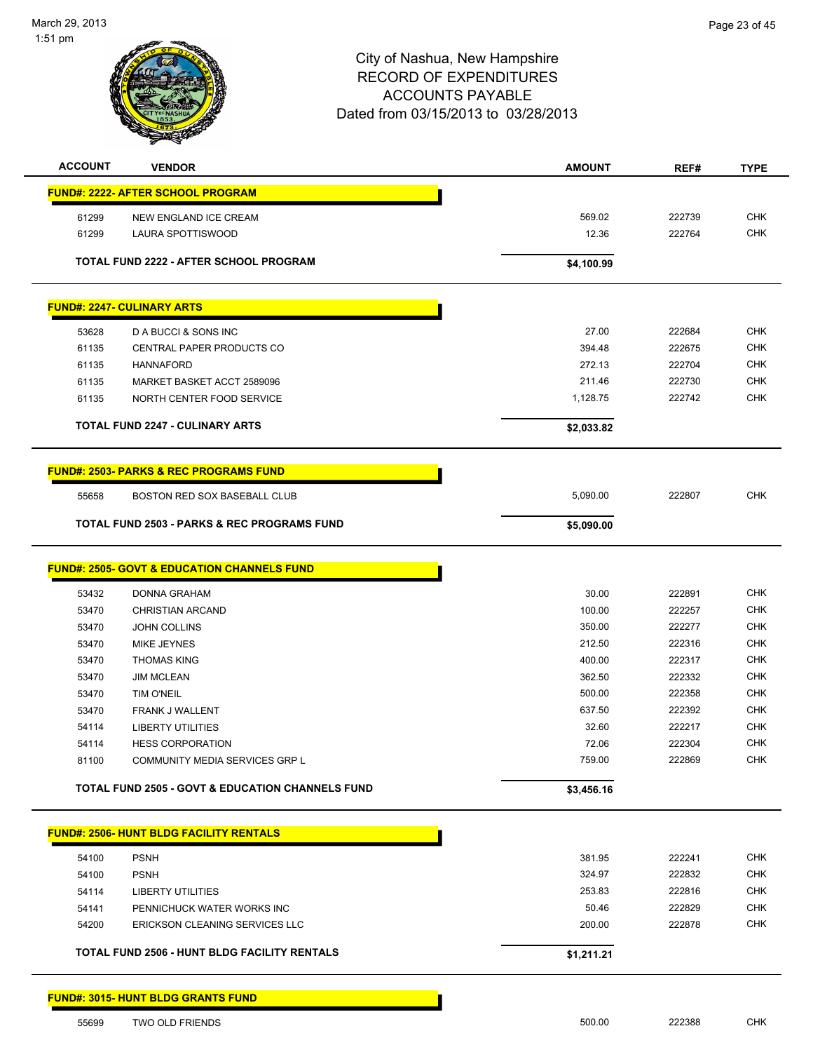City of Nashua, New Hampshire
RECORD OF EXPENDITURES
ACCOUNTS PAYABLE
Dated from 03/15/2013 to 03/28/2013

| ACCOUNT | VENDOR | AMOUNT | REF# | TYPE |
|---|---|---|---|---|
| **FUND#: 2222- AFTER SCHOOL PROGRAM** | | | | |
| 61299 | NEW ENGLAND ICE CREAM | 569.02 | 222739 | CHK |
| 61299 | LAURA SPOTTISWOOD | 12.36 | 222764 | CHK |
| | **TOTAL FUND 2222 - AFTER SCHOOL PROGRAM** | **$4,100.99** | | |
| **FUND#: 2247- CULINARY ARTS** | | | | |
| 53628 | D A BUCCI & SONS INC | 27.00 | 222684 | CHK |
| 61135 | CENTRAL PAPER PRODUCTS CO | 394.48 | 222675 | CHK |
| 61135 | HANNAFORD | 272.13 | 222704 | CHK |
| 61135 | MARKET BASKET ACCT 2589096 | 211.46 | 222730 | CHK |
| 61135 | NORTH CENTER FOOD SERVICE | 1,128.75 | 222742 | CHK |
| | **TOTAL FUND 2247 - CULINARY ARTS** | **$2,033.82** | | |
| **FUND#: 2503- PARKS & REC PROGRAMS FUND** | | | | |
| 55658 | BOSTON RED SOX BASEBALL CLUB | 5,090.00 | 222807 | CHK |
| | **TOTAL FUND 2503 - PARKS & REC PROGRAMS FUND** | **$5,090.00** | | |
| **FUND#: 2505- GOVT & EDUCATION CHANNELS FUND** | | | | |
| 53432 | DONNA GRAHAM | 30.00 | 222891 | CHK |
| 53470 | CHRISTIAN ARCAND | 100.00 | 222257 | CHK |
| 53470 | JOHN COLLINS | 350.00 | 222277 | CHK |
| 53470 | MIKE JEYNES | 212.50 | 222316 | CHK |
| 53470 | THOMAS KING | 400.00 | 222317 | CHK |
| 53470 | JIM MCLEAN | 362.50 | 222332 | CHK |
| 53470 | TIM O'NEIL | 500.00 | 222358 | CHK |
| 53470 | FRANK J WALLENT | 637.50 | 222392 | CHK |
| 54114 | LIBERTY UTILITIES | 32.60 | 222217 | CHK |
| 54114 | HESS CORPORATION | 72.06 | 222304 | CHK |
| 81100 | COMMUNITY MEDIA SERVICES GRP L | 759.00 | 222869 | CHK |
| | **TOTAL FUND 2505 - GOVT & EDUCATION CHANNELS FUND** | **$3,456.16** | | |
| **FUND#: 2506- HUNT BLDG FACILITY RENTALS** | | | | |
| 54100 | PSNH | 381.95 | 222241 | CHK |
| 54100 | PSNH | 324.97 | 222832 | CHK |
| 54114 | LIBERTY UTILITIES | 253.83 | 222816 | CHK |
| 54141 | PENNICHUCK WATER WORKS INC | 50.46 | 222829 | CHK |
| 54200 | ERICKSON CLEANING SERVICES LLC | 200.00 | 222878 | CHK |
| | **TOTAL FUND 2506 - HUNT BLDG FACILITY RENTALS** | **$1,211.21** | | |
| **FUND#: 3015- HUNT BLDG GRANTS FUND** | | | | |
| 55699 | TWO OLD FRIENDS | 500.00 | 222388 | CHK |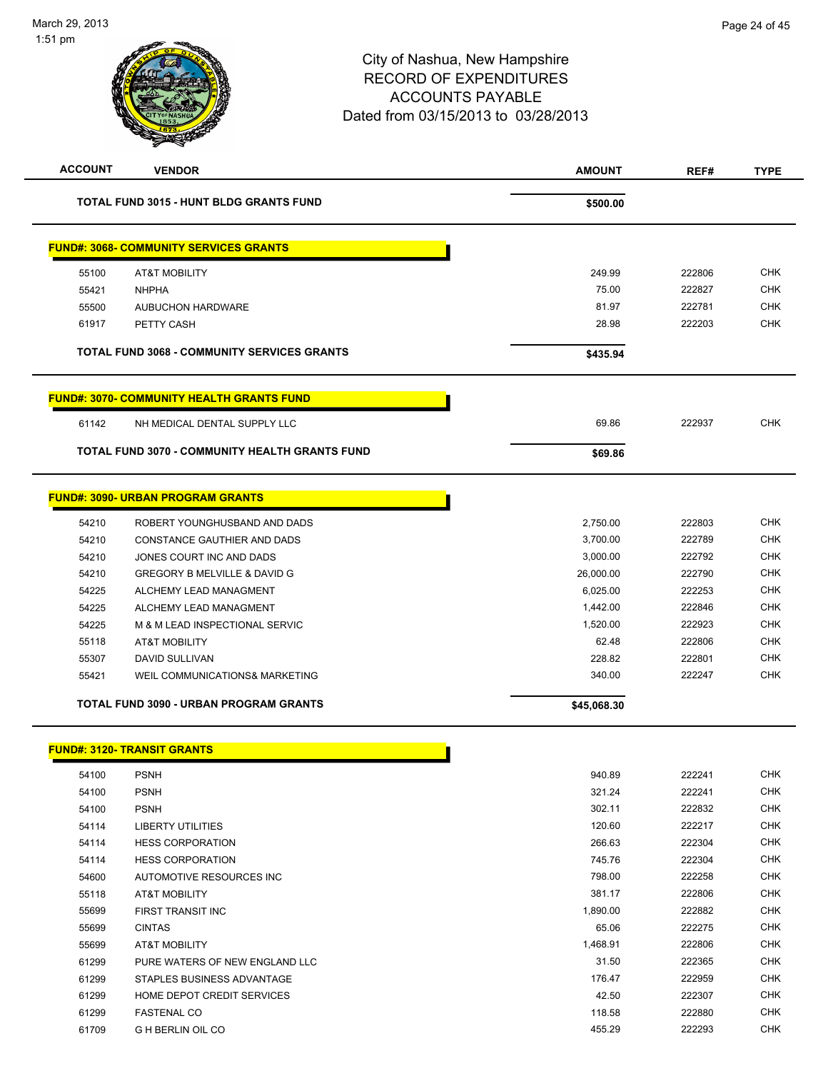# City of Nashua, New Hampshire
## RECORD OF EXPENDITURES
## ACCOUNTS PAYABLE
### Dated from 03/15/2013 to 03/28/2013

| ACCOUNT | VENDOR | AMOUNT | REF# | TYPE |
|---|---|---|---|---|
| | **TOTAL FUND 3015 - HUNT BLDG GRANTS FUND** | **$500.00** | | |

**FUND#: 3068- COMMUNITY SERVICES GRANTS**

| ACCOUNT | VENDOR | AMOUNT | REF# | TYPE |
|---|---|---|---|---|
| 55100 | AT&T MOBILITY | 249.99 | 222806 | CHK |
| 55421 | NHPHA | 75.00 | 222827 | CHK |
| 55500 | AUBUCHON HARDWARE | 81.97 | 222781 | CHK |
| 61917 | PETTY CASH | 28.98 | 222203 | CHK |
| | **TOTAL FUND 3068 - COMMUNITY SERVICES GRANTS** | **$435.94** | | |

**FUND#: 3070- COMMUNITY HEALTH GRANTS FUND**

| ACCOUNT | VENDOR | AMOUNT | REF# | TYPE |
|---|---|---|---|---|
| 61142 | NH MEDICAL DENTAL SUPPLY LLC | 69.86 | 222937 | CHK |
| | **TOTAL FUND 3070 - COMMUNITY HEALTH GRANTS FUND** | **$69.86** | | |

**FUND#: 3090- URBAN PROGRAM GRANTS**

| ACCOUNT | VENDOR | AMOUNT | REF# | TYPE |
|---|---|---|---|---|
| 54210 | ROBERT YOUNGHUSBAND AND DADS | 2,750.00 | 222803 | CHK |
| 54210 | CONSTANCE GAUTHIER AND DADS | 3,700.00 | 222789 | CHK |
| 54210 | JONES COURT INC AND DADS | 3,000.00 | 222792 | CHK |
| 54210 | GREGORY B MELVILLE & DAVID G | 26,000.00 | 222790 | CHK |
| 54225 | ALCHEMY LEAD MANAGMENT | 6,025.00 | 222253 | CHK |
| 54225 | ALCHEMY LEAD MANAGMENT | 1,442.00 | 222846 | CHK |
| 54225 | M & M LEAD INSPECTIONAL SERVIC | 1,520.00 | 222923 | CHK |
| 55118 | AT&T MOBILITY | 62.48 | 222806 | CHK |
| 55307 | DAVID SULLIVAN | 228.82 | 222801 | CHK |
| 55421 | WEIL COMMUNICATIONS& MARKETING | 340.00 | 222247 | CHK |
| | **TOTAL FUND 3090 - URBAN PROGRAM GRANTS** | **$45,068.30** | | |

**FUND#: 3120- TRANSIT GRANTS**

| ACCOUNT | VENDOR | AMOUNT | REF# | TYPE |
|---|---|---|---|---|
| 54100 | PSNH | 940.89 | 222241 | CHK |
| 54100 | PSNH | 321.24 | 222241 | CHK |
| 54100 | PSNH | 302.11 | 222832 | CHK |
| 54114 | LIBERTY UTILITIES | 120.60 | 222217 | CHK |
| 54114 | HESS CORPORATION | 266.63 | 222304 | CHK |
| 54114 | HESS CORPORATION | 745.76 | 222304 | CHK |
| 54600 | AUTOMOTIVE RESOURCES INC | 798.00 | 222258 | CHK |
| 55118 | AT&T MOBILITY | 381.17 | 222806 | CHK |
| 55699 | FIRST TRANSIT INC | 1,890.00 | 222882 | CHK |
| 55699 | CINTAS | 65.06 | 222275 | CHK |
| 55699 | AT&T MOBILITY | 1,468.91 | 222806 | CHK |
| 61299 | PURE WATERS OF NEW ENGLAND LLC | 31.50 | 222365 | CHK |
| 61299 | STAPLES BUSINESS ADVANTAGE | 176.47 | 222959 | CHK |
| 61299 | HOME DEPOT CREDIT SERVICES | 42.50 | 222307 | CHK |
| 61299 | FASTENAL CO | 118.58 | 222880 | CHK |
| 61709 | G H BERLIN OIL CO | 455.29 | 222293 | CHK |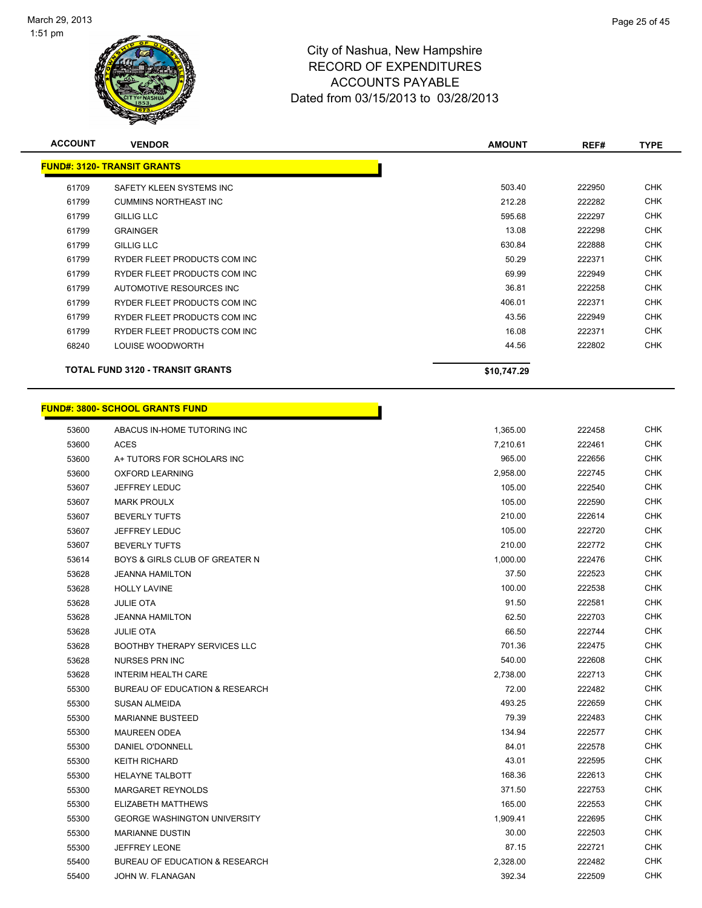# City of Nashua, New Hampshire
## RECORD OF EXPENDITURES
## ACCOUNTS PAYABLE
## Dated from 03/15/2013 to 03/28/2013

| ACCOUNT | VENDOR | AMOUNT | REF# | TYPE |
|---|---|---|---|---|
| **FUND#: 3120- TRANSIT GRANTS** | | | | |
| 61709 | SAFETY KLEEN SYSTEMS INC | 503.40 | 222950 | CHK |
| 61799 | CUMMINS NORTHEAST INC | 212.28 | 222282 | CHK |
| 61799 | GILLIG LLC | 595.68 | 222297 | CHK |
| 61799 | GRAINGER | 13.08 | 222298 | CHK |
| 61799 | GILLIG LLC | 630.84 | 222888 | CHK |
| 61799 | RYDER FLEET PRODUCTS COM INC | 50.29 | 222371 | CHK |
| 61799 | RYDER FLEET PRODUCTS COM INC | 69.99 | 222949 | CHK |
| 61799 | AUTOMOTIVE RESOURCES INC | 36.81 | 222258 | CHK |
| 61799 | RYDER FLEET PRODUCTS COM INC | 406.01 | 222371 | CHK |
| 61799 | RYDER FLEET PRODUCTS COM INC | 43.56 | 222949 | CHK |
| 61799 | RYDER FLEET PRODUCTS COM INC | 16.08 | 222371 | CHK |
| 68240 | LOUISE WOODWORTH | 44.56 | 222802 | CHK |
| **TOTAL FUND 3120 - TRANSIT GRANTS** | | **$10,747.29** | | |

| ACCOUNT | VENDOR | AMOUNT | REF# | TYPE |
|---|---|---|---|---|
| **FUND#: 3800- SCHOOL GRANTS FUND** | | | | |
| 53600 | ABACUS IN-HOME TUTORING INC | 1,365.00 | 222458 | CHK |
| 53600 | ACES | 7,210.61 | 222461 | CHK |
| 53600 | A+ TUTORS FOR SCHOLARS INC | 965.00 | 222656 | CHK |
| 53600 | OXFORD LEARNING | 2,958.00 | 222745 | CHK |
| 53607 | JEFFREY LEDUC | 105.00 | 222540 | CHK |
| 53607 | MARK PROULX | 105.00 | 222590 | CHK |
| 53607 | BEVERLY TUFTS | 210.00 | 222614 | CHK |
| 53607 | JEFFREY LEDUC | 105.00 | 222720 | CHK |
| 53607 | BEVERLY TUFTS | 210.00 | 222772 | CHK |
| 53614 | BOYS & GIRLS CLUB OF GREATER N | 1,000.00 | 222476 | CHK |
| 53628 | JEANNA HAMILTON | 37.50 | 222523 | CHK |
| 53628 | HOLLY LAVINE | 100.00 | 222538 | CHK |
| 53628 | JULIE OTA | 91.50 | 222581 | CHK |
| 53628 | JEANNA HAMILTON | 62.50 | 222703 | CHK |
| 53628 | JULIE OTA | 66.50 | 222744 | CHK |
| 53628 | BOOTHBY THERAPY SERVICES LLC | 701.36 | 222475 | CHK |
| 53628 | NURSES PRN INC | 540.00 | 222608 | CHK |
| 53628 | INTERIM HEALTH CARE | 2,738.00 | 222713 | CHK |
| 55300 | BUREAU OF EDUCATION & RESEARCH | 72.00 | 222482 | CHK |
| 55300 | SUSAN ALMEIDA | 493.25 | 222659 | CHK |
| 55300 | MARIANNE BUSTEED | 79.39 | 222483 | CHK |
| 55300 | MAUREEN ODEA | 134.94 | 222577 | CHK |
| 55300 | DANIEL O'DONNELL | 84.01 | 222578 | CHK |
| 55300 | KEITH RICHARD | 43.01 | 222595 | CHK |
| 55300 | HELAYNE TALBOTT | 168.36 | 222613 | CHK |
| 55300 | MARGARET REYNOLDS | 371.50 | 222753 | CHK |
| 55300 | ELIZABETH MATTHEWS | 165.00 | 222553 | CHK |
| 55300 | GEORGE WASHINGTON UNIVERSITY | 1,909.41 | 222695 | CHK |
| 55300 | MARIANNE DUSTIN | 30.00 | 222503 | CHK |
| 55300 | JEFFREY LEONE | 87.15 | 222721 | CHK |
| 55400 | BUREAU OF EDUCATION & RESEARCH | 2,328.00 | 222482 | CHK |
| 55400 | JOHN W. FLANAGAN | 392.34 | 222509 | CHK |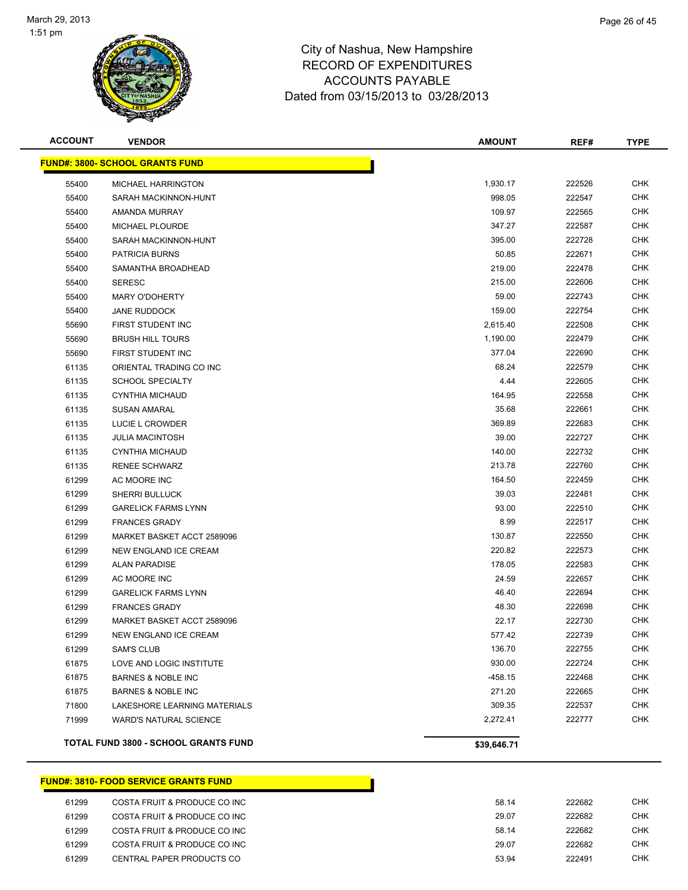City of Nashua, New Hampshire
RECORD OF EXPENDITURES
ACCOUNTS PAYABLE
Dated from 03/15/2013 to 03/28/2013

March 29, 2013
1:51 pm

**FUND#: 3800- SCHOOL GRANTS FUND**

| ACCOUNT | VENDOR | AMOUNT | REF# | TYPE |
|---|---|---|---|---|
| 55400 | MICHAEL HARRINGTON | 1,930.17 | 222526 | CHK |
| 55400 | SARAH MACKINNON-HUNT | 998.05 | 222547 | CHK |
| 55400 | AMANDA MURRAY | 109.97 | 222565 | CHK |
| 55400 | MICHAEL PLOURDE | 347.27 | 222587 | CHK |
| 55400 | SARAH MACKINNON-HUNT | 395.00 | 222728 | CHK |
| 55400 | PATRICIA BURNS | 50.85 | 222671 | CHK |
| 55400 | SAMANTHA BROADHEAD | 219.00 | 222478 | CHK |
| 55400 | SERESC | 215.00 | 222606 | CHK |
| 55400 | MARY O'DOHERTY | 59.00 | 222743 | CHK |
| 55400 | JANE RUDDOCK | 159.00 | 222754 | CHK |
| 55690 | FIRST STUDENT INC | 2,615.40 | 222508 | CHK |
| 55690 | BRUSH HILL TOURS | 1,190.00 | 222479 | CHK |
| 55690 | FIRST STUDENT INC | 377.04 | 222690 | CHK |
| 61135 | ORIENTAL TRADING CO INC | 68.24 | 222579 | CHK |
| 61135 | SCHOOL SPECIALTY | 4.44 | 222605 | CHK |
| 61135 | CYNTHIA MICHAUD | 164.95 | 222558 | CHK |
| 61135 | SUSAN AMARAL | 35.68 | 222661 | CHK |
| 61135 | LUCIE L CROWDER | 369.89 | 222683 | CHK |
| 61135 | JULIA MACINTOSH | 39.00 | 222727 | CHK |
| 61135 | CYNTHIA MICHAUD | 140.00 | 222732 | CHK |
| 61135 | RENEE SCHWARZ | 213.78 | 222760 | CHK |
| 61299 | AC MOORE INC | 164.50 | 222459 | CHK |
| 61299 | SHERRI BULLUCK | 39.03 | 222481 | CHK |
| 61299 | GARELICK FARMS LYNN | 93.00 | 222510 | CHK |
| 61299 | FRANCES GRADY | 8.99 | 222517 | CHK |
| 61299 | MARKET BASKET ACCT 2589096 | 130.87 | 222550 | CHK |
| 61299 | NEW ENGLAND ICE CREAM | 220.82 | 222573 | CHK |
| 61299 | ALAN PARADISE | 178.05 | 222583 | CHK |
| 61299 | AC MOORE INC | 24.59 | 222657 | CHK |
| 61299 | GARELICK FARMS LYNN | 46.40 | 222694 | CHK |
| 61299 | FRANCES GRADY | 48.30 | 222698 | CHK |
| 61299 | MARKET BASKET ACCT 2589096 | 22.17 | 222730 | CHK |
| 61299 | NEW ENGLAND ICE CREAM | 577.42 | 222739 | CHK |
| 61299 | SAM'S CLUB | 136.70 | 222755 | CHK |
| 61875 | LOVE AND LOGIC INSTITUTE | 930.00 | 222724 | CHK |
| 61875 | BARNES & NOBLE INC | -458.15 | 222468 | CHK |
| 61875 | BARNES & NOBLE INC | 271.20 | 222665 | CHK |
| 71800 | LAKESHORE LEARNING MATERIALS | 309.35 | 222537 | CHK |
| 71999 | WARD'S NATURAL SCIENCE | 2,272.41 | 222777 | CHK |
| | **TOTAL FUND 3800 - SCHOOL GRANTS FUND** | **$39,646.71** | | |

**FUND#: 3810- FOOD SERVICE GRANTS FUND**

| ACCOUNT | VENDOR | AMOUNT | REF# | TYPE |
|---|---|---|---|---|
| 61299 | COSTA FRUIT & PRODUCE CO INC | 58.14 | 222682 | CHK |
| 61299 | COSTA FRUIT & PRODUCE CO INC | 29.07 | 222682 | CHK |
| 61299 | COSTA FRUIT & PRODUCE CO INC | 58.14 | 222682 | CHK |
| 61299 | COSTA FRUIT & PRODUCE CO INC | 29.07 | 222682 | CHK |
| 61299 | CENTRAL PAPER PRODUCTS CO | 53.94 | 222491 | CHK |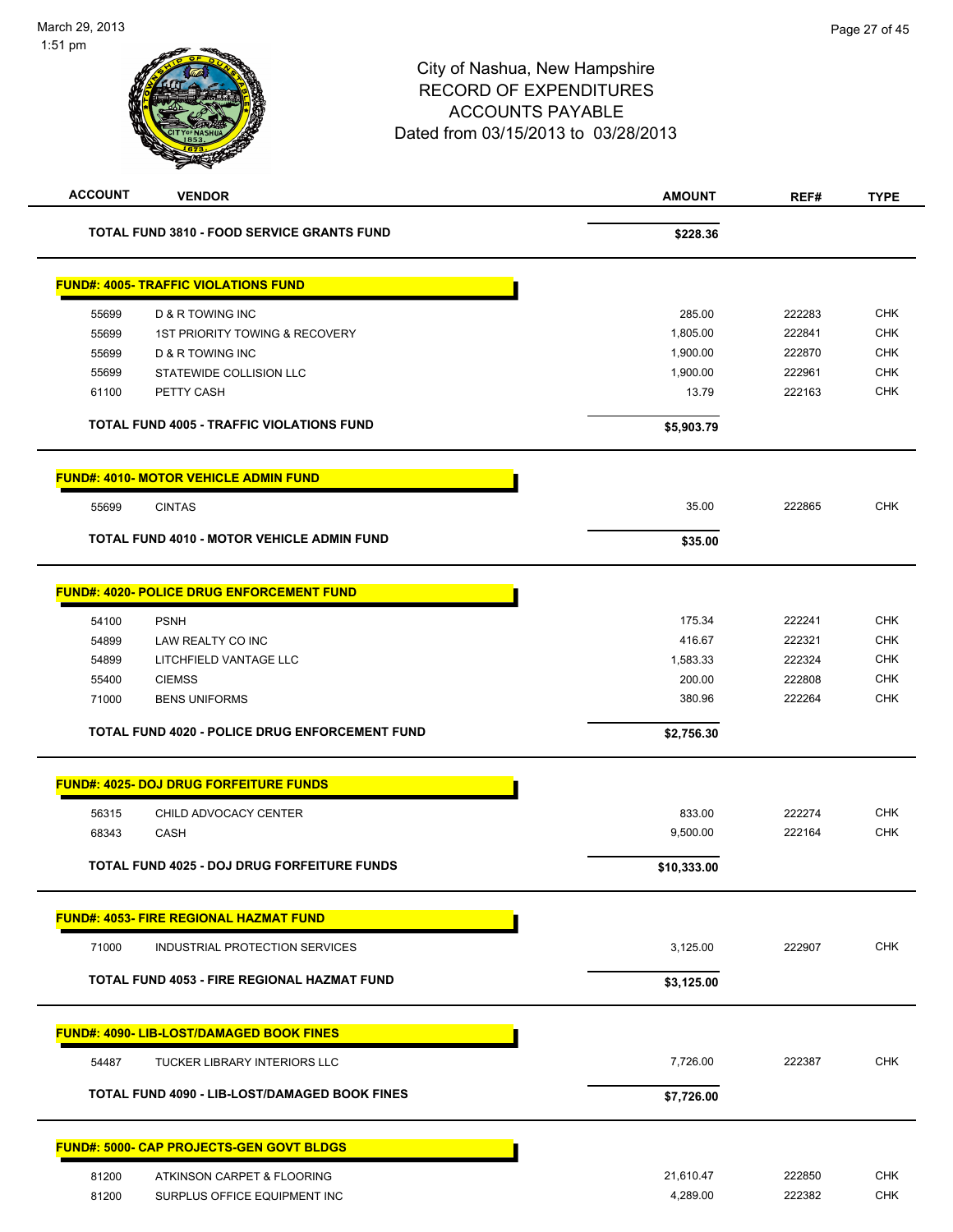City of Nashua, New Hampshire
RECORD OF EXPENDITURES
ACCOUNTS PAYABLE
Dated from 03/15/2013 to 03/28/2013

| ACCOUNT | VENDOR | AMOUNT | REF# | TYPE |
|---|---|---|---|---|
| | **TOTAL FUND 3810 - FOOD SERVICE GRANTS FUND** | **$228.36** | | |
| **FUND#: 4005- TRAFFIC VIOLATIONS FUND** | | | | |
| 55699 | D & R TOWING INC | 285.00 | 222283 | CHK |
| 55699 | 1ST PRIORITY TOWING & RECOVERY | 1,805.00 | 222841 | CHK |
| 55699 | D & R TOWING INC | 1,900.00 | 222870 | CHK |
| 55699 | STATEWIDE COLLISION LLC | 1,900.00 | 222961 | CHK |
| 61100 | PETTY CASH | 13.79 | 222163 | CHK |
| | **TOTAL FUND 4005 - TRAFFIC VIOLATIONS FUND** | **$5,903.79** | | |
| **FUND#: 4010- MOTOR VEHICLE ADMIN FUND** | | | | |
| 55699 | CINTAS | 35.00 | 222865 | CHK |
| | **TOTAL FUND 4010 - MOTOR VEHICLE ADMIN FUND** | **$35.00** | | |
| **FUND#: 4020- POLICE DRUG ENFORCEMENT FUND** | | | | |
| 54100 | PSNH | 175.34 | 222241 | CHK |
| 54899 | LAW REALTY CO INC | 416.67 | 222321 | CHK |
| 54899 | LITCHFIELD VANTAGE LLC | 1,583.33 | 222324 | CHK |
| 55400 | CIEMSS | 200.00 | 222808 | CHK |
| 71000 | BENS UNIFORMS | 380.96 | 222264 | CHK |
| | **TOTAL FUND 4020 - POLICE DRUG ENFORCEMENT FUND** | **$2,756.30** | | |
| **FUND#: 4025- DOJ DRUG FORFEITURE FUNDS** | | | | |
| 56315 | CHILD ADVOCACY CENTER | 833.00 | 222274 | CHK |
| 68343 | CASH | 9,500.00 | 222164 | CHK |
| | **TOTAL FUND 4025 - DOJ DRUG FORFEITURE FUNDS** | **$10,333.00** | | |
| **FUND#: 4053- FIRE REGIONAL HAZMAT FUND** | | | | |
| 71000 | INDUSTRIAL PROTECTION SERVICES | 3,125.00 | 222907 | CHK |
| | **TOTAL FUND 4053 - FIRE REGIONAL HAZMAT FUND** | **$3,125.00** | | |
| **FUND#: 4090- LIB-LOST/DAMAGED BOOK FINES** | | | | |
| 54487 | TUCKER LIBRARY INTERIORS LLC | 7,726.00 | 222387 | CHK |
| | **TOTAL FUND 4090 - LIB-LOST/DAMAGED BOOK FINES** | **$7,726.00** | | |
| **FUND#: 5000- CAP PROJECTS-GEN GOVT BLDGS** | | | | |
| 81200 | ATKINSON CARPET & FLOORING | 21,610.47 | 222850 | CHK |
| 81200 | SURPLUS OFFICE EQUIPMENT INC | 4,289.00 | 222382 | CHK |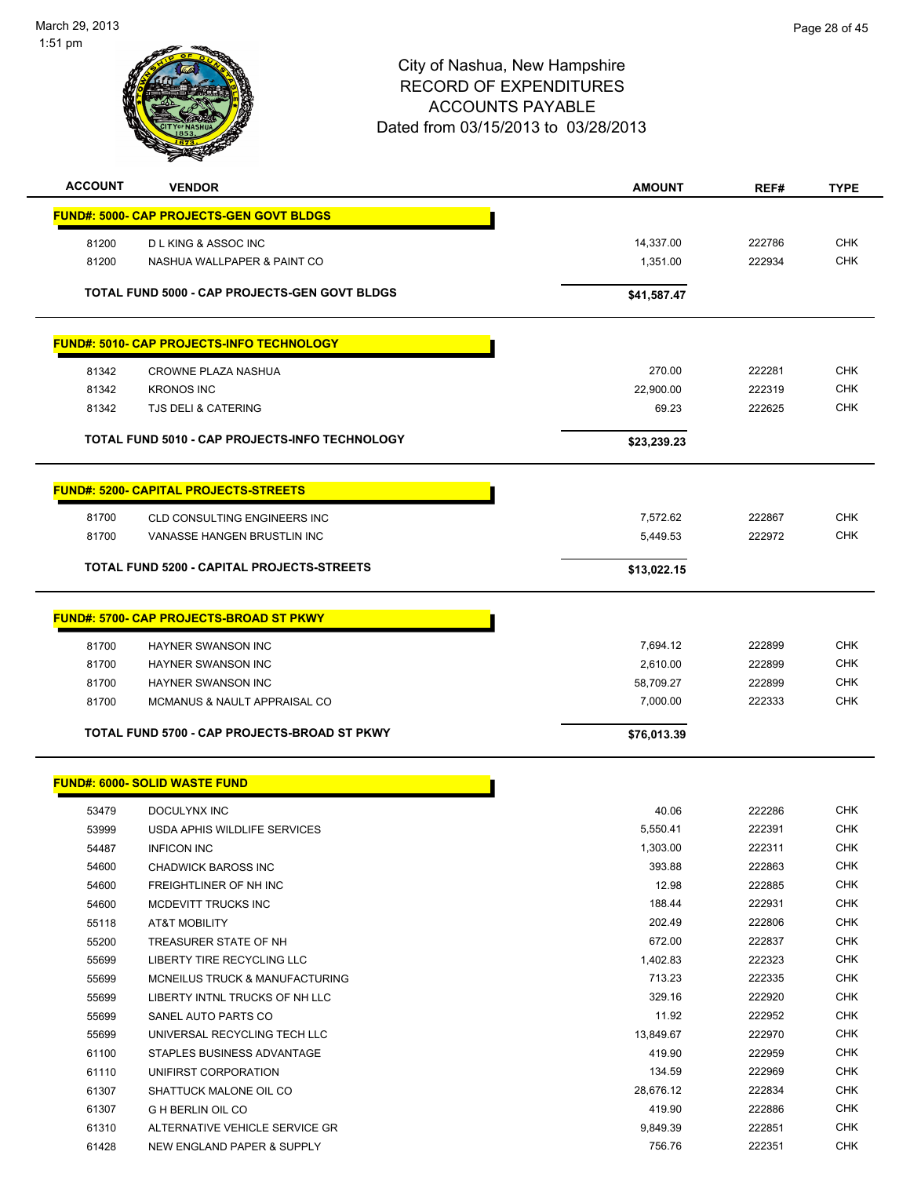City of Nashua, New Hampshire
RECORD OF EXPENDITURES
ACCOUNTS PAYABLE
Dated from 03/15/2013 to 03/28/2013

| ACCOUNT | VENDOR | AMOUNT | REF# | TYPE |
|---|---|---|---|---|
| **FUND#: 5000- CAP PROJECTS-GEN GOVT BLDGS** | | | | |
| 81200 | D L KING & ASSOC INC | 14,337.00 | 222786 | CHK |
| 81200 | NASHUA WALLPAPER & PAINT CO | 1,351.00 | 222934 | CHK |
| **TOTAL FUND 5000 - CAP PROJECTS-GEN GOVT BLDGS** | | **$41,587.47** | | |
| **FUND#: 5010- CAP PROJECTS-INFO TECHNOLOGY** | | | | |
| 81342 | CROWNE PLAZA NASHUA | 270.00 | 222281 | CHK |
| 81342 | KRONOS INC | 22,900.00 | 222319 | CHK |
| 81342 | TJS DELI & CATERING | 69.23 | 222625 | CHK |
| **TOTAL FUND 5010 - CAP PROJECTS-INFO TECHNOLOGY** | | **$23,239.23** | | |
| **FUND#: 5200- CAPITAL PROJECTS-STREETS** | | | | |
| 81700 | CLD CONSULTING ENGINEERS INC | 7,572.62 | 222867 | CHK |
| 81700 | VANASSE HANGEN BRUSTLIN INC | 5,449.53 | 222972 | CHK |
| **TOTAL FUND 5200 - CAPITAL PROJECTS-STREETS** | | **$13,022.15** | | |
| **FUND#: 5700- CAP PROJECTS-BROAD ST PKWY** | | | | |
| 81700 | HAYNER SWANSON INC | 7,694.12 | 222899 | CHK |
| 81700 | HAYNER SWANSON INC | 2,610.00 | 222899 | CHK |
| 81700 | HAYNER SWANSON INC | 58,709.27 | 222899 | CHK |
| 81700 | MCMANUS & NAULT APPRAISAL CO | 7,000.00 | 222333 | CHK |
| **TOTAL FUND 5700 - CAP PROJECTS-BROAD ST PKWY** | | **$76,013.39** | | |
| **FUND#: 6000- SOLID WASTE FUND** | | | | |
| 53479 | DOCULYNX INC | 40.06 | 222286 | CHK |
| 53999 | USDA APHIS WILDLIFE SERVICES | 5,550.41 | 222391 | CHK |
| 54487 | INFICON INC | 1,303.00 | 222311 | CHK |
| 54600 | CHADWICK BAROSS INC | 393.88 | 222863 | CHK |
| 54600 | FREIGHTLINER OF NH INC | 12.98 | 222885 | CHK |
| 54600 | MCDEVITT TRUCKS INC | 188.44 | 222931 | CHK |
| 55118 | AT&T MOBILITY | 202.49 | 222806 | CHK |
| 55200 | TREASURER STATE OF NH | 672.00 | 222837 | CHK |
| 55699 | LIBERTY TIRE RECYCLING LLC | 1,402.83 | 222323 | CHK |
| 55699 | MCNEILUS TRUCK & MANUFACTURING | 713.23 | 222335 | CHK |
| 55699 | LIBERTY INTNL TRUCKS OF NH LLC | 329.16 | 222920 | CHK |
| 55699 | SANEL AUTO PARTS CO | 11.92 | 222952 | CHK |
| 55699 | UNIVERSAL RECYCLING TECH LLC | 13,849.67 | 222970 | CHK |
| 61100 | STAPLES BUSINESS ADVANTAGE | 419.90 | 222959 | CHK |
| 61110 | UNIFIRST CORPORATION | 134.59 | 222969 | CHK |
| 61307 | SHATTUCK MALONE OIL CO | 28,676.12 | 222834 | CHK |
| 61307 | G H BERLIN OIL CO | 419.90 | 222886 | CHK |
| 61310 | ALTERNATIVE VEHICLE SERVICE GR | 9,849.39 | 222851 | CHK |
| 61428 | NEW ENGLAND PAPER & SUPPLY | 756.76 | 222351 | CHK |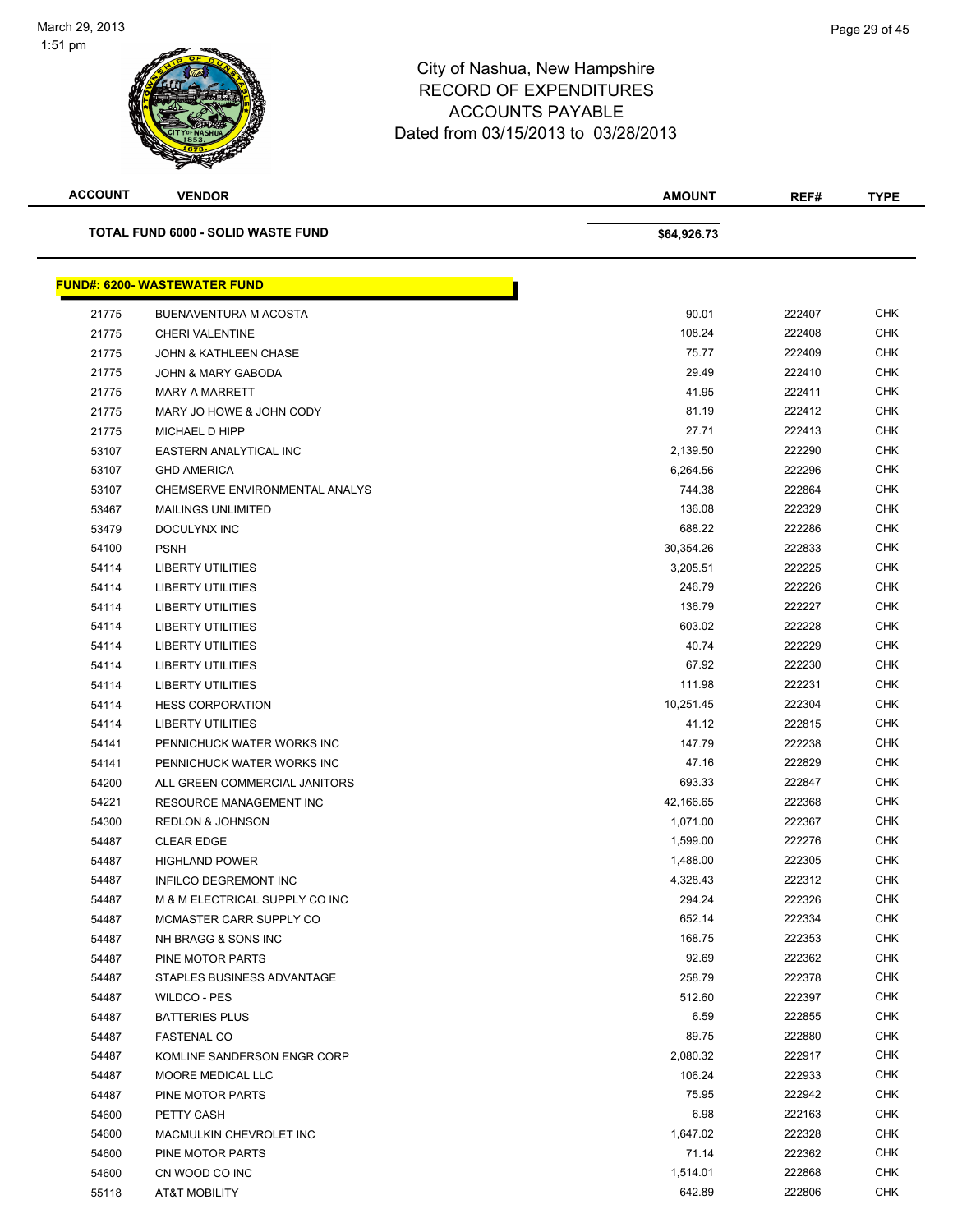# City of Nashua, New Hampshire
## RECORD OF EXPENDITURES
## ACCOUNTS PAYABLE
## Dated from 03/15/2013 to 03/28/2013

| ACCOUNT | VENDOR | AMOUNT | REF# | TYPE |
|---|---|---|---|---|
| | **TOTAL FUND 6000 - SOLID WASTE FUND** | **$64,926.73** | | |

**FUND#: 6200- WASTEWATER FUND**

| ACCOUNT | VENDOR | AMOUNT | REF# | TYPE |
|---|---|---|---|---|
| 21775 | BUENAVENTURA M ACOSTA | 90.01 | 222407 | CHK |
| 21775 | CHERI VALENTINE | 108.24 | 222408 | CHK |
| 21775 | JOHN & KATHLEEN CHASE | 75.77 | 222409 | CHK |
| 21775 | JOHN & MARY GABODA | 29.49 | 222410 | CHK |
| 21775 | MARY A MARRETT | 41.95 | 222411 | CHK |
| 21775 | MARY JO HOWE & JOHN CODY | 81.19 | 222412 | CHK |
| 21775 | MICHAEL D HIPP | 27.71 | 222413 | CHK |
| 53107 | EASTERN ANALYTICAL INC | 2,139.50 | 222290 | CHK |
| 53107 | GHD AMERICA | 6,264.56 | 222296 | CHK |
| 53107 | CHEMSERVE ENVIRONMENTAL ANALYS | 744.38 | 222864 | CHK |
| 53467 | MAILINGS UNLIMITED | 136.08 | 222329 | CHK |
| 53479 | DOCULYNX INC | 688.22 | 222286 | CHK |
| 54100 | PSNH | 30,354.26 | 222833 | CHK |
| 54114 | LIBERTY UTILITIES | 3,205.51 | 222225 | CHK |
| 54114 | LIBERTY UTILITIES | 246.79 | 222226 | CHK |
| 54114 | LIBERTY UTILITIES | 136.79 | 222227 | CHK |
| 54114 | LIBERTY UTILITIES | 603.02 | 222228 | CHK |
| 54114 | LIBERTY UTILITIES | 40.74 | 222229 | CHK |
| 54114 | LIBERTY UTILITIES | 67.92 | 222230 | CHK |
| 54114 | LIBERTY UTILITIES | 111.98 | 222231 | CHK |
| 54114 | HESS CORPORATION | 10,251.45 | 222304 | CHK |
| 54114 | LIBERTY UTILITIES | 41.12 | 222815 | CHK |
| 54141 | PENNICHUCK WATER WORKS INC | 147.79 | 222238 | CHK |
| 54141 | PENNICHUCK WATER WORKS INC | 47.16 | 222829 | CHK |
| 54200 | ALL GREEN COMMERCIAL JANITORS | 693.33 | 222847 | CHK |
| 54221 | RESOURCE MANAGEMENT INC | 42,166.65 | 222368 | CHK |
| 54300 | REDLON & JOHNSON | 1,071.00 | 222367 | CHK |
| 54487 | CLEAR EDGE | 1,599.00 | 222276 | CHK |
| 54487 | HIGHLAND POWER | 1,488.00 | 222305 | CHK |
| 54487 | INFILCO DEGREMONT INC | 4,328.43 | 222312 | CHK |
| 54487 | M & M ELECTRICAL SUPPLY CO INC | 294.24 | 222326 | CHK |
| 54487 | MCMASTER CARR SUPPLY CO | 652.14 | 222334 | CHK |
| 54487 | NH BRAGG & SONS INC | 168.75 | 222353 | CHK |
| 54487 | PINE MOTOR PARTS | 92.69 | 222362 | CHK |
| 54487 | STAPLES BUSINESS ADVANTAGE | 258.79 | 222378 | CHK |
| 54487 | WILDCO - PES | 512.60 | 222397 | CHK |
| 54487 | BATTERIES PLUS | 6.59 | 222855 | CHK |
| 54487 | FASTENAL CO | 89.75 | 222880 | CHK |
| 54487 | KOMLINE SANDERSON ENGR CORP | 2,080.32 | 222917 | CHK |
| 54487 | MOORE MEDICAL LLC | 106.24 | 222933 | CHK |
| 54487 | PINE MOTOR PARTS | 75.95 | 222942 | CHK |
| 54600 | PETTY CASH | 6.98 | 222163 | CHK |
| 54600 | MACMULKIN CHEVROLET INC | 1,647.02 | 222328 | CHK |
| 54600 | PINE MOTOR PARTS | 71.14 | 222362 | CHK |
| 54600 | CN WOOD CO INC | 1,514.01 | 222868 | CHK |
| 55118 | AT&T MOBILITY | 642.89 | 222806 | CHK |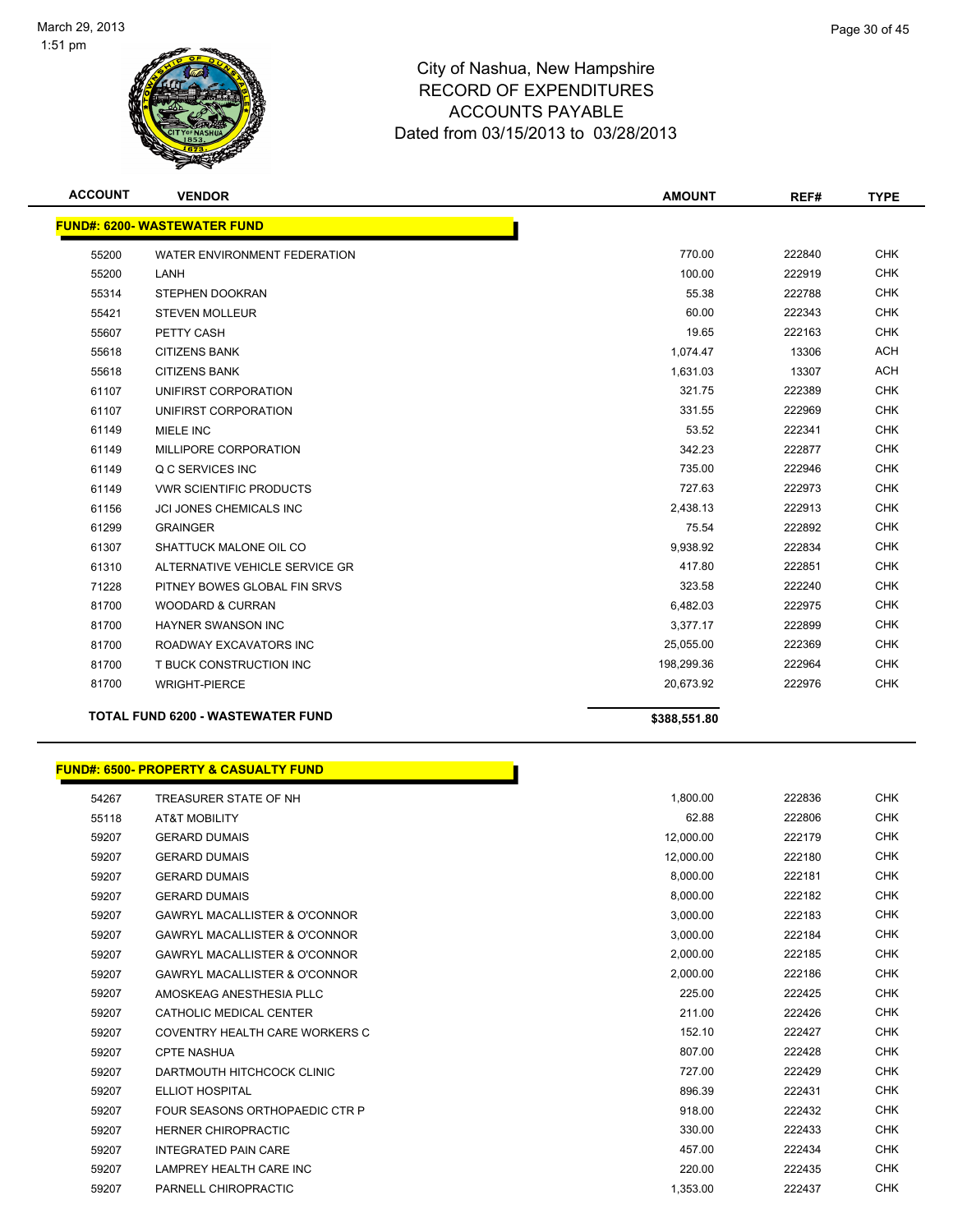City of Nashua, New Hampshire
RECORD OF EXPENDITURES
ACCOUNTS PAYABLE
Dated from 03/15/2013 to 03/28/2013

| ACCOUNT | VENDOR | AMOUNT | REF# | TYPE |
|---|---|---|---|---|
| **FUND#: 6200- WASTEWATER FUND** | | | | |
| 55200 | WATER ENVIRONMENT FEDERATION | 770.00 | 222840 | CHK |
| 55200 | LANH | 100.00 | 222919 | CHK |
| 55314 | STEPHEN DOOKRAN | 55.38 | 222788 | CHK |
| 55421 | STEVEN MOLLEUR | 60.00 | 222343 | CHK |
| 55607 | PETTY CASH | 19.65 | 222163 | CHK |
| 55618 | CITIZENS BANK | 1,074.47 | 13306 | ACH |
| 55618 | CITIZENS BANK | 1,631.03 | 13307 | ACH |
| 61107 | UNIFIRST CORPORATION | 321.75 | 222389 | CHK |
| 61107 | UNIFIRST CORPORATION | 331.55 | 222969 | CHK |
| 61149 | MIELE INC | 53.52 | 222341 | CHK |
| 61149 | MILLIPORE CORPORATION | 342.23 | 222877 | CHK |
| 61149 | Q C SERVICES INC | 735.00 | 222946 | CHK |
| 61149 | VWR SCIENTIFIC PRODUCTS | 727.63 | 222973 | CHK |
| 61156 | JCI JONES CHEMICALS INC | 2,438.13 | 222913 | CHK |
| 61299 | GRAINGER | 75.54 | 222892 | CHK |
| 61307 | SHATTUCK MALONE OIL CO | 9,938.92 | 222834 | CHK |
| 61310 | ALTERNATIVE VEHICLE SERVICE GR | 417.80 | 222851 | CHK |
| 71228 | PITNEY BOWES GLOBAL FIN SRVS | 323.58 | 222240 | CHK |
| 81700 | WOODARD & CURRAN | 6,482.03 | 222975 | CHK |
| 81700 | HAYNER SWANSON INC | 3,377.17 | 222899 | CHK |
| 81700 | ROADWAY EXCAVATORS INC | 25,055.00 | 222369 | CHK |
| 81700 | T BUCK CONSTRUCTION INC | 198,299.36 | 222964 | CHK |
| 81700 | WRIGHT-PIERCE | 20,673.92 | 222976 | CHK |
| | **TOTAL FUND 6200 - WASTEWATER FUND** | **$388,551.80** | | |

| ACCOUNT | VENDOR | AMOUNT | REF# | TYPE |
|---|---|---|---|---|
| **FUND#: 6500- PROPERTY & CASUALTY FUND** | | | | |
| 54267 | TREASURER STATE OF NH | 1,800.00 | 222836 | CHK |
| 55118 | AT&T MOBILITY | 62.88 | 222806 | CHK |
| 59207 | GERARD DUMAIS | 12,000.00 | 222179 | CHK |
| 59207 | GERARD DUMAIS | 12,000.00 | 222180 | CHK |
| 59207 | GERARD DUMAIS | 8,000.00 | 222181 | CHK |
| 59207 | GERARD DUMAIS | 8,000.00 | 222182 | CHK |
| 59207 | GAWRYL MACALLISTER & O'CONNOR | 3,000.00 | 222183 | CHK |
| 59207 | GAWRYL MACALLISTER & O'CONNOR | 3,000.00 | 222184 | CHK |
| 59207 | GAWRYL MACALLISTER & O'CONNOR | 2,000.00 | 222185 | CHK |
| 59207 | GAWRYL MACALLISTER & O'CONNOR | 2,000.00 | 222186 | CHK |
| 59207 | AMOSKEAG ANESTHESIA PLLC | 225.00 | 222425 | CHK |
| 59207 | CATHOLIC MEDICAL CENTER | 211.00 | 222426 | CHK |
| 59207 | COVENTRY HEALTH CARE WORKERS C | 152.10 | 222427 | CHK |
| 59207 | CPTE NASHUA | 807.00 | 222428 | CHK |
| 59207 | DARTMOUTH HITCHCOCK CLINIC | 727.00 | 222429 | CHK |
| 59207 | ELLIOT HOSPITAL | 896.39 | 222431 | CHK |
| 59207 | FOUR SEASONS ORTHOPAEDIC CTR P | 918.00 | 222432 | CHK |
| 59207 | HERNER CHIROPRACTIC | 330.00 | 222433 | CHK |
| 59207 | INTEGRATED PAIN CARE | 457.00 | 222434 | CHK |
| 59207 | LAMPREY HEALTH CARE INC | 220.00 | 222435 | CHK |
| 59207 | PARNELL CHIROPRACTIC | 1,353.00 | 222437 | CHK |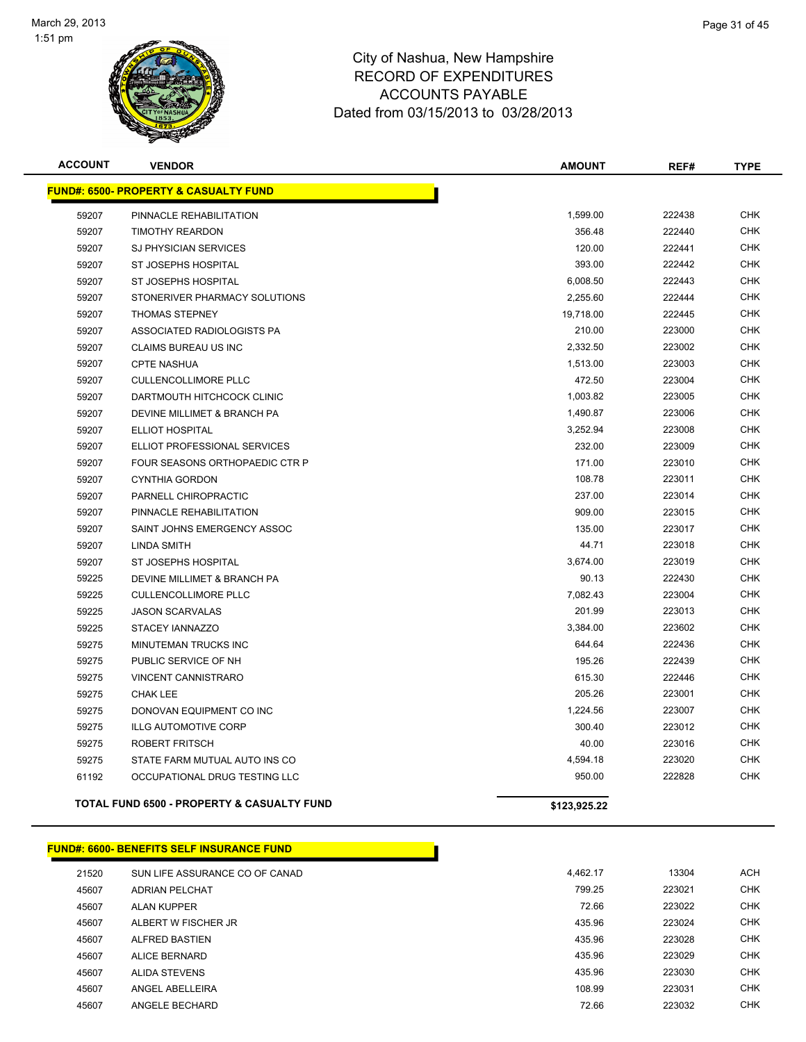City of Nashua, New Hampshire
RECORD OF EXPENDITURES
ACCOUNTS PAYABLE
Dated from 03/15/2013 to 03/28/2013

| ACCOUNT | VENDOR | AMOUNT | REF# | TYPE |
|---|---|---|---|---|
| **FUND#: 6500- PROPERTY & CASUALTY FUND** | | | | |
| 59207 | PINNACLE REHABILITATION | 1,599.00 | 222438 | CHK |
| 59207 | TIMOTHY REARDON | 356.48 | 222440 | CHK |
| 59207 | SJ PHYSICIAN SERVICES | 120.00 | 222441 | CHK |
| 59207 | ST JOSEPHS HOSPITAL | 393.00 | 222442 | CHK |
| 59207 | ST JOSEPHS HOSPITAL | 6,008.50 | 222443 | CHK |
| 59207 | STONERIVER PHARMACY SOLUTIONS | 2,255.60 | 222444 | CHK |
| 59207 | THOMAS STEPNEY | 19,718.00 | 222445 | CHK |
| 59207 | ASSOCIATED RADIOLOGISTS PA | 210.00 | 223000 | CHK |
| 59207 | CLAIMS BUREAU US INC | 2,332.50 | 223002 | CHK |
| 59207 | CPTE NASHUA | 1,513.00 | 223003 | CHK |
| 59207 | CULLENCOLLIMORE PLLC | 472.50 | 223004 | CHK |
| 59207 | DARTMOUTH HITCHCOCK CLINIC | 1,003.82 | 223005 | CHK |
| 59207 | DEVINE MILLIMET & BRANCH PA | 1,490.87 | 223006 | CHK |
| 59207 | ELLIOT HOSPITAL | 3,252.94 | 223008 | CHK |
| 59207 | ELLIOT PROFESSIONAL SERVICES | 232.00 | 223009 | CHK |
| 59207 | FOUR SEASONS ORTHOPAEDIC CTR P | 171.00 | 223010 | CHK |
| 59207 | CYNTHIA GORDON | 108.78 | 223011 | CHK |
| 59207 | PARNELL CHIROPRACTIC | 237.00 | 223014 | CHK |
| 59207 | PINNACLE REHABILITATION | 909.00 | 223015 | CHK |
| 59207 | SAINT JOHNS EMERGENCY ASSOC | 135.00 | 223017 | CHK |
| 59207 | LINDA SMITH | 44.71 | 223018 | CHK |
| 59207 | ST JOSEPHS HOSPITAL | 3,674.00 | 223019 | CHK |
| 59225 | DEVINE MILLIMET & BRANCH PA | 90.13 | 222430 | CHK |
| 59225 | CULLENCOLLIMORE PLLC | 7,082.43 | 223004 | CHK |
| 59225 | JASON SCARVALAS | 201.99 | 223013 | CHK |
| 59225 | STACEY IANNAZZO | 3,384.00 | 223602 | CHK |
| 59275 | MINUTEMAN TRUCKS INC | 644.64 | 222436 | CHK |
| 59275 | PUBLIC SERVICE OF NH | 195.26 | 222439 | CHK |
| 59275 | VINCENT CANNISTRARO | 615.30 | 222446 | CHK |
| 59275 | CHAK LEE | 205.26 | 223001 | CHK |
| 59275 | DONOVAN EQUIPMENT CO INC | 1,224.56 | 223007 | CHK |
| 59275 | ILLG AUTOMOTIVE CORP | 300.40 | 223012 | CHK |
| 59275 | ROBERT FRITSCH | 40.00 | 223016 | CHK |
| 59275 | STATE FARM MUTUAL AUTO INS CO | 4,594.18 | 223020 | CHK |
| 61192 | OCCUPATIONAL DRUG TESTING LLC | 950.00 | 222828 | CHK |
| **TOTAL FUND 6500 - PROPERTY & CASUALTY FUND** | | **$123,925.22** | | |

| ACCOUNT | VENDOR | AMOUNT | REF# | TYPE |
|---|---|---|---|---|
| **FUND#: 6600- BENEFITS SELF INSURANCE FUND** | | | | |
| 21520 | SUN LIFE ASSURANCE CO OF CANAD | 4,462.17 | 13304 | ACH |
| 45607 | ADRIAN PELCHAT | 799.25 | 223021 | CHK |
| 45607 | ALAN KUPPER | 72.66 | 223022 | CHK |
| 45607 | ALBERT W FISCHER JR | 435.96 | 223024 | CHK |
| 45607 | ALFRED BASTIEN | 435.96 | 223028 | CHK |
| 45607 | ALICE BERNARD | 435.96 | 223029 | CHK |
| 45607 | ALIDA STEVENS | 435.96 | 223030 | CHK |
| 45607 | ANGEL ABELLEIRA | 108.99 | 223031 | CHK |
| 45607 | ANGELE BECHARD | 72.66 | 223032 | CHK |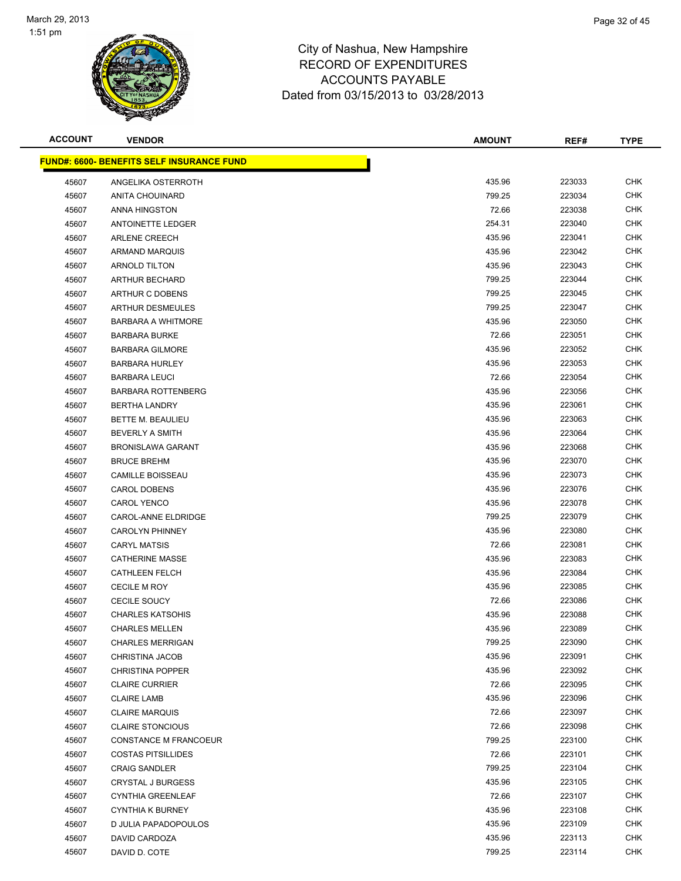# City of Nashua, New Hampshire
## RECORD OF EXPENDITURES
## ACCOUNTS PAYABLE
## Dated from 03/15/2013 to 03/28/2013

| ACCOUNT | VENDOR | AMOUNT | REF# | TYPE |
|---|---|---|---|---|
| **FUND#: 6600- BENEFITS SELF INSURANCE FUND** | | | | |
| 45607 | ANGELIKA OSTERROTH | 435.96 | 223033 | CHK |
| 45607 | ANITA CHOUINARD | 799.25 | 223034 | CHK |
| 45607 | ANNA HINGSTON | 72.66 | 223038 | CHK |
| 45607 | ANTOINETTE LEDGER | 254.31 | 223040 | CHK |
| 45607 | ARLENE CREECH | 435.96 | 223041 | CHK |
| 45607 | ARMAND MARQUIS | 435.96 | 223042 | CHK |
| 45607 | ARNOLD TILTON | 435.96 | 223043 | CHK |
| 45607 | ARTHUR BECHARD | 799.25 | 223044 | CHK |
| 45607 | ARTHUR C DOBENS | 799.25 | 223045 | CHK |
| 45607 | ARTHUR DESMEULES | 799.25 | 223047 | CHK |
| 45607 | BARBARA A WHITMORE | 435.96 | 223050 | CHK |
| 45607 | BARBARA BURKE | 72.66 | 223051 | CHK |
| 45607 | BARBARA GILMORE | 435.96 | 223052 | CHK |
| 45607 | BARBARA HURLEY | 435.96 | 223053 | CHK |
| 45607 | BARBARA LEUCI | 72.66 | 223054 | CHK |
| 45607 | BARBARA ROTTENBERG | 435.96 | 223056 | CHK |
| 45607 | BERTHA LANDRY | 435.96 | 223061 | CHK |
| 45607 | BETTE M. BEAULIEU | 435.96 | 223063 | CHK |
| 45607 | BEVERLY A SMITH | 435.96 | 223064 | CHK |
| 45607 | BRONISLAWA GARANT | 435.96 | 223068 | CHK |
| 45607 | BRUCE BREHM | 435.96 | 223070 | CHK |
| 45607 | CAMILLE BOISSEAU | 435.96 | 223073 | CHK |
| 45607 | CAROL DOBENS | 435.96 | 223076 | CHK |
| 45607 | CAROL YENCO | 435.96 | 223078 | CHK |
| 45607 | CAROL-ANNE ELDRIDGE | 799.25 | 223079 | CHK |
| 45607 | CAROLYN PHINNEY | 435.96 | 223080 | CHK |
| 45607 | CARYL MATSIS | 72.66 | 223081 | CHK |
| 45607 | CATHERINE MASSE | 435.96 | 223083 | CHK |
| 45607 | CATHLEEN FELCH | 435.96 | 223084 | CHK |
| 45607 | CECILE M ROY | 435.96 | 223085 | CHK |
| 45607 | CECILE SOUCY | 72.66 | 223086 | CHK |
| 45607 | CHARLES KATSOHIS | 435.96 | 223088 | CHK |
| 45607 | CHARLES MELLEN | 435.96 | 223089 | CHK |
| 45607 | CHARLES MERRIGAN | 799.25 | 223090 | CHK |
| 45607 | CHRISTINA JACOB | 435.96 | 223091 | CHK |
| 45607 | CHRISTINA POPPER | 435.96 | 223092 | CHK |
| 45607 | CLAIRE CURRIER | 72.66 | 223095 | CHK |
| 45607 | CLAIRE LAMB | 435.96 | 223096 | CHK |
| 45607 | CLAIRE MARQUIS | 72.66 | 223097 | CHK |
| 45607 | CLAIRE STONCIOUS | 72.66 | 223098 | CHK |
| 45607 | CONSTANCE M FRANCOEUR | 799.25 | 223100 | CHK |
| 45607 | COSTAS PITSILLIDES | 72.66 | 223101 | CHK |
| 45607 | CRAIG SANDLER | 799.25 | 223104 | CHK |
| 45607 | CRYSTAL J BURGESS | 435.96 | 223105 | CHK |
| 45607 | CYNTHIA GREENLEAF | 72.66 | 223107 | CHK |
| 45607 | CYNTHIA K BURNEY | 435.96 | 223108 | CHK |
| 45607 | D JULIA PAPADOPOULOS | 435.96 | 223109 | CHK |
| 45607 | DAVID CARDOZA | 435.96 | 223113 | CHK |
| 45607 | DAVID D. COTE | 799.25 | 223114 | CHK |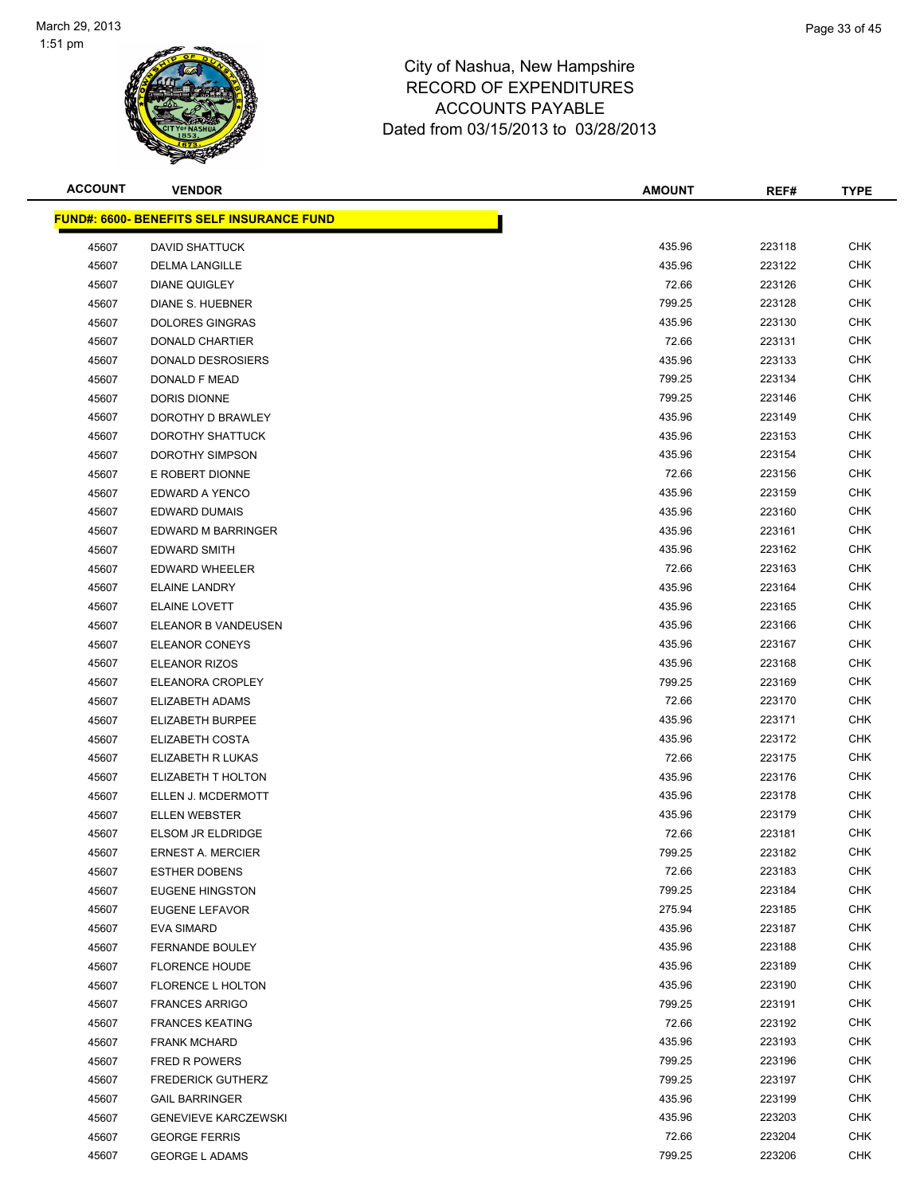# City of Nashua, New Hampshire
# RECORD OF EXPENDITURES
# ACCOUNTS PAYABLE
# Dated from 03/15/2013 to 03/28/2013

| ACCOUNT | VENDOR | AMOUNT | REF# | TYPE |
|---|---|---|---|---|
| **FUND#: 6600- BENEFITS SELF INSURANCE FUND** | | | | |
| 45607 | DAVID SHATTUCK | 435.96 | 223118 | CHK |
| 45607 | DELMA LANGILLE | 435.96 | 223122 | CHK |
| 45607 | DIANE QUIGLEY | 72.66 | 223126 | CHK |
| 45607 | DIANE S. HUEBNER | 799.25 | 223128 | CHK |
| 45607 | DOLORES GINGRAS | 435.96 | 223130 | CHK |
| 45607 | DONALD CHARTIER | 72.66 | 223131 | CHK |
| 45607 | DONALD DESROSIERS | 435.96 | 223133 | CHK |
| 45607 | DONALD F MEAD | 799.25 | 223134 | CHK |
| 45607 | DORIS DIONNE | 799.25 | 223146 | CHK |
| 45607 | DOROTHY D BRAWLEY | 435.96 | 223149 | CHK |
| 45607 | DOROTHY SHATTUCK | 435.96 | 223153 | CHK |
| 45607 | DOROTHY SIMPSON | 435.96 | 223154 | CHK |
| 45607 | E ROBERT DIONNE | 72.66 | 223156 | CHK |
| 45607 | EDWARD A YENCO | 435.96 | 223159 | CHK |
| 45607 | EDWARD DUMAIS | 435.96 | 223160 | CHK |
| 45607 | EDWARD M BARRINGER | 435.96 | 223161 | CHK |
| 45607 | EDWARD SMITH | 435.96 | 223162 | CHK |
| 45607 | EDWARD WHEELER | 72.66 | 223163 | CHK |
| 45607 | ELAINE LANDRY | 435.96 | 223164 | CHK |
| 45607 | ELAINE LOVETT | 435.96 | 223165 | CHK |
| 45607 | ELEANOR B VANDEUSEN | 435.96 | 223166 | CHK |
| 45607 | ELEANOR CONEYS | 435.96 | 223167 | CHK |
| 45607 | ELEANOR RIZOS | 435.96 | 223168 | CHK |
| 45607 | ELEANORA CROPLEY | 799.25 | 223169 | CHK |
| 45607 | ELIZABETH ADAMS | 72.66 | 223170 | CHK |
| 45607 | ELIZABETH BURPEE | 435.96 | 223171 | CHK |
| 45607 | ELIZABETH COSTA | 435.96 | 223172 | CHK |
| 45607 | ELIZABETH R LUKAS | 72.66 | 223175 | CHK |
| 45607 | ELIZABETH T HOLTON | 435.96 | 223176 | CHK |
| 45607 | ELLEN J. MCDERMOTT | 435.96 | 223178 | CHK |
| 45607 | ELLEN WEBSTER | 435.96 | 223179 | CHK |
| 45607 | ELSOM JR ELDRIDGE | 72.66 | 223181 | CHK |
| 45607 | ERNEST A. MERCIER | 799.25 | 223182 | CHK |
| 45607 | ESTHER DOBENS | 72.66 | 223183 | CHK |
| 45607 | EUGENE HINGSTON | 799.25 | 223184 | CHK |
| 45607 | EUGENE LEFAVOR | 275.94 | 223185 | CHK |
| 45607 | EVA SIMARD | 435.96 | 223187 | CHK |
| 45607 | FERNANDE BOULEY | 435.96 | 223188 | CHK |
| 45607 | FLORENCE HOUDE | 435.96 | 223189 | CHK |
| 45607 | FLORENCE L HOLTON | 435.96 | 223190 | CHK |
| 45607 | FRANCES ARRIGO | 799.25 | 223191 | CHK |
| 45607 | FRANCES KEATING | 72.66 | 223192 | CHK |
| 45607 | FRANK MCHARD | 435.96 | 223193 | CHK |
| 45607 | FRED R POWERS | 799.25 | 223196 | CHK |
| 45607 | FREDERICK GUTHERZ | 799.25 | 223197 | CHK |
| 45607 | GAIL BARRINGER | 435.96 | 223199 | CHK |
| 45607 | GENEVIEVE KARCZEWSKI | 435.96 | 223203 | CHK |
| 45607 | GEORGE FERRIS | 72.66 | 223204 | CHK |
| 45607 | GEORGE L ADAMS | 799.25 | 223206 | CHK |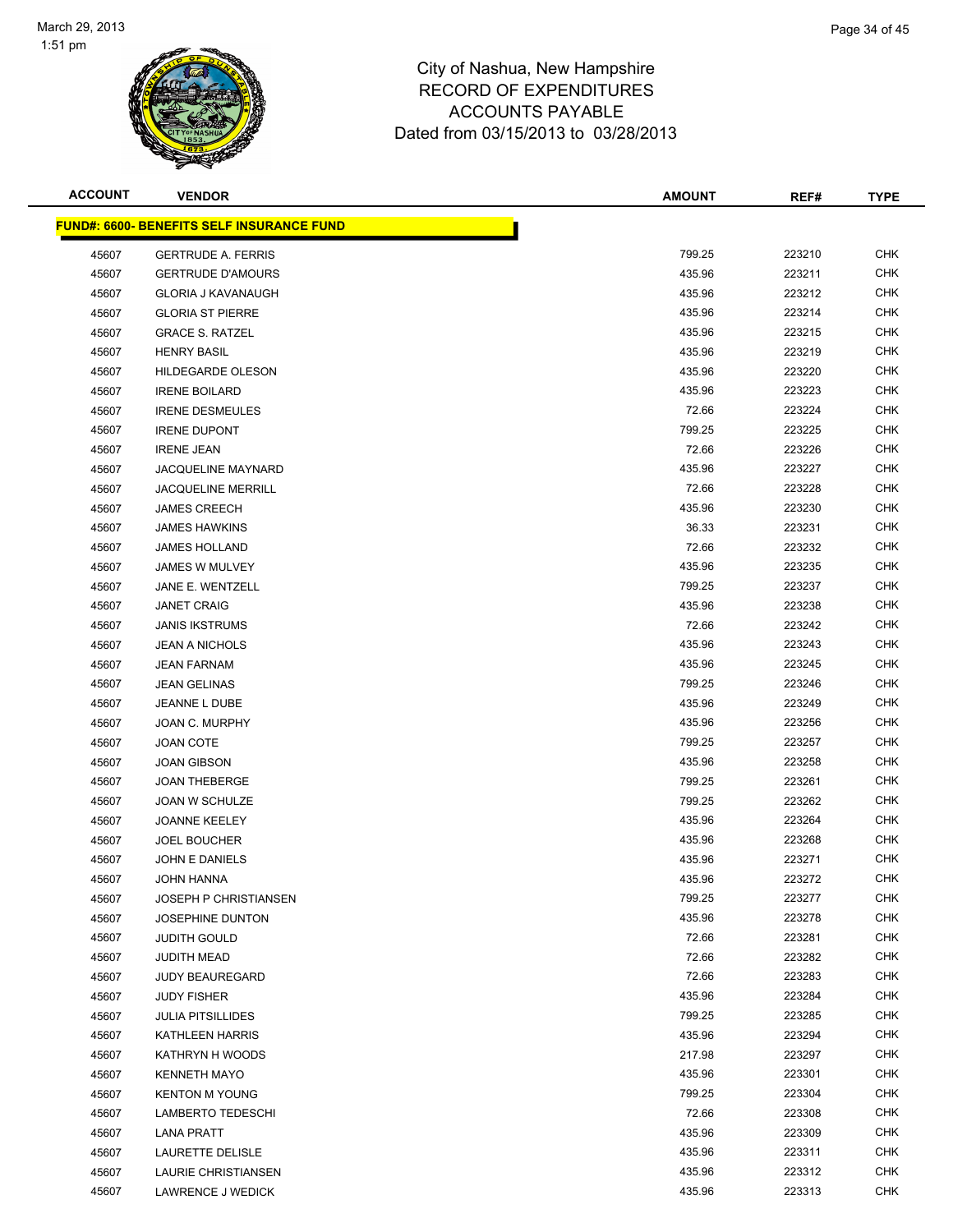# City of Nashua, New Hampshire
## RECORD OF EXPENDITURES
## ACCOUNTS PAYABLE
## Dated from 03/15/2013 to 03/28/2013

| ACCOUNT | VENDOR | AMOUNT | REF# | TYPE |
|---|---|---|---|---|
| **FUND#: 6600- BENEFITS SELF INSURANCE FUND** | | | | |
| 45607 | GERTRUDE A. FERRIS | 799.25 | 223210 | CHK |
| 45607 | GERTRUDE D'AMOURS | 435.96 | 223211 | CHK |
| 45607 | GLORIA J KAVANAUGH | 435.96 | 223212 | CHK |
| 45607 | GLORIA ST PIERRE | 435.96 | 223214 | CHK |
| 45607 | GRACE S. RATZEL | 435.96 | 223215 | CHK |
| 45607 | HENRY BASIL | 435.96 | 223219 | CHK |
| 45607 | HILDEGARDE OLESON | 435.96 | 223220 | CHK |
| 45607 | IRENE BOILARD | 435.96 | 223223 | CHK |
| 45607 | IRENE DESMEULES | 72.66 | 223224 | CHK |
| 45607 | IRENE DUPONT | 799.25 | 223225 | CHK |
| 45607 | IRENE JEAN | 72.66 | 223226 | CHK |
| 45607 | JACQUELINE MAYNARD | 435.96 | 223227 | CHK |
| 45607 | JACQUELINE MERRILL | 72.66 | 223228 | CHK |
| 45607 | JAMES CREECH | 435.96 | 223230 | CHK |
| 45607 | JAMES HAWKINS | 36.33 | 223231 | CHK |
| 45607 | JAMES HOLLAND | 72.66 | 223232 | CHK |
| 45607 | JAMES W MULVEY | 435.96 | 223235 | CHK |
| 45607 | JANE E. WENTZELL | 799.25 | 223237 | CHK |
| 45607 | JANET CRAIG | 435.96 | 223238 | CHK |
| 45607 | JANIS IKSTRUMS | 72.66 | 223242 | CHK |
| 45607 | JEAN A NICHOLS | 435.96 | 223243 | CHK |
| 45607 | JEAN FARNAM | 435.96 | 223245 | CHK |
| 45607 | JEAN GELINAS | 799.25 | 223246 | CHK |
| 45607 | JEANNE L DUBE | 435.96 | 223249 | CHK |
| 45607 | JOAN C. MURPHY | 435.96 | 223256 | CHK |
| 45607 | JOAN COTE | 799.25 | 223257 | CHK |
| 45607 | JOAN GIBSON | 435.96 | 223258 | CHK |
| 45607 | JOAN THEBERGE | 799.25 | 223261 | CHK |
| 45607 | JOAN W SCHULZE | 799.25 | 223262 | CHK |
| 45607 | JOANNE KEELEY | 435.96 | 223264 | CHK |
| 45607 | JOEL BOUCHER | 435.96 | 223268 | CHK |
| 45607 | JOHN E DANIELS | 435.96 | 223271 | CHK |
| 45607 | JOHN HANNA | 435.96 | 223272 | CHK |
| 45607 | JOSEPH P CHRISTIANSEN | 799.25 | 223277 | CHK |
| 45607 | JOSEPHINE DUNTON | 435.96 | 223278 | CHK |
| 45607 | JUDITH GOULD | 72.66 | 223281 | CHK |
| 45607 | JUDITH MEAD | 72.66 | 223282 | CHK |
| 45607 | JUDY BEAUREGARD | 72.66 | 223283 | CHK |
| 45607 | JUDY FISHER | 435.96 | 223284 | CHK |
| 45607 | JULIA PITSILLIDES | 799.25 | 223285 | CHK |
| 45607 | KATHLEEN HARRIS | 435.96 | 223294 | CHK |
| 45607 | KATHRYN H WOODS | 217.98 | 223297 | CHK |
| 45607 | KENNETH MAYO | 435.96 | 223301 | CHK |
| 45607 | KENTON M YOUNG | 799.25 | 223304 | CHK |
| 45607 | LAMBERTO TEDESCHI | 72.66 | 223308 | CHK |
| 45607 | LANA PRATT | 435.96 | 223309 | CHK |
| 45607 | LAURETTE DELISLE | 435.96 | 223311 | CHK |
| 45607 | LAURIE CHRISTIANSEN | 435.96 | 223312 | CHK |
| 45607 | LAWRENCE J WEDICK | 435.96 | 223313 | CHK |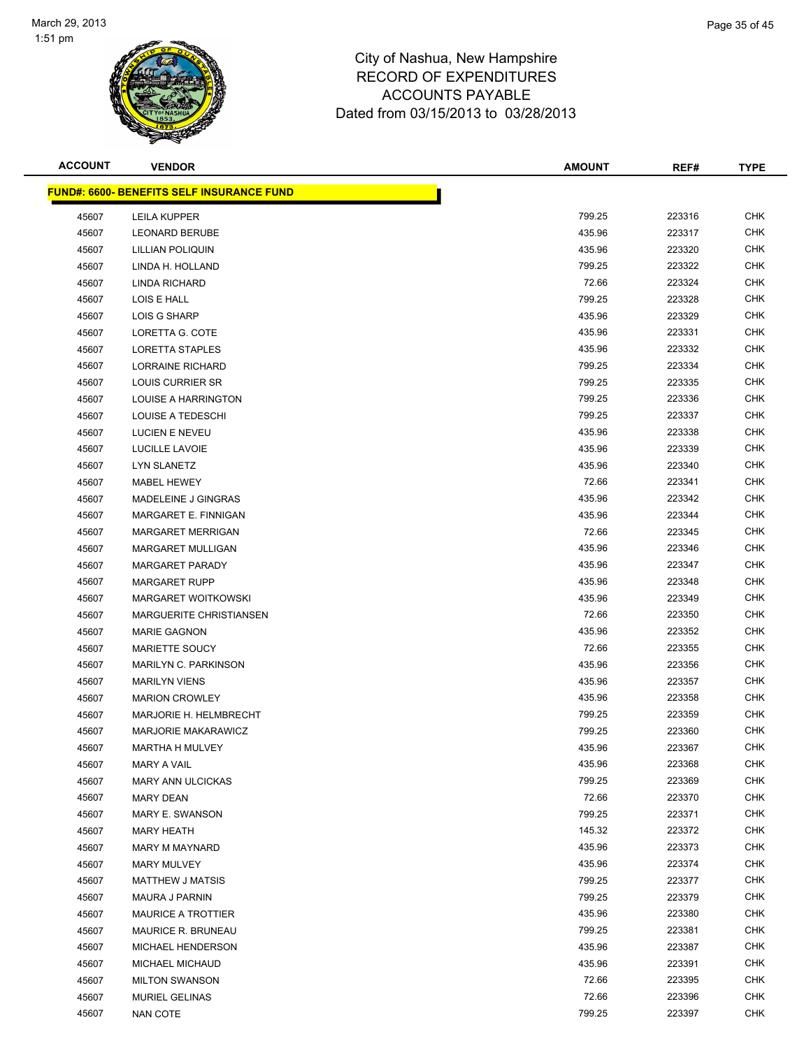City of Nashua, New Hampshire
RECORD OF EXPENDITURES
ACCOUNTS PAYABLE
Dated from 03/15/2013 to 03/28/2013

| ACCOUNT | VENDOR | AMOUNT | REF# | TYPE |
|---|---|---|---|---|
| **FUND#: 6600- BENEFITS SELF INSURANCE FUND** | | | | |
| 45607 | LEILA KUPPER | 799.25 | 223316 | CHK |
| 45607 | LEONARD BERUBE | 435.96 | 223317 | CHK |
| 45607 | LILLIAN POLIQUIN | 435.96 | 223320 | CHK |
| 45607 | LINDA H. HOLLAND | 799.25 | 223322 | CHK |
| 45607 | LINDA RICHARD | 72.66 | 223324 | CHK |
| 45607 | LOIS E HALL | 799.25 | 223328 | CHK |
| 45607 | LOIS G SHARP | 435.96 | 223329 | CHK |
| 45607 | LORETTA G. COTE | 435.96 | 223331 | CHK |
| 45607 | LORETTA STAPLES | 435.96 | 223332 | CHK |
| 45607 | LORRAINE RICHARD | 799.25 | 223334 | CHK |
| 45607 | LOUIS CURRIER SR | 799.25 | 223335 | CHK |
| 45607 | LOUISE A HARRINGTON | 799.25 | 223336 | CHK |
| 45607 | LOUISE A TEDESCHI | 799.25 | 223337 | CHK |
| 45607 | LUCIEN E NEVEU | 435.96 | 223338 | CHK |
| 45607 | LUCILLE LAVOIE | 435.96 | 223339 | CHK |
| 45607 | LYN SLANETZ | 435.96 | 223340 | CHK |
| 45607 | MABEL HEWEY | 72.66 | 223341 | CHK |
| 45607 | MADELEINE J GINGRAS | 435.96 | 223342 | CHK |
| 45607 | MARGARET E. FINNIGAN | 435.96 | 223344 | CHK |
| 45607 | MARGARET MERRIGAN | 72.66 | 223345 | CHK |
| 45607 | MARGARET MULLIGAN | 435.96 | 223346 | CHK |
| 45607 | MARGARET PARADY | 435.96 | 223347 | CHK |
| 45607 | MARGARET RUPP | 435.96 | 223348 | CHK |
| 45607 | MARGARET WOITKOWSKI | 435.96 | 223349 | CHK |
| 45607 | MARGUERITE CHRISTIANSEN | 72.66 | 223350 | CHK |
| 45607 | MARIE GAGNON | 435.96 | 223352 | CHK |
| 45607 | MARIETTE SOUCY | 72.66 | 223355 | CHK |
| 45607 | MARILYN C. PARKINSON | 435.96 | 223356 | CHK |
| 45607 | MARILYN VIENS | 435.96 | 223357 | CHK |
| 45607 | MARION CROWLEY | 435.96 | 223358 | CHK |
| 45607 | MARJORIE H. HELMBRECHT | 799.25 | 223359 | CHK |
| 45607 | MARJORIE MAKARAWICZ | 799.25 | 223360 | CHK |
| 45607 | MARTHA H MULVEY | 435.96 | 223367 | CHK |
| 45607 | MARY A VAIL | 435.96 | 223368 | CHK |
| 45607 | MARY ANN ULCICKAS | 799.25 | 223369 | CHK |
| 45607 | MARY DEAN | 72.66 | 223370 | CHK |
| 45607 | MARY E. SWANSON | 799.25 | 223371 | CHK |
| 45607 | MARY HEATH | 145.32 | 223372 | CHK |
| 45607 | MARY M MAYNARD | 435.96 | 223373 | CHK |
| 45607 | MARY MULVEY | 435.96 | 223374 | CHK |
| 45607 | MATTHEW J MATSIS | 799.25 | 223377 | CHK |
| 45607 | MAURA J PARNIN | 799.25 | 223379 | CHK |
| 45607 | MAURICE A TROTTIER | 435.96 | 223380 | CHK |
| 45607 | MAURICE R. BRUNEAU | 799.25 | 223381 | CHK |
| 45607 | MICHAEL HENDERSON | 435.96 | 223387 | CHK |
| 45607 | MICHAEL MICHAUD | 435.96 | 223391 | CHK |
| 45607 | MILTON SWANSON | 72.66 | 223395 | CHK |
| 45607 | MURIEL GELINAS | 72.66 | 223396 | CHK |
| 45607 | NAN COTE | 799.25 | 223397 | CHK |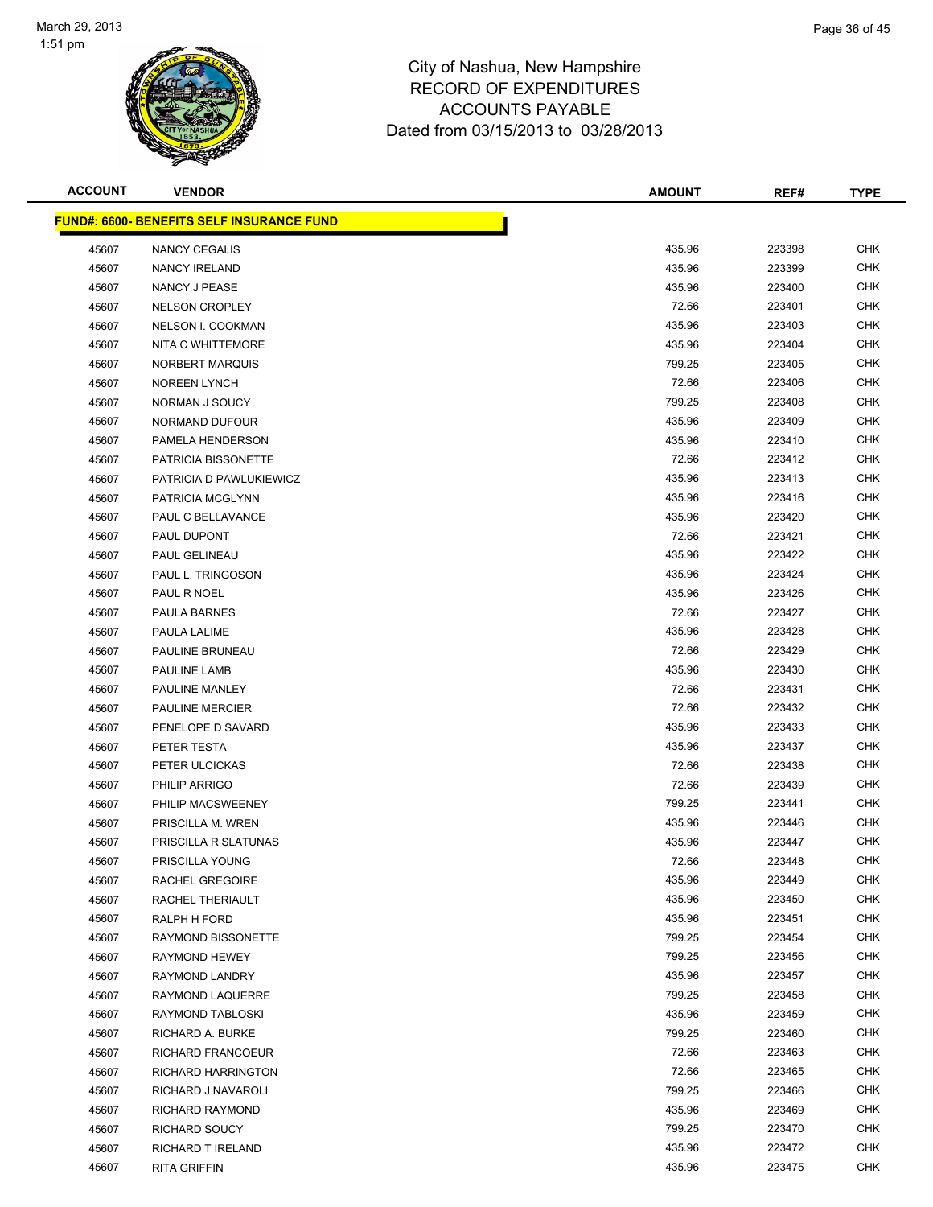# City of Nashua, New Hampshire
## RECORD OF EXPENDITURES
## ACCOUNTS PAYABLE
## Dated from 03/15/2013 to 03/28/2013

| ACCOUNT | VENDOR | AMOUNT | REF# | TYPE |
|---|---|---|---|---|
| **FUND#: 6600- BENEFITS SELF INSURANCE FUND** | | | | |
| 45607 | NANCY CEGALIS | 435.96 | 223398 | CHK |
| 45607 | NANCY IRELAND | 435.96 | 223399 | CHK |
| 45607 | NANCY J PEASE | 435.96 | 223400 | CHK |
| 45607 | NELSON CROPLEY | 72.66 | 223401 | CHK |
| 45607 | NELSON I. COOKMAN | 435.96 | 223403 | CHK |
| 45607 | NITA C WHITTEMORE | 435.96 | 223404 | CHK |
| 45607 | NORBERT MARQUIS | 799.25 | 223405 | CHK |
| 45607 | NOREEN LYNCH | 72.66 | 223406 | CHK |
| 45607 | NORMAN J SOUCY | 799.25 | 223408 | CHK |
| 45607 | NORMAND DUFOUR | 435.96 | 223409 | CHK |
| 45607 | PAMELA HENDERSON | 435.96 | 223410 | CHK |
| 45607 | PATRICIA BISSONETTE | 72.66 | 223412 | CHK |
| 45607 | PATRICIA D PAWLUKIEWICZ | 435.96 | 223413 | CHK |
| 45607 | PATRICIA MCGLYNN | 435.96 | 223416 | CHK |
| 45607 | PAUL C BELLAVANCE | 435.96 | 223420 | CHK |
| 45607 | PAUL DUPONT | 72.66 | 223421 | CHK |
| 45607 | PAUL GELINEAU | 435.96 | 223422 | CHK |
| 45607 | PAUL L. TRINGOSON | 435.96 | 223424 | CHK |
| 45607 | PAUL R NOEL | 435.96 | 223426 | CHK |
| 45607 | PAULA BARNES | 72.66 | 223427 | CHK |
| 45607 | PAULA LALIME | 435.96 | 223428 | CHK |
| 45607 | PAULINE BRUNEAU | 72.66 | 223429 | CHK |
| 45607 | PAULINE LAMB | 435.96 | 223430 | CHK |
| 45607 | PAULINE MANLEY | 72.66 | 223431 | CHK |
| 45607 | PAULINE MERCIER | 72.66 | 223432 | CHK |
| 45607 | PENELOPE D SAVARD | 435.96 | 223433 | CHK |
| 45607 | PETER TESTA | 435.96 | 223437 | CHK |
| 45607 | PETER ULCICKAS | 72.66 | 223438 | CHK |
| 45607 | PHILIP ARRIGO | 72.66 | 223439 | CHK |
| 45607 | PHILIP MACSWEENEY | 799.25 | 223441 | CHK |
| 45607 | PRISCILLA M. WREN | 435.96 | 223446 | CHK |
| 45607 | PRISCILLA R SLATUNAS | 435.96 | 223447 | CHK |
| 45607 | PRISCILLA YOUNG | 72.66 | 223448 | CHK |
| 45607 | RACHEL GREGOIRE | 435.96 | 223449 | CHK |
| 45607 | RACHEL THERIAULT | 435.96 | 223450 | CHK |
| 45607 | RALPH H FORD | 435.96 | 223451 | CHK |
| 45607 | RAYMOND BISSONETTE | 799.25 | 223454 | CHK |
| 45607 | RAYMOND HEWEY | 799.25 | 223456 | CHK |
| 45607 | RAYMOND LANDRY | 435.96 | 223457 | CHK |
| 45607 | RAYMOND LAQUERRE | 799.25 | 223458 | CHK |
| 45607 | RAYMOND TABLOSKI | 435.96 | 223459 | CHK |
| 45607 | RICHARD A. BURKE | 799.25 | 223460 | CHK |
| 45607 | RICHARD FRANCOEUR | 72.66 | 223463 | CHK |
| 45607 | RICHARD HARRINGTON | 72.66 | 223465 | CHK |
| 45607 | RICHARD J NAVAROLI | 799.25 | 223466 | CHK |
| 45607 | RICHARD RAYMOND | 435.96 | 223469 | CHK |
| 45607 | RICHARD SOUCY | 799.25 | 223470 | CHK |
| 45607 | RICHARD T IRELAND | 435.96 | 223472 | CHK |
| 45607 | RITA GRIFFIN | 435.96 | 223475 | CHK |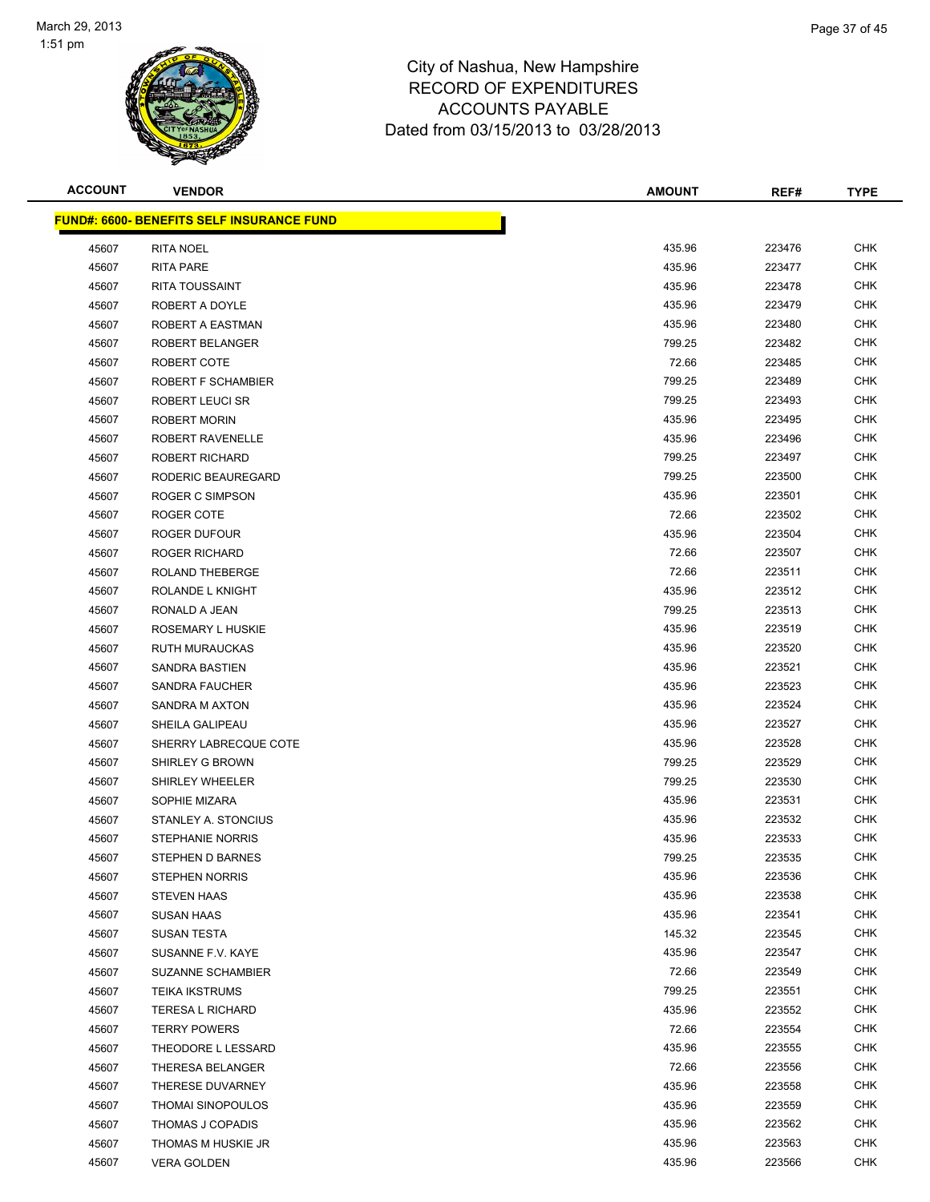City of Nashua, New Hampshire
RECORD OF EXPENDITURES
ACCOUNTS PAYABLE
Dated from 03/15/2013 to 03/28/2013

| ACCOUNT | VENDOR | AMOUNT | REF# | TYPE |
|---|---|---|---|---|
| **FUND#: 6600- BENEFITS SELF INSURANCE FUND** | | | | |
| 45607 | RITA NOEL | 435.96 | 223476 | CHK |
| 45607 | RITA PARE | 435.96 | 223477 | CHK |
| 45607 | RITA TOUSSAINT | 435.96 | 223478 | CHK |
| 45607 | ROBERT A DOYLE | 435.96 | 223479 | CHK |
| 45607 | ROBERT A EASTMAN | 435.96 | 223480 | CHK |
| 45607 | ROBERT BELANGER | 799.25 | 223482 | CHK |
| 45607 | ROBERT COTE | 72.66 | 223485 | CHK |
| 45607 | ROBERT F SCHAMBIER | 799.25 | 223489 | CHK |
| 45607 | ROBERT LEUCI SR | 799.25 | 223493 | CHK |
| 45607 | ROBERT MORIN | 435.96 | 223495 | CHK |
| 45607 | ROBERT RAVENELLE | 435.96 | 223496 | CHK |
| 45607 | ROBERT RICHARD | 799.25 | 223497 | CHK |
| 45607 | RODERIC BEAUREGARD | 799.25 | 223500 | CHK |
| 45607 | ROGER C SIMPSON | 435.96 | 223501 | CHK |
| 45607 | ROGER COTE | 72.66 | 223502 | CHK |
| 45607 | ROGER DUFOUR | 435.96 | 223504 | CHK |
| 45607 | ROGER RICHARD | 72.66 | 223507 | CHK |
| 45607 | ROLAND THEBERGE | 72.66 | 223511 | CHK |
| 45607 | ROLANDE L KNIGHT | 435.96 | 223512 | CHK |
| 45607 | RONALD A JEAN | 799.25 | 223513 | CHK |
| 45607 | ROSEMARY L HUSKIE | 435.96 | 223519 | CHK |
| 45607 | RUTH MURAUCKAS | 435.96 | 223520 | CHK |
| 45607 | SANDRA BASTIEN | 435.96 | 223521 | CHK |
| 45607 | SANDRA FAUCHER | 435.96 | 223523 | CHK |
| 45607 | SANDRA M AXTON | 435.96 | 223524 | CHK |
| 45607 | SHEILA GALIPEAU | 435.96 | 223527 | CHK |
| 45607 | SHERRY LABRECQUE COTE | 435.96 | 223528 | CHK |
| 45607 | SHIRLEY G BROWN | 799.25 | 223529 | CHK |
| 45607 | SHIRLEY WHEELER | 799.25 | 223530 | CHK |
| 45607 | SOPHIE MIZARA | 435.96 | 223531 | CHK |
| 45607 | STANLEY A. STONCIUS | 435.96 | 223532 | CHK |
| 45607 | STEPHANIE NORRIS | 435.96 | 223533 | CHK |
| 45607 | STEPHEN D BARNES | 799.25 | 223535 | CHK |
| 45607 | STEPHEN NORRIS | 435.96 | 223536 | CHK |
| 45607 | STEVEN HAAS | 435.96 | 223538 | CHK |
| 45607 | SUSAN HAAS | 435.96 | 223541 | CHK |
| 45607 | SUSAN TESTA | 145.32 | 223545 | CHK |
| 45607 | SUSANNE F.V. KAYE | 435.96 | 223547 | CHK |
| 45607 | SUZANNE SCHAMBIER | 72.66 | 223549 | CHK |
| 45607 | TEIKA IKSTRUMS | 799.25 | 223551 | CHK |
| 45607 | TERESA L RICHARD | 435.96 | 223552 | CHK |
| 45607 | TERRY POWERS | 72.66 | 223554 | CHK |
| 45607 | THEODORE L LESSARD | 435.96 | 223555 | CHK |
| 45607 | THERESA BELANGER | 72.66 | 223556 | CHK |
| 45607 | THERESE DUVARNEY | 435.96 | 223558 | CHK |
| 45607 | THOMAI SINOPOULOS | 435.96 | 223559 | CHK |
| 45607 | THOMAS J COPADIS | 435.96 | 223562 | CHK |
| 45607 | THOMAS M HUSKIE JR | 435.96 | 223563 | CHK |
| 45607 | VERA GOLDEN | 435.96 | 223566 | CHK |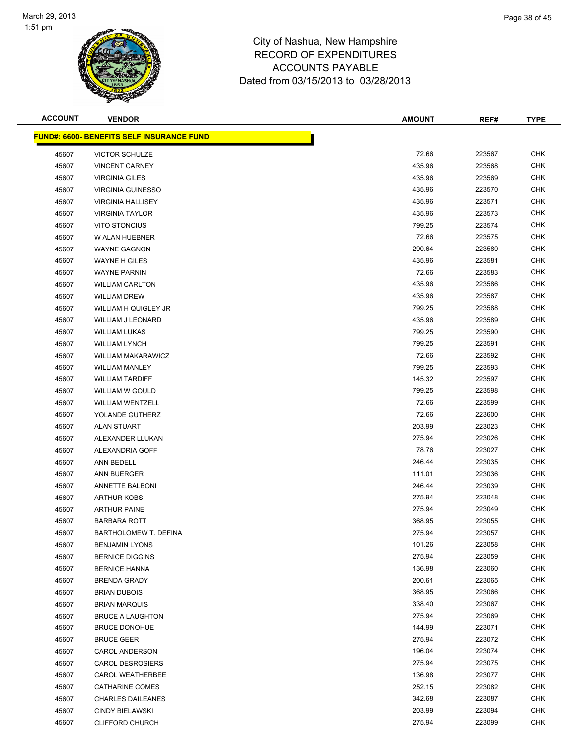City of Nashua, New Hampshire
RECORD OF EXPENDITURES
ACCOUNTS PAYABLE
Dated from 03/15/2013 to 03/28/2013

| ACCOUNT | VENDOR | AMOUNT | REF# | TYPE |
|---|---|---|---|---|
| **FUND#: 6600- BENEFITS SELF INSURANCE FUND** | | | | |
| 45607 | VICTOR SCHULZE | 72.66 | 223567 | CHK |
| 45607 | VINCENT CARNEY | 435.96 | 223568 | CHK |
| 45607 | VIRGINIA GILES | 435.96 | 223569 | CHK |
| 45607 | VIRGINIA GUINESSO | 435.96 | 223570 | CHK |
| 45607 | VIRGINIA HALLISEY | 435.96 | 223571 | CHK |
| 45607 | VIRGINIA TAYLOR | 435.96 | 223573 | CHK |
| 45607 | VITO STONCIUS | 799.25 | 223574 | CHK |
| 45607 | W ALAN HUEBNER | 72.66 | 223575 | CHK |
| 45607 | WAYNE GAGNON | 290.64 | 223580 | CHK |
| 45607 | WAYNE H GILES | 435.96 | 223581 | CHK |
| 45607 | WAYNE PARNIN | 72.66 | 223583 | CHK |
| 45607 | WILLIAM CARLTON | 435.96 | 223586 | CHK |
| 45607 | WILLIAM DREW | 435.96 | 223587 | CHK |
| 45607 | WILLIAM H QUIGLEY JR | 799.25 | 223588 | CHK |
| 45607 | WILLIAM J LEONARD | 435.96 | 223589 | CHK |
| 45607 | WILLIAM LUKAS | 799.25 | 223590 | CHK |
| 45607 | WILLIAM LYNCH | 799.25 | 223591 | CHK |
| 45607 | WILLIAM MAKARAWICZ | 72.66 | 223592 | CHK |
| 45607 | WILLIAM MANLEY | 799.25 | 223593 | CHK |
| 45607 | WILLIAM TARDIFF | 145.32 | 223597 | CHK |
| 45607 | WILLIAM W GOULD | 799.25 | 223598 | CHK |
| 45607 | WILLIAM WENTZELL | 72.66 | 223599 | CHK |
| 45607 | YOLANDE GUTHERZ | 72.66 | 223600 | CHK |
| 45607 | ALAN STUART | 203.99 | 223023 | CHK |
| 45607 | ALEXANDER LLUKAN | 275.94 | 223026 | CHK |
| 45607 | ALEXANDRIA GOFF | 78.76 | 223027 | CHK |
| 45607 | ANN BEDELL | 246.44 | 223035 | CHK |
| 45607 | ANN BUERGER | 111.01 | 223036 | CHK |
| 45607 | ANNETTE BALBONI | 246.44 | 223039 | CHK |
| 45607 | ARTHUR KOBS | 275.94 | 223048 | CHK |
| 45607 | ARTHUR PAINE | 275.94 | 223049 | CHK |
| 45607 | BARBARA ROTT | 368.95 | 223055 | CHK |
| 45607 | BARTHOLOMEW T. DEFINA | 275.94 | 223057 | CHK |
| 45607 | BENJAMIN LYONS | 101.26 | 223058 | CHK |
| 45607 | BERNICE DIGGINS | 275.94 | 223059 | CHK |
| 45607 | BERNICE HANNA | 136.98 | 223060 | CHK |
| 45607 | BRENDA GRADY | 200.61 | 223065 | CHK |
| 45607 | BRIAN DUBOIS | 368.95 | 223066 | CHK |
| 45607 | BRIAN MARQUIS | 338.40 | 223067 | CHK |
| 45607 | BRUCE A LAUGHTON | 275.94 | 223069 | CHK |
| 45607 | BRUCE DONOHUE | 144.99 | 223071 | CHK |
| 45607 | BRUCE GEER | 275.94 | 223072 | CHK |
| 45607 | CAROL ANDERSON | 196.04 | 223074 | CHK |
| 45607 | CAROL DESROSIERS | 275.94 | 223075 | CHK |
| 45607 | CAROL WEATHERBEE | 136.98 | 223077 | CHK |
| 45607 | CATHARINE COMES | 252.15 | 223082 | CHK |
| 45607 | CHARLES DAILEANES | 342.68 | 223087 | CHK |
| 45607 | CINDY BIELAWSKI | 203.99 | 223094 | CHK |
| 45607 | CLIFFORD CHURCH | 275.94 | 223099 | CHK |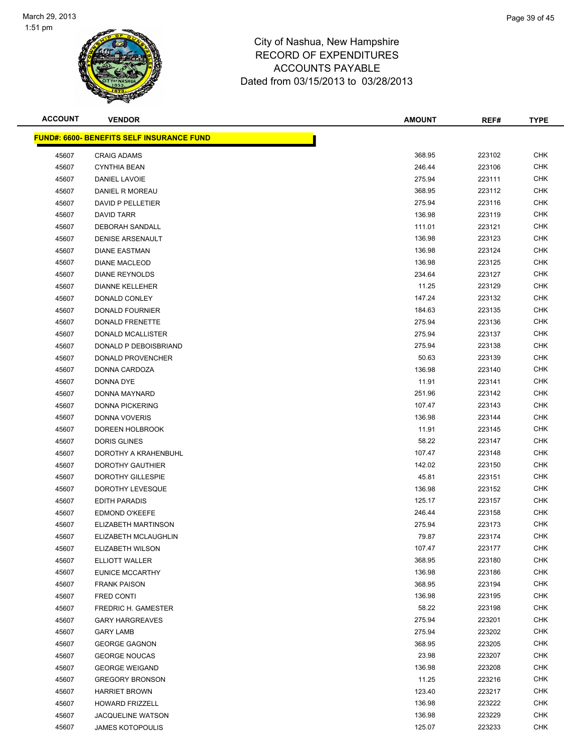City of Nashua, New Hampshire
RECORD OF EXPENDITURES
ACCOUNTS PAYABLE
Dated from 03/15/2013 to 03/28/2013

| ACCOUNT | VENDOR | AMOUNT | REF# | TYPE |
|---|---|---|---|---|
| **FUND#: 6600- BENEFITS SELF INSURANCE FUND** | | | | |
| 45607 | CRAIG ADAMS | 368.95 | 223102 | CHK |
| 45607 | CYNTHIA BEAN | 246.44 | 223106 | CHK |
| 45607 | DANIEL LAVOIE | 275.94 | 223111 | CHK |
| 45607 | DANIEL R MOREAU | 368.95 | 223112 | CHK |
| 45607 | DAVID P PELLETIER | 275.94 | 223116 | CHK |
| 45607 | DAVID TARR | 136.98 | 223119 | CHK |
| 45607 | DEBORAH SANDALL | 111.01 | 223121 | CHK |
| 45607 | DENISE ARSENAULT | 136.98 | 223123 | CHK |
| 45607 | DIANE EASTMAN | 136.98 | 223124 | CHK |
| 45607 | DIANE MACLEOD | 136.98 | 223125 | CHK |
| 45607 | DIANE REYNOLDS | 234.64 | 223127 | CHK |
| 45607 | DIANNE KELLEHER | 11.25 | 223129 | CHK |
| 45607 | DONALD CONLEY | 147.24 | 223132 | CHK |
| 45607 | DONALD FOURNIER | 184.63 | 223135 | CHK |
| 45607 | DONALD FRENETTE | 275.94 | 223136 | CHK |
| 45607 | DONALD MCALLISTER | 275.94 | 223137 | CHK |
| 45607 | DONALD P DEBOISBRIAND | 275.94 | 223138 | CHK |
| 45607 | DONALD PROVENCHER | 50.63 | 223139 | CHK |
| 45607 | DONNA CARDOZA | 136.98 | 223140 | CHK |
| 45607 | DONNA DYE | 11.91 | 223141 | CHK |
| 45607 | DONNA MAYNARD | 251.96 | 223142 | CHK |
| 45607 | DONNA PICKERING | 107.47 | 223143 | CHK |
| 45607 | DONNA VOVERIS | 136.98 | 223144 | CHK |
| 45607 | DOREEN HOLBROOK | 11.91 | 223145 | CHK |
| 45607 | DORIS GLINES | 58.22 | 223147 | CHK |
| 45607 | DOROTHY A KRAHENBUHL | 107.47 | 223148 | CHK |
| 45607 | DOROTHY GAUTHIER | 142.02 | 223150 | CHK |
| 45607 | DOROTHY GILLESPIE | 45.81 | 223151 | CHK |
| 45607 | DOROTHY LEVESQUE | 136.98 | 223152 | CHK |
| 45607 | EDITH PARADIS | 125.17 | 223157 | CHK |
| 45607 | EDMOND O'KEEFE | 246.44 | 223158 | CHK |
| 45607 | ELIZABETH MARTINSON | 275.94 | 223173 | CHK |
| 45607 | ELIZABETH MCLAUGHLIN | 79.87 | 223174 | CHK |
| 45607 | ELIZABETH WILSON | 107.47 | 223177 | CHK |
| 45607 | ELLIOTT WALLER | 368.95 | 223180 | CHK |
| 45607 | EUNICE MCCARTHY | 136.98 | 223186 | CHK |
| 45607 | FRANK PAISON | 368.95 | 223194 | CHK |
| 45607 | FRED CONTI | 136.98 | 223195 | CHK |
| 45607 | FREDRIC H. GAMESTER | 58.22 | 223198 | CHK |
| 45607 | GARY HARGREAVES | 275.94 | 223201 | CHK |
| 45607 | GARY LAMB | 275.94 | 223202 | CHK |
| 45607 | GEORGE GAGNON | 368.95 | 223205 | CHK |
| 45607 | GEORGE NOUCAS | 23.98 | 223207 | CHK |
| 45607 | GEORGE WEIGAND | 136.98 | 223208 | CHK |
| 45607 | GREGORY BRONSON | 11.25 | 223216 | CHK |
| 45607 | HARRIET BROWN | 123.40 | 223217 | CHK |
| 45607 | HOWARD FRIZZELL | 136.98 | 223222 | CHK |
| 45607 | JACQUELINE WATSON | 136.98 | 223229 | CHK |
| 45607 | JAMES KOTOPOULIS | 125.07 | 223233 | CHK |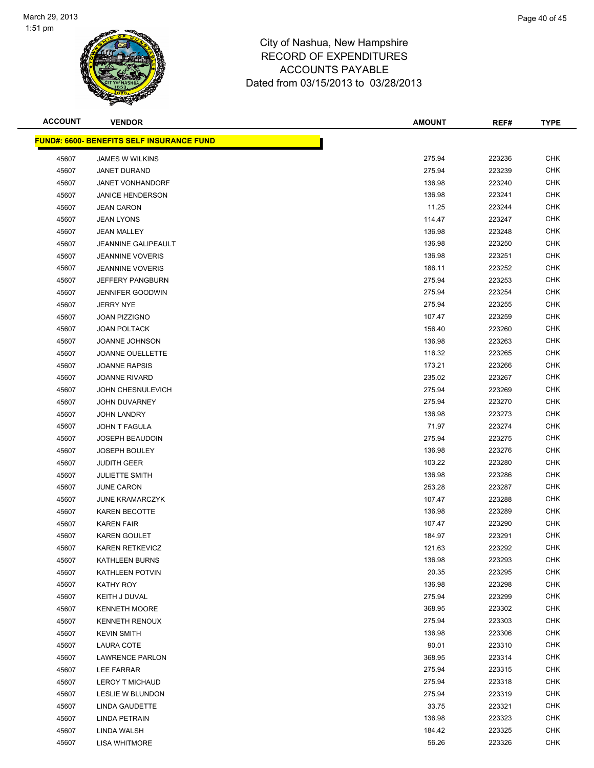# City of Nashua, New Hampshire
## RECORD OF EXPENDITURES
## ACCOUNTS PAYABLE
## Dated from 03/15/2013 to 03/28/2013

March 29, 2013
1:51 pm

| ACCOUNT | VENDOR | AMOUNT | REF# | TYPE |
|---|---|---|---|---|
| **FUND#: 6600- BENEFITS SELF INSURANCE FUND** | | | | |
| 45607 | JAMES W WILKINS | 275.94 | 223236 | CHK |
| 45607 | JANET DURAND | 275.94 | 223239 | CHK |
| 45607 | JANET VONHANDORF | 136.98 | 223240 | CHK |
| 45607 | JANICE HENDERSON | 136.98 | 223241 | CHK |
| 45607 | JEAN CARON | 11.25 | 223244 | CHK |
| 45607 | JEAN LYONS | 114.47 | 223247 | CHK |
| 45607 | JEAN MALLEY | 136.98 | 223248 | CHK |
| 45607 | JEANNINE GALIPEAULT | 136.98 | 223250 | CHK |
| 45607 | JEANNINE VOVERIS | 136.98 | 223251 | CHK |
| 45607 | JEANNINE VOVERIS | 186.11 | 223252 | CHK |
| 45607 | JEFFERY PANGBURN | 275.94 | 223253 | CHK |
| 45607 | JENNIFER GOODWIN | 275.94 | 223254 | CHK |
| 45607 | JERRY NYE | 275.94 | 223255 | CHK |
| 45607 | JOAN PIZZIGNO | 107.47 | 223259 | CHK |
| 45607 | JOAN POLTACK | 156.40 | 223260 | CHK |
| 45607 | JOANNE JOHNSON | 136.98 | 223263 | CHK |
| 45607 | JOANNE OUELLETTE | 116.32 | 223265 | CHK |
| 45607 | JOANNE RAPSIS | 173.21 | 223266 | CHK |
| 45607 | JOANNE RIVARD | 235.02 | 223267 | CHK |
| 45607 | JOHN CHESNULEVICH | 275.94 | 223269 | CHK |
| 45607 | JOHN DUVARNEY | 275.94 | 223270 | CHK |
| 45607 | JOHN LANDRY | 136.98 | 223273 | CHK |
| 45607 | JOHN T FAGULA | 71.97 | 223274 | CHK |
| 45607 | JOSEPH BEAUDOIN | 275.94 | 223275 | CHK |
| 45607 | JOSEPH BOULEY | 136.98 | 223276 | CHK |
| 45607 | JUDITH GEER | 103.22 | 223280 | CHK |
| 45607 | JULIETTE SMITH | 136.98 | 223286 | CHK |
| 45607 | JUNE CARON | 253.28 | 223287 | CHK |
| 45607 | JUNE KRAMARCZYK | 107.47 | 223288 | CHK |
| 45607 | KAREN BECOTTE | 136.98 | 223289 | CHK |
| 45607 | KAREN FAIR | 107.47 | 223290 | CHK |
| 45607 | KAREN GOULET | 184.97 | 223291 | CHK |
| 45607 | KAREN RETKEVICZ | 121.63 | 223292 | CHK |
| 45607 | KATHLEEN BURNS | 136.98 | 223293 | CHK |
| 45607 | KATHLEEN POTVIN | 20.35 | 223295 | CHK |
| 45607 | KATHY ROY | 136.98 | 223298 | CHK |
| 45607 | KEITH J DUVAL | 275.94 | 223299 | CHK |
| 45607 | KENNETH MOORE | 368.95 | 223302 | CHK |
| 45607 | KENNETH RENOUX | 275.94 | 223303 | CHK |
| 45607 | KEVIN SMITH | 136.98 | 223306 | CHK |
| 45607 | LAURA COTE | 90.01 | 223310 | CHK |
| 45607 | LAWRENCE PARLON | 368.95 | 223314 | CHK |
| 45607 | LEE FARRAR | 275.94 | 223315 | CHK |
| 45607 | LEROY T MICHAUD | 275.94 | 223318 | CHK |
| 45607 | LESLIE W BLUNDON | 275.94 | 223319 | CHK |
| 45607 | LINDA GAUDETTE | 33.75 | 223321 | CHK |
| 45607 | LINDA PETRAIN | 136.98 | 223323 | CHK |
| 45607 | LINDA WALSH | 184.42 | 223325 | CHK |
| 45607 | LISA WHITMORE | 56.26 | 223326 | CHK |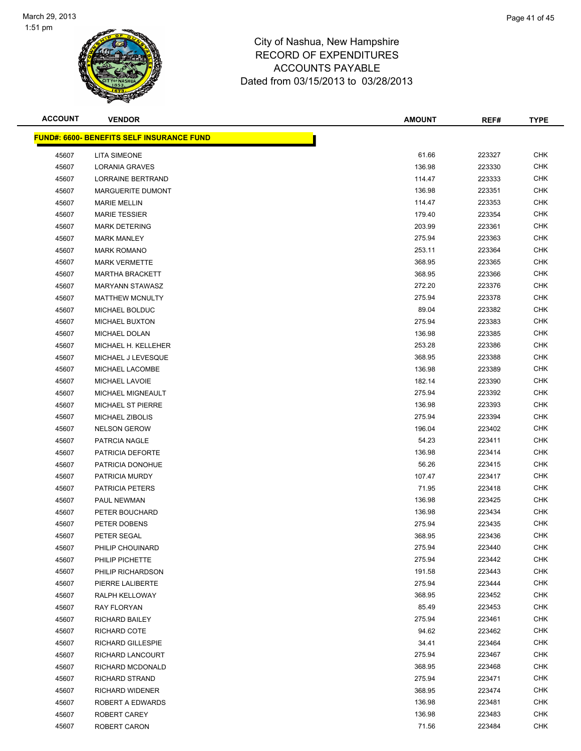# City of Nashua, New Hampshire
# RECORD OF EXPENDITURES
# ACCOUNTS PAYABLE
# Dated from 03/15/2013 to 03/28/2013

**FUND#: 6600- BENEFITS SELF INSURANCE FUND**

| ACCOUNT | VENDOR | AMOUNT | REF# | TYPE |
|---|---|---|---|---|
| 45607 | LITA SIMEONE | 61.66 | 223327 | CHK |
| 45607 | LORANIA GRAVES | 136.98 | 223330 | CHK |
| 45607 | LORRAINE BERTRAND | 114.47 | 223333 | CHK |
| 45607 | MARGUERITE DUMONT | 136.98 | 223351 | CHK |
| 45607 | MARIE MELLIN | 114.47 | 223353 | CHK |
| 45607 | MARIE TESSIER | 179.40 | 223354 | CHK |
| 45607 | MARK DETERING | 203.99 | 223361 | CHK |
| 45607 | MARK MANLEY | 275.94 | 223363 | CHK |
| 45607 | MARK ROMANO | 253.11 | 223364 | CHK |
| 45607 | MARK VERMETTE | 368.95 | 223365 | CHK |
| 45607 | MARTHA BRACKETT | 368.95 | 223366 | CHK |
| 45607 | MARYANN STAWASZ | 272.20 | 223376 | CHK |
| 45607 | MATTHEW MCNULTY | 275.94 | 223378 | CHK |
| 45607 | MICHAEL BOLDUC | 89.04 | 223382 | CHK |
| 45607 | MICHAEL BUXTON | 275.94 | 223383 | CHK |
| 45607 | MICHAEL DOLAN | 136.98 | 223385 | CHK |
| 45607 | MICHAEL H. KELLEHER | 253.28 | 223386 | CHK |
| 45607 | MICHAEL J LEVESQUE | 368.95 | 223388 | CHK |
| 45607 | MICHAEL LACOMBE | 136.98 | 223389 | CHK |
| 45607 | MICHAEL LAVOIE | 182.14 | 223390 | CHK |
| 45607 | MICHAEL MIGNEAULT | 275.94 | 223392 | CHK |
| 45607 | MICHAEL ST PIERRE | 136.98 | 223393 | CHK |
| 45607 | MICHAEL ZIBOLIS | 275.94 | 223394 | CHK |
| 45607 | NELSON GEROW | 196.04 | 223402 | CHK |
| 45607 | PATRCIA NAGLE | 54.23 | 223411 | CHK |
| 45607 | PATRICIA DEFORTE | 136.98 | 223414 | CHK |
| 45607 | PATRICIA DONOHUE | 56.26 | 223415 | CHK |
| 45607 | PATRICIA MURDY | 107.47 | 223417 | CHK |
| 45607 | PATRICIA PETERS | 71.95 | 223418 | CHK |
| 45607 | PAUL NEWMAN | 136.98 | 223425 | CHK |
| 45607 | PETER BOUCHARD | 136.98 | 223434 | CHK |
| 45607 | PETER DOBENS | 275.94 | 223435 | CHK |
| 45607 | PETER SEGAL | 368.95 | 223436 | CHK |
| 45607 | PHILIP CHOUINARD | 275.94 | 223440 | CHK |
| 45607 | PHILIP PICHETTE | 275.94 | 223442 | CHK |
| 45607 | PHILIP RICHARDSON | 191.58 | 223443 | CHK |
| 45607 | PIERRE LALIBERTE | 275.94 | 223444 | CHK |
| 45607 | RALPH KELLOWAY | 368.95 | 223452 | CHK |
| 45607 | RAY FLORYAN | 85.49 | 223453 | CHK |
| 45607 | RICHARD BAILEY | 275.94 | 223461 | CHK |
| 45607 | RICHARD COTE | 94.62 | 223462 | CHK |
| 45607 | RICHARD GILLESPIE | 34.41 | 223464 | CHK |
| 45607 | RICHARD LANCOURT | 275.94 | 223467 | CHK |
| 45607 | RICHARD MCDONALD | 368.95 | 223468 | CHK |
| 45607 | RICHARD STRAND | 275.94 | 223471 | CHK |
| 45607 | RICHARD WIDENER | 368.95 | 223474 | CHK |
| 45607 | ROBERT A EDWARDS | 136.98 | 223481 | CHK |
| 45607 | ROBERT CAREY | 136.98 | 223483 | CHK |
| 45607 | ROBERT CARON | 71.56 | 223484 | CHK |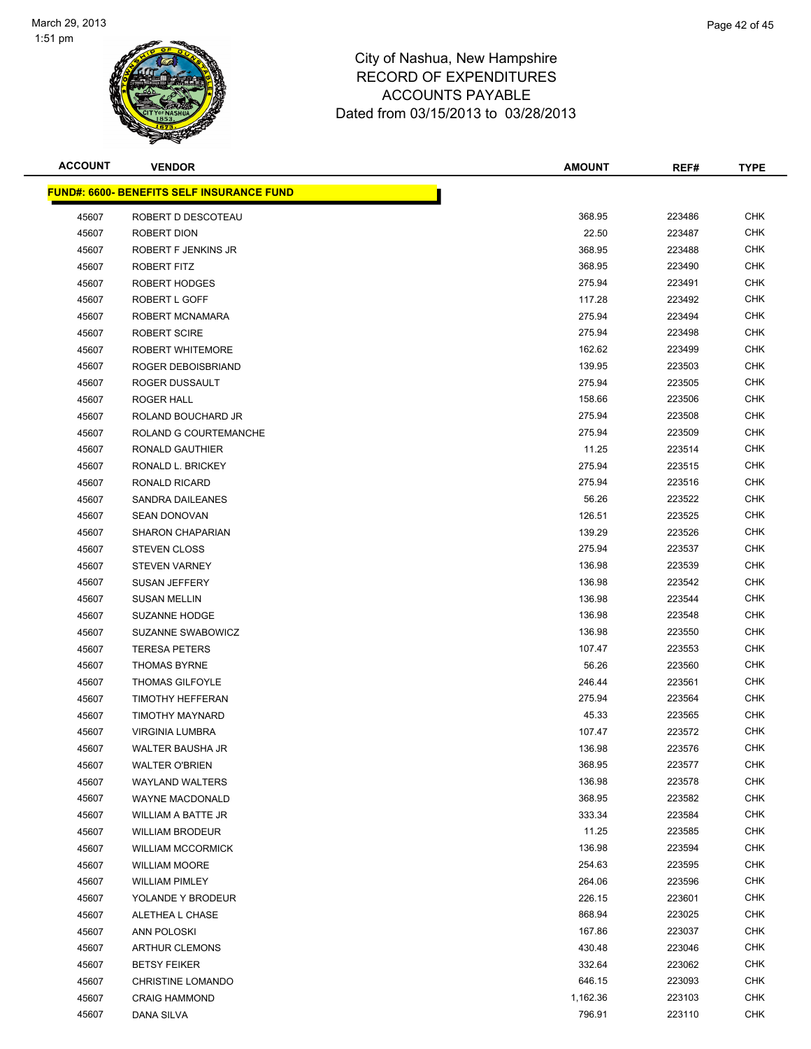City of Nashua, New Hampshire
RECORD OF EXPENDITURES
ACCOUNTS PAYABLE
Dated from 03/15/2013 to 03/28/2013

| ACCOUNT | VENDOR | AMOUNT | REF# | TYPE |
|---|---|---|---|---|
| **FUND#: 6600- BENEFITS SELF INSURANCE FUND** | | | | |
| 45607 | ROBERT D DESCOTEAU | 368.95 | 223486 | CHK |
| 45607 | ROBERT DION | 22.50 | 223487 | CHK |
| 45607 | ROBERT F JENKINS JR | 368.95 | 223488 | CHK |
| 45607 | ROBERT FITZ | 368.95 | 223490 | CHK |
| 45607 | ROBERT HODGES | 275.94 | 223491 | CHK |
| 45607 | ROBERT L GOFF | 117.28 | 223492 | CHK |
| 45607 | ROBERT MCNAMARA | 275.94 | 223494 | CHK |
| 45607 | ROBERT SCIRE | 275.94 | 223498 | CHK |
| 45607 | ROBERT WHITEMORE | 162.62 | 223499 | CHK |
| 45607 | ROGER DEBOISBRIAND | 139.95 | 223503 | CHK |
| 45607 | ROGER DUSSAULT | 275.94 | 223505 | CHK |
| 45607 | ROGER HALL | 158.66 | 223506 | CHK |
| 45607 | ROLAND BOUCHARD JR | 275.94 | 223508 | CHK |
| 45607 | ROLAND G COURTEMANCHE | 275.94 | 223509 | CHK |
| 45607 | RONALD GAUTHIER | 11.25 | 223514 | CHK |
| 45607 | RONALD L. BRICKEY | 275.94 | 223515 | CHK |
| 45607 | RONALD RICARD | 275.94 | 223516 | CHK |
| 45607 | SANDRA DAILEANES | 56.26 | 223522 | CHK |
| 45607 | SEAN DONOVAN | 126.51 | 223525 | CHK |
| 45607 | SHARON CHAPARIAN | 139.29 | 223526 | CHK |
| 45607 | STEVEN CLOSS | 275.94 | 223537 | CHK |
| 45607 | STEVEN VARNEY | 136.98 | 223539 | CHK |
| 45607 | SUSAN JEFFERY | 136.98 | 223542 | CHK |
| 45607 | SUSAN MELLIN | 136.98 | 223544 | CHK |
| 45607 | SUZANNE HODGE | 136.98 | 223548 | CHK |
| 45607 | SUZANNE SWABOWICZ | 136.98 | 223550 | CHK |
| 45607 | TERESA PETERS | 107.47 | 223553 | CHK |
| 45607 | THOMAS BYRNE | 56.26 | 223560 | CHK |
| 45607 | THOMAS GILFOYLE | 246.44 | 223561 | CHK |
| 45607 | TIMOTHY HEFFERAN | 275.94 | 223564 | CHK |
| 45607 | TIMOTHY MAYNARD | 45.33 | 223565 | CHK |
| 45607 | VIRGINIA LUMBRA | 107.47 | 223572 | CHK |
| 45607 | WALTER BAUSHA JR | 136.98 | 223576 | CHK |
| 45607 | WALTER O'BRIEN | 368.95 | 223577 | CHK |
| 45607 | WAYLAND WALTERS | 136.98 | 223578 | CHK |
| 45607 | WAYNE MACDONALD | 368.95 | 223582 | CHK |
| 45607 | WILLIAM A BATTE JR | 333.34 | 223584 | CHK |
| 45607 | WILLIAM BRODEUR | 11.25 | 223585 | CHK |
| 45607 | WILLIAM MCCORMICK | 136.98 | 223594 | CHK |
| 45607 | WILLIAM MOORE | 254.63 | 223595 | CHK |
| 45607 | WILLIAM PIMLEY | 264.06 | 223596 | CHK |
| 45607 | YOLANDE Y BRODEUR | 226.15 | 223601 | CHK |
| 45607 | ALETHEA L CHASE | 868.94 | 223025 | CHK |
| 45607 | ANN POLOSKI | 167.86 | 223037 | CHK |
| 45607 | ARTHUR CLEMONS | 430.48 | 223046 | CHK |
| 45607 | BETSY FEIKER | 332.64 | 223062 | CHK |
| 45607 | CHRISTINE LOMANDO | 646.15 | 223093 | CHK |
| 45607 | CRAIG HAMMOND | 1,162.36 | 223103 | CHK |
| 45607 | DANA SILVA | 796.91 | 223110 | CHK |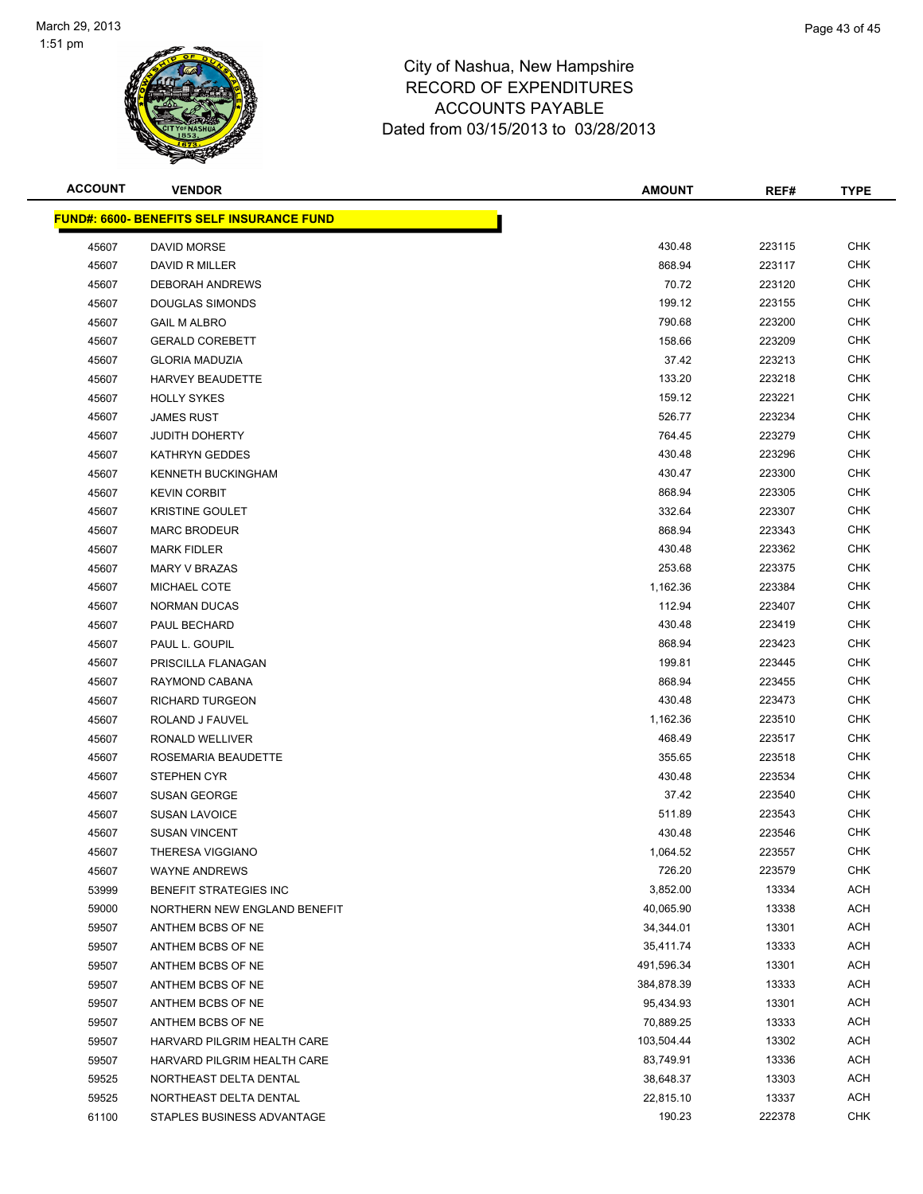City of Nashua, New Hampshire
RECORD OF EXPENDITURES
ACCOUNTS PAYABLE
Dated from 03/15/2013 to 03/28/2013

| ACCOUNT | VENDOR | AMOUNT | REF# | TYPE |
|---|---|---|---|---|
| **FUND#: 6600- BENEFITS SELF INSURANCE FUND** | | | | |
| 45607 | DAVID MORSE | 430.48 | 223115 | CHK |
| 45607 | DAVID R MILLER | 868.94 | 223117 | CHK |
| 45607 | DEBORAH ANDREWS | 70.72 | 223120 | CHK |
| 45607 | DOUGLAS SIMONDS | 199.12 | 223155 | CHK |
| 45607 | GAIL M ALBRO | 790.68 | 223200 | CHK |
| 45607 | GERALD COREBETT | 158.66 | 223209 | CHK |
| 45607 | GLORIA MADUZIA | 37.42 | 223213 | CHK |
| 45607 | HARVEY BEAUDETTE | 133.20 | 223218 | CHK |
| 45607 | HOLLY SYKES | 159.12 | 223221 | CHK |
| 45607 | JAMES RUST | 526.77 | 223234 | CHK |
| 45607 | JUDITH DOHERTY | 764.45 | 223279 | CHK |
| 45607 | KATHRYN GEDDES | 430.48 | 223296 | CHK |
| 45607 | KENNETH BUCKINGHAM | 430.47 | 223300 | CHK |
| 45607 | KEVIN CORBIT | 868.94 | 223305 | CHK |
| 45607 | KRISTINE GOULET | 332.64 | 223307 | CHK |
| 45607 | MARC BRODEUR | 868.94 | 223343 | CHK |
| 45607 | MARK FIDLER | 430.48 | 223362 | CHK |
| 45607 | MARY V BRAZAS | 253.68 | 223375 | CHK |
| 45607 | MICHAEL COTE | 1,162.36 | 223384 | CHK |
| 45607 | NORMAN DUCAS | 112.94 | 223407 | CHK |
| 45607 | PAUL BECHARD | 430.48 | 223419 | CHK |
| 45607 | PAUL L. GOUPIL | 868.94 | 223423 | CHK |
| 45607 | PRISCILLA FLANAGAN | 199.81 | 223445 | CHK |
| 45607 | RAYMOND CABANA | 868.94 | 223455 | CHK |
| 45607 | RICHARD TURGEON | 430.48 | 223473 | CHK |
| 45607 | ROLAND J FAUVEL | 1,162.36 | 223510 | CHK |
| 45607 | RONALD WELLIVER | 468.49 | 223517 | CHK |
| 45607 | ROSEMARIA BEAUDETTE | 355.65 | 223518 | CHK |
| 45607 | STEPHEN CYR | 430.48 | 223534 | CHK |
| 45607 | SUSAN GEORGE | 37.42 | 223540 | CHK |
| 45607 | SUSAN LAVOICE | 511.89 | 223543 | CHK |
| 45607 | SUSAN VINCENT | 430.48 | 223546 | CHK |
| 45607 | THERESA VIGGIANO | 1,064.52 | 223557 | CHK |
| 45607 | WAYNE ANDREWS | 726.20 | 223579 | CHK |
| 53999 | BENEFIT STRATEGIES INC | 3,852.00 | 13334 | ACH |
| 59000 | NORTHERN NEW ENGLAND BENEFIT | 40,065.90 | 13338 | ACH |
| 59507 | ANTHEM BCBS OF NE | 34,344.01 | 13301 | ACH |
| 59507 | ANTHEM BCBS OF NE | 35,411.74 | 13333 | ACH |
| 59507 | ANTHEM BCBS OF NE | 491,596.34 | 13301 | ACH |
| 59507 | ANTHEM BCBS OF NE | 384,878.39 | 13333 | ACH |
| 59507 | ANTHEM BCBS OF NE | 95,434.93 | 13301 | ACH |
| 59507 | ANTHEM BCBS OF NE | 70,889.25 | 13333 | ACH |
| 59507 | HARVARD PILGRIM HEALTH CARE | 103,504.44 | 13302 | ACH |
| 59507 | HARVARD PILGRIM HEALTH CARE | 83,749.91 | 13336 | ACH |
| 59525 | NORTHEAST DELTA DENTAL | 38,648.37 | 13303 | ACH |
| 59525 | NORTHEAST DELTA DENTAL | 22,815.10 | 13337 | ACH |
| 61100 | STAPLES BUSINESS ADVANTAGE | 190.23 | 222378 | CHK |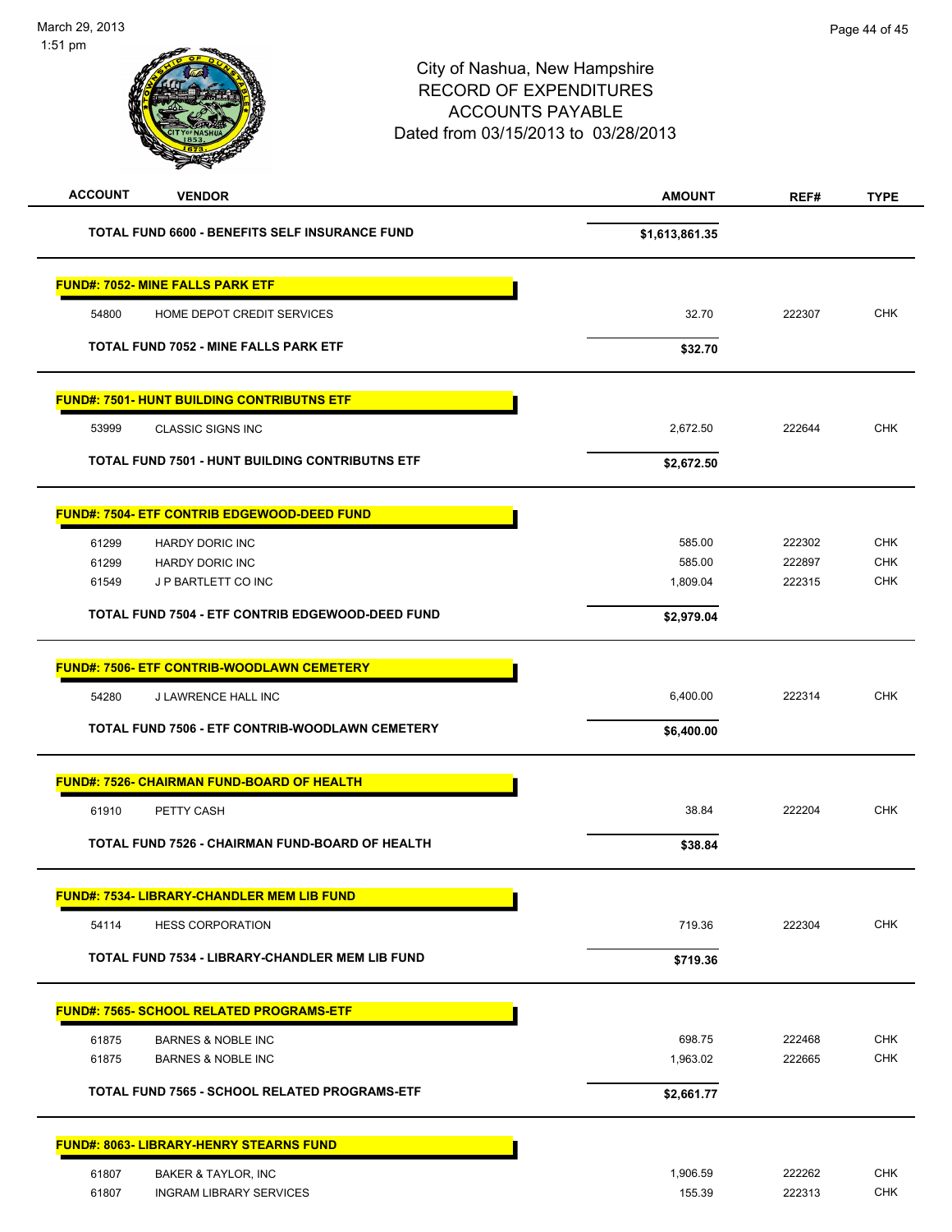City of Nashua, New Hampshire
RECORD OF EXPENDITURES
ACCOUNTS PAYABLE
Dated from 03/15/2013 to 03/28/2013

| ACCOUNT | VENDOR | AMOUNT | REF# | TYPE |
|---|---|---|---|---|
| | **TOTAL FUND 6600 - BENEFITS SELF INSURANCE FUND** | **$1,613,861.35** | | |
| | **FUND#: 7052- MINE FALLS PARK ETF** | | | |
| 54800 | HOME DEPOT CREDIT SERVICES | 32.70 | 222307 | CHK |
| | **TOTAL FUND 7052 - MINE FALLS PARK ETF** | **$32.70** | | |
| | **FUND#: 7501- HUNT BUILDING CONTRIBUTNS ETF** | | | |
| 53999 | CLASSIC SIGNS INC | 2,672.50 | 222644 | CHK |
| | **TOTAL FUND 7501 - HUNT BUILDING CONTRIBUTNS ETF** | **$2,672.50** | | |
| | **FUND#: 7504- ETF CONTRIB EDGEWOOD-DEED FUND** | | | |
| 61299 | HARDY DORIC INC | 585.00 | 222302 | CHK |
| 61299 | HARDY DORIC INC | 585.00 | 222897 | CHK |
| 61549 | J P BARTLETT CO INC | 1,809.04 | 222315 | CHK |
| | **TOTAL FUND 7504 - ETF CONTRIB EDGEWOOD-DEED FUND** | **$2,979.04** | | |
| | **FUND#: 7506- ETF CONTRIB-WOODLAWN CEMETERY** | | | |
| 54280 | J LAWRENCE HALL INC | 6,400.00 | 222314 | CHK |
| | **TOTAL FUND 7506 - ETF CONTRIB-WOODLAWN CEMETERY** | **$6,400.00** | | |
| | **FUND#: 7526- CHAIRMAN FUND-BOARD OF HEALTH** | | | |
| 61910 | PETTY CASH | 38.84 | 222204 | CHK |
| | **TOTAL FUND 7526 - CHAIRMAN FUND-BOARD OF HEALTH** | **$38.84** | | |
| | **FUND#: 7534- LIBRARY-CHANDLER MEM LIB FUND** | | | |
| 54114 | HESS CORPORATION | 719.36 | 222304 | CHK |
| | **TOTAL FUND 7534 - LIBRARY-CHANDLER MEM LIB FUND** | **$719.36** | | |
| | **FUND#: 7565- SCHOOL RELATED PROGRAMS-ETF** | | | |
| 61875 | BARNES & NOBLE INC | 698.75 | 222468 | CHK |
| 61875 | BARNES & NOBLE INC | 1,963.02 | 222665 | CHK |
| | **TOTAL FUND 7565 - SCHOOL RELATED PROGRAMS-ETF** | **$2,661.77** | | |
| | **FUND#: 8063- LIBRARY-HENRY STEARNS FUND** | | | |
| 61807 | BAKER & TAYLOR, INC | 1,906.59 | 222262 | CHK |
| 61807 | INGRAM LIBRARY SERVICES | 155.39 | 222313 | CHK |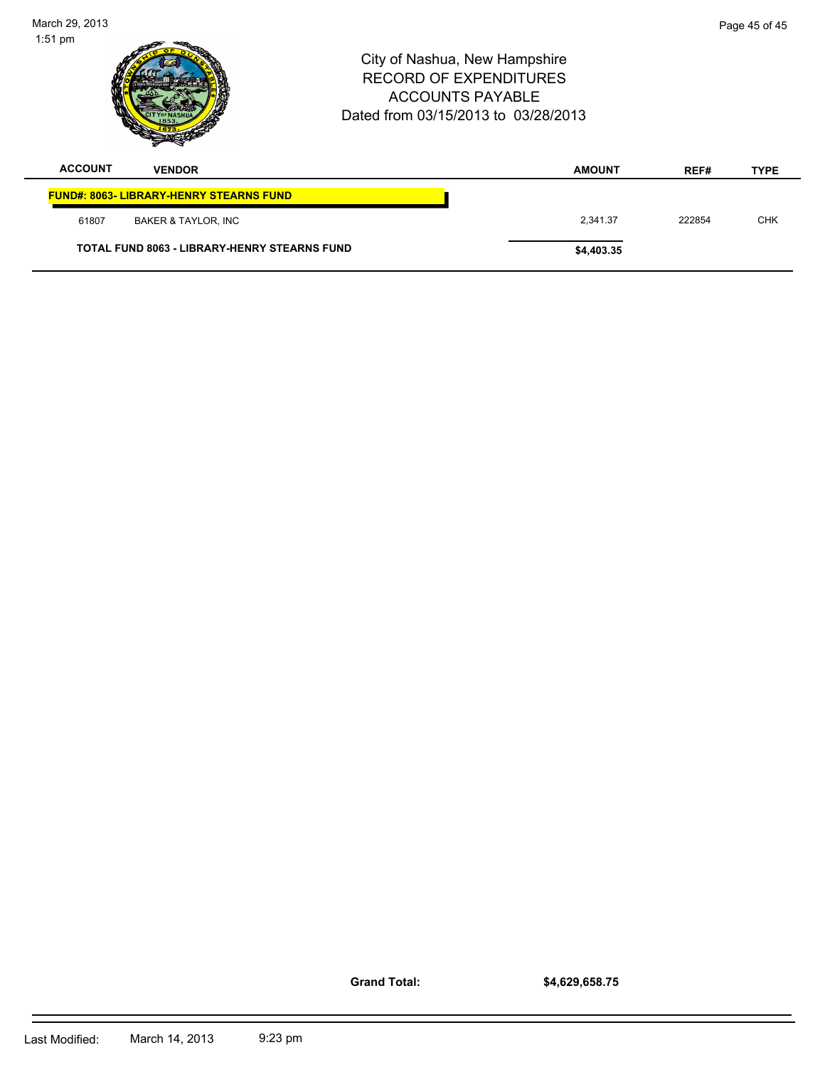City of Nashua, New Hampshire
RECORD OF EXPENDITURES
ACCOUNTS PAYABLE
Dated from 03/15/2013 to 03/28/2013

| ACCOUNT | VENDOR | AMOUNT | REF# | TYPE |
|---|---|---|---|---|
| **FUND#: 8063- LIBRARY-HENRY STEARNS FUND** | | | | |
| 61807 | BAKER & TAYLOR, INC | 2,341.37 | 222854 | CHK |
| **TOTAL FUND 8063 - LIBRARY-HENRY STEARNS FUND** | | **$4,403.35** | | |

**Grand Total:** **$4,629,658.75**

Last Modified: March 14, 2013 9:23 pm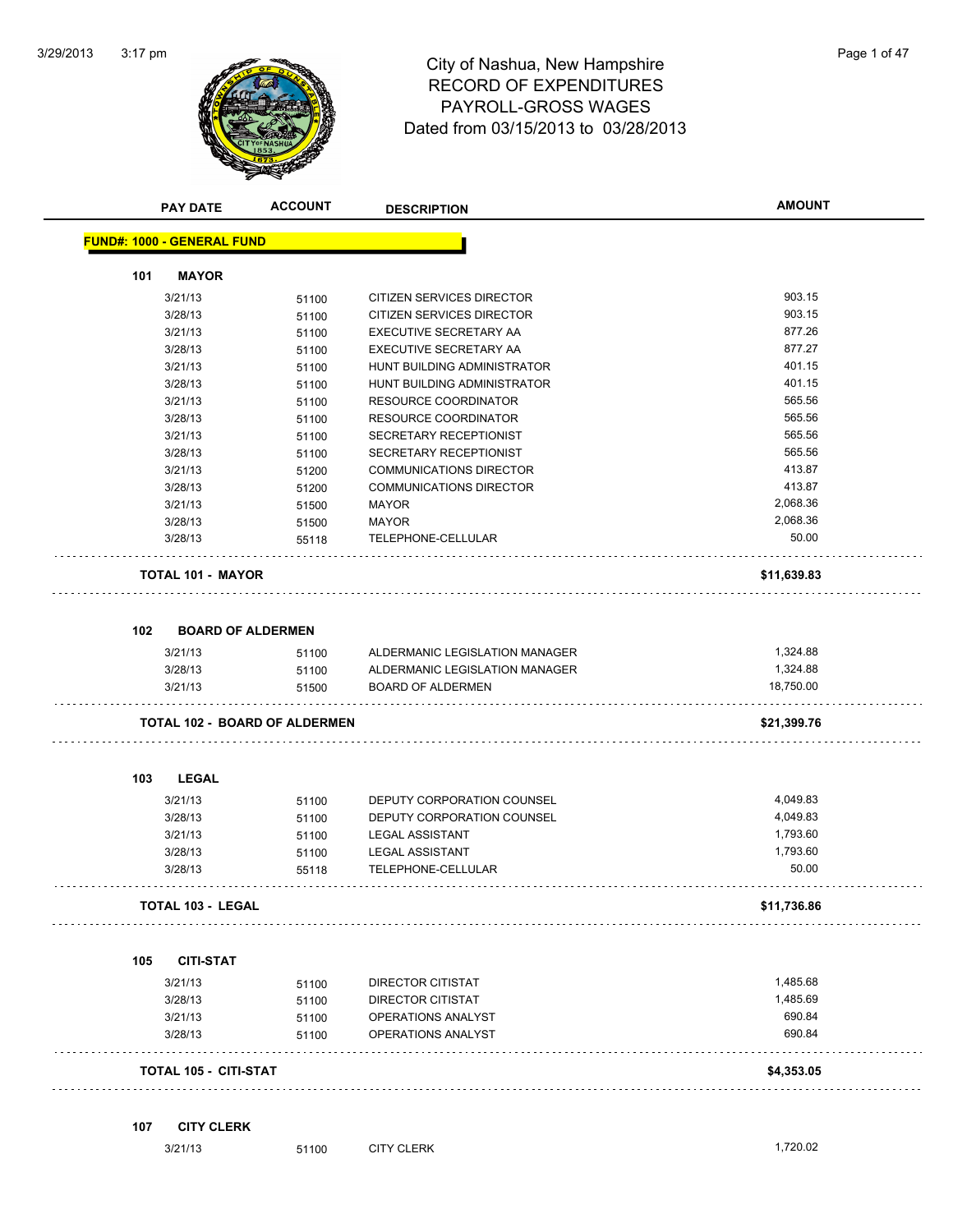# City of Nashua, New Hampshire
## RECORD OF EXPENDITURES
## PAYROLL-GROSS WAGES
### Dated from 03/15/2013 to 03/28/2013

| PAY DATE | ACCOUNT | DESCRIPTION | AMOUNT |
|---|---|---|---|

**FUND#: 1000 - GENERAL FUND**

**101 MAYOR**

| PAY DATE | ACCOUNT | DESCRIPTION | AMOUNT |
|---|---|---|---|
| 3/21/13 | 51100 | CITIZEN SERVICES DIRECTOR | 903.15 |
| 3/28/13 | 51100 | CITIZEN SERVICES DIRECTOR | 903.15 |
| 3/21/13 | 51100 | EXECUTIVE SECRETARY AA | 877.26 |
| 3/28/13 | 51100 | EXECUTIVE SECRETARY AA | 877.27 |
| 3/21/13 | 51100 | HUNT BUILDING ADMINISTRATOR | 401.15 |
| 3/28/13 | 51100 | HUNT BUILDING ADMINISTRATOR | 401.15 |
| 3/21/13 | 51100 | RESOURCE COORDINATOR | 565.56 |
| 3/28/13 | 51100 | RESOURCE COORDINATOR | 565.56 |
| 3/21/13 | 51100 | SECRETARY RECEPTIONIST | 565.56 |
| 3/28/13 | 51100 | SECRETARY RECEPTIONIST | 565.56 |
| 3/21/13 | 51200 | COMMUNICATIONS DIRECTOR | 413.87 |
| 3/28/13 | 51200 | COMMUNICATIONS DIRECTOR | 413.87 |
| 3/21/13 | 51500 | MAYOR | 2,068.36 |
| 3/28/13 | 51500 | MAYOR | 2,068.36 |
| 3/28/13 | 55118 | TELEPHONE-CELLULAR | 50.00 |

**TOTAL 101 - MAYOR** **$11,639.83**

**102 BOARD OF ALDERMEN**

| PAY DATE | ACCOUNT | DESCRIPTION | AMOUNT |
|---|---|---|---|
| 3/21/13 | 51100 | ALDERMANIC LEGISLATION MANAGER | 1,324.88 |
| 3/28/13 | 51100 | ALDERMANIC LEGISLATION MANAGER | 1,324.88 |
| 3/21/13 | 51500 | BOARD OF ALDERMEN | 18,750.00 |

**TOTAL 102 - BOARD OF ALDERMEN** **$21,399.76**

**103 LEGAL**

| PAY DATE | ACCOUNT | DESCRIPTION | AMOUNT |
|---|---|---|---|
| 3/21/13 | 51100 | DEPUTY CORPORATION COUNSEL | 4,049.83 |
| 3/28/13 | 51100 | DEPUTY CORPORATION COUNSEL | 4,049.83 |
| 3/21/13 | 51100 | LEGAL ASSISTANT | 1,793.60 |
| 3/28/13 | 51100 | LEGAL ASSISTANT | 1,793.60 |
| 3/28/13 | 55118 | TELEPHONE-CELLULAR | 50.00 |

**TOTAL 103 - LEGAL** **$11,736.86**

**105 CITI-STAT**

| PAY DATE | ACCOUNT | DESCRIPTION | AMOUNT |
|---|---|---|---|
| 3/21/13 | 51100 | DIRECTOR CITISTAT | 1,485.68 |
| 3/28/13 | 51100 | DIRECTOR CITISTAT | 1,485.69 |
| 3/21/13 | 51100 | OPERATIONS ANALYST | 690.84 |
| 3/28/13 | 51100 | OPERATIONS ANALYST | 690.84 |

**TOTAL 105 - CITI-STAT** **$4,353.05**

**107 CITY CLERK**

| PAY DATE | ACCOUNT | DESCRIPTION | AMOUNT |
|---|---|---|---|
| 3/21/13 | 51100 | CITY CLERK | 1,720.02 |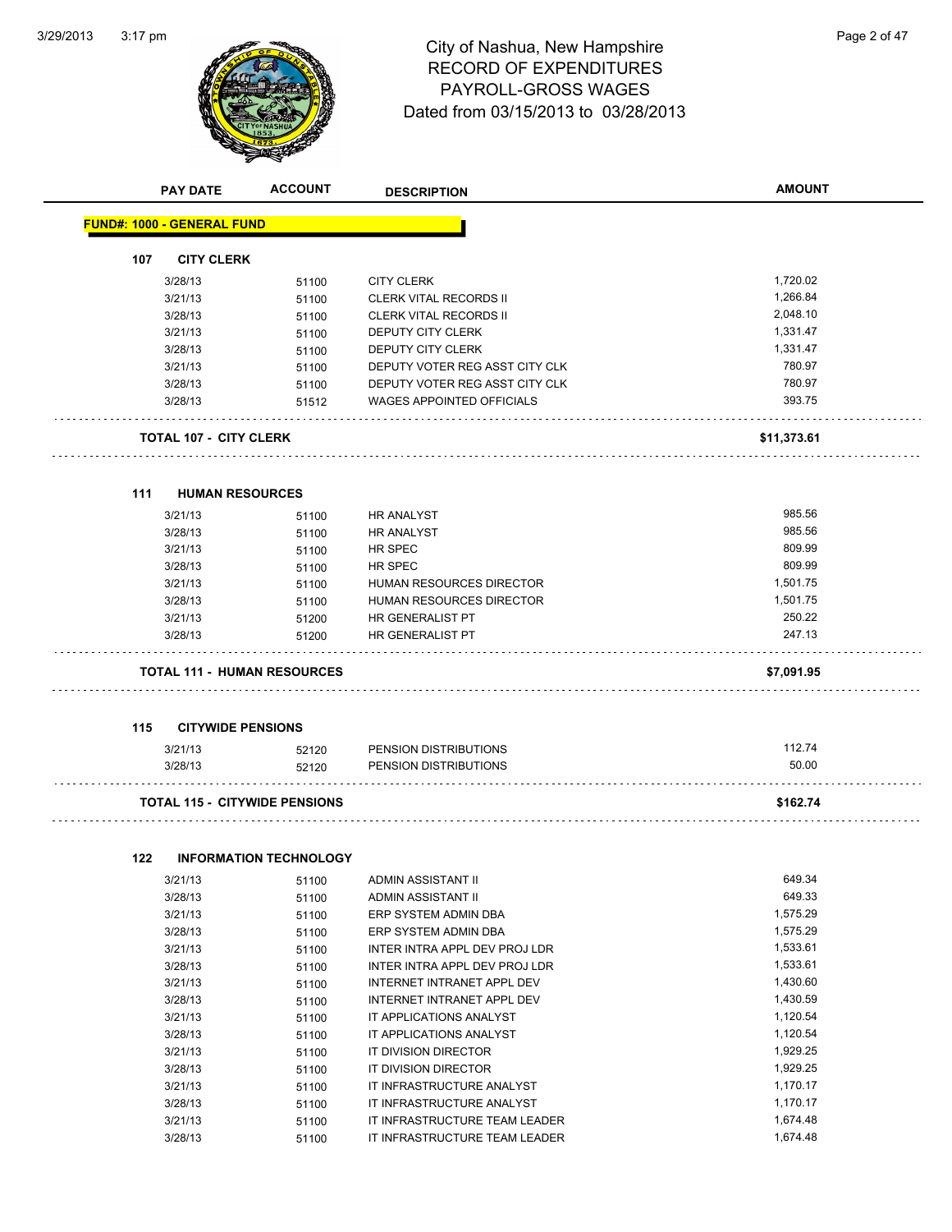# City of Nashua, New Hampshire
## RECORD OF EXPENDITURES
## PAYROLL-GROSS WAGES
## Dated from 03/15/2013 to 03/28/2013

| PAY DATE | ACCOUNT | DESCRIPTION | AMOUNT |
|---|---|---|---|

**FUND#: 1000 - GENERAL FUND**

### 107 CITY CLERK

| PAY DATE | ACCOUNT | DESCRIPTION | AMOUNT |
|---|---|---|---|
| 3/28/13 | 51100 | CITY CLERK | 1,720.02 |
| 3/21/13 | 51100 | CLERK VITAL RECORDS II | 1,266.84 |
| 3/28/13 | 51100 | CLERK VITAL RECORDS II | 2,048.10 |
| 3/21/13 | 51100 | DEPUTY CITY CLERK | 1,331.47 |
| 3/28/13 | 51100 | DEPUTY CITY CLERK | 1,331.47 |
| 3/21/13 | 51100 | DEPUTY VOTER REG ASST CITY CLK | 780.97 |
| 3/28/13 | 51100 | DEPUTY VOTER REG ASST CITY CLK | 780.97 |
| 3/28/13 | 51512 | WAGES APPOINTED OFFICIALS | 393.75 |
| **TOTAL 107 - CITY CLERK** | | | **$11,373.61** |

### 111 HUMAN RESOURCES

| PAY DATE | ACCOUNT | DESCRIPTION | AMOUNT |
|---|---|---|---|
| 3/21/13 | 51100 | HR ANALYST | 985.56 |
| 3/28/13 | 51100 | HR ANALYST | 985.56 |
| 3/21/13 | 51100 | HR SPEC | 809.99 |
| 3/28/13 | 51100 | HR SPEC | 809.99 |
| 3/21/13 | 51100 | HUMAN RESOURCES DIRECTOR | 1,501.75 |
| 3/28/13 | 51100 | HUMAN RESOURCES DIRECTOR | 1,501.75 |
| 3/21/13 | 51200 | HR GENERALIST PT | 250.22 |
| 3/28/13 | 51200 | HR GENERALIST PT | 247.13 |
| **TOTAL 111 - HUMAN RESOURCES** | | | **$7,091.95** |

### 115 CITYWIDE PENSIONS

| PAY DATE | ACCOUNT | DESCRIPTION | AMOUNT |
|---|---|---|---|
| 3/21/13 | 52120 | PENSION DISTRIBUTIONS | 112.74 |
| 3/28/13 | 52120 | PENSION DISTRIBUTIONS | 50.00 |
| **TOTAL 115 - CITYWIDE PENSIONS** | | | **$162.74** |

### 122 INFORMATION TECHNOLOGY

| PAY DATE | ACCOUNT | DESCRIPTION | AMOUNT |
|---|---|---|---|
| 3/21/13 | 51100 | ADMIN ASSISTANT II | 649.34 |
| 3/28/13 | 51100 | ADMIN ASSISTANT II | 649.33 |
| 3/21/13 | 51100 | ERP SYSTEM ADMIN DBA | 1,575.29 |
| 3/28/13 | 51100 | ERP SYSTEM ADMIN DBA | 1,575.29 |
| 3/21/13 | 51100 | INTER INTRA APPL DEV PROJ LDR | 1,533.61 |
| 3/28/13 | 51100 | INTER INTRA APPL DEV PROJ LDR | 1,533.61 |
| 3/21/13 | 51100 | INTERNET INTRANET APPL DEV | 1,430.60 |
| 3/28/13 | 51100 | INTERNET INTRANET APPL DEV | 1,430.59 |
| 3/21/13 | 51100 | IT APPLICATIONS ANALYST | 1,120.54 |
| 3/28/13 | 51100 | IT APPLICATIONS ANALYST | 1,120.54 |
| 3/21/13 | 51100 | IT DIVISION DIRECTOR | 1,929.25 |
| 3/28/13 | 51100 | IT DIVISION DIRECTOR | 1,929.25 |
| 3/21/13 | 51100 | IT INFRASTRUCTURE ANALYST | 1,170.17 |
| 3/28/13 | 51100 | IT INFRASTRUCTURE ANALYST | 1,170.17 |
| 3/21/13 | 51100 | IT INFRASTRUCTURE TEAM LEADER | 1,674.48 |
| 3/28/13 | 51100 | IT INFRASTRUCTURE TEAM LEADER | 1,674.48 |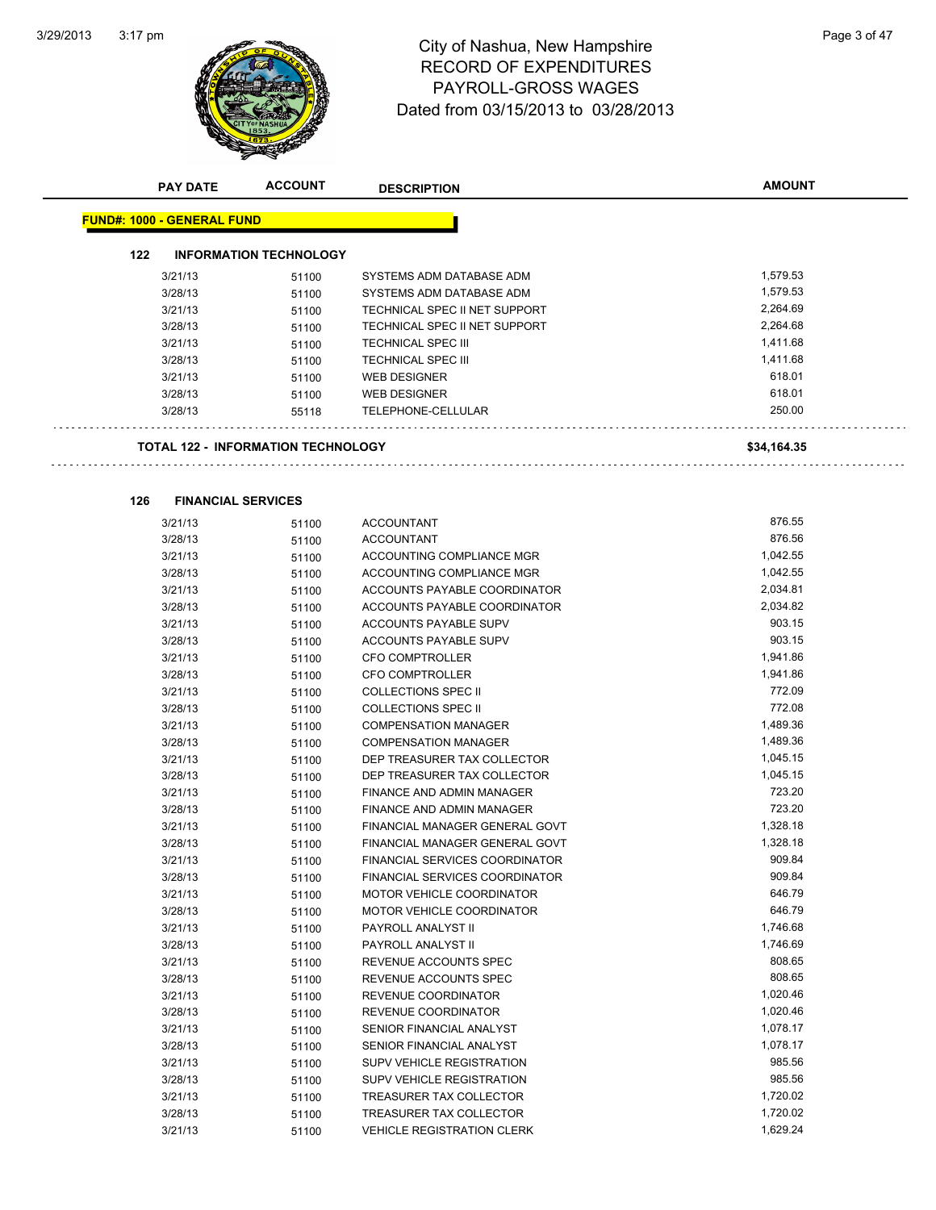# City of Nashua, New Hampshire
## RECORD OF EXPENDITURES
## PAYROLL-GROSS WAGES
Dated from 03/15/2013 to 03/28/2013

**FUND#: 1000 - GENERAL FUND**

### 122 INFORMATION TECHNOLOGY

| PAY DATE | ACCOUNT | DESCRIPTION | AMOUNT |
|---|---|---|---|
| 3/21/13 | 51100 | SYSTEMS ADM DATABASE ADM | 1,579.53 |
| 3/28/13 | 51100 | SYSTEMS ADM DATABASE ADM | 1,579.53 |
| 3/21/13 | 51100 | TECHNICAL SPEC II NET SUPPORT | 2,264.69 |
| 3/28/13 | 51100 | TECHNICAL SPEC II NET SUPPORT | 2,264.68 |
| 3/21/13 | 51100 | TECHNICAL SPEC III | 1,411.68 |
| 3/28/13 | 51100 | TECHNICAL SPEC III | 1,411.68 |
| 3/21/13 | 51100 | WEB DESIGNER | 618.01 |
| 3/28/13 | 51100 | WEB DESIGNER | 618.01 |
| 3/28/13 | 55118 | TELEPHONE-CELLULAR | 250.00 |

**TOTAL 122 - INFORMATION TECHNOLOGY** **$34,164.35**

### 126 FINANCIAL SERVICES

| PAY DATE | ACCOUNT | DESCRIPTION | AMOUNT |
|---|---|---|---|
| 3/21/13 | 51100 | ACCOUNTANT | 876.55 |
| 3/28/13 | 51100 | ACCOUNTANT | 876.56 |
| 3/21/13 | 51100 | ACCOUNTING COMPLIANCE MGR | 1,042.55 |
| 3/28/13 | 51100 | ACCOUNTING COMPLIANCE MGR | 1,042.55 |
| 3/21/13 | 51100 | ACCOUNTS PAYABLE COORDINATOR | 2,034.81 |
| 3/28/13 | 51100 | ACCOUNTS PAYABLE COORDINATOR | 2,034.82 |
| 3/21/13 | 51100 | ACCOUNTS PAYABLE SUPV | 903.15 |
| 3/28/13 | 51100 | ACCOUNTS PAYABLE SUPV | 903.15 |
| 3/21/13 | 51100 | CFO COMPTROLLER | 1,941.86 |
| 3/28/13 | 51100 | CFO COMPTROLLER | 1,941.86 |
| 3/21/13 | 51100 | COLLECTIONS SPEC II | 772.09 |
| 3/28/13 | 51100 | COLLECTIONS SPEC II | 772.08 |
| 3/21/13 | 51100 | COMPENSATION MANAGER | 1,489.36 |
| 3/28/13 | 51100 | COMPENSATION MANAGER | 1,489.36 |
| 3/21/13 | 51100 | DEP TREASURER TAX COLLECTOR | 1,045.15 |
| 3/28/13 | 51100 | DEP TREASURER TAX COLLECTOR | 1,045.15 |
| 3/21/13 | 51100 | FINANCE AND ADMIN MANAGER | 723.20 |
| 3/28/13 | 51100 | FINANCE AND ADMIN MANAGER | 723.20 |
| 3/21/13 | 51100 | FINANCIAL MANAGER GENERAL GOVT | 1,328.18 |
| 3/28/13 | 51100 | FINANCIAL MANAGER GENERAL GOVT | 1,328.18 |
| 3/21/13 | 51100 | FINANCIAL SERVICES COORDINATOR | 909.84 |
| 3/28/13 | 51100 | FINANCIAL SERVICES COORDINATOR | 909.84 |
| 3/21/13 | 51100 | MOTOR VEHICLE COORDINATOR | 646.79 |
| 3/28/13 | 51100 | MOTOR VEHICLE COORDINATOR | 646.79 |
| 3/21/13 | 51100 | PAYROLL ANALYST II | 1,746.68 |
| 3/28/13 | 51100 | PAYROLL ANALYST II | 1,746.69 |
| 3/21/13 | 51100 | REVENUE ACCOUNTS SPEC | 808.65 |
| 3/28/13 | 51100 | REVENUE ACCOUNTS SPEC | 808.65 |
| 3/21/13 | 51100 | REVENUE COORDINATOR | 1,020.46 |
| 3/28/13 | 51100 | REVENUE COORDINATOR | 1,020.46 |
| 3/21/13 | 51100 | SENIOR FINANCIAL ANALYST | 1,078.17 |
| 3/28/13 | 51100 | SENIOR FINANCIAL ANALYST | 1,078.17 |
| 3/21/13 | 51100 | SUPV VEHICLE REGISTRATION | 985.56 |
| 3/28/13 | 51100 | SUPV VEHICLE REGISTRATION | 985.56 |
| 3/21/13 | 51100 | TREASURER TAX COLLECTOR | 1,720.02 |
| 3/28/13 | 51100 | TREASURER TAX COLLECTOR | 1,720.02 |
| 3/21/13 | 51100 | VEHICLE REGISTRATION CLERK | 1,629.24 |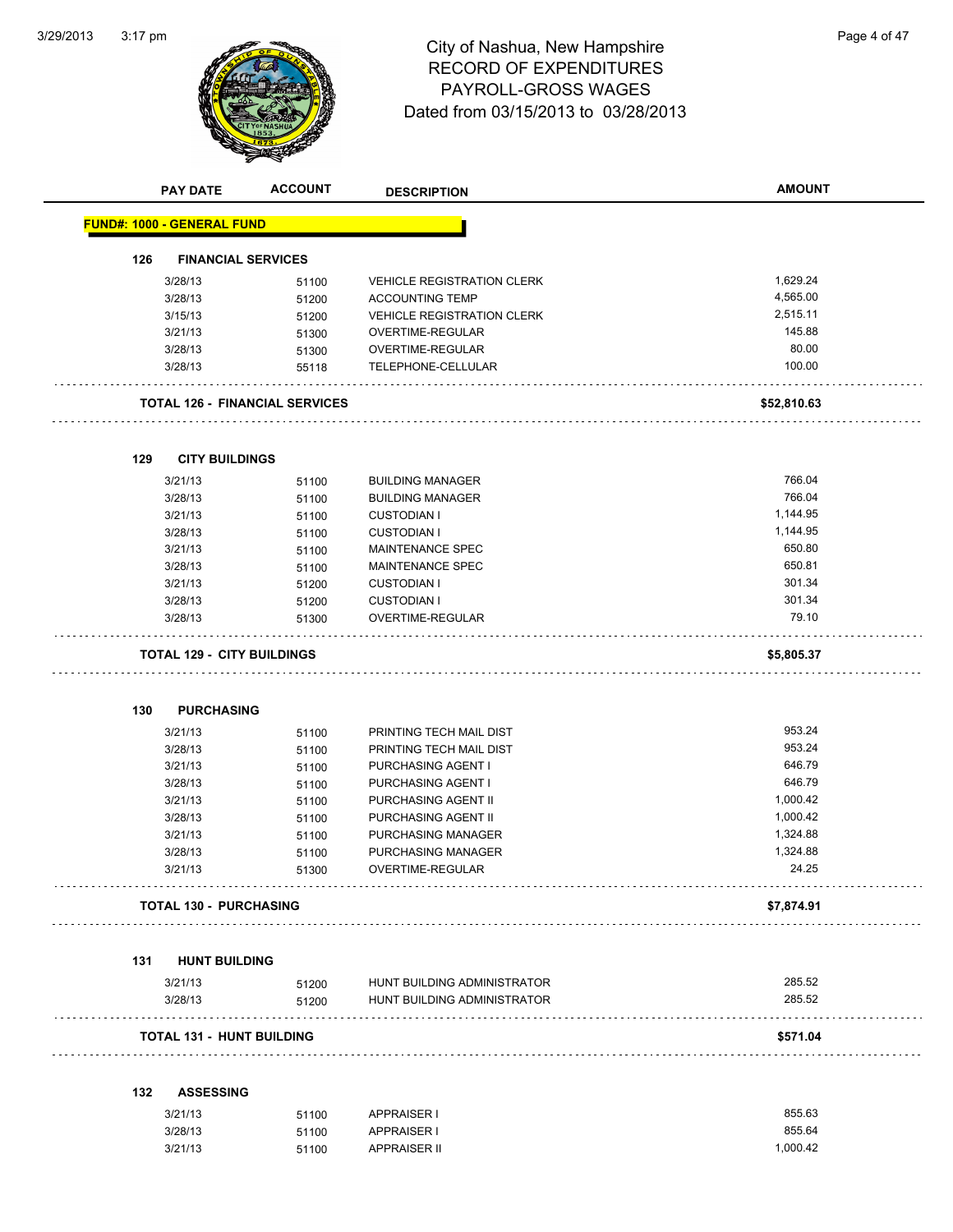# City of Nashua, New Hampshire
## RECORD OF EXPENDITURES
## PAYROLL-GROSS WAGES
## Dated from 03/15/2013 to 03/28/2013

| PAY DATE | ACCOUNT | DESCRIPTION | AMOUNT |
|---|---|---|---|

**FUND#: 1000 - GENERAL FUND**

### 126 FINANCIAL SERVICES

| PAY DATE | ACCOUNT | DESCRIPTION | AMOUNT |
|---|---|---|---|
| 3/28/13 | 51100 | VEHICLE REGISTRATION CLERK | 1,629.24 |
| 3/28/13 | 51200 | ACCOUNTING TEMP | 4,565.00 |
| 3/15/13 | 51200 | VEHICLE REGISTRATION CLERK | 2,515.11 |
| 3/21/13 | 51300 | OVERTIME-REGULAR | 145.88 |
| 3/28/13 | 51300 | OVERTIME-REGULAR | 80.00 |
| 3/28/13 | 55118 | TELEPHONE-CELLULAR | 100.00 |
| **TOTAL 126 - FINANCIAL SERVICES** | | | **$52,810.63** |

### 129 CITY BUILDINGS

| PAY DATE | ACCOUNT | DESCRIPTION | AMOUNT |
|---|---|---|---|
| 3/21/13 | 51100 | BUILDING MANAGER | 766.04 |
| 3/28/13 | 51100 | BUILDING MANAGER | 766.04 |
| 3/21/13 | 51100 | CUSTODIAN I | 1,144.95 |
| 3/28/13 | 51100 | CUSTODIAN I | 1,144.95 |
| 3/21/13 | 51100 | MAINTENANCE SPEC | 650.80 |
| 3/28/13 | 51100 | MAINTENANCE SPEC | 650.81 |
| 3/21/13 | 51200 | CUSTODIAN I | 301.34 |
| 3/28/13 | 51200 | CUSTODIAN I | 301.34 |
| 3/28/13 | 51300 | OVERTIME-REGULAR | 79.10 |
| **TOTAL 129 - CITY BUILDINGS** | | | **$5,805.37** |

### 130 PURCHASING

| PAY DATE | ACCOUNT | DESCRIPTION | AMOUNT |
|---|---|---|---|
| 3/21/13 | 51100 | PRINTING TECH MAIL DIST | 953.24 |
| 3/28/13 | 51100 | PRINTING TECH MAIL DIST | 953.24 |
| 3/21/13 | 51100 | PURCHASING AGENT I | 646.79 |
| 3/28/13 | 51100 | PURCHASING AGENT I | 646.79 |
| 3/21/13 | 51100 | PURCHASING AGENT II | 1,000.42 |
| 3/28/13 | 51100 | PURCHASING AGENT II | 1,000.42 |
| 3/21/13 | 51100 | PURCHASING MANAGER | 1,324.88 |
| 3/28/13 | 51100 | PURCHASING MANAGER | 1,324.88 |
| 3/21/13 | 51300 | OVERTIME-REGULAR | 24.25 |
| **TOTAL 130 - PURCHASING** | | | **$7,874.91** |

### 131 HUNT BUILDING

| PAY DATE | ACCOUNT | DESCRIPTION | AMOUNT |
|---|---|---|---|
| 3/21/13 | 51200 | HUNT BUILDING ADMINISTRATOR | 285.52 |
| 3/28/13 | 51200 | HUNT BUILDING ADMINISTRATOR | 285.52 |
| **TOTAL 131 - HUNT BUILDING** | | | **$571.04** |

### 132 ASSESSING

| PAY DATE | ACCOUNT | DESCRIPTION | AMOUNT |
|---|---|---|---|
| 3/21/13 | 51100 | APPRAISER I | 855.63 |
| 3/28/13 | 51100 | APPRAISER I | 855.64 |
| 3/21/13 | 51100 | APPRAISER II | 1,000.42 |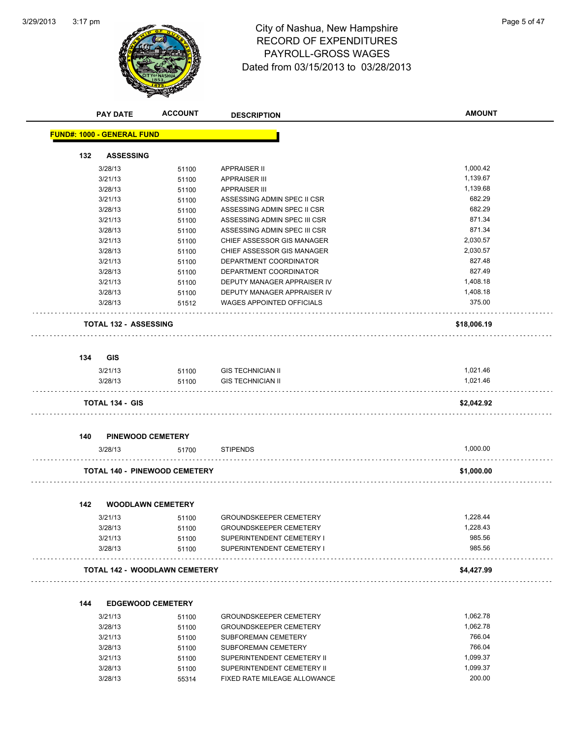# City of Nashua, New Hampshire
## RECORD OF EXPENDITURES
## PAYROLL-GROSS WAGES
### Dated from 03/15/2013 to 03/28/2013

**FUND#: 1000 - GENERAL FUND**

| PAY DATE | ACCOUNT | DESCRIPTION | AMOUNT |
|---|---|---|---|
| **132 ASSESSING** | | | |
| 3/28/13 | 51100 | APPRAISER II | 1,000.42 |
| 3/21/13 | 51100 | APPRAISER III | 1,139.67 |
| 3/28/13 | 51100 | APPRAISER III | 1,139.68 |
| 3/21/13 | 51100 | ASSESSING ADMIN SPEC II CSR | 682.29 |
| 3/28/13 | 51100 | ASSESSING ADMIN SPEC II CSR | 682.29 |
| 3/21/13 | 51100 | ASSESSING ADMIN SPEC III CSR | 871.34 |
| 3/28/13 | 51100 | ASSESSING ADMIN SPEC III CSR | 871.34 |
| 3/21/13 | 51100 | CHIEF ASSESSOR GIS MANAGER | 2,030.57 |
| 3/28/13 | 51100 | CHIEF ASSESSOR GIS MANAGER | 2,030.57 |
| 3/21/13 | 51100 | DEPARTMENT COORDINATOR | 827.48 |
| 3/28/13 | 51100 | DEPARTMENT COORDINATOR | 827.49 |
| 3/21/13 | 51100 | DEPUTY MANAGER APPRAISER IV | 1,408.18 |
| 3/28/13 | 51100 | DEPUTY MANAGER APPRAISER IV | 1,408.18 |
| 3/28/13 | 51512 | WAGES APPOINTED OFFICIALS | 375.00 |
| **TOTAL 132 - ASSESSING** | | | **$18,006.19** |
| **134 GIS** | | | |
| 3/21/13 | 51100 | GIS TECHNICIAN II | 1,021.46 |
| 3/28/13 | 51100 | GIS TECHNICIAN II | 1,021.46 |
| **TOTAL 134 - GIS** | | | **$2,042.92** |
| **140 PINEWOOD CEMETERY** | | | |
| 3/28/13 | 51700 | STIPENDS | 1,000.00 |
| **TOTAL 140 - PINEWOOD CEMETERY** | | | **$1,000.00** |
| **142 WOODLAWN CEMETERY** | | | |
| 3/21/13 | 51100 | GROUNDSKEEPER CEMETERY | 1,228.44 |
| 3/28/13 | 51100 | GROUNDSKEEPER CEMETERY | 1,228.43 |
| 3/21/13 | 51100 | SUPERINTENDENT CEMETERY I | 985.56 |
| 3/28/13 | 51100 | SUPERINTENDENT CEMETERY I | 985.56 |
| **TOTAL 142 - WOODLAWN CEMETERY** | | | **$4,427.99** |
| **144 EDGEWOOD CEMETERY** | | | |
| 3/21/13 | 51100 | GROUNDSKEEPER CEMETERY | 1,062.78 |
| 3/28/13 | 51100 | GROUNDSKEEPER CEMETERY | 1,062.78 |
| 3/21/13 | 51100 | SUBFOREMAN CEMETERY | 766.04 |
| 3/28/13 | 51100 | SUBFOREMAN CEMETERY | 766.04 |
| 3/21/13 | 51100 | SUPERINTENDENT CEMETERY II | 1,099.37 |
| 3/28/13 | 51100 | SUPERINTENDENT CEMETERY II | 1,099.37 |
| 3/28/13 | 55314 | FIXED RATE MILEAGE ALLOWANCE | 200.00 |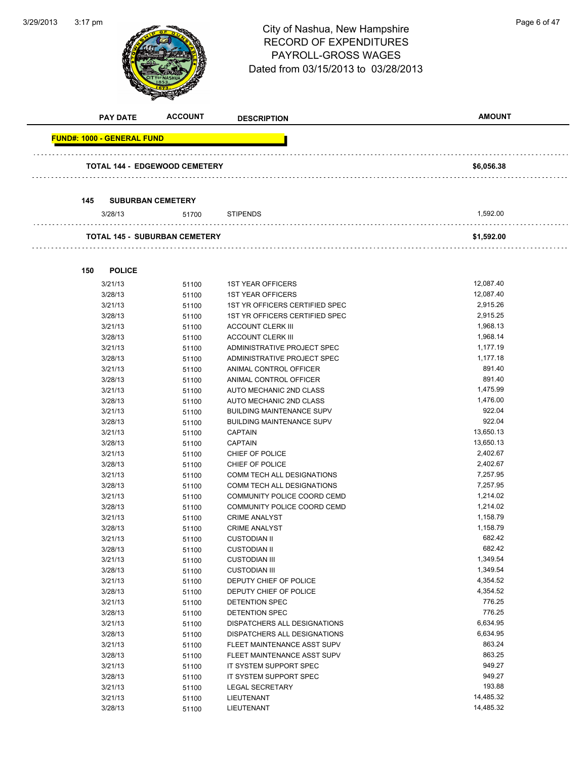# City of Nashua, New Hampshire
## RECORD OF EXPENDITURES
## PAYROLL-GROSS WAGES
## Dated from 03/15/2013 to 03/28/2013

| PAY DATE | ACCOUNT | DESCRIPTION | AMOUNT |
|---|---|---|---|
| **FUND#: 1000 - GENERAL FUND** | | | |
| **TOTAL 144 - EDGEWOOD CEMETERY** | | | **$6,056.38** |
| **145 SUBURBAN CEMETERY** | | | |
| 3/28/13 | 51700 | STIPENDS | 1,592.00 |
| **TOTAL 145 - SUBURBAN CEMETERY** | | | **$1,592.00** |
| **150 POLICE** | | | |
| 3/21/13 | 51100 | 1ST YEAR OFFICERS | 12,087.40 |
| 3/28/13 | 51100 | 1ST YEAR OFFICERS | 12,087.40 |
| 3/21/13 | 51100 | 1ST YR OFFICERS CERTIFIED SPEC | 2,915.26 |
| 3/28/13 | 51100 | 1ST YR OFFICERS CERTIFIED SPEC | 2,915.25 |
| 3/21/13 | 51100 | ACCOUNT CLERK III | 1,968.13 |
| 3/28/13 | 51100 | ACCOUNT CLERK III | 1,968.14 |
| 3/21/13 | 51100 | ADMINISTRATIVE PROJECT SPEC | 1,177.19 |
| 3/28/13 | 51100 | ADMINISTRATIVE PROJECT SPEC | 1,177.18 |
| 3/21/13 | 51100 | ANIMAL CONTROL OFFICER | 891.40 |
| 3/28/13 | 51100 | ANIMAL CONTROL OFFICER | 891.40 |
| 3/21/13 | 51100 | AUTO MECHANIC 2ND CLASS | 1,475.99 |
| 3/28/13 | 51100 | AUTO MECHANIC 2ND CLASS | 1,476.00 |
| 3/21/13 | 51100 | BUILDING MAINTENANCE SUPV | 922.04 |
| 3/28/13 | 51100 | BUILDING MAINTENANCE SUPV | 922.04 |
| 3/21/13 | 51100 | CAPTAIN | 13,650.13 |
| 3/28/13 | 51100 | CAPTAIN | 13,650.13 |
| 3/21/13 | 51100 | CHIEF OF POLICE | 2,402.67 |
| 3/28/13 | 51100 | CHIEF OF POLICE | 2,402.67 |
| 3/21/13 | 51100 | COMM TECH ALL DESIGNATIONS | 7,257.95 |
| 3/28/13 | 51100 | COMM TECH ALL DESIGNATIONS | 7,257.95 |
| 3/21/13 | 51100 | COMMUNITY POLICE COORD CEMD | 1,214.02 |
| 3/28/13 | 51100 | COMMUNITY POLICE COORD CEMD | 1,214.02 |
| 3/21/13 | 51100 | CRIME ANALYST | 1,158.79 |
| 3/28/13 | 51100 | CRIME ANALYST | 1,158.79 |
| 3/21/13 | 51100 | CUSTODIAN II | 682.42 |
| 3/28/13 | 51100 | CUSTODIAN II | 682.42 |
| 3/21/13 | 51100 | CUSTODIAN III | 1,349.54 |
| 3/28/13 | 51100 | CUSTODIAN III | 1,349.54 |
| 3/21/13 | 51100 | DEPUTY CHIEF OF POLICE | 4,354.52 |
| 3/28/13 | 51100 | DEPUTY CHIEF OF POLICE | 4,354.52 |
| 3/21/13 | 51100 | DETENTION SPEC | 776.25 |
| 3/28/13 | 51100 | DETENTION SPEC | 776.25 |
| 3/21/13 | 51100 | DISPATCHERS ALL DESIGNATIONS | 6,634.95 |
| 3/28/13 | 51100 | DISPATCHERS ALL DESIGNATIONS | 6,634.95 |
| 3/21/13 | 51100 | FLEET MAINTENANCE ASST SUPV | 863.24 |
| 3/28/13 | 51100 | FLEET MAINTENANCE ASST SUPV | 863.25 |
| 3/21/13 | 51100 | IT SYSTEM SUPPORT SPEC | 949.27 |
| 3/28/13 | 51100 | IT SYSTEM SUPPORT SPEC | 949.27 |
| 3/21/13 | 51100 | LEGAL SECRETARY | 193.88 |
| 3/21/13 | 51100 | LIEUTENANT | 14,485.32 |
| 3/28/13 | 51100 | LIEUTENANT | 14,485.32 |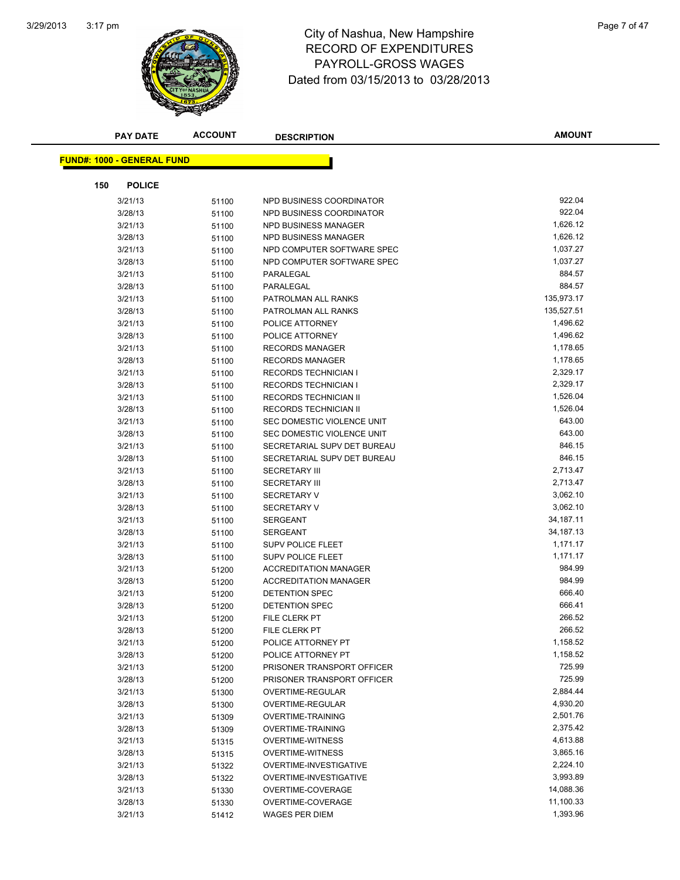# City of Nashua, New Hampshire
## RECORD OF EXPENDITURES
## PAYROLL-GROSS WAGES
### Dated from 03/15/2013 to 03/28/2013

| PAY DATE | ACCOUNT | DESCRIPTION | AMOUNT |
|---|---|---|---|

**FUND#: 1000 - GENERAL FUND**

**150 POLICE**

| PAY DATE | ACCOUNT | DESCRIPTION | AMOUNT |
|---|---|---|---|
| 3/21/13 | 51100 | NPD BUSINESS COORDINATOR | 922.04 |
| 3/28/13 | 51100 | NPD BUSINESS COORDINATOR | 922.04 |
| 3/21/13 | 51100 | NPD BUSINESS MANAGER | 1,626.12 |
| 3/28/13 | 51100 | NPD BUSINESS MANAGER | 1,626.12 |
| 3/21/13 | 51100 | NPD COMPUTER SOFTWARE SPEC | 1,037.27 |
| 3/28/13 | 51100 | NPD COMPUTER SOFTWARE SPEC | 1,037.27 |
| 3/21/13 | 51100 | PARALEGAL | 884.57 |
| 3/28/13 | 51100 | PARALEGAL | 884.57 |
| 3/21/13 | 51100 | PATROLMAN ALL RANKS | 135,973.17 |
| 3/28/13 | 51100 | PATROLMAN ALL RANKS | 135,527.51 |
| 3/21/13 | 51100 | POLICE ATTORNEY | 1,496.62 |
| 3/28/13 | 51100 | POLICE ATTORNEY | 1,496.62 |
| 3/21/13 | 51100 | RECORDS MANAGER | 1,178.65 |
| 3/28/13 | 51100 | RECORDS MANAGER | 1,178.65 |
| 3/21/13 | 51100 | RECORDS TECHNICIAN I | 2,329.17 |
| 3/28/13 | 51100 | RECORDS TECHNICIAN I | 2,329.17 |
| 3/21/13 | 51100 | RECORDS TECHNICIAN II | 1,526.04 |
| 3/28/13 | 51100 | RECORDS TECHNICIAN II | 1,526.04 |
| 3/21/13 | 51100 | SEC DOMESTIC VIOLENCE UNIT | 643.00 |
| 3/28/13 | 51100 | SEC DOMESTIC VIOLENCE UNIT | 643.00 |
| 3/21/13 | 51100 | SECRETARIAL SUPV DET BUREAU | 846.15 |
| 3/28/13 | 51100 | SECRETARIAL SUPV DET BUREAU | 846.15 |
| 3/21/13 | 51100 | SECRETARY III | 2,713.47 |
| 3/28/13 | 51100 | SECRETARY III | 2,713.47 |
| 3/21/13 | 51100 | SECRETARY V | 3,062.10 |
| 3/28/13 | 51100 | SECRETARY V | 3,062.10 |
| 3/21/13 | 51100 | SERGEANT | 34,187.11 |
| 3/28/13 | 51100 | SERGEANT | 34,187.13 |
| 3/21/13 | 51100 | SUPV POLICE FLEET | 1,171.17 |
| 3/28/13 | 51100 | SUPV POLICE FLEET | 1,171.17 |
| 3/21/13 | 51200 | ACCREDITATION MANAGER | 984.99 |
| 3/28/13 | 51200 | ACCREDITATION MANAGER | 984.99 |
| 3/21/13 | 51200 | DETENTION SPEC | 666.40 |
| 3/28/13 | 51200 | DETENTION SPEC | 666.41 |
| 3/21/13 | 51200 | FILE CLERK PT | 266.52 |
| 3/28/13 | 51200 | FILE CLERK PT | 266.52 |
| 3/21/13 | 51200 | POLICE ATTORNEY PT | 1,158.52 |
| 3/28/13 | 51200 | POLICE ATTORNEY PT | 1,158.52 |
| 3/21/13 | 51200 | PRISONER TRANSPORT OFFICER | 725.99 |
| 3/28/13 | 51200 | PRISONER TRANSPORT OFFICER | 725.99 |
| 3/21/13 | 51300 | OVERTIME-REGULAR | 2,884.44 |
| 3/28/13 | 51300 | OVERTIME-REGULAR | 4,930.20 |
| 3/21/13 | 51309 | OVERTIME-TRAINING | 2,501.76 |
| 3/28/13 | 51309 | OVERTIME-TRAINING | 2,375.42 |
| 3/21/13 | 51315 | OVERTIME-WITNESS | 4,613.88 |
| 3/28/13 | 51315 | OVERTIME-WITNESS | 3,865.16 |
| 3/21/13 | 51322 | OVERTIME-INVESTIGATIVE | 2,224.10 |
| 3/28/13 | 51322 | OVERTIME-INVESTIGATIVE | 3,993.89 |
| 3/21/13 | 51330 | OVERTIME-COVERAGE | 14,088.36 |
| 3/28/13 | 51330 | OVERTIME-COVERAGE | 11,100.33 |
| 3/21/13 | 51412 | WAGES PER DIEM | 1,393.96 |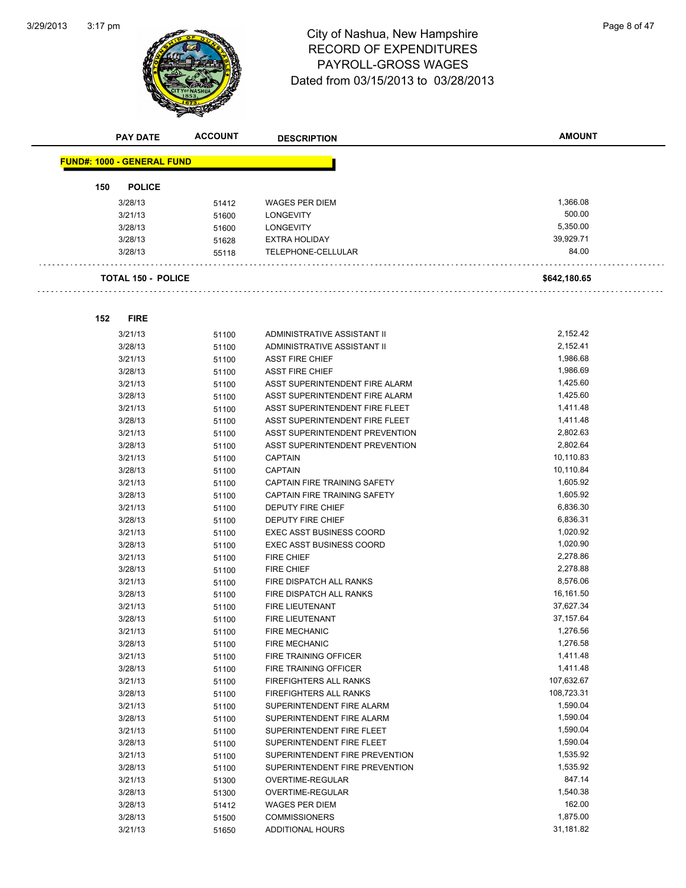# City of Nashua, New Hampshire
## RECORD OF EXPENDITURES
## PAYROLL-GROSS WAGES
## Dated from 03/15/2013 to 03/28/2013

| PAY DATE | ACCOUNT | DESCRIPTION | AMOUNT |
|---|---|---|---|
| **FUND#: 1000 - GENERAL FUND** | | | |
| **150 POLICE** | | | |
| 3/28/13 | 51412 | WAGES PER DIEM | 1,366.08 |
| 3/21/13 | 51600 | LONGEVITY | 500.00 |
| 3/28/13 | 51600 | LONGEVITY | 5,350.00 |
| 3/28/13 | 51628 | EXTRA HOLIDAY | 39,929.71 |
| 3/28/13 | 55118 | TELEPHONE-CELLULAR | 84.00 |
| **TOTAL 150 - POLICE** | | | **$642,180.65** |
| **152 FIRE** | | | |
| 3/21/13 | 51100 | ADMINISTRATIVE ASSISTANT II | 2,152.42 |
| 3/28/13 | 51100 | ADMINISTRATIVE ASSISTANT II | 2,152.41 |
| 3/21/13 | 51100 | ASST FIRE CHIEF | 1,986.68 |
| 3/28/13 | 51100 | ASST FIRE CHIEF | 1,986.69 |
| 3/21/13 | 51100 | ASST SUPERINTENDENT FIRE ALARM | 1,425.60 |
| 3/28/13 | 51100 | ASST SUPERINTENDENT FIRE ALARM | 1,425.60 |
| 3/21/13 | 51100 | ASST SUPERINTENDENT FIRE FLEET | 1,411.48 |
| 3/28/13 | 51100 | ASST SUPERINTENDENT FIRE FLEET | 1,411.48 |
| 3/21/13 | 51100 | ASST SUPERINTENDENT PREVENTION | 2,802.63 |
| 3/28/13 | 51100 | ASST SUPERINTENDENT PREVENTION | 2,802.64 |
| 3/21/13 | 51100 | CAPTAIN | 10,110.83 |
| 3/28/13 | 51100 | CAPTAIN | 10,110.84 |
| 3/21/13 | 51100 | CAPTAIN FIRE TRAINING SAFETY | 1,605.92 |
| 3/28/13 | 51100 | CAPTAIN FIRE TRAINING SAFETY | 1,605.92 |
| 3/21/13 | 51100 | DEPUTY FIRE CHIEF | 6,836.30 |
| 3/28/13 | 51100 | DEPUTY FIRE CHIEF | 6,836.31 |
| 3/21/13 | 51100 | EXEC ASST BUSINESS COORD | 1,020.92 |
| 3/28/13 | 51100 | EXEC ASST BUSINESS COORD | 1,020.90 |
| 3/21/13 | 51100 | FIRE CHIEF | 2,278.86 |
| 3/28/13 | 51100 | FIRE CHIEF | 2,278.88 |
| 3/21/13 | 51100 | FIRE DISPATCH ALL RANKS | 8,576.06 |
| 3/28/13 | 51100 | FIRE DISPATCH ALL RANKS | 16,161.50 |
| 3/21/13 | 51100 | FIRE LIEUTENANT | 37,627.34 |
| 3/28/13 | 51100 | FIRE LIEUTENANT | 37,157.64 |
| 3/21/13 | 51100 | FIRE MECHANIC | 1,276.56 |
| 3/28/13 | 51100 | FIRE MECHANIC | 1,276.58 |
| 3/21/13 | 51100 | FIRE TRAINING OFFICER | 1,411.48 |
| 3/28/13 | 51100 | FIRE TRAINING OFFICER | 1,411.48 |
| 3/21/13 | 51100 | FIREFIGHTERS ALL RANKS | 107,632.67 |
| 3/28/13 | 51100 | FIREFIGHTERS ALL RANKS | 108,723.31 |
| 3/21/13 | 51100 | SUPERINTENDENT FIRE ALARM | 1,590.04 |
| 3/28/13 | 51100 | SUPERINTENDENT FIRE ALARM | 1,590.04 |
| 3/21/13 | 51100 | SUPERINTENDENT FIRE FLEET | 1,590.04 |
| 3/28/13 | 51100 | SUPERINTENDENT FIRE FLEET | 1,590.04 |
| 3/21/13 | 51100 | SUPERINTENDENT FIRE PREVENTION | 1,535.92 |
| 3/28/13 | 51100 | SUPERINTENDENT FIRE PREVENTION | 1,535.92 |
| 3/21/13 | 51300 | OVERTIME-REGULAR | 847.14 |
| 3/28/13 | 51300 | OVERTIME-REGULAR | 1,540.38 |
| 3/28/13 | 51412 | WAGES PER DIEM | 162.00 |
| 3/28/13 | 51500 | COMMISSIONERS | 1,875.00 |
| 3/21/13 | 51650 | ADDITIONAL HOURS | 31,181.82 |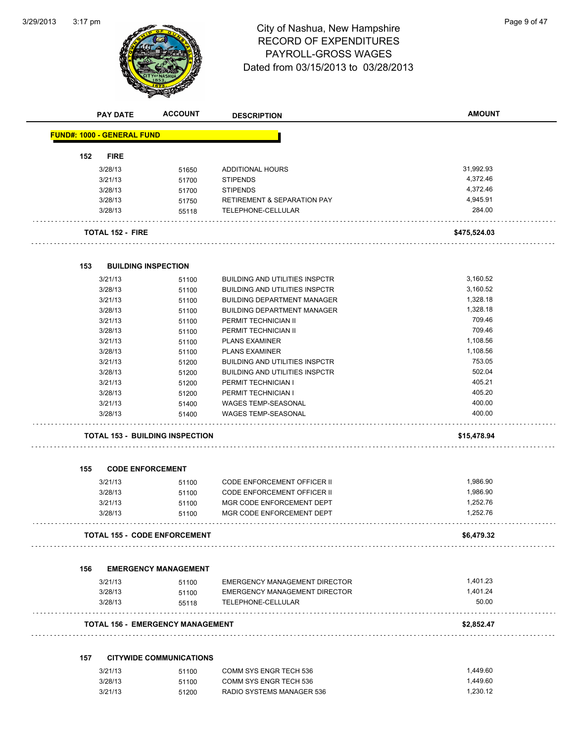# City of Nashua, New Hampshire
## RECORD OF EXPENDITURES
## PAYROLL-GROSS WAGES
## Dated from 03/15/2013 to 03/28/2013

| PAY DATE | ACCOUNT | DESCRIPTION | AMOUNT |
|---|---|---|---|
| **FUND#: 1000 - GENERAL FUND** | | | |
| **152 FIRE** | | | |
| 3/28/13 | 51650 | ADDITIONAL HOURS | 31,992.93 |
| 3/21/13 | 51700 | STIPENDS | 4,372.46 |
| 3/28/13 | 51700 | STIPENDS | 4,372.46 |
| 3/28/13 | 51750 | RETIREMENT & SEPARATION PAY | 4,945.91 |
| 3/28/13 | 55118 | TELEPHONE-CELLULAR | 284.00 |
| **TOTAL 152 - FIRE** | | | **$475,524.03** |
| **153 BUILDING INSPECTION** | | | |
| 3/21/13 | 51100 | BUILDING AND UTILITIES INSPCTR | 3,160.52 |
| 3/28/13 | 51100 | BUILDING AND UTILITIES INSPCTR | 3,160.52 |
| 3/21/13 | 51100 | BUILDING DEPARTMENT MANAGER | 1,328.18 |
| 3/28/13 | 51100 | BUILDING DEPARTMENT MANAGER | 1,328.18 |
| 3/21/13 | 51100 | PERMIT TECHNICIAN II | 709.46 |
| 3/28/13 | 51100 | PERMIT TECHNICIAN II | 709.46 |
| 3/21/13 | 51100 | PLANS EXAMINER | 1,108.56 |
| 3/28/13 | 51100 | PLANS EXAMINER | 1,108.56 |
| 3/21/13 | 51200 | BUILDING AND UTILITIES INSPCTR | 753.05 |
| 3/28/13 | 51200 | BUILDING AND UTILITIES INSPCTR | 502.04 |
| 3/21/13 | 51200 | PERMIT TECHNICIAN I | 405.21 |
| 3/28/13 | 51200 | PERMIT TECHNICIAN I | 405.20 |
| 3/21/13 | 51400 | WAGES TEMP-SEASONAL | 400.00 |
| 3/28/13 | 51400 | WAGES TEMP-SEASONAL | 400.00 |
| **TOTAL 153 - BUILDING INSPECTION** | | | **$15,478.94** |
| **155 CODE ENFORCEMENT** | | | |
| 3/21/13 | 51100 | CODE ENFORCEMENT OFFICER II | 1,986.90 |
| 3/28/13 | 51100 | CODE ENFORCEMENT OFFICER II | 1,986.90 |
| 3/21/13 | 51100 | MGR CODE ENFORCEMENT DEPT | 1,252.76 |
| 3/28/13 | 51100 | MGR CODE ENFORCEMENT DEPT | 1,252.76 |
| **TOTAL 155 - CODE ENFORCEMENT** | | | **$6,479.32** |
| **156 EMERGENCY MANAGEMENT** | | | |
| 3/21/13 | 51100 | EMERGENCY MANAGEMENT DIRECTOR | 1,401.23 |
| 3/28/13 | 51100 | EMERGENCY MANAGEMENT DIRECTOR | 1,401.24 |
| 3/28/13 | 55118 | TELEPHONE-CELLULAR | 50.00 |
| **TOTAL 156 - EMERGENCY MANAGEMENT** | | | **$2,852.47** |
| **157 CITYWIDE COMMUNICATIONS** | | | |
| 3/21/13 | 51100 | COMM SYS ENGR TECH 536 | 1,449.60 |
| 3/28/13 | 51100 | COMM SYS ENGR TECH 536 | 1,449.60 |
| 3/21/13 | 51200 | RADIO SYSTEMS MANAGER 536 | 1,230.12 |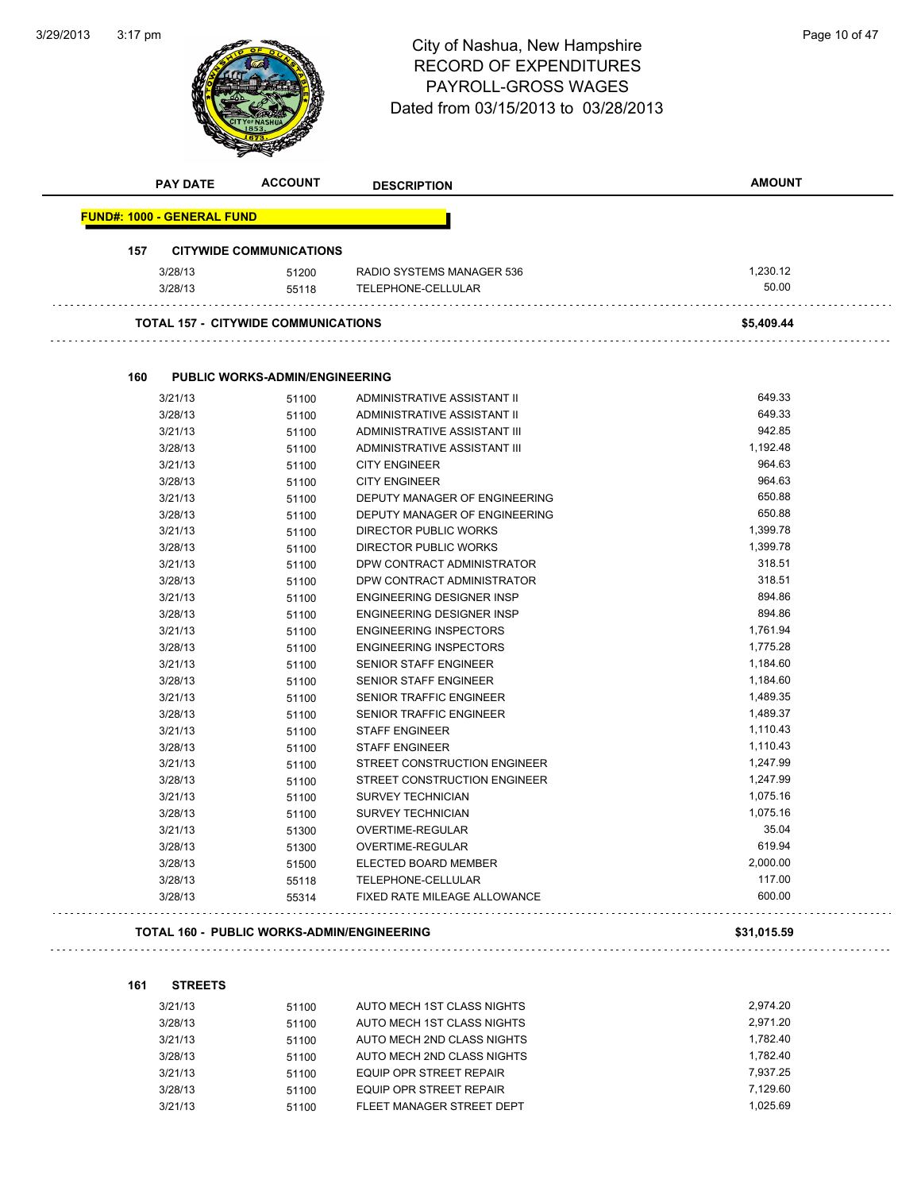# City of Nashua, New Hampshire
## RECORD OF EXPENDITURES
## PAYROLL-GROSS WAGES
## Dated from 03/15/2013 to 03/28/2013

| PAY DATE | ACCOUNT | DESCRIPTION | AMOUNT |
|---|---|---|---|

**FUND#: 1000 - GENERAL FUND**

### 157 CITYWIDE COMMUNICATIONS

| PAY DATE | ACCOUNT | DESCRIPTION | AMOUNT |
|---|---|---|---|
| 3/28/13 | 51200 | RADIO SYSTEMS MANAGER 536 | 1,230.12 |
| 3/28/13 | 55118 | TELEPHONE-CELLULAR | 50.00 |

**TOTAL 157 - CITYWIDE COMMUNICATIONS** **$5,409.44**

### 160 PUBLIC WORKS-ADMIN/ENGINEERING

| PAY DATE | ACCOUNT | DESCRIPTION | AMOUNT |
|---|---|---|---|
| 3/21/13 | 51100 | ADMINISTRATIVE ASSISTANT II | 649.33 |
| 3/28/13 | 51100 | ADMINISTRATIVE ASSISTANT II | 649.33 |
| 3/21/13 | 51100 | ADMINISTRATIVE ASSISTANT III | 942.85 |
| 3/28/13 | 51100 | ADMINISTRATIVE ASSISTANT III | 1,192.48 |
| 3/21/13 | 51100 | CITY ENGINEER | 964.63 |
| 3/28/13 | 51100 | CITY ENGINEER | 964.63 |
| 3/21/13 | 51100 | DEPUTY MANAGER OF ENGINEERING | 650.88 |
| 3/28/13 | 51100 | DEPUTY MANAGER OF ENGINEERING | 650.88 |
| 3/21/13 | 51100 | DIRECTOR PUBLIC WORKS | 1,399.78 |
| 3/28/13 | 51100 | DIRECTOR PUBLIC WORKS | 1,399.78 |
| 3/21/13 | 51100 | DPW CONTRACT ADMINISTRATOR | 318.51 |
| 3/28/13 | 51100 | DPW CONTRACT ADMINISTRATOR | 318.51 |
| 3/21/13 | 51100 | ENGINEERING DESIGNER INSP | 894.86 |
| 3/28/13 | 51100 | ENGINEERING DESIGNER INSP | 894.86 |
| 3/21/13 | 51100 | ENGINEERING INSPECTORS | 1,761.94 |
| 3/28/13 | 51100 | ENGINEERING INSPECTORS | 1,775.28 |
| 3/21/13 | 51100 | SENIOR STAFF ENGINEER | 1,184.60 |
| 3/28/13 | 51100 | SENIOR STAFF ENGINEER | 1,184.60 |
| 3/21/13 | 51100 | SENIOR TRAFFIC ENGINEER | 1,489.35 |
| 3/28/13 | 51100 | SENIOR TRAFFIC ENGINEER | 1,489.37 |
| 3/21/13 | 51100 | STAFF ENGINEER | 1,110.43 |
| 3/28/13 | 51100 | STAFF ENGINEER | 1,110.43 |
| 3/21/13 | 51100 | STREET CONSTRUCTION ENGINEER | 1,247.99 |
| 3/28/13 | 51100 | STREET CONSTRUCTION ENGINEER | 1,247.99 |
| 3/21/13 | 51100 | SURVEY TECHNICIAN | 1,075.16 |
| 3/28/13 | 51100 | SURVEY TECHNICIAN | 1,075.16 |
| 3/21/13 | 51300 | OVERTIME-REGULAR | 35.04 |
| 3/28/13 | 51300 | OVERTIME-REGULAR | 619.94 |
| 3/28/13 | 51500 | ELECTED BOARD MEMBER | 2,000.00 |
| 3/28/13 | 55118 | TELEPHONE-CELLULAR | 117.00 |
| 3/28/13 | 55314 | FIXED RATE MILEAGE ALLOWANCE | 600.00 |

**TOTAL 160 - PUBLIC WORKS-ADMIN/ENGINEERING** **$31,015.59**

### 161 STREETS

| PAY DATE | ACCOUNT | DESCRIPTION | AMOUNT |
|---|---|---|---|
| 3/21/13 | 51100 | AUTO MECH 1ST CLASS NIGHTS | 2,974.20 |
| 3/28/13 | 51100 | AUTO MECH 1ST CLASS NIGHTS | 2,971.20 |
| 3/21/13 | 51100 | AUTO MECH 2ND CLASS NIGHTS | 1,782.40 |
| 3/28/13 | 51100 | AUTO MECH 2ND CLASS NIGHTS | 1,782.40 |
| 3/21/13 | 51100 | EQUIP OPR STREET REPAIR | 7,937.25 |
| 3/28/13 | 51100 | EQUIP OPR STREET REPAIR | 7,129.60 |
| 3/21/13 | 51100 | FLEET MANAGER STREET DEPT | 1,025.69 |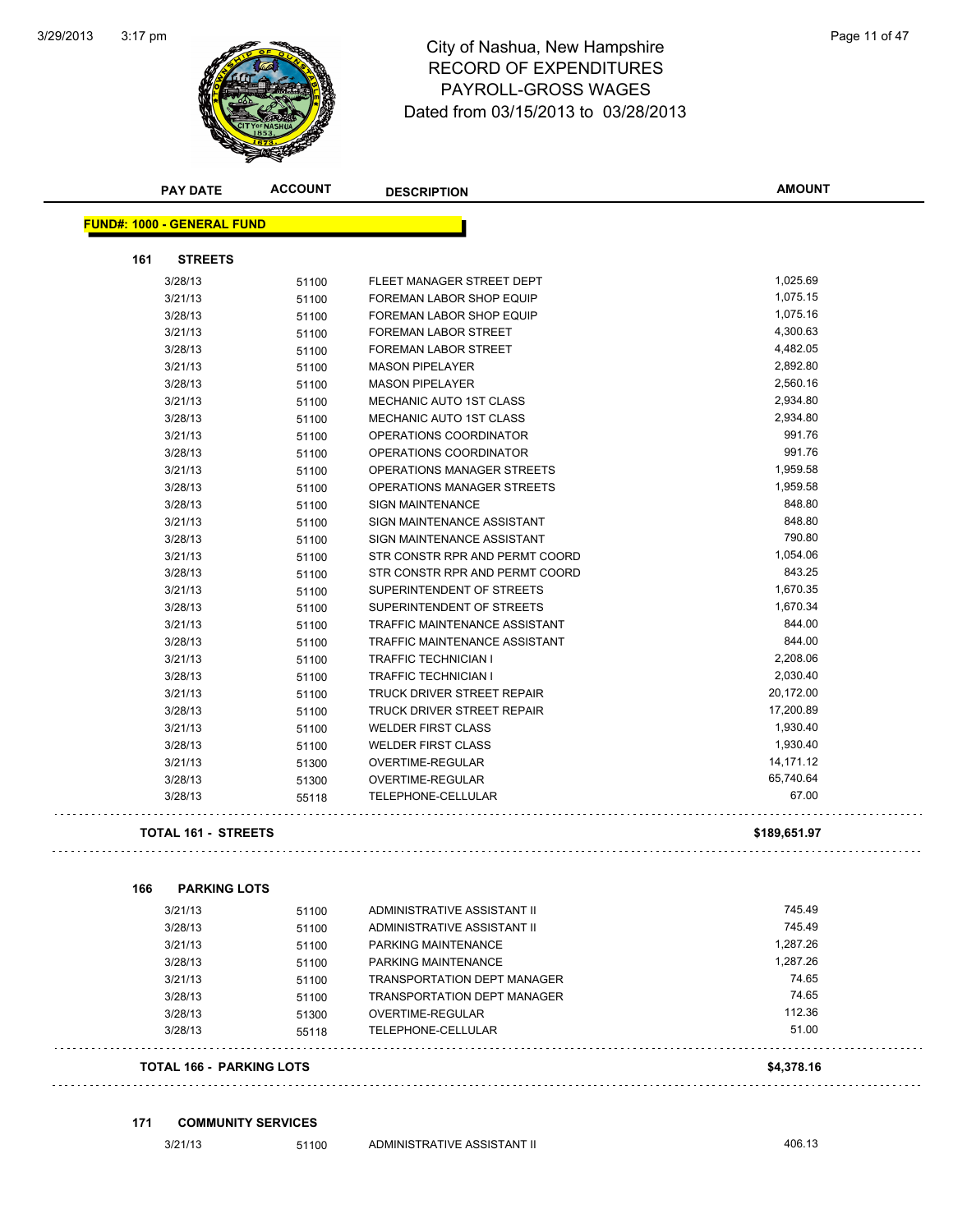# City of Nashua, New Hampshire
## RECORD OF EXPENDITURES
## PAYROLL-GROSS WAGES
### Dated from 03/15/2013 to 03/28/2013

**FUND#: 1000 - GENERAL FUND**

**161 STREETS**

| PAY DATE | ACCOUNT | DESCRIPTION | AMOUNT |
|---|---|---|---|
| 3/28/13 | 51100 | FLEET MANAGER STREET DEPT | 1,025.69 |
| 3/21/13 | 51100 | FOREMAN LABOR SHOP EQUIP | 1,075.15 |
| 3/28/13 | 51100 | FOREMAN LABOR SHOP EQUIP | 1,075.16 |
| 3/21/13 | 51100 | FOREMAN LABOR STREET | 4,300.63 |
| 3/28/13 | 51100 | FOREMAN LABOR STREET | 4,482.05 |
| 3/21/13 | 51100 | MASON PIPELAYER | 2,892.80 |
| 3/28/13 | 51100 | MASON PIPELAYER | 2,560.16 |
| 3/21/13 | 51100 | MECHANIC AUTO 1ST CLASS | 2,934.80 |
| 3/28/13 | 51100 | MECHANIC AUTO 1ST CLASS | 2,934.80 |
| 3/21/13 | 51100 | OPERATIONS COORDINATOR | 991.76 |
| 3/28/13 | 51100 | OPERATIONS COORDINATOR | 991.76 |
| 3/21/13 | 51100 | OPERATIONS MANAGER STREETS | 1,959.58 |
| 3/28/13 | 51100 | OPERATIONS MANAGER STREETS | 1,959.58 |
| 3/28/13 | 51100 | SIGN MAINTENANCE | 848.80 |
| 3/21/13 | 51100 | SIGN MAINTENANCE ASSISTANT | 848.80 |
| 3/28/13 | 51100 | SIGN MAINTENANCE ASSISTANT | 790.80 |
| 3/21/13 | 51100 | STR CONSTR RPR AND PERMT COORD | 1,054.06 |
| 3/28/13 | 51100 | STR CONSTR RPR AND PERMT COORD | 843.25 |
| 3/21/13 | 51100 | SUPERINTENDENT OF STREETS | 1,670.35 |
| 3/28/13 | 51100 | SUPERINTENDENT OF STREETS | 1,670.34 |
| 3/21/13 | 51100 | TRAFFIC MAINTENANCE ASSISTANT | 844.00 |
| 3/28/13 | 51100 | TRAFFIC MAINTENANCE ASSISTANT | 844.00 |
| 3/21/13 | 51100 | TRAFFIC TECHNICIAN I | 2,208.06 |
| 3/28/13 | 51100 | TRAFFIC TECHNICIAN I | 2,030.40 |
| 3/21/13 | 51100 | TRUCK DRIVER STREET REPAIR | 20,172.00 |
| 3/28/13 | 51100 | TRUCK DRIVER STREET REPAIR | 17,200.89 |
| 3/21/13 | 51100 | WELDER FIRST CLASS | 1,930.40 |
| 3/28/13 | 51100 | WELDER FIRST CLASS | 1,930.40 |
| 3/21/13 | 51300 | OVERTIME-REGULAR | 14,171.12 |
| 3/28/13 | 51300 | OVERTIME-REGULAR | 65,740.64 |
| 3/28/13 | 55118 | TELEPHONE-CELLULAR | 67.00 |

**TOTAL 161 - STREETS** **$189,651.97**

**166 PARKING LOTS**

| PAY DATE | ACCOUNT | DESCRIPTION | AMOUNT |
|---|---|---|---|
| 3/21/13 | 51100 | ADMINISTRATIVE ASSISTANT II | 745.49 |
| 3/28/13 | 51100 | ADMINISTRATIVE ASSISTANT II | 745.49 |
| 3/21/13 | 51100 | PARKING MAINTENANCE | 1,287.26 |
| 3/28/13 | 51100 | PARKING MAINTENANCE | 1,287.26 |
| 3/21/13 | 51100 | TRANSPORTATION DEPT MANAGER | 74.65 |
| 3/28/13 | 51100 | TRANSPORTATION DEPT MANAGER | 74.65 |
| 3/28/13 | 51300 | OVERTIME-REGULAR | 112.36 |
| 3/28/13 | 55118 | TELEPHONE-CELLULAR | 51.00 |

**TOTAL 166 - PARKING LOTS** **$4,378.16**

**171 COMMUNITY SERVICES**

| PAY DATE | ACCOUNT | DESCRIPTION | AMOUNT |
|---|---|---|---|
| 3/21/13 | 51100 | ADMINISTRATIVE ASSISTANT II | 406.13 |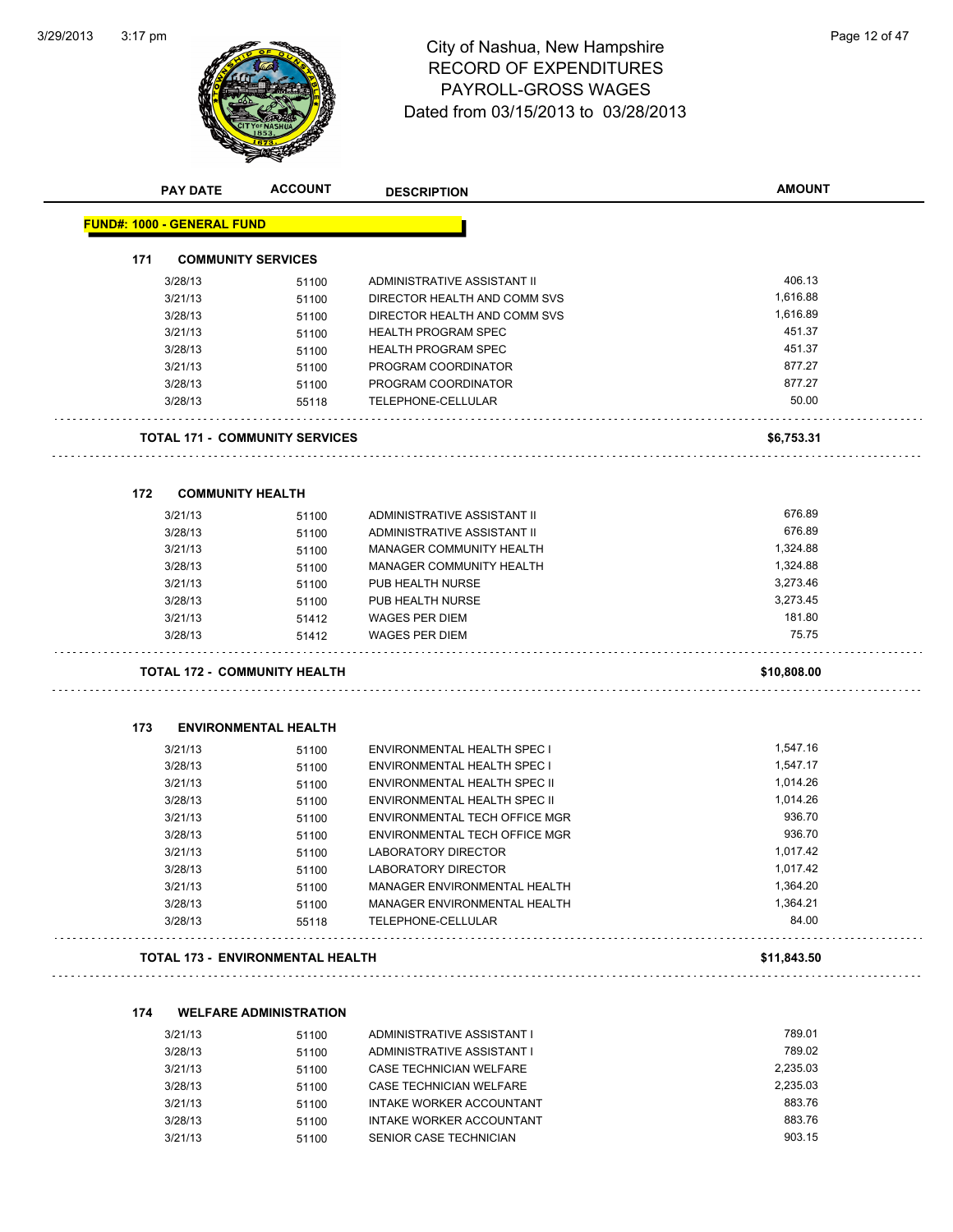# City of Nashua, New Hampshire
## RECORD OF EXPENDITURES
## PAYROLL-GROSS WAGES
## Dated from 03/15/2013 to 03/28/2013

| PAY DATE | ACCOUNT | DESCRIPTION | AMOUNT |
|---|---|---|---|
| **FUND#: 1000 - GENERAL FUND** | | | |
| **171 COMMUNITY SERVICES** | | | |
| 3/28/13 | 51100 | ADMINISTRATIVE ASSISTANT II | 406.13 |
| 3/21/13 | 51100 | DIRECTOR HEALTH AND COMM SVS | 1,616.88 |
| 3/28/13 | 51100 | DIRECTOR HEALTH AND COMM SVS | 1,616.89 |
| 3/21/13 | 51100 | HEALTH PROGRAM SPEC | 451.37 |
| 3/28/13 | 51100 | HEALTH PROGRAM SPEC | 451.37 |
| 3/21/13 | 51100 | PROGRAM COORDINATOR | 877.27 |
| 3/28/13 | 51100 | PROGRAM COORDINATOR | 877.27 |
| 3/28/13 | 55118 | TELEPHONE-CELLULAR | 50.00 |
| **TOTAL 171 - COMMUNITY SERVICES** | | | **$6,753.31** |
| **172 COMMUNITY HEALTH** | | | |
| 3/21/13 | 51100 | ADMINISTRATIVE ASSISTANT II | 676.89 |
| 3/28/13 | 51100 | ADMINISTRATIVE ASSISTANT II | 676.89 |
| 3/21/13 | 51100 | MANAGER COMMUNITY HEALTH | 1,324.88 |
| 3/28/13 | 51100 | MANAGER COMMUNITY HEALTH | 1,324.88 |
| 3/21/13 | 51100 | PUB HEALTH NURSE | 3,273.46 |
| 3/28/13 | 51100 | PUB HEALTH NURSE | 3,273.45 |
| 3/21/13 | 51412 | WAGES PER DIEM | 181.80 |
| 3/28/13 | 51412 | WAGES PER DIEM | 75.75 |
| **TOTAL 172 - COMMUNITY HEALTH** | | | **$10,808.00** |
| **173 ENVIRONMENTAL HEALTH** | | | |
| 3/21/13 | 51100 | ENVIRONMENTAL HEALTH SPEC I | 1,547.16 |
| 3/28/13 | 51100 | ENVIRONMENTAL HEALTH SPEC I | 1,547.17 |
| 3/21/13 | 51100 | ENVIRONMENTAL HEALTH SPEC II | 1,014.26 |
| 3/28/13 | 51100 | ENVIRONMENTAL HEALTH SPEC II | 1,014.26 |
| 3/21/13 | 51100 | ENVIRONMENTAL TECH OFFICE MGR | 936.70 |
| 3/28/13 | 51100 | ENVIRONMENTAL TECH OFFICE MGR | 936.70 |
| 3/21/13 | 51100 | LABORATORY DIRECTOR | 1,017.42 |
| 3/28/13 | 51100 | LABORATORY DIRECTOR | 1,017.42 |
| 3/21/13 | 51100 | MANAGER ENVIRONMENTAL HEALTH | 1,364.20 |
| 3/28/13 | 51100 | MANAGER ENVIRONMENTAL HEALTH | 1,364.21 |
| 3/28/13 | 55118 | TELEPHONE-CELLULAR | 84.00 |
| **TOTAL 173 - ENVIRONMENTAL HEALTH** | | | **$11,843.50** |
| **174 WELFARE ADMINISTRATION** | | | |
| 3/21/13 | 51100 | ADMINISTRATIVE ASSISTANT I | 789.01 |
| 3/28/13 | 51100 | ADMINISTRATIVE ASSISTANT I | 789.02 |
| 3/21/13 | 51100 | CASE TECHNICIAN WELFARE | 2,235.03 |
| 3/28/13 | 51100 | CASE TECHNICIAN WELFARE | 2,235.03 |
| 3/21/13 | 51100 | INTAKE WORKER ACCOUNTANT | 883.76 |
| 3/28/13 | 51100 | INTAKE WORKER ACCOUNTANT | 883.76 |
| 3/21/13 | 51100 | SENIOR CASE TECHNICIAN | 903.15 |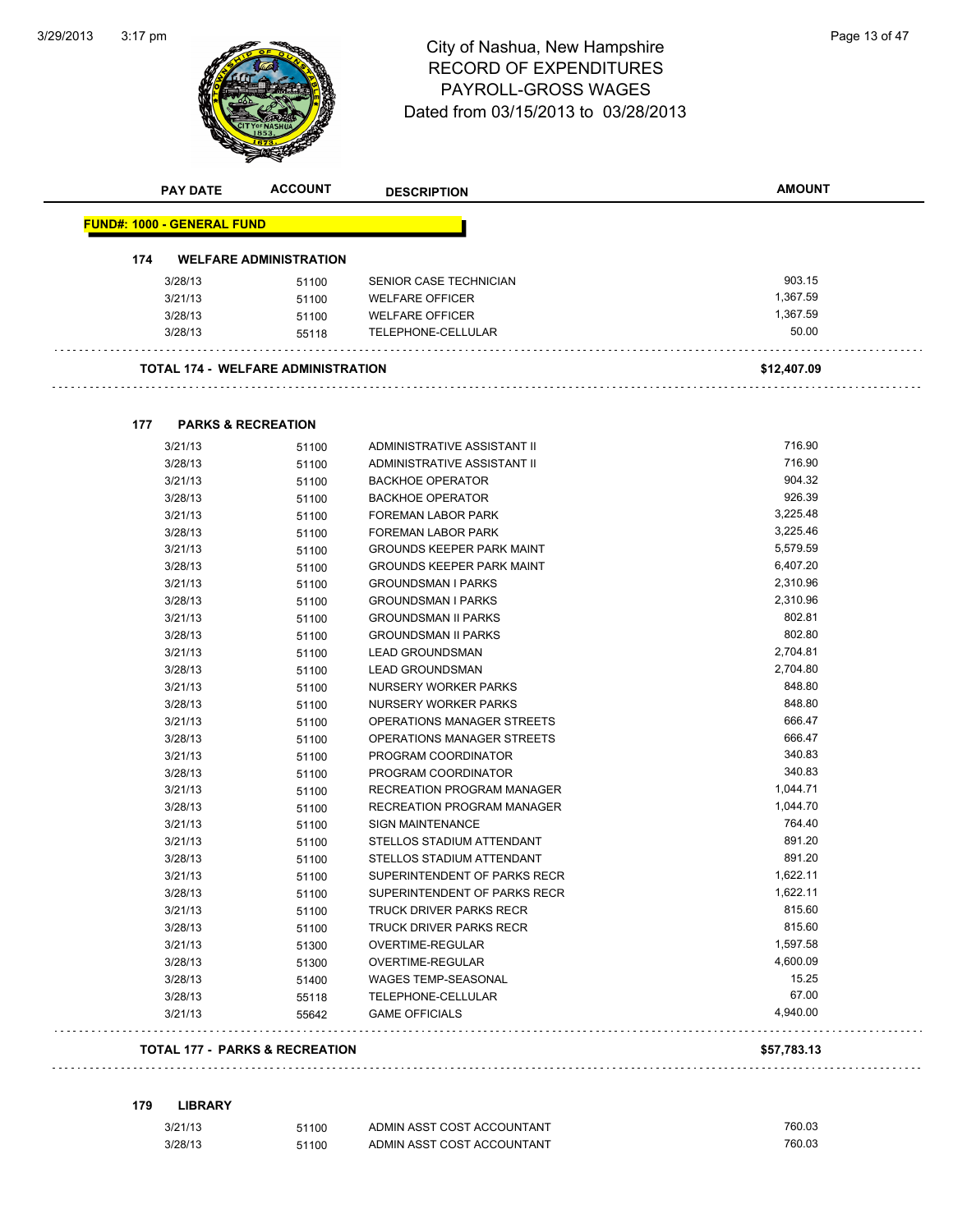# City of Nashua, New Hampshire
## RECORD OF EXPENDITURES
## PAYROLL-GROSS WAGES
## Dated from 03/15/2013 to 03/28/2013

| PAY DATE | ACCOUNT | DESCRIPTION | AMOUNT |
|---|---|---|---|
| **FUND#: 1000 - GENERAL FUND** | | | |
| **174 WELFARE ADMINISTRATION** | | | |
| 3/28/13 | 51100 | SENIOR CASE TECHNICIAN | 903.15 |
| 3/21/13 | 51100 | WELFARE OFFICER | 1,367.59 |
| 3/28/13 | 51100 | WELFARE OFFICER | 1,367.59 |
| 3/28/13 | 55118 | TELEPHONE-CELLULAR | 50.00 |
| **TOTAL 174 - WELFARE ADMINISTRATION** | | | **$12,407.09** |
| **177 PARKS & RECREATION** | | | |
| 3/21/13 | 51100 | ADMINISTRATIVE ASSISTANT II | 716.90 |
| 3/28/13 | 51100 | ADMINISTRATIVE ASSISTANT II | 716.90 |
| 3/21/13 | 51100 | BACKHOE OPERATOR | 904.32 |
| 3/28/13 | 51100 | BACKHOE OPERATOR | 926.39 |
| 3/21/13 | 51100 | FOREMAN LABOR PARK | 3,225.48 |
| 3/28/13 | 51100 | FOREMAN LABOR PARK | 3,225.46 |
| 3/21/13 | 51100 | GROUNDS KEEPER PARK MAINT | 5,579.59 |
| 3/28/13 | 51100 | GROUNDS KEEPER PARK MAINT | 6,407.20 |
| 3/21/13 | 51100 | GROUNDSMAN I PARKS | 2,310.96 |
| 3/28/13 | 51100 | GROUNDSMAN I PARKS | 2,310.96 |
| 3/21/13 | 51100 | GROUNDSMAN II PARKS | 802.81 |
| 3/28/13 | 51100 | GROUNDSMAN II PARKS | 802.80 |
| 3/21/13 | 51100 | LEAD GROUNDSMAN | 2,704.81 |
| 3/28/13 | 51100 | LEAD GROUNDSMAN | 2,704.80 |
| 3/21/13 | 51100 | NURSERY WORKER PARKS | 848.80 |
| 3/28/13 | 51100 | NURSERY WORKER PARKS | 848.80 |
| 3/21/13 | 51100 | OPERATIONS MANAGER STREETS | 666.47 |
| 3/28/13 | 51100 | OPERATIONS MANAGER STREETS | 666.47 |
| 3/21/13 | 51100 | PROGRAM COORDINATOR | 340.83 |
| 3/28/13 | 51100 | PROGRAM COORDINATOR | 340.83 |
| 3/21/13 | 51100 | RECREATION PROGRAM MANAGER | 1,044.71 |
| 3/28/13 | 51100 | RECREATION PROGRAM MANAGER | 1,044.70 |
| 3/21/13 | 51100 | SIGN MAINTENANCE | 764.40 |
| 3/21/13 | 51100 | STELLOS STADIUM ATTENDANT | 891.20 |
| 3/28/13 | 51100 | STELLOS STADIUM ATTENDANT | 891.20 |
| 3/21/13 | 51100 | SUPERINTENDENT OF PARKS RECR | 1,622.11 |
| 3/28/13 | 51100 | SUPERINTENDENT OF PARKS RECR | 1,622.11 |
| 3/21/13 | 51100 | TRUCK DRIVER PARKS RECR | 815.60 |
| 3/28/13 | 51100 | TRUCK DRIVER PARKS RECR | 815.60 |
| 3/21/13 | 51300 | OVERTIME-REGULAR | 1,597.58 |
| 3/28/13 | 51300 | OVERTIME-REGULAR | 4,600.09 |
| 3/28/13 | 51400 | WAGES TEMP-SEASONAL | 15.25 |
| 3/28/13 | 55118 | TELEPHONE-CELLULAR | 67.00 |
| 3/21/13 | 55642 | GAME OFFICIALS | 4,940.00 |
| **TOTAL 177 - PARKS & RECREATION** | | | **$57,783.13** |
| **179 LIBRARY** | | | |
| 3/21/13 | 51100 | ADMIN ASST COST ACCOUNTANT | 760.03 |
| 3/28/13 | 51100 | ADMIN ASST COST ACCOUNTANT | 760.03 |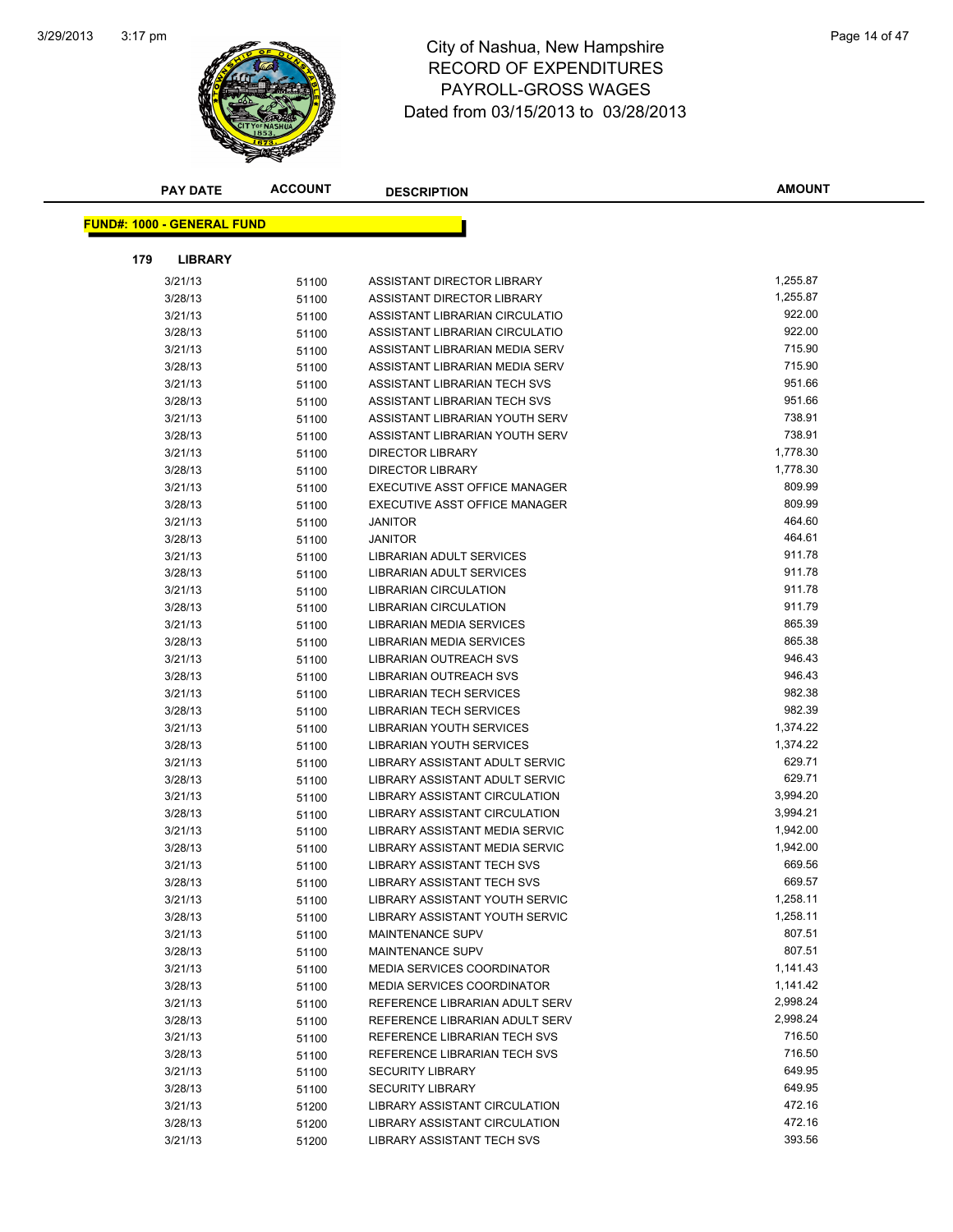# City of Nashua, New Hampshire
## RECORD OF EXPENDITURES
## PAYROLL-GROSS WAGES
### Dated from 03/15/2013 to 03/28/2013

**FUND#: 1000 - GENERAL FUND**

**179 LIBRARY**

| PAY DATE | ACCOUNT | DESCRIPTION | AMOUNT |
|---|---|---|---|
| 3/21/13 | 51100 | ASSISTANT DIRECTOR LIBRARY | 1,255.87 |
| 3/28/13 | 51100 | ASSISTANT DIRECTOR LIBRARY | 1,255.87 |
| 3/21/13 | 51100 | ASSISTANT LIBRARIAN CIRCULATIO | 922.00 |
| 3/28/13 | 51100 | ASSISTANT LIBRARIAN CIRCULATIO | 922.00 |
| 3/21/13 | 51100 | ASSISTANT LIBRARIAN MEDIA SERV | 715.90 |
| 3/28/13 | 51100 | ASSISTANT LIBRARIAN MEDIA SERV | 715.90 |
| 3/21/13 | 51100 | ASSISTANT LIBRARIAN TECH SVS | 951.66 |
| 3/28/13 | 51100 | ASSISTANT LIBRARIAN TECH SVS | 951.66 |
| 3/21/13 | 51100 | ASSISTANT LIBRARIAN YOUTH SERV | 738.91 |
| 3/28/13 | 51100 | ASSISTANT LIBRARIAN YOUTH SERV | 738.91 |
| 3/21/13 | 51100 | DIRECTOR LIBRARY | 1,778.30 |
| 3/28/13 | 51100 | DIRECTOR LIBRARY | 1,778.30 |
| 3/21/13 | 51100 | EXECUTIVE ASST OFFICE MANAGER | 809.99 |
| 3/28/13 | 51100 | EXECUTIVE ASST OFFICE MANAGER | 809.99 |
| 3/21/13 | 51100 | JANITOR | 464.60 |
| 3/28/13 | 51100 | JANITOR | 464.61 |
| 3/21/13 | 51100 | LIBRARIAN ADULT SERVICES | 911.78 |
| 3/28/13 | 51100 | LIBRARIAN ADULT SERVICES | 911.78 |
| 3/21/13 | 51100 | LIBRARIAN CIRCULATION | 911.78 |
| 3/28/13 | 51100 | LIBRARIAN CIRCULATION | 911.79 |
| 3/21/13 | 51100 | LIBRARIAN MEDIA SERVICES | 865.39 |
| 3/28/13 | 51100 | LIBRARIAN MEDIA SERVICES | 865.38 |
| 3/21/13 | 51100 | LIBRARIAN OUTREACH SVS | 946.43 |
| 3/28/13 | 51100 | LIBRARIAN OUTREACH SVS | 946.43 |
| 3/21/13 | 51100 | LIBRARIAN TECH SERVICES | 982.38 |
| 3/28/13 | 51100 | LIBRARIAN TECH SERVICES | 982.39 |
| 3/21/13 | 51100 | LIBRARIAN YOUTH SERVICES | 1,374.22 |
| 3/28/13 | 51100 | LIBRARIAN YOUTH SERVICES | 1,374.22 |
| 3/21/13 | 51100 | LIBRARY ASSISTANT ADULT SERVIC | 629.71 |
| 3/28/13 | 51100 | LIBRARY ASSISTANT ADULT SERVIC | 629.71 |
| 3/21/13 | 51100 | LIBRARY ASSISTANT CIRCULATION | 3,994.20 |
| 3/28/13 | 51100 | LIBRARY ASSISTANT CIRCULATION | 3,994.21 |
| 3/21/13 | 51100 | LIBRARY ASSISTANT MEDIA SERVIC | 1,942.00 |
| 3/28/13 | 51100 | LIBRARY ASSISTANT MEDIA SERVIC | 1,942.00 |
| 3/21/13 | 51100 | LIBRARY ASSISTANT TECH SVS | 669.56 |
| 3/28/13 | 51100 | LIBRARY ASSISTANT TECH SVS | 669.57 |
| 3/21/13 | 51100 | LIBRARY ASSISTANT YOUTH SERVIC | 1,258.11 |
| 3/28/13 | 51100 | LIBRARY ASSISTANT YOUTH SERVIC | 1,258.11 |
| 3/21/13 | 51100 | MAINTENANCE SUPV | 807.51 |
| 3/28/13 | 51100 | MAINTENANCE SUPV | 807.51 |
| 3/21/13 | 51100 | MEDIA SERVICES COORDINATOR | 1,141.43 |
| 3/28/13 | 51100 | MEDIA SERVICES COORDINATOR | 1,141.42 |
| 3/21/13 | 51100 | REFERENCE LIBRARIAN ADULT SERV | 2,998.24 |
| 3/28/13 | 51100 | REFERENCE LIBRARIAN ADULT SERV | 2,998.24 |
| 3/21/13 | 51100 | REFERENCE LIBRARIAN TECH SVS | 716.50 |
| 3/28/13 | 51100 | REFERENCE LIBRARIAN TECH SVS | 716.50 |
| 3/21/13 | 51100 | SECURITY LIBRARY | 649.95 |
| 3/28/13 | 51100 | SECURITY LIBRARY | 649.95 |
| 3/21/13 | 51200 | LIBRARY ASSISTANT CIRCULATION | 472.16 |
| 3/28/13 | 51200 | LIBRARY ASSISTANT CIRCULATION | 472.16 |
| 3/21/13 | 51200 | LIBRARY ASSISTANT TECH SVS | 393.56 |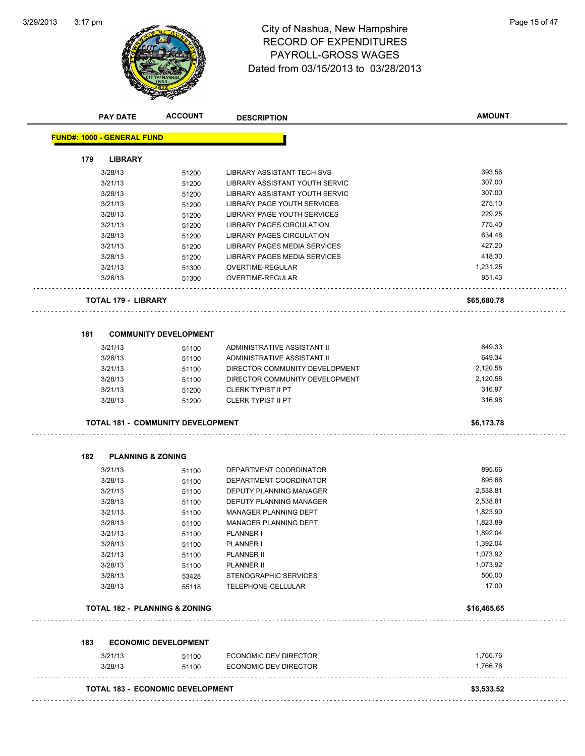# City of Nashua, New Hampshire
# RECORD OF EXPENDITURES
# PAYROLL-GROSS WAGES
# Dated from 03/15/2013 to 03/28/2013

| PAY DATE | ACCOUNT | DESCRIPTION | AMOUNT |
|---|---|---|---|
| **FUND#: 1000 - GENERAL FUND** | | | |
| **179 LIBRARY** | | | |
| 3/28/13 | 51200 | LIBRARY ASSISTANT TECH SVS | 393.56 |
| 3/21/13 | 51200 | LIBRARY ASSISTANT YOUTH SERVIC | 307.00 |
| 3/28/13 | 51200 | LIBRARY ASSISTANT YOUTH SERVIC | 307.00 |
| 3/21/13 | 51200 | LIBRARY PAGE YOUTH SERVICES | 275.10 |
| 3/28/13 | 51200 | LIBRARY PAGE YOUTH SERVICES | 229.25 |
| 3/21/13 | 51200 | LIBRARY PAGES CIRCULATION | 775.40 |
| 3/28/13 | 51200 | LIBRARY PAGES CIRCULATION | 634.48 |
| 3/21/13 | 51200 | LIBRARY PAGES MEDIA SERVICES | 427.20 |
| 3/28/13 | 51200 | LIBRARY PAGES MEDIA SERVICES | 418.30 |
| 3/21/13 | 51300 | OVERTIME-REGULAR | 1,231.25 |
| 3/28/13 | 51300 | OVERTIME-REGULAR | 951.43 |
| **TOTAL 179 - LIBRARY** | | | **$65,680.78** |
| **181 COMMUNITY DEVELOPMENT** | | | |
| 3/21/13 | 51100 | ADMINISTRATIVE ASSISTANT II | 649.33 |
| 3/28/13 | 51100 | ADMINISTRATIVE ASSISTANT II | 649.34 |
| 3/21/13 | 51100 | DIRECTOR COMMUNITY DEVELOPMENT | 2,120.58 |
| 3/28/13 | 51100 | DIRECTOR COMMUNITY DEVELOPMENT | 2,120.58 |
| 3/21/13 | 51200 | CLERK TYPIST II PT | 316.97 |
| 3/28/13 | 51200 | CLERK TYPIST II PT | 316.98 |
| **TOTAL 181 - COMMUNITY DEVELOPMENT** | | | **$6,173.78** |
| **182 PLANNING & ZONING** | | | |
| 3/21/13 | 51100 | DEPARTMENT COORDINATOR | 895.66 |
| 3/28/13 | 51100 | DEPARTMENT COORDINATOR | 895.66 |
| 3/21/13 | 51100 | DEPUTY PLANNING MANAGER | 2,538.81 |
| 3/28/13 | 51100 | DEPUTY PLANNING MANAGER | 2,538.81 |
| 3/21/13 | 51100 | MANAGER PLANNING DEPT | 1,823.90 |
| 3/28/13 | 51100 | MANAGER PLANNING DEPT | 1,823.89 |
| 3/21/13 | 51100 | PLANNER I | 1,892.04 |
| 3/28/13 | 51100 | PLANNER I | 1,392.04 |
| 3/21/13 | 51100 | PLANNER II | 1,073.92 |
| 3/28/13 | 51100 | PLANNER II | 1,073.92 |
| 3/28/13 | 53428 | STENOGRAPHIC SERVICES | 500.00 |
| 3/28/13 | 55118 | TELEPHONE-CELLULAR | 17.00 |
| **TOTAL 182 - PLANNING & ZONING** | | | **$16,465.65** |
| **183 ECONOMIC DEVELOPMENT** | | | |
| 3/21/13 | 51100 | ECONOMIC DEV DIRECTOR | 1,766.76 |
| 3/28/13 | 51100 | ECONOMIC DEV DIRECTOR | 1,766.76 |
| **TOTAL 183 - ECONOMIC DEVELOPMENT** | | | **$3,533.52** |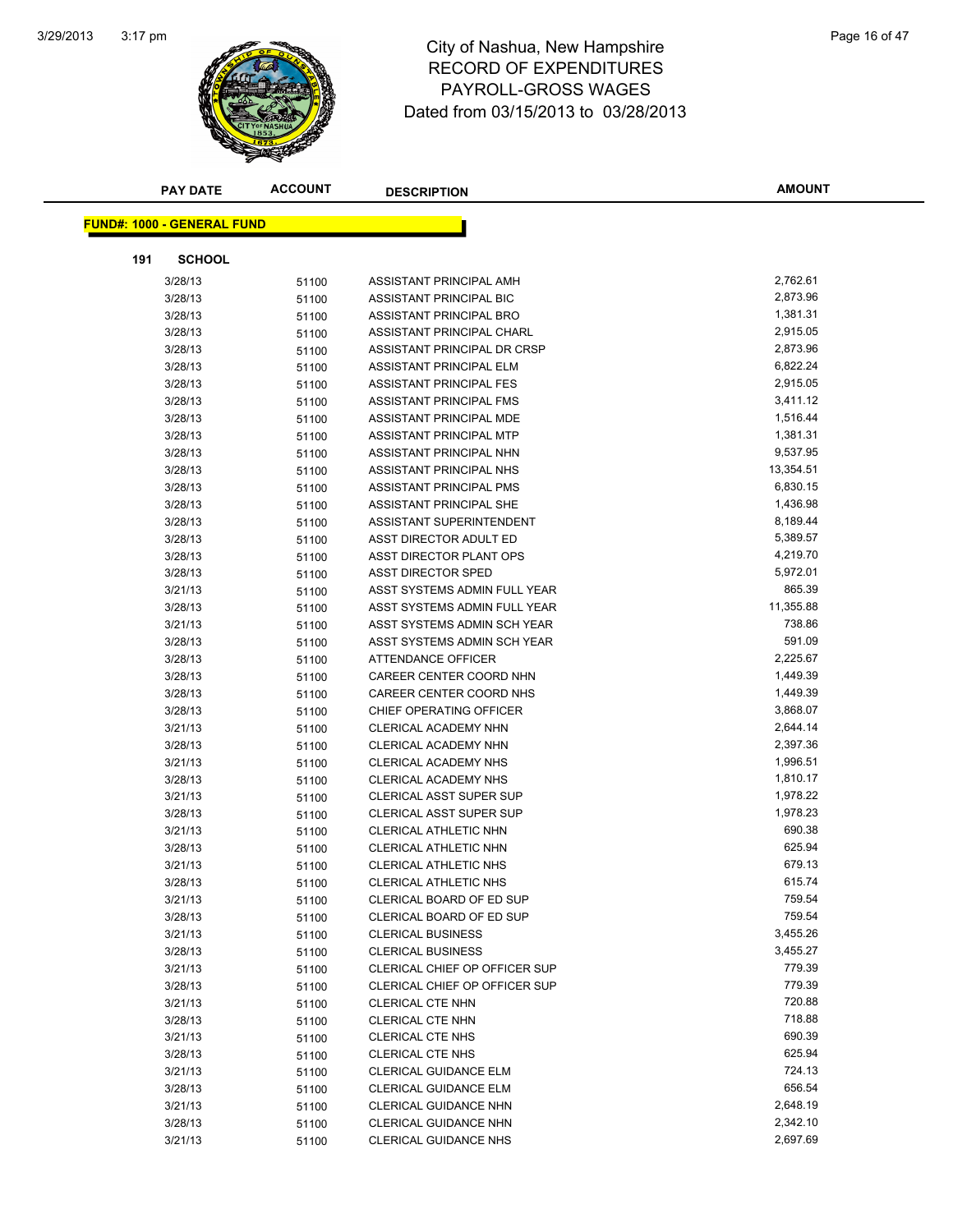# City of Nashua, New Hampshire
## RECORD OF EXPENDITURES
## PAYROLL-GROSS WAGES
## Dated from 03/15/2013 to 03/28/2013

| PAY DATE | ACCOUNT | DESCRIPTION | AMOUNT |
|---|---|---|---|

**FUND#: 1000 - GENERAL FUND**

**191 SCHOOL**

| PAY DATE | ACCOUNT | DESCRIPTION | AMOUNT |
|---|---|---|---|
| 3/28/13 | 51100 | ASSISTANT PRINCIPAL AMH | 2,762.61 |
| 3/28/13 | 51100 | ASSISTANT PRINCIPAL BIC | 2,873.96 |
| 3/28/13 | 51100 | ASSISTANT PRINCIPAL BRO | 1,381.31 |
| 3/28/13 | 51100 | ASSISTANT PRINCIPAL CHARL | 2,915.05 |
| 3/28/13 | 51100 | ASSISTANT PRINCIPAL DR CRSP | 2,873.96 |
| 3/28/13 | 51100 | ASSISTANT PRINCIPAL ELM | 6,822.24 |
| 3/28/13 | 51100 | ASSISTANT PRINCIPAL FES | 2,915.05 |
| 3/28/13 | 51100 | ASSISTANT PRINCIPAL FMS | 3,411.12 |
| 3/28/13 | 51100 | ASSISTANT PRINCIPAL MDE | 1,516.44 |
| 3/28/13 | 51100 | ASSISTANT PRINCIPAL MTP | 1,381.31 |
| 3/28/13 | 51100 | ASSISTANT PRINCIPAL NHN | 9,537.95 |
| 3/28/13 | 51100 | ASSISTANT PRINCIPAL NHS | 13,354.51 |
| 3/28/13 | 51100 | ASSISTANT PRINCIPAL PMS | 6,830.15 |
| 3/28/13 | 51100 | ASSISTANT PRINCIPAL SHE | 1,436.98 |
| 3/28/13 | 51100 | ASSISTANT SUPERINTENDENT | 8,189.44 |
| 3/28/13 | 51100 | ASST DIRECTOR ADULT ED | 5,389.57 |
| 3/28/13 | 51100 | ASST DIRECTOR PLANT OPS | 4,219.70 |
| 3/28/13 | 51100 | ASST DIRECTOR SPED | 5,972.01 |
| 3/21/13 | 51100 | ASST SYSTEMS ADMIN FULL YEAR | 865.39 |
| 3/28/13 | 51100 | ASST SYSTEMS ADMIN FULL YEAR | 11,355.88 |
| 3/21/13 | 51100 | ASST SYSTEMS ADMIN SCH YEAR | 738.86 |
| 3/28/13 | 51100 | ASST SYSTEMS ADMIN SCH YEAR | 591.09 |
| 3/28/13 | 51100 | ATTENDANCE OFFICER | 2,225.67 |
| 3/28/13 | 51100 | CAREER CENTER COORD NHN | 1,449.39 |
| 3/28/13 | 51100 | CAREER CENTER COORD NHS | 1,449.39 |
| 3/28/13 | 51100 | CHIEF OPERATING OFFICER | 3,868.07 |
| 3/21/13 | 51100 | CLERICAL ACADEMY NHN | 2,644.14 |
| 3/28/13 | 51100 | CLERICAL ACADEMY NHN | 2,397.36 |
| 3/21/13 | 51100 | CLERICAL ACADEMY NHS | 1,996.51 |
| 3/28/13 | 51100 | CLERICAL ACADEMY NHS | 1,810.17 |
| 3/21/13 | 51100 | CLERICAL ASST SUPER SUP | 1,978.22 |
| 3/28/13 | 51100 | CLERICAL ASST SUPER SUP | 1,978.23 |
| 3/21/13 | 51100 | CLERICAL ATHLETIC NHN | 690.38 |
| 3/28/13 | 51100 | CLERICAL ATHLETIC NHN | 625.94 |
| 3/21/13 | 51100 | CLERICAL ATHLETIC NHS | 679.13 |
| 3/28/13 | 51100 | CLERICAL ATHLETIC NHS | 615.74 |
| 3/21/13 | 51100 | CLERICAL BOARD OF ED SUP | 759.54 |
| 3/28/13 | 51100 | CLERICAL BOARD OF ED SUP | 759.54 |
| 3/21/13 | 51100 | CLERICAL BUSINESS | 3,455.26 |
| 3/28/13 | 51100 | CLERICAL BUSINESS | 3,455.27 |
| 3/21/13 | 51100 | CLERICAL CHIEF OP OFFICER SUP | 779.39 |
| 3/28/13 | 51100 | CLERICAL CHIEF OP OFFICER SUP | 779.39 |
| 3/21/13 | 51100 | CLERICAL CTE NHN | 720.88 |
| 3/28/13 | 51100 | CLERICAL CTE NHN | 718.88 |
| 3/21/13 | 51100 | CLERICAL CTE NHS | 690.39 |
| 3/28/13 | 51100 | CLERICAL CTE NHS | 625.94 |
| 3/21/13 | 51100 | CLERICAL GUIDANCE ELM | 724.13 |
| 3/28/13 | 51100 | CLERICAL GUIDANCE ELM | 656.54 |
| 3/21/13 | 51100 | CLERICAL GUIDANCE NHN | 2,648.19 |
| 3/28/13 | 51100 | CLERICAL GUIDANCE NHN | 2,342.10 |
| 3/21/13 | 51100 | CLERICAL GUIDANCE NHS | 2,697.69 |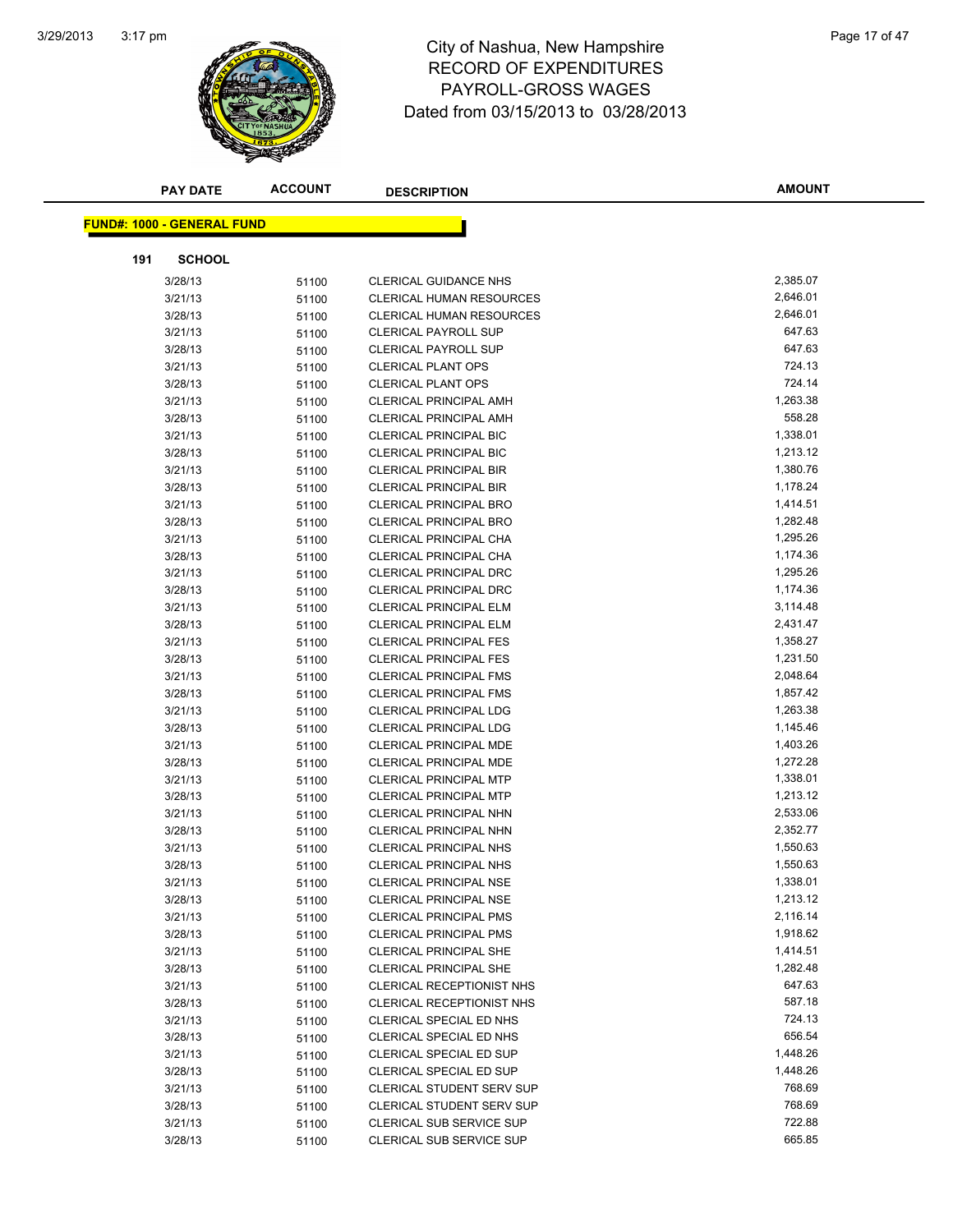# City of Nashua, New Hampshire
## RECORD OF EXPENDITURES
## PAYROLL-GROSS WAGES
### Dated from 03/15/2013 to 03/28/2013

| PAY DATE | ACCOUNT | DESCRIPTION | AMOUNT |
|---|---|---|---|

**FUND#: 1000 - GENERAL FUND**

**191 SCHOOL**

| PAY DATE | ACCOUNT | DESCRIPTION | AMOUNT |
|---|---|---|---|
| 3/28/13 | 51100 | CLERICAL GUIDANCE NHS | 2,385.07 |
| 3/21/13 | 51100 | CLERICAL HUMAN RESOURCES | 2,646.01 |
| 3/28/13 | 51100 | CLERICAL HUMAN RESOURCES | 2,646.01 |
| 3/21/13 | 51100 | CLERICAL PAYROLL SUP | 647.63 |
| 3/28/13 | 51100 | CLERICAL PAYROLL SUP | 647.63 |
| 3/21/13 | 51100 | CLERICAL PLANT OPS | 724.13 |
| 3/28/13 | 51100 | CLERICAL PLANT OPS | 724.14 |
| 3/21/13 | 51100 | CLERICAL PRINCIPAL AMH | 1,263.38 |
| 3/28/13 | 51100 | CLERICAL PRINCIPAL AMH | 558.28 |
| 3/21/13 | 51100 | CLERICAL PRINCIPAL BIC | 1,338.01 |
| 3/28/13 | 51100 | CLERICAL PRINCIPAL BIC | 1,213.12 |
| 3/21/13 | 51100 | CLERICAL PRINCIPAL BIR | 1,380.76 |
| 3/28/13 | 51100 | CLERICAL PRINCIPAL BIR | 1,178.24 |
| 3/21/13 | 51100 | CLERICAL PRINCIPAL BRO | 1,414.51 |
| 3/28/13 | 51100 | CLERICAL PRINCIPAL BRO | 1,282.48 |
| 3/21/13 | 51100 | CLERICAL PRINCIPAL CHA | 1,295.26 |
| 3/28/13 | 51100 | CLERICAL PRINCIPAL CHA | 1,174.36 |
| 3/21/13 | 51100 | CLERICAL PRINCIPAL DRC | 1,295.26 |
| 3/28/13 | 51100 | CLERICAL PRINCIPAL DRC | 1,174.36 |
| 3/21/13 | 51100 | CLERICAL PRINCIPAL ELM | 3,114.48 |
| 3/28/13 | 51100 | CLERICAL PRINCIPAL ELM | 2,431.47 |
| 3/21/13 | 51100 | CLERICAL PRINCIPAL FES | 1,358.27 |
| 3/28/13 | 51100 | CLERICAL PRINCIPAL FES | 1,231.50 |
| 3/21/13 | 51100 | CLERICAL PRINCIPAL FMS | 2,048.64 |
| 3/28/13 | 51100 | CLERICAL PRINCIPAL FMS | 1,857.42 |
| 3/21/13 | 51100 | CLERICAL PRINCIPAL LDG | 1,263.38 |
| 3/28/13 | 51100 | CLERICAL PRINCIPAL LDG | 1,145.46 |
| 3/21/13 | 51100 | CLERICAL PRINCIPAL MDE | 1,403.26 |
| 3/28/13 | 51100 | CLERICAL PRINCIPAL MDE | 1,272.28 |
| 3/21/13 | 51100 | CLERICAL PRINCIPAL MTP | 1,338.01 |
| 3/28/13 | 51100 | CLERICAL PRINCIPAL MTP | 1,213.12 |
| 3/21/13 | 51100 | CLERICAL PRINCIPAL NHN | 2,533.06 |
| 3/28/13 | 51100 | CLERICAL PRINCIPAL NHN | 2,352.77 |
| 3/21/13 | 51100 | CLERICAL PRINCIPAL NHS | 1,550.63 |
| 3/28/13 | 51100 | CLERICAL PRINCIPAL NHS | 1,550.63 |
| 3/21/13 | 51100 | CLERICAL PRINCIPAL NSE | 1,338.01 |
| 3/28/13 | 51100 | CLERICAL PRINCIPAL NSE | 1,213.12 |
| 3/21/13 | 51100 | CLERICAL PRINCIPAL PMS | 2,116.14 |
| 3/28/13 | 51100 | CLERICAL PRINCIPAL PMS | 1,918.62 |
| 3/21/13 | 51100 | CLERICAL PRINCIPAL SHE | 1,414.51 |
| 3/28/13 | 51100 | CLERICAL PRINCIPAL SHE | 1,282.48 |
| 3/21/13 | 51100 | CLERICAL RECEPTIONIST NHS | 647.63 |
| 3/28/13 | 51100 | CLERICAL RECEPTIONIST NHS | 587.18 |
| 3/21/13 | 51100 | CLERICAL SPECIAL ED NHS | 724.13 |
| 3/28/13 | 51100 | CLERICAL SPECIAL ED NHS | 656.54 |
| 3/21/13 | 51100 | CLERICAL SPECIAL ED SUP | 1,448.26 |
| 3/28/13 | 51100 | CLERICAL SPECIAL ED SUP | 1,448.26 |
| 3/21/13 | 51100 | CLERICAL STUDENT SERV SUP | 768.69 |
| 3/28/13 | 51100 | CLERICAL STUDENT SERV SUP | 768.69 |
| 3/21/13 | 51100 | CLERICAL SUB SERVICE SUP | 722.88 |
| 3/28/13 | 51100 | CLERICAL SUB SERVICE SUP | 665.85 |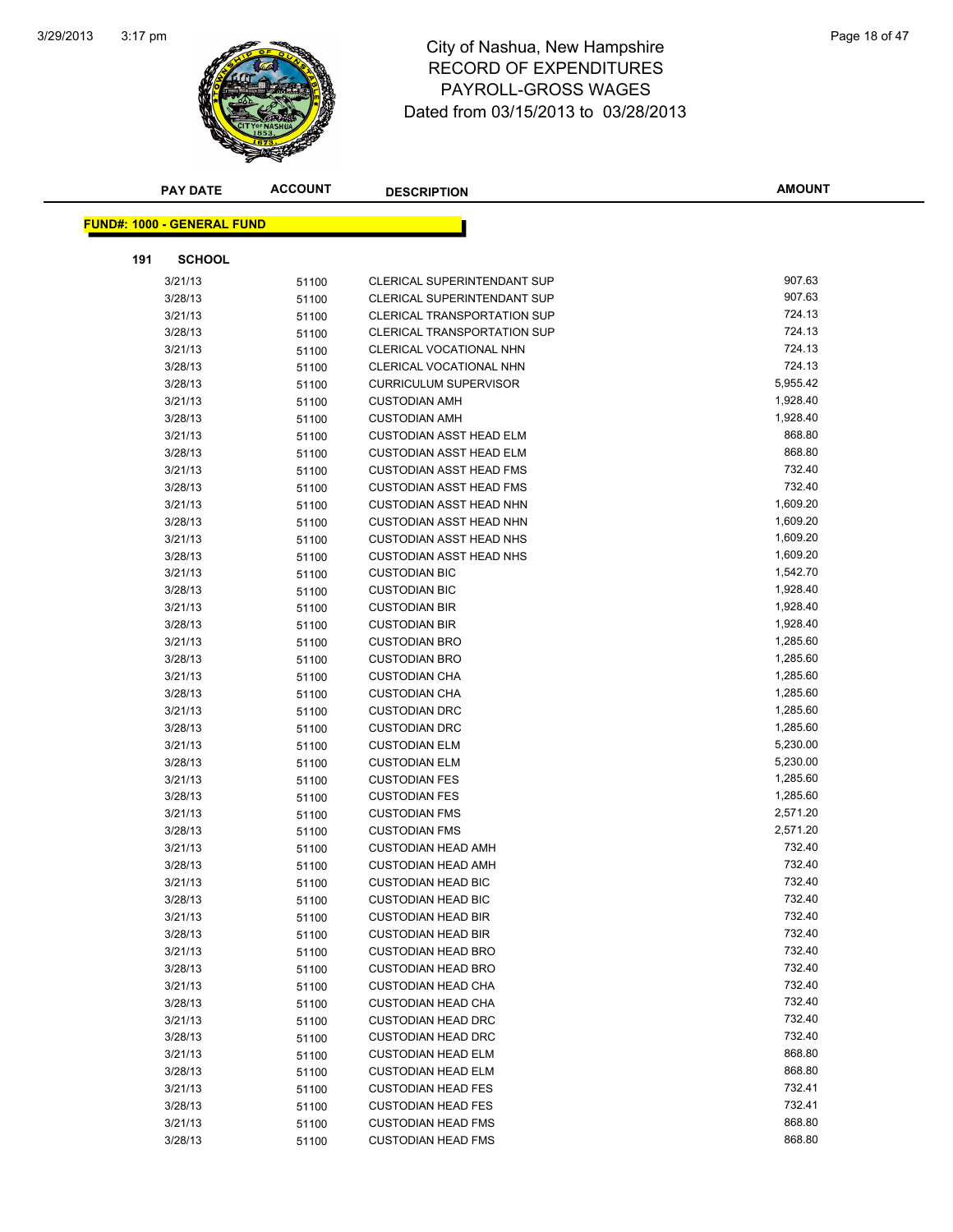# City of Nashua, New Hampshire
# RECORD OF EXPENDITURES
# PAYROLL-GROSS WAGES
Dated from 03/15/2013 to 03/28/2013

**FUND#: 1000 - GENERAL FUND**

**191 SCHOOL**

| PAY DATE | ACCOUNT | DESCRIPTION | AMOUNT |
|---|---|---|---|
| 3/21/13 | 51100 | CLERICAL SUPERINTENDANT SUP | 907.63 |
| 3/28/13 | 51100 | CLERICAL SUPERINTENDANT SUP | 907.63 |
| 3/21/13 | 51100 | CLERICAL TRANSPORTATION SUP | 724.13 |
| 3/28/13 | 51100 | CLERICAL TRANSPORTATION SUP | 724.13 |
| 3/21/13 | 51100 | CLERICAL VOCATIONAL NHN | 724.13 |
| 3/28/13 | 51100 | CLERICAL VOCATIONAL NHN | 724.13 |
| 3/28/13 | 51100 | CURRICULUM SUPERVISOR | 5,955.42 |
| 3/21/13 | 51100 | CUSTODIAN AMH | 1,928.40 |
| 3/28/13 | 51100 | CUSTODIAN AMH | 1,928.40 |
| 3/21/13 | 51100 | CUSTODIAN ASST HEAD ELM | 868.80 |
| 3/28/13 | 51100 | CUSTODIAN ASST HEAD ELM | 868.80 |
| 3/21/13 | 51100 | CUSTODIAN ASST HEAD FMS | 732.40 |
| 3/28/13 | 51100 | CUSTODIAN ASST HEAD FMS | 732.40 |
| 3/21/13 | 51100 | CUSTODIAN ASST HEAD NHN | 1,609.20 |
| 3/28/13 | 51100 | CUSTODIAN ASST HEAD NHN | 1,609.20 |
| 3/21/13 | 51100 | CUSTODIAN ASST HEAD NHS | 1,609.20 |
| 3/28/13 | 51100 | CUSTODIAN ASST HEAD NHS | 1,609.20 |
| 3/21/13 | 51100 | CUSTODIAN BIC | 1,542.70 |
| 3/28/13 | 51100 | CUSTODIAN BIC | 1,928.40 |
| 3/21/13 | 51100 | CUSTODIAN BIR | 1,928.40 |
| 3/28/13 | 51100 | CUSTODIAN BIR | 1,928.40 |
| 3/21/13 | 51100 | CUSTODIAN BRO | 1,285.60 |
| 3/28/13 | 51100 | CUSTODIAN BRO | 1,285.60 |
| 3/21/13 | 51100 | CUSTODIAN CHA | 1,285.60 |
| 3/28/13 | 51100 | CUSTODIAN CHA | 1,285.60 |
| 3/21/13 | 51100 | CUSTODIAN DRC | 1,285.60 |
| 3/28/13 | 51100 | CUSTODIAN DRC | 1,285.60 |
| 3/21/13 | 51100 | CUSTODIAN ELM | 5,230.00 |
| 3/28/13 | 51100 | CUSTODIAN ELM | 5,230.00 |
| 3/21/13 | 51100 | CUSTODIAN FES | 1,285.60 |
| 3/28/13 | 51100 | CUSTODIAN FES | 1,285.60 |
| 3/21/13 | 51100 | CUSTODIAN FMS | 2,571.20 |
| 3/28/13 | 51100 | CUSTODIAN FMS | 2,571.20 |
| 3/21/13 | 51100 | CUSTODIAN HEAD AMH | 732.40 |
| 3/28/13 | 51100 | CUSTODIAN HEAD AMH | 732.40 |
| 3/21/13 | 51100 | CUSTODIAN HEAD BIC | 732.40 |
| 3/28/13 | 51100 | CUSTODIAN HEAD BIC | 732.40 |
| 3/21/13 | 51100 | CUSTODIAN HEAD BIR | 732.40 |
| 3/28/13 | 51100 | CUSTODIAN HEAD BIR | 732.40 |
| 3/21/13 | 51100 | CUSTODIAN HEAD BRO | 732.40 |
| 3/28/13 | 51100 | CUSTODIAN HEAD BRO | 732.40 |
| 3/21/13 | 51100 | CUSTODIAN HEAD CHA | 732.40 |
| 3/28/13 | 51100 | CUSTODIAN HEAD CHA | 732.40 |
| 3/21/13 | 51100 | CUSTODIAN HEAD DRC | 732.40 |
| 3/28/13 | 51100 | CUSTODIAN HEAD DRC | 732.40 |
| 3/21/13 | 51100 | CUSTODIAN HEAD ELM | 868.80 |
| 3/28/13 | 51100 | CUSTODIAN HEAD ELM | 868.80 |
| 3/21/13 | 51100 | CUSTODIAN HEAD FES | 732.41 |
| 3/28/13 | 51100 | CUSTODIAN HEAD FES | 732.41 |
| 3/21/13 | 51100 | CUSTODIAN HEAD FMS | 868.80 |
| 3/28/13 | 51100 | CUSTODIAN HEAD FMS | 868.80 |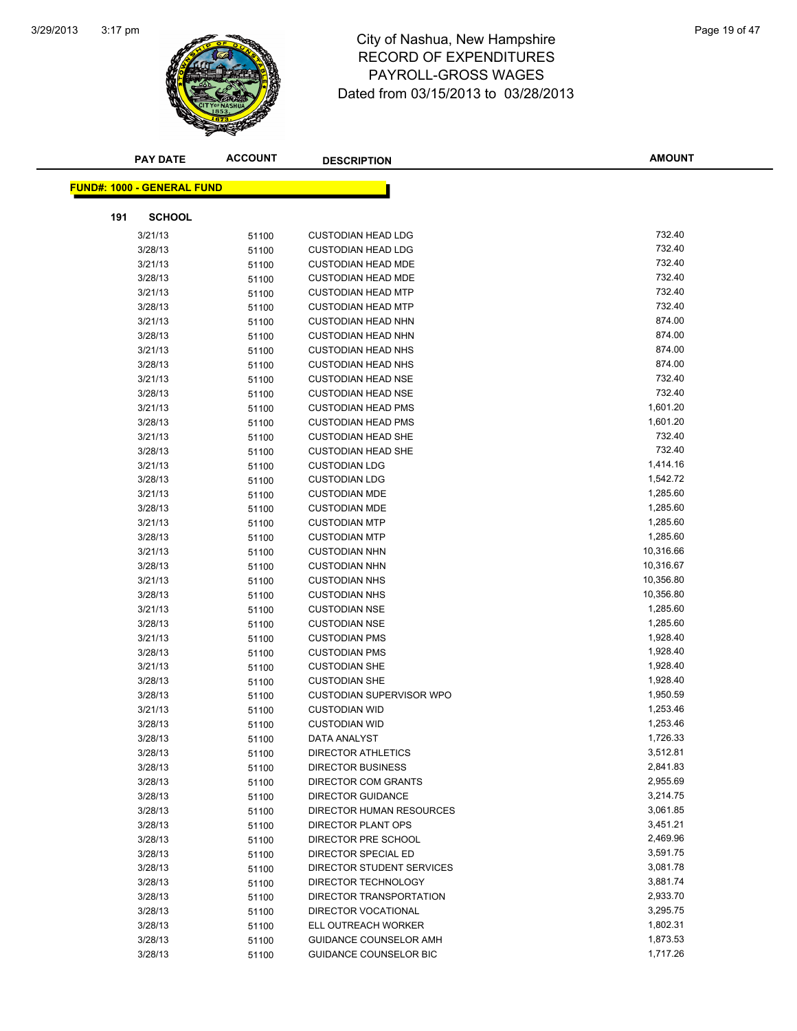# City of Nashua, New Hampshire
## RECORD OF EXPENDITURES
## PAYROLL-GROSS WAGES
### Dated from 03/15/2013 to 03/28/2013

| PAY DATE | ACCOUNT | DESCRIPTION | AMOUNT |
|---|---|---|---|

**FUND#: 1000 - GENERAL FUND**

**191 SCHOOL**

| PAY DATE | ACCOUNT | DESCRIPTION | AMOUNT |
|---|---|---|---|
| 3/21/13 | 51100 | CUSTODIAN HEAD LDG | 732.40 |
| 3/28/13 | 51100 | CUSTODIAN HEAD LDG | 732.40 |
| 3/21/13 | 51100 | CUSTODIAN HEAD MDE | 732.40 |
| 3/28/13 | 51100 | CUSTODIAN HEAD MDE | 732.40 |
| 3/21/13 | 51100 | CUSTODIAN HEAD MTP | 732.40 |
| 3/28/13 | 51100 | CUSTODIAN HEAD MTP | 732.40 |
| 3/21/13 | 51100 | CUSTODIAN HEAD NHN | 874.00 |
| 3/28/13 | 51100 | CUSTODIAN HEAD NHN | 874.00 |
| 3/21/13 | 51100 | CUSTODIAN HEAD NHS | 874.00 |
| 3/28/13 | 51100 | CUSTODIAN HEAD NHS | 874.00 |
| 3/21/13 | 51100 | CUSTODIAN HEAD NSE | 732.40 |
| 3/28/13 | 51100 | CUSTODIAN HEAD NSE | 732.40 |
| 3/21/13 | 51100 | CUSTODIAN HEAD PMS | 1,601.20 |
| 3/28/13 | 51100 | CUSTODIAN HEAD PMS | 1,601.20 |
| 3/21/13 | 51100 | CUSTODIAN HEAD SHE | 732.40 |
| 3/28/13 | 51100 | CUSTODIAN HEAD SHE | 732.40 |
| 3/21/13 | 51100 | CUSTODIAN LDG | 1,414.16 |
| 3/28/13 | 51100 | CUSTODIAN LDG | 1,542.72 |
| 3/21/13 | 51100 | CUSTODIAN MDE | 1,285.60 |
| 3/28/13 | 51100 | CUSTODIAN MDE | 1,285.60 |
| 3/21/13 | 51100 | CUSTODIAN MTP | 1,285.60 |
| 3/28/13 | 51100 | CUSTODIAN MTP | 1,285.60 |
| 3/21/13 | 51100 | CUSTODIAN NHN | 10,316.66 |
| 3/28/13 | 51100 | CUSTODIAN NHN | 10,316.67 |
| 3/21/13 | 51100 | CUSTODIAN NHS | 10,356.80 |
| 3/28/13 | 51100 | CUSTODIAN NHS | 10,356.80 |
| 3/21/13 | 51100 | CUSTODIAN NSE | 1,285.60 |
| 3/28/13 | 51100 | CUSTODIAN NSE | 1,285.60 |
| 3/21/13 | 51100 | CUSTODIAN PMS | 1,928.40 |
| 3/28/13 | 51100 | CUSTODIAN PMS | 1,928.40 |
| 3/21/13 | 51100 | CUSTODIAN SHE | 1,928.40 |
| 3/28/13 | 51100 | CUSTODIAN SHE | 1,928.40 |
| 3/28/13 | 51100 | CUSTODIAN SUPERVISOR WPO | 1,950.59 |
| 3/21/13 | 51100 | CUSTODIAN WID | 1,253.46 |
| 3/28/13 | 51100 | CUSTODIAN WID | 1,253.46 |
| 3/28/13 | 51100 | DATA ANALYST | 1,726.33 |
| 3/28/13 | 51100 | DIRECTOR ATHLETICS | 3,512.81 |
| 3/28/13 | 51100 | DIRECTOR BUSINESS | 2,841.83 |
| 3/28/13 | 51100 | DIRECTOR COM GRANTS | 2,955.69 |
| 3/28/13 | 51100 | DIRECTOR GUIDANCE | 3,214.75 |
| 3/28/13 | 51100 | DIRECTOR HUMAN RESOURCES | 3,061.85 |
| 3/28/13 | 51100 | DIRECTOR PLANT OPS | 3,451.21 |
| 3/28/13 | 51100 | DIRECTOR PRE SCHOOL | 2,469.96 |
| 3/28/13 | 51100 | DIRECTOR SPECIAL ED | 3,591.75 |
| 3/28/13 | 51100 | DIRECTOR STUDENT SERVICES | 3,081.78 |
| 3/28/13 | 51100 | DIRECTOR TECHNOLOGY | 3,881.74 |
| 3/28/13 | 51100 | DIRECTOR TRANSPORTATION | 2,933.70 |
| 3/28/13 | 51100 | DIRECTOR VOCATIONAL | 3,295.75 |
| 3/28/13 | 51100 | ELL OUTREACH WORKER | 1,802.31 |
| 3/28/13 | 51100 | GUIDANCE COUNSELOR AMH | 1,873.53 |
| 3/28/13 | 51100 | GUIDANCE COUNSELOR BIC | 1,717.26 |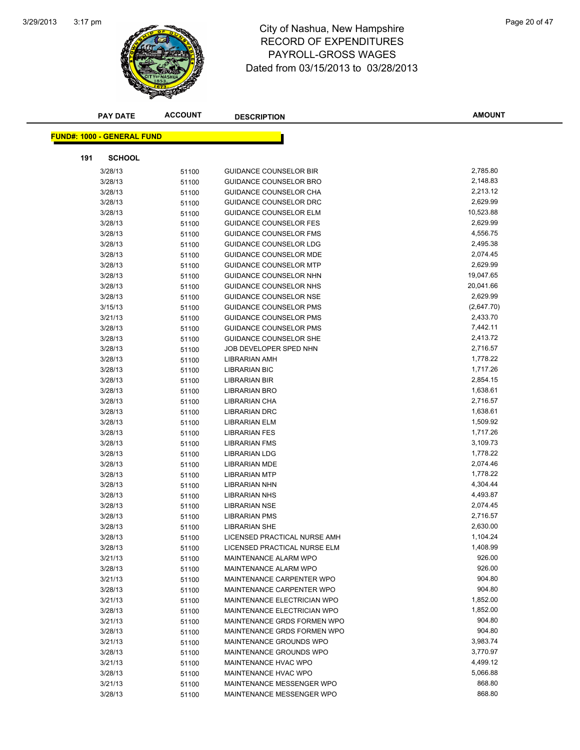# City of Nashua, New Hampshire
## RECORD OF EXPENDITURES
## PAYROLL-GROSS WAGES
## Dated from 03/15/2013 to 03/28/2013

**FUND#: 1000 - GENERAL FUND**

**191 SCHOOL**

| PAY DATE | ACCOUNT | DESCRIPTION | AMOUNT |
|---|---|---|---|
| 3/28/13 | 51100 | GUIDANCE COUNSELOR BIR | 2,785.80 |
| 3/28/13 | 51100 | GUIDANCE COUNSELOR BRO | 2,148.83 |
| 3/28/13 | 51100 | GUIDANCE COUNSELOR CHA | 2,213.12 |
| 3/28/13 | 51100 | GUIDANCE COUNSELOR DRC | 2,629.99 |
| 3/28/13 | 51100 | GUIDANCE COUNSELOR ELM | 10,523.88 |
| 3/28/13 | 51100 | GUIDANCE COUNSELOR FES | 2,629.99 |
| 3/28/13 | 51100 | GUIDANCE COUNSELOR FMS | 4,556.75 |
| 3/28/13 | 51100 | GUIDANCE COUNSELOR LDG | 2,495.38 |
| 3/28/13 | 51100 | GUIDANCE COUNSELOR MDE | 2,074.45 |
| 3/28/13 | 51100 | GUIDANCE COUNSELOR MTP | 2,629.99 |
| 3/28/13 | 51100 | GUIDANCE COUNSELOR NHN | 19,047.65 |
| 3/28/13 | 51100 | GUIDANCE COUNSELOR NHS | 20,041.66 |
| 3/28/13 | 51100 | GUIDANCE COUNSELOR NSE | 2,629.99 |
| 3/15/13 | 51100 | GUIDANCE COUNSELOR PMS | (2,647.70) |
| 3/21/13 | 51100 | GUIDANCE COUNSELOR PMS | 2,433.70 |
| 3/28/13 | 51100 | GUIDANCE COUNSELOR PMS | 7,442.11 |
| 3/28/13 | 51100 | GUIDANCE COUNSELOR SHE | 2,413.72 |
| 3/28/13 | 51100 | JOB DEVELOPER SPED NHN | 2,716.57 |
| 3/28/13 | 51100 | LIBRARIAN AMH | 1,778.22 |
| 3/28/13 | 51100 | LIBRARIAN BIC | 1,717.26 |
| 3/28/13 | 51100 | LIBRARIAN BIR | 2,854.15 |
| 3/28/13 | 51100 | LIBRARIAN BRO | 1,638.61 |
| 3/28/13 | 51100 | LIBRARIAN CHA | 2,716.57 |
| 3/28/13 | 51100 | LIBRARIAN DRC | 1,638.61 |
| 3/28/13 | 51100 | LIBRARIAN ELM | 1,509.92 |
| 3/28/13 | 51100 | LIBRARIAN FES | 1,717.26 |
| 3/28/13 | 51100 | LIBRARIAN FMS | 3,109.73 |
| 3/28/13 | 51100 | LIBRARIAN LDG | 1,778.22 |
| 3/28/13 | 51100 | LIBRARIAN MDE | 2,074.46 |
| 3/28/13 | 51100 | LIBRARIAN MTP | 1,778.22 |
| 3/28/13 | 51100 | LIBRARIAN NHN | 4,304.44 |
| 3/28/13 | 51100 | LIBRARIAN NHS | 4,493.87 |
| 3/28/13 | 51100 | LIBRARIAN NSE | 2,074.45 |
| 3/28/13 | 51100 | LIBRARIAN PMS | 2,716.57 |
| 3/28/13 | 51100 | LIBRARIAN SHE | 2,630.00 |
| 3/28/13 | 51100 | LICENSED PRACTICAL NURSE AMH | 1,104.24 |
| 3/28/13 | 51100 | LICENSED PRACTICAL NURSE ELM | 1,408.99 |
| 3/21/13 | 51100 | MAINTENANCE ALARM WPO | 926.00 |
| 3/28/13 | 51100 | MAINTENANCE ALARM WPO | 926.00 |
| 3/21/13 | 51100 | MAINTENANCE CARPENTER WPO | 904.80 |
| 3/28/13 | 51100 | MAINTENANCE CARPENTER WPO | 904.80 |
| 3/21/13 | 51100 | MAINTENANCE ELECTRICIAN WPO | 1,852.00 |
| 3/28/13 | 51100 | MAINTENANCE ELECTRICIAN WPO | 1,852.00 |
| 3/21/13 | 51100 | MAINTENANCE GRDS FORMEN WPO | 904.80 |
| 3/28/13 | 51100 | MAINTENANCE GRDS FORMEN WPO | 904.80 |
| 3/21/13 | 51100 | MAINTENANCE GROUNDS WPO | 3,983.74 |
| 3/28/13 | 51100 | MAINTENANCE GROUNDS WPO | 3,770.97 |
| 3/21/13 | 51100 | MAINTENANCE HVAC WPO | 4,499.12 |
| 3/28/13 | 51100 | MAINTENANCE HVAC WPO | 5,066.88 |
| 3/21/13 | 51100 | MAINTENANCE MESSENGER WPO | 868.80 |
| 3/28/13 | 51100 | MAINTENANCE MESSENGER WPO | 868.80 |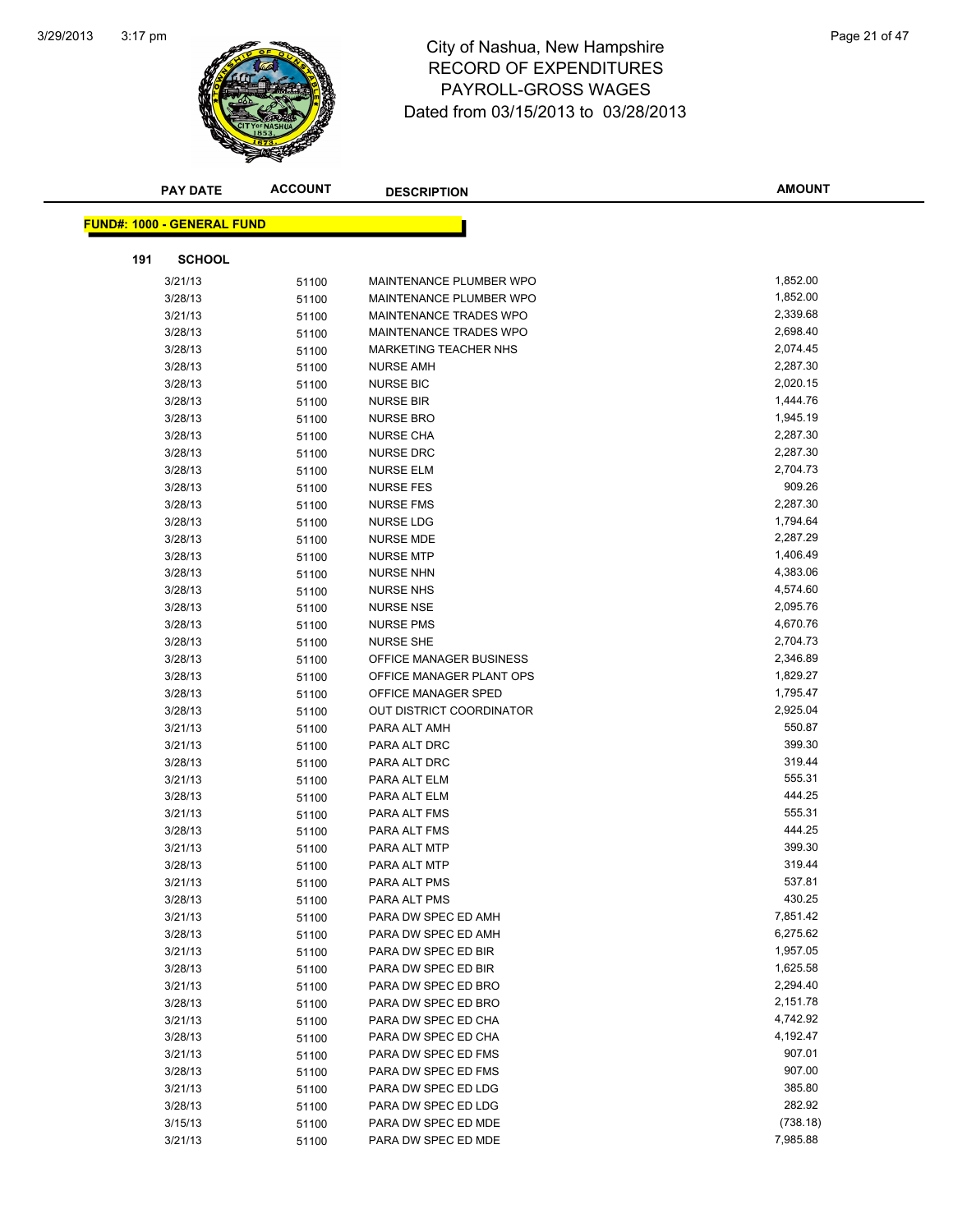# City of Nashua, New Hampshire
## RECORD OF EXPENDITURES
## PAYROLL-GROSS WAGES
## Dated from 03/15/2013 to 03/28/2013

| PAY DATE | ACCOUNT | DESCRIPTION | AMOUNT |
|---|---|---|---|

**FUND#: 1000 - GENERAL FUND**

**191 SCHOOL**

| PAY DATE | ACCOUNT | DESCRIPTION | AMOUNT |
|---|---|---|---|
| 3/21/13 | 51100 | MAINTENANCE PLUMBER WPO | 1,852.00 |
| 3/28/13 | 51100 | MAINTENANCE PLUMBER WPO | 1,852.00 |
| 3/21/13 | 51100 | MAINTENANCE TRADES WPO | 2,339.68 |
| 3/28/13 | 51100 | MAINTENANCE TRADES WPO | 2,698.40 |
| 3/28/13 | 51100 | MARKETING TEACHER NHS | 2,074.45 |
| 3/28/13 | 51100 | NURSE AMH | 2,287.30 |
| 3/28/13 | 51100 | NURSE BIC | 2,020.15 |
| 3/28/13 | 51100 | NURSE BIR | 1,444.76 |
| 3/28/13 | 51100 | NURSE BRO | 1,945.19 |
| 3/28/13 | 51100 | NURSE CHA | 2,287.30 |
| 3/28/13 | 51100 | NURSE DRC | 2,287.30 |
| 3/28/13 | 51100 | NURSE ELM | 2,704.73 |
| 3/28/13 | 51100 | NURSE FES | 909.26 |
| 3/28/13 | 51100 | NURSE FMS | 2,287.30 |
| 3/28/13 | 51100 | NURSE LDG | 1,794.64 |
| 3/28/13 | 51100 | NURSE MDE | 2,287.29 |
| 3/28/13 | 51100 | NURSE MTP | 1,406.49 |
| 3/28/13 | 51100 | NURSE NHN | 4,383.06 |
| 3/28/13 | 51100 | NURSE NHS | 4,574.60 |
| 3/28/13 | 51100 | NURSE NSE | 2,095.76 |
| 3/28/13 | 51100 | NURSE PMS | 4,670.76 |
| 3/28/13 | 51100 | NURSE SHE | 2,704.73 |
| 3/28/13 | 51100 | OFFICE MANAGER BUSINESS | 2,346.89 |
| 3/28/13 | 51100 | OFFICE MANAGER PLANT OPS | 1,829.27 |
| 3/28/13 | 51100 | OFFICE MANAGER SPED | 1,795.47 |
| 3/28/13 | 51100 | OUT DISTRICT COORDINATOR | 2,925.04 |
| 3/21/13 | 51100 | PARA ALT AMH | 550.87 |
| 3/21/13 | 51100 | PARA ALT DRC | 399.30 |
| 3/28/13 | 51100 | PARA ALT DRC | 319.44 |
| 3/21/13 | 51100 | PARA ALT ELM | 555.31 |
| 3/28/13 | 51100 | PARA ALT ELM | 444.25 |
| 3/21/13 | 51100 | PARA ALT FMS | 555.31 |
| 3/28/13 | 51100 | PARA ALT FMS | 444.25 |
| 3/21/13 | 51100 | PARA ALT MTP | 399.30 |
| 3/28/13 | 51100 | PARA ALT MTP | 319.44 |
| 3/21/13 | 51100 | PARA ALT PMS | 537.81 |
| 3/28/13 | 51100 | PARA ALT PMS | 430.25 |
| 3/21/13 | 51100 | PARA DW SPEC ED AMH | 7,851.42 |
| 3/28/13 | 51100 | PARA DW SPEC ED AMH | 6,275.62 |
| 3/21/13 | 51100 | PARA DW SPEC ED BIR | 1,957.05 |
| 3/28/13 | 51100 | PARA DW SPEC ED BIR | 1,625.58 |
| 3/21/13 | 51100 | PARA DW SPEC ED BRO | 2,294.40 |
| 3/28/13 | 51100 | PARA DW SPEC ED BRO | 2,151.78 |
| 3/21/13 | 51100 | PARA DW SPEC ED CHA | 4,742.92 |
| 3/28/13 | 51100 | PARA DW SPEC ED CHA | 4,192.47 |
| 3/21/13 | 51100 | PARA DW SPEC ED FMS | 907.01 |
| 3/28/13 | 51100 | PARA DW SPEC ED FMS | 907.00 |
| 3/21/13 | 51100 | PARA DW SPEC ED LDG | 385.80 |
| 3/28/13 | 51100 | PARA DW SPEC ED LDG | 282.92 |
| 3/15/13 | 51100 | PARA DW SPEC ED MDE | (738.18) |
| 3/21/13 | 51100 | PARA DW SPEC ED MDE | 7,985.88 |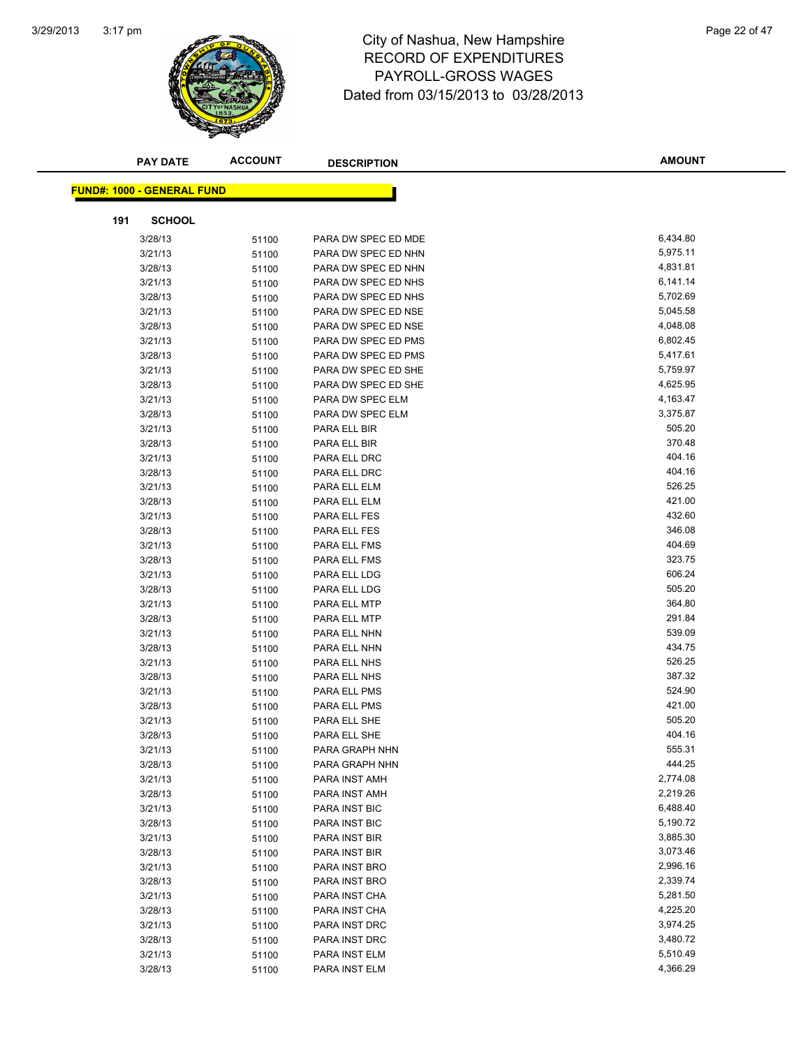# City of Nashua, New Hampshire
## RECORD OF EXPENDITURES
## PAYROLL-GROSS WAGES
## Dated from 03/15/2013 to 03/28/2013

**FUND#: 1000 - GENERAL FUND**

**191 SCHOOL**

| PAY DATE | ACCOUNT | DESCRIPTION | AMOUNT |
|---|---|---|---|
| 3/28/13 | 51100 | PARA DW SPEC ED MDE | 6,434.80 |
| 3/21/13 | 51100 | PARA DW SPEC ED NHN | 5,975.11 |
| 3/28/13 | 51100 | PARA DW SPEC ED NHN | 4,831.81 |
| 3/21/13 | 51100 | PARA DW SPEC ED NHS | 6,141.14 |
| 3/28/13 | 51100 | PARA DW SPEC ED NHS | 5,702.69 |
| 3/21/13 | 51100 | PARA DW SPEC ED NSE | 5,045.58 |
| 3/28/13 | 51100 | PARA DW SPEC ED NSE | 4,048.08 |
| 3/21/13 | 51100 | PARA DW SPEC ED PMS | 6,802.45 |
| 3/28/13 | 51100 | PARA DW SPEC ED PMS | 5,417.61 |
| 3/21/13 | 51100 | PARA DW SPEC ED SHE | 5,759.97 |
| 3/28/13 | 51100 | PARA DW SPEC ED SHE | 4,625.95 |
| 3/21/13 | 51100 | PARA DW SPEC ELM | 4,163.47 |
| 3/28/13 | 51100 | PARA DW SPEC ELM | 3,375.87 |
| 3/21/13 | 51100 | PARA ELL BIR | 505.20 |
| 3/28/13 | 51100 | PARA ELL BIR | 370.48 |
| 3/21/13 | 51100 | PARA ELL DRC | 404.16 |
| 3/28/13 | 51100 | PARA ELL DRC | 404.16 |
| 3/21/13 | 51100 | PARA ELL ELM | 526.25 |
| 3/28/13 | 51100 | PARA ELL ELM | 421.00 |
| 3/21/13 | 51100 | PARA ELL FES | 432.60 |
| 3/28/13 | 51100 | PARA ELL FES | 346.08 |
| 3/21/13 | 51100 | PARA ELL FMS | 404.69 |
| 3/28/13 | 51100 | PARA ELL FMS | 323.75 |
| 3/21/13 | 51100 | PARA ELL LDG | 606.24 |
| 3/28/13 | 51100 | PARA ELL LDG | 505.20 |
| 3/21/13 | 51100 | PARA ELL MTP | 364.80 |
| 3/28/13 | 51100 | PARA ELL MTP | 291.84 |
| 3/21/13 | 51100 | PARA ELL NHN | 539.09 |
| 3/28/13 | 51100 | PARA ELL NHN | 434.75 |
| 3/21/13 | 51100 | PARA ELL NHS | 526.25 |
| 3/28/13 | 51100 | PARA ELL NHS | 387.32 |
| 3/21/13 | 51100 | PARA ELL PMS | 524.90 |
| 3/28/13 | 51100 | PARA ELL PMS | 421.00 |
| 3/21/13 | 51100 | PARA ELL SHE | 505.20 |
| 3/28/13 | 51100 | PARA ELL SHE | 404.16 |
| 3/21/13 | 51100 | PARA GRAPH NHN | 555.31 |
| 3/28/13 | 51100 | PARA GRAPH NHN | 444.25 |
| 3/21/13 | 51100 | PARA INST AMH | 2,774.08 |
| 3/28/13 | 51100 | PARA INST AMH | 2,219.26 |
| 3/21/13 | 51100 | PARA INST BIC | 6,488.40 |
| 3/28/13 | 51100 | PARA INST BIC | 5,190.72 |
| 3/21/13 | 51100 | PARA INST BIR | 3,885.30 |
| 3/28/13 | 51100 | PARA INST BIR | 3,073.46 |
| 3/21/13 | 51100 | PARA INST BRO | 2,996.16 |
| 3/28/13 | 51100 | PARA INST BRO | 2,339.74 |
| 3/21/13 | 51100 | PARA INST CHA | 5,281.50 |
| 3/28/13 | 51100 | PARA INST CHA | 4,225.20 |
| 3/21/13 | 51100 | PARA INST DRC | 3,974.25 |
| 3/28/13 | 51100 | PARA INST DRC | 3,480.72 |
| 3/21/13 | 51100 | PARA INST ELM | 5,510.49 |
| 3/28/13 | 51100 | PARA INST ELM | 4,366.29 |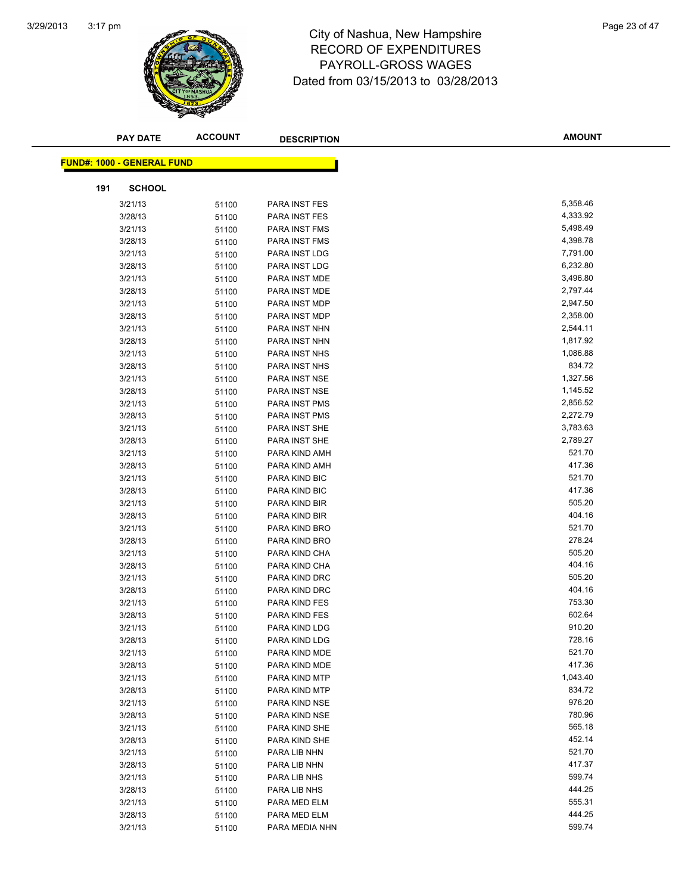# City of Nashua, New Hampshire
## RECORD OF EXPENDITURES
## PAYROLL-GROSS WAGES
### Dated from 03/15/2013 to 03/28/2013

| PAY DATE | ACCOUNT | DESCRIPTION | AMOUNT |
|---|---|---|---|

**FUND#: 1000 - GENERAL FUND**

**191 SCHOOL**

| PAY DATE | ACCOUNT | DESCRIPTION | AMOUNT |
|---|---|---|---|
| 3/21/13 | 51100 | PARA INST FES | 5,358.46 |
| 3/28/13 | 51100 | PARA INST FES | 4,333.92 |
| 3/21/13 | 51100 | PARA INST FMS | 5,498.49 |
| 3/28/13 | 51100 | PARA INST FMS | 4,398.78 |
| 3/21/13 | 51100 | PARA INST LDG | 7,791.00 |
| 3/28/13 | 51100 | PARA INST LDG | 6,232.80 |
| 3/21/13 | 51100 | PARA INST MDE | 3,496.80 |
| 3/28/13 | 51100 | PARA INST MDE | 2,797.44 |
| 3/21/13 | 51100 | PARA INST MDP | 2,947.50 |
| 3/28/13 | 51100 | PARA INST MDP | 2,358.00 |
| 3/21/13 | 51100 | PARA INST NHN | 2,544.11 |
| 3/28/13 | 51100 | PARA INST NHN | 1,817.92 |
| 3/21/13 | 51100 | PARA INST NHS | 1,086.88 |
| 3/28/13 | 51100 | PARA INST NHS | 834.72 |
| 3/21/13 | 51100 | PARA INST NSE | 1,327.56 |
| 3/28/13 | 51100 | PARA INST NSE | 1,145.52 |
| 3/21/13 | 51100 | PARA INST PMS | 2,856.52 |
| 3/28/13 | 51100 | PARA INST PMS | 2,272.79 |
| 3/21/13 | 51100 | PARA INST SHE | 3,783.63 |
| 3/28/13 | 51100 | PARA INST SHE | 2,789.27 |
| 3/21/13 | 51100 | PARA KIND AMH | 521.70 |
| 3/28/13 | 51100 | PARA KIND AMH | 417.36 |
| 3/21/13 | 51100 | PARA KIND BIC | 521.70 |
| 3/28/13 | 51100 | PARA KIND BIC | 417.36 |
| 3/21/13 | 51100 | PARA KIND BIR | 505.20 |
| 3/28/13 | 51100 | PARA KIND BIR | 404.16 |
| 3/21/13 | 51100 | PARA KIND BRO | 521.70 |
| 3/28/13 | 51100 | PARA KIND BRO | 278.24 |
| 3/21/13 | 51100 | PARA KIND CHA | 505.20 |
| 3/28/13 | 51100 | PARA KIND CHA | 404.16 |
| 3/21/13 | 51100 | PARA KIND DRC | 505.20 |
| 3/28/13 | 51100 | PARA KIND DRC | 404.16 |
| 3/21/13 | 51100 | PARA KIND FES | 753.30 |
| 3/28/13 | 51100 | PARA KIND FES | 602.64 |
| 3/21/13 | 51100 | PARA KIND LDG | 910.20 |
| 3/28/13 | 51100 | PARA KIND LDG | 728.16 |
| 3/21/13 | 51100 | PARA KIND MDE | 521.70 |
| 3/28/13 | 51100 | PARA KIND MDE | 417.36 |
| 3/21/13 | 51100 | PARA KIND MTP | 1,043.40 |
| 3/28/13 | 51100 | PARA KIND MTP | 834.72 |
| 3/21/13 | 51100 | PARA KIND NSE | 976.20 |
| 3/28/13 | 51100 | PARA KIND NSE | 780.96 |
| 3/21/13 | 51100 | PARA KIND SHE | 565.18 |
| 3/28/13 | 51100 | PARA KIND SHE | 452.14 |
| 3/21/13 | 51100 | PARA LIB NHN | 521.70 |
| 3/28/13 | 51100 | PARA LIB NHN | 417.37 |
| 3/21/13 | 51100 | PARA LIB NHS | 599.74 |
| 3/28/13 | 51100 | PARA LIB NHS | 444.25 |
| 3/21/13 | 51100 | PARA MED ELM | 555.31 |
| 3/28/13 | 51100 | PARA MED ELM | 444.25 |
| 3/21/13 | 51100 | PARA MEDIA NHN | 599.74 |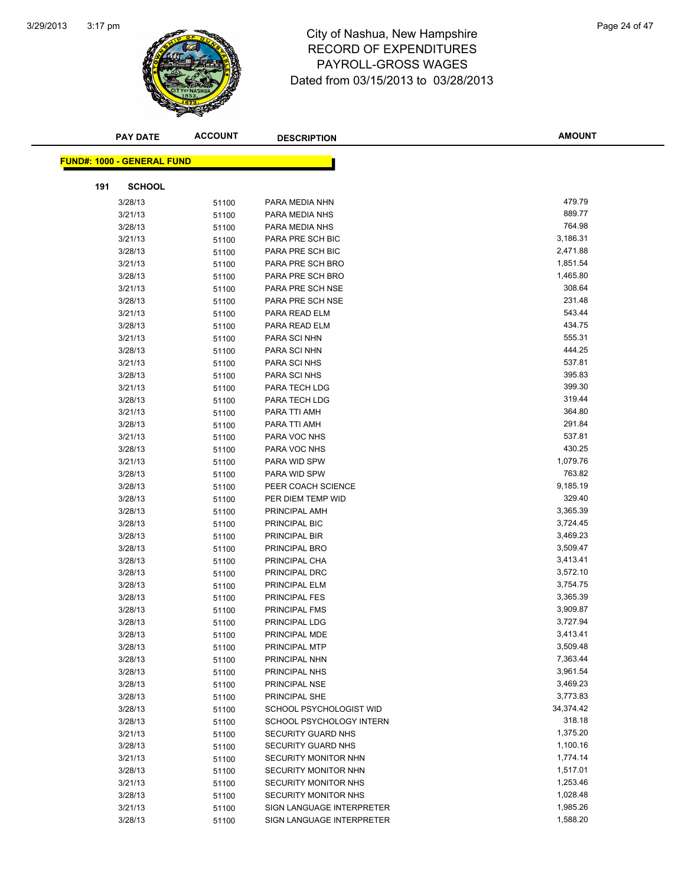# City of Nashua, New Hampshire
## RECORD OF EXPENDITURES
## PAYROLL-GROSS WAGES
## Dated from 03/15/2013 to 03/28/2013

**FUND#: 1000 - GENERAL FUND**

**191 SCHOOL**

| PAY DATE | ACCOUNT | DESCRIPTION | AMOUNT |
|---|---|---|---|
| 3/28/13 | 51100 | PARA MEDIA NHN | 479.79 |
| 3/21/13 | 51100 | PARA MEDIA NHS | 889.77 |
| 3/28/13 | 51100 | PARA MEDIA NHS | 764.98 |
| 3/21/13 | 51100 | PARA PRE SCH BIC | 3,186.31 |
| 3/28/13 | 51100 | PARA PRE SCH BIC | 2,471.88 |
| 3/21/13 | 51100 | PARA PRE SCH BRO | 1,851.54 |
| 3/28/13 | 51100 | PARA PRE SCH BRO | 1,465.80 |
| 3/21/13 | 51100 | PARA PRE SCH NSE | 308.64 |
| 3/28/13 | 51100 | PARA PRE SCH NSE | 231.48 |
| 3/21/13 | 51100 | PARA READ ELM | 543.44 |
| 3/28/13 | 51100 | PARA READ ELM | 434.75 |
| 3/21/13 | 51100 | PARA SCI NHN | 555.31 |
| 3/28/13 | 51100 | PARA SCI NHN | 444.25 |
| 3/21/13 | 51100 | PARA SCI NHS | 537.81 |
| 3/28/13 | 51100 | PARA SCI NHS | 395.83 |
| 3/21/13 | 51100 | PARA TECH LDG | 399.30 |
| 3/28/13 | 51100 | PARA TECH LDG | 319.44 |
| 3/21/13 | 51100 | PARA TTI AMH | 364.80 |
| 3/28/13 | 51100 | PARA TTI AMH | 291.84 |
| 3/21/13 | 51100 | PARA VOC NHS | 537.81 |
| 3/28/13 | 51100 | PARA VOC NHS | 430.25 |
| 3/21/13 | 51100 | PARA WID SPW | 1,079.76 |
| 3/28/13 | 51100 | PARA WID SPW | 763.82 |
| 3/28/13 | 51100 | PEER COACH SCIENCE | 9,185.19 |
| 3/28/13 | 51100 | PER DIEM TEMP WID | 329.40 |
| 3/28/13 | 51100 | PRINCIPAL AMH | 3,365.39 |
| 3/28/13 | 51100 | PRINCIPAL BIC | 3,724.45 |
| 3/28/13 | 51100 | PRINCIPAL BIR | 3,469.23 |
| 3/28/13 | 51100 | PRINCIPAL BRO | 3,509.47 |
| 3/28/13 | 51100 | PRINCIPAL CHA | 3,413.41 |
| 3/28/13 | 51100 | PRINCIPAL DRC | 3,572.10 |
| 3/28/13 | 51100 | PRINCIPAL ELM | 3,754.75 |
| 3/28/13 | 51100 | PRINCIPAL FES | 3,365.39 |
| 3/28/13 | 51100 | PRINCIPAL FMS | 3,909.87 |
| 3/28/13 | 51100 | PRINCIPAL LDG | 3,727.94 |
| 3/28/13 | 51100 | PRINCIPAL MDE | 3,413.41 |
| 3/28/13 | 51100 | PRINCIPAL MTP | 3,509.48 |
| 3/28/13 | 51100 | PRINCIPAL NHN | 7,363.44 |
| 3/28/13 | 51100 | PRINCIPAL NHS | 3,961.54 |
| 3/28/13 | 51100 | PRINCIPAL NSE | 3,469.23 |
| 3/28/13 | 51100 | PRINCIPAL SHE | 3,773.83 |
| 3/28/13 | 51100 | SCHOOL PSYCHOLOGIST WID | 34,374.42 |
| 3/28/13 | 51100 | SCHOOL PSYCHOLOGY INTERN | 318.18 |
| 3/21/13 | 51100 | SECURITY GUARD NHS | 1,375.20 |
| 3/28/13 | 51100 | SECURITY GUARD NHS | 1,100.16 |
| 3/21/13 | 51100 | SECURITY MONITOR NHN | 1,774.14 |
| 3/28/13 | 51100 | SECURITY MONITOR NHN | 1,517.01 |
| 3/21/13 | 51100 | SECURITY MONITOR NHS | 1,253.46 |
| 3/28/13 | 51100 | SECURITY MONITOR NHS | 1,028.48 |
| 3/21/13 | 51100 | SIGN LANGUAGE INTERPRETER | 1,985.26 |
| 3/28/13 | 51100 | SIGN LANGUAGE INTERPRETER | 1,588.20 |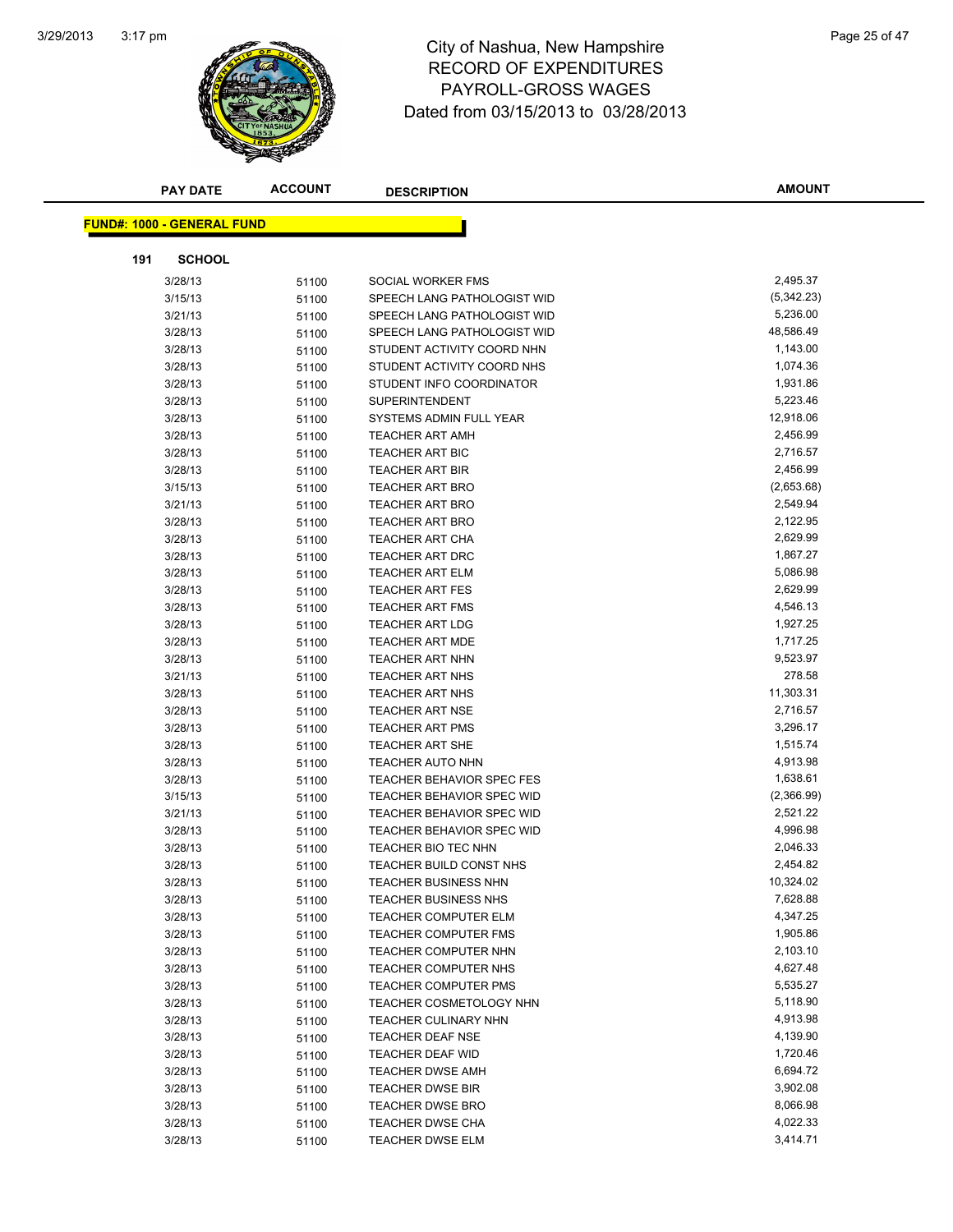# City of Nashua, New Hampshire
## RECORD OF EXPENDITURES
## PAYROLL-GROSS WAGES
## Dated from 03/15/2013 to 03/28/2013

**FUND#: 1000 - GENERAL FUND**

**191 SCHOOL**

| PAY DATE | ACCOUNT | DESCRIPTION | AMOUNT |
|---|---|---|---|
| 3/28/13 | 51100 | SOCIAL WORKER FMS | 2,495.37 |
| 3/15/13 | 51100 | SPEECH LANG PATHOLOGIST WID | (5,342.23) |
| 3/21/13 | 51100 | SPEECH LANG PATHOLOGIST WID | 5,236.00 |
| 3/28/13 | 51100 | SPEECH LANG PATHOLOGIST WID | 48,586.49 |
| 3/28/13 | 51100 | STUDENT ACTIVITY COORD NHN | 1,143.00 |
| 3/28/13 | 51100 | STUDENT ACTIVITY COORD NHS | 1,074.36 |
| 3/28/13 | 51100 | STUDENT INFO COORDINATOR | 1,931.86 |
| 3/28/13 | 51100 | SUPERINTENDENT | 5,223.46 |
| 3/28/13 | 51100 | SYSTEMS ADMIN FULL YEAR | 12,918.06 |
| 3/28/13 | 51100 | TEACHER ART AMH | 2,456.99 |
| 3/28/13 | 51100 | TEACHER ART BIC | 2,716.57 |
| 3/28/13 | 51100 | TEACHER ART BIR | 2,456.99 |
| 3/15/13 | 51100 | TEACHER ART BRO | (2,653.68) |
| 3/21/13 | 51100 | TEACHER ART BRO | 2,549.94 |
| 3/28/13 | 51100 | TEACHER ART BRO | 2,122.95 |
| 3/28/13 | 51100 | TEACHER ART CHA | 2,629.99 |
| 3/28/13 | 51100 | TEACHER ART DRC | 1,867.27 |
| 3/28/13 | 51100 | TEACHER ART ELM | 5,086.98 |
| 3/28/13 | 51100 | TEACHER ART FES | 2,629.99 |
| 3/28/13 | 51100 | TEACHER ART FMS | 4,546.13 |
| 3/28/13 | 51100 | TEACHER ART LDG | 1,927.25 |
| 3/28/13 | 51100 | TEACHER ART MDE | 1,717.25 |
| 3/28/13 | 51100 | TEACHER ART NHN | 9,523.97 |
| 3/21/13 | 51100 | TEACHER ART NHS | 278.58 |
| 3/28/13 | 51100 | TEACHER ART NHS | 11,303.31 |
| 3/28/13 | 51100 | TEACHER ART NSE | 2,716.57 |
| 3/28/13 | 51100 | TEACHER ART PMS | 3,296.17 |
| 3/28/13 | 51100 | TEACHER ART SHE | 1,515.74 |
| 3/28/13 | 51100 | TEACHER AUTO NHN | 4,913.98 |
| 3/28/13 | 51100 | TEACHER BEHAVIOR SPEC FES | 1,638.61 |
| 3/15/13 | 51100 | TEACHER BEHAVIOR SPEC WID | (2,366.99) |
| 3/21/13 | 51100 | TEACHER BEHAVIOR SPEC WID | 2,521.22 |
| 3/28/13 | 51100 | TEACHER BEHAVIOR SPEC WID | 4,996.98 |
| 3/28/13 | 51100 | TEACHER BIO TEC NHN | 2,046.33 |
| 3/28/13 | 51100 | TEACHER BUILD CONST NHS | 2,454.82 |
| 3/28/13 | 51100 | TEACHER BUSINESS NHN | 10,324.02 |
| 3/28/13 | 51100 | TEACHER BUSINESS NHS | 7,628.88 |
| 3/28/13 | 51100 | TEACHER COMPUTER ELM | 4,347.25 |
| 3/28/13 | 51100 | TEACHER COMPUTER FMS | 1,905.86 |
| 3/28/13 | 51100 | TEACHER COMPUTER NHN | 2,103.10 |
| 3/28/13 | 51100 | TEACHER COMPUTER NHS | 4,627.48 |
| 3/28/13 | 51100 | TEACHER COMPUTER PMS | 5,535.27 |
| 3/28/13 | 51100 | TEACHER COSMETOLOGY NHN | 5,118.90 |
| 3/28/13 | 51100 | TEACHER CULINARY NHN | 4,913.98 |
| 3/28/13 | 51100 | TEACHER DEAF NSE | 4,139.90 |
| 3/28/13 | 51100 | TEACHER DEAF WID | 1,720.46 |
| 3/28/13 | 51100 | TEACHER DWSE AMH | 6,694.72 |
| 3/28/13 | 51100 | TEACHER DWSE BIR | 3,902.08 |
| 3/28/13 | 51100 | TEACHER DWSE BRO | 8,066.98 |
| 3/28/13 | 51100 | TEACHER DWSE CHA | 4,022.33 |
| 3/28/13 | 51100 | TEACHER DWSE ELM | 3,414.71 |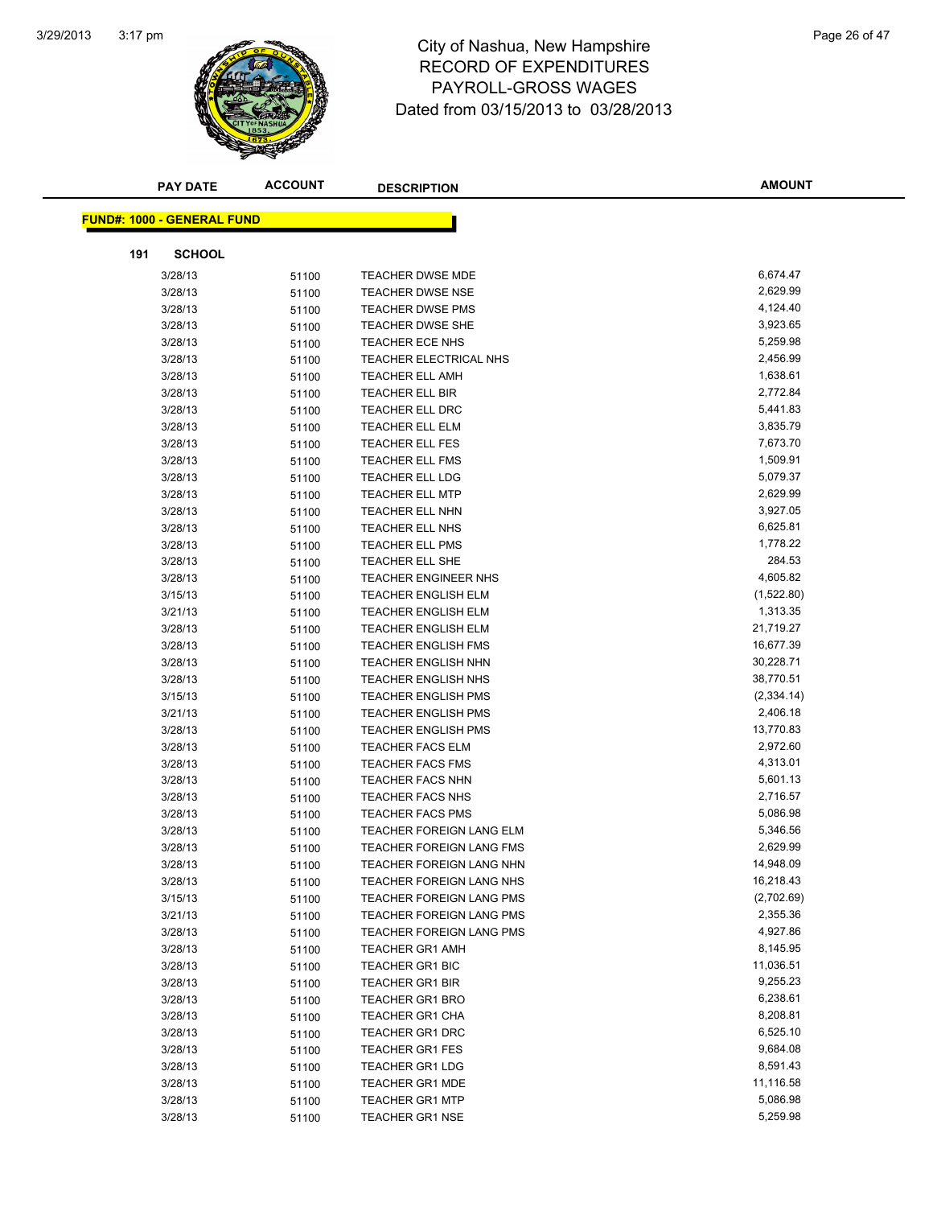# City of Nashua, New Hampshire
## RECORD OF EXPENDITURES
## PAYROLL-GROSS WAGES
## Dated from 03/15/2013 to 03/28/2013

**FUND#: 1000 - GENERAL FUND**

**191 SCHOOL**

| PAY DATE | ACCOUNT | DESCRIPTION | AMOUNT |
|---|---|---|---|
| 3/28/13 | 51100 | TEACHER DWSE MDE | 6,674.47 |
| 3/28/13 | 51100 | TEACHER DWSE NSE | 2,629.99 |
| 3/28/13 | 51100 | TEACHER DWSE PMS | 4,124.40 |
| 3/28/13 | 51100 | TEACHER DWSE SHE | 3,923.65 |
| 3/28/13 | 51100 | TEACHER ECE NHS | 5,259.98 |
| 3/28/13 | 51100 | TEACHER ELECTRICAL NHS | 2,456.99 |
| 3/28/13 | 51100 | TEACHER ELL AMH | 1,638.61 |
| 3/28/13 | 51100 | TEACHER ELL BIR | 2,772.84 |
| 3/28/13 | 51100 | TEACHER ELL DRC | 5,441.83 |
| 3/28/13 | 51100 | TEACHER ELL ELM | 3,835.79 |
| 3/28/13 | 51100 | TEACHER ELL FES | 7,673.70 |
| 3/28/13 | 51100 | TEACHER ELL FMS | 1,509.91 |
| 3/28/13 | 51100 | TEACHER ELL LDG | 5,079.37 |
| 3/28/13 | 51100 | TEACHER ELL MTP | 2,629.99 |
| 3/28/13 | 51100 | TEACHER ELL NHN | 3,927.05 |
| 3/28/13 | 51100 | TEACHER ELL NHS | 6,625.81 |
| 3/28/13 | 51100 | TEACHER ELL PMS | 1,778.22 |
| 3/28/13 | 51100 | TEACHER ELL SHE | 284.53 |
| 3/28/13 | 51100 | TEACHER ENGINEER NHS | 4,605.82 |
| 3/15/13 | 51100 | TEACHER ENGLISH ELM | (1,522.80) |
| 3/21/13 | 51100 | TEACHER ENGLISH ELM | 1,313.35 |
| 3/28/13 | 51100 | TEACHER ENGLISH ELM | 21,719.27 |
| 3/28/13 | 51100 | TEACHER ENGLISH FMS | 16,677.39 |
| 3/28/13 | 51100 | TEACHER ENGLISH NHN | 30,228.71 |
| 3/28/13 | 51100 | TEACHER ENGLISH NHS | 38,770.51 |
| 3/15/13 | 51100 | TEACHER ENGLISH PMS | (2,334.14) |
| 3/21/13 | 51100 | TEACHER ENGLISH PMS | 2,406.18 |
| 3/28/13 | 51100 | TEACHER ENGLISH PMS | 13,770.83 |
| 3/28/13 | 51100 | TEACHER FACS ELM | 2,972.60 |
| 3/28/13 | 51100 | TEACHER FACS FMS | 4,313.01 |
| 3/28/13 | 51100 | TEACHER FACS NHN | 5,601.13 |
| 3/28/13 | 51100 | TEACHER FACS NHS | 2,716.57 |
| 3/28/13 | 51100 | TEACHER FACS PMS | 5,086.98 |
| 3/28/13 | 51100 | TEACHER FOREIGN LANG ELM | 5,346.56 |
| 3/28/13 | 51100 | TEACHER FOREIGN LANG FMS | 2,629.99 |
| 3/28/13 | 51100 | TEACHER FOREIGN LANG NHN | 14,948.09 |
| 3/28/13 | 51100 | TEACHER FOREIGN LANG NHS | 16,218.43 |
| 3/15/13 | 51100 | TEACHER FOREIGN LANG PMS | (2,702.69) |
| 3/21/13 | 51100 | TEACHER FOREIGN LANG PMS | 2,355.36 |
| 3/28/13 | 51100 | TEACHER FOREIGN LANG PMS | 4,927.86 |
| 3/28/13 | 51100 | TEACHER GR1 AMH | 8,145.95 |
| 3/28/13 | 51100 | TEACHER GR1 BIC | 11,036.51 |
| 3/28/13 | 51100 | TEACHER GR1 BIR | 9,255.23 |
| 3/28/13 | 51100 | TEACHER GR1 BRO | 6,238.61 |
| 3/28/13 | 51100 | TEACHER GR1 CHA | 8,208.81 |
| 3/28/13 | 51100 | TEACHER GR1 DRC | 6,525.10 |
| 3/28/13 | 51100 | TEACHER GR1 FES | 9,684.08 |
| 3/28/13 | 51100 | TEACHER GR1 LDG | 8,591.43 |
| 3/28/13 | 51100 | TEACHER GR1 MDE | 11,116.58 |
| 3/28/13 | 51100 | TEACHER GR1 MTP | 5,086.98 |
| 3/28/13 | 51100 | TEACHER GR1 NSE | 5,259.98 |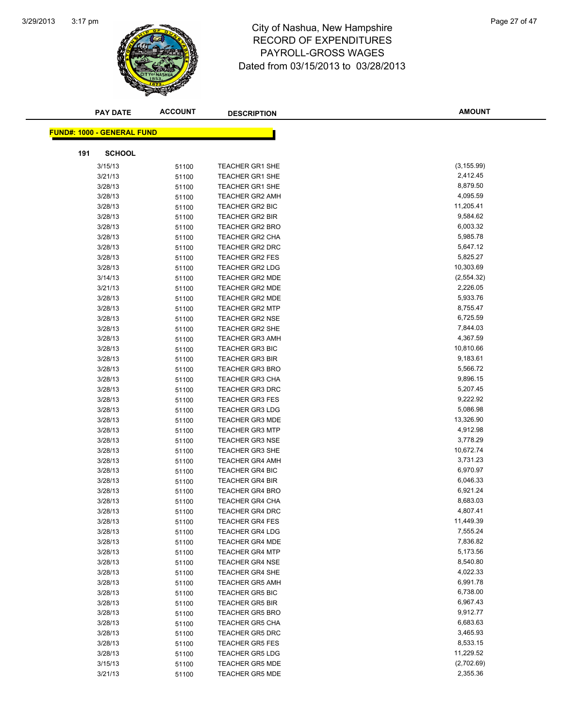# City of Nashua, New Hampshire
## RECORD OF EXPENDITURES
## PAYROLL-GROSS WAGES
### Dated from 03/15/2013 to 03/28/2013

**FUND#: 1000 - GENERAL FUND**

**191 SCHOOL**

| PAY DATE | ACCOUNT | DESCRIPTION | AMOUNT |
|---|---|---|---|
| 3/15/13 | 51100 | TEACHER GR1 SHE | (3,155.99) |
| 3/21/13 | 51100 | TEACHER GR1 SHE | 2,412.45 |
| 3/28/13 | 51100 | TEACHER GR1 SHE | 8,879.50 |
| 3/28/13 | 51100 | TEACHER GR2 AMH | 4,095.59 |
| 3/28/13 | 51100 | TEACHER GR2 BIC | 11,205.41 |
| 3/28/13 | 51100 | TEACHER GR2 BIR | 9,584.62 |
| 3/28/13 | 51100 | TEACHER GR2 BRO | 6,003.32 |
| 3/28/13 | 51100 | TEACHER GR2 CHA | 5,985.78 |
| 3/28/13 | 51100 | TEACHER GR2 DRC | 5,647.12 |
| 3/28/13 | 51100 | TEACHER GR2 FES | 5,825.27 |
| 3/28/13 | 51100 | TEACHER GR2 LDG | 10,303.69 |
| 3/14/13 | 51100 | TEACHER GR2 MDE | (2,554.32) |
| 3/21/13 | 51100 | TEACHER GR2 MDE | 2,226.05 |
| 3/28/13 | 51100 | TEACHER GR2 MDE | 5,933.76 |
| 3/28/13 | 51100 | TEACHER GR2 MTP | 8,755.47 |
| 3/28/13 | 51100 | TEACHER GR2 NSE | 6,725.59 |
| 3/28/13 | 51100 | TEACHER GR2 SHE | 7,844.03 |
| 3/28/13 | 51100 | TEACHER GR3 AMH | 4,367.59 |
| 3/28/13 | 51100 | TEACHER GR3 BIC | 10,810.66 |
| 3/28/13 | 51100 | TEACHER GR3 BIR | 9,183.61 |
| 3/28/13 | 51100 | TEACHER GR3 BRO | 5,566.72 |
| 3/28/13 | 51100 | TEACHER GR3 CHA | 9,896.15 |
| 3/28/13 | 51100 | TEACHER GR3 DRC | 5,207.45 |
| 3/28/13 | 51100 | TEACHER GR3 FES | 9,222.92 |
| 3/28/13 | 51100 | TEACHER GR3 LDG | 5,086.98 |
| 3/28/13 | 51100 | TEACHER GR3 MDE | 13,326.90 |
| 3/28/13 | 51100 | TEACHER GR3 MTP | 4,912.98 |
| 3/28/13 | 51100 | TEACHER GR3 NSE | 3,778.29 |
| 3/28/13 | 51100 | TEACHER GR3 SHE | 10,672.74 |
| 3/28/13 | 51100 | TEACHER GR4 AMH | 3,731.23 |
| 3/28/13 | 51100 | TEACHER GR4 BIC | 6,970.97 |
| 3/28/13 | 51100 | TEACHER GR4 BIR | 6,046.33 |
| 3/28/13 | 51100 | TEACHER GR4 BRO | 6,921.24 |
| 3/28/13 | 51100 | TEACHER GR4 CHA | 8,683.03 |
| 3/28/13 | 51100 | TEACHER GR4 DRC | 4,807.41 |
| 3/28/13 | 51100 | TEACHER GR4 FES | 11,449.39 |
| 3/28/13 | 51100 | TEACHER GR4 LDG | 7,555.24 |
| 3/28/13 | 51100 | TEACHER GR4 MDE | 7,836.82 |
| 3/28/13 | 51100 | TEACHER GR4 MTP | 5,173.56 |
| 3/28/13 | 51100 | TEACHER GR4 NSE | 8,540.80 |
| 3/28/13 | 51100 | TEACHER GR4 SHE | 4,022.33 |
| 3/28/13 | 51100 | TEACHER GR5 AMH | 6,991.78 |
| 3/28/13 | 51100 | TEACHER GR5 BIC | 6,738.00 |
| 3/28/13 | 51100 | TEACHER GR5 BIR | 6,967.43 |
| 3/28/13 | 51100 | TEACHER GR5 BRO | 9,912.77 |
| 3/28/13 | 51100 | TEACHER GR5 CHA | 6,683.63 |
| 3/28/13 | 51100 | TEACHER GR5 DRC | 3,465.93 |
| 3/28/13 | 51100 | TEACHER GR5 FES | 8,533.15 |
| 3/28/13 | 51100 | TEACHER GR5 LDG | 11,229.52 |
| 3/15/13 | 51100 | TEACHER GR5 MDE | (2,702.69) |
| 3/21/13 | 51100 | TEACHER GR5 MDE | 2,355.36 |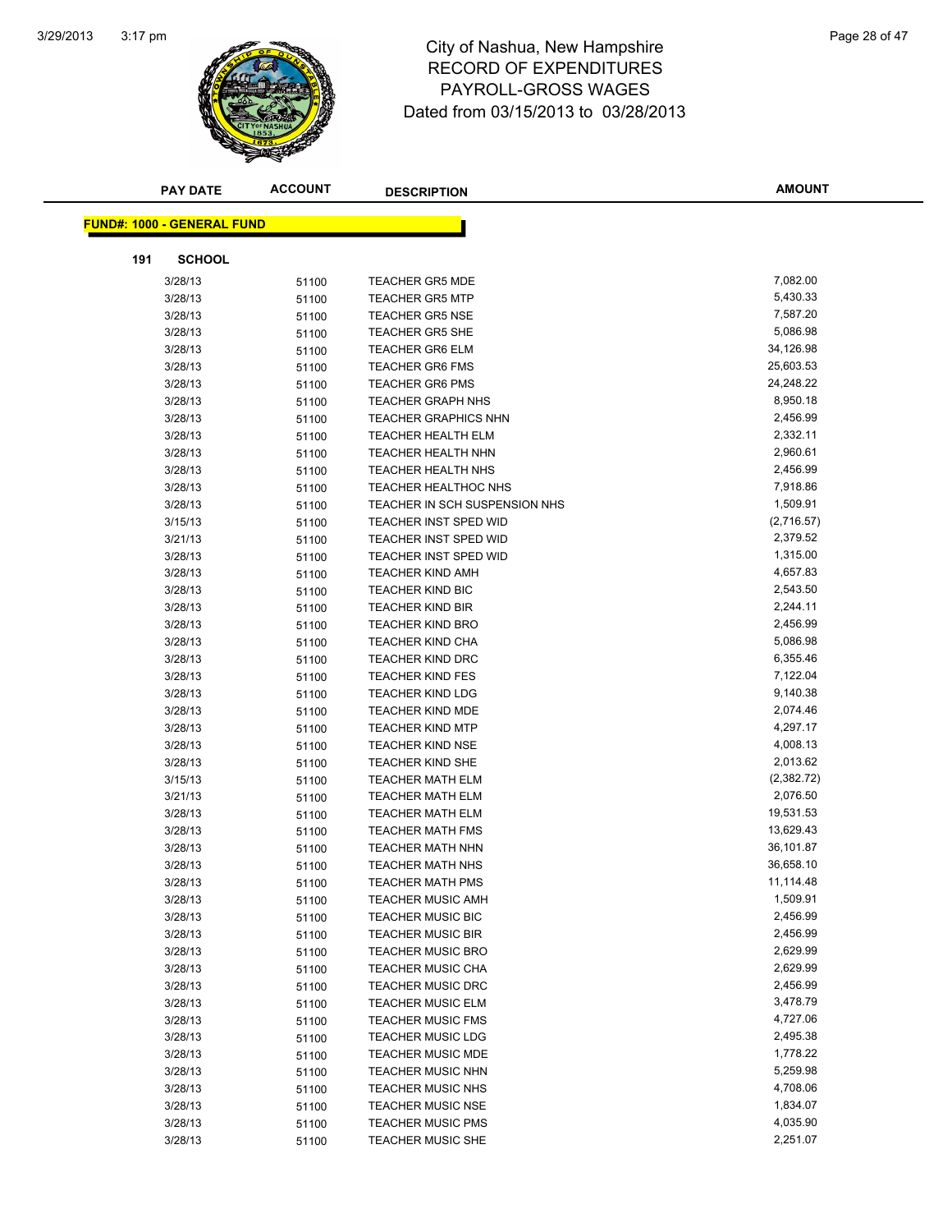# City of Nashua, New Hampshire
## RECORD OF EXPENDITURES
## PAYROLL-GROSS WAGES
### Dated from 03/15/2013 to 03/28/2013

**FUND#: 1000 - GENERAL FUND**

**191 SCHOOL**

| PAY DATE | ACCOUNT | DESCRIPTION | AMOUNT |
|---|---|---|---|
| 3/28/13 | 51100 | TEACHER GR5 MDE | 7,082.00 |
| 3/28/13 | 51100 | TEACHER GR5 MTP | 5,430.33 |
| 3/28/13 | 51100 | TEACHER GR5 NSE | 7,587.20 |
| 3/28/13 | 51100 | TEACHER GR5 SHE | 5,086.98 |
| 3/28/13 | 51100 | TEACHER GR6 ELM | 34,126.98 |
| 3/28/13 | 51100 | TEACHER GR6 FMS | 25,603.53 |
| 3/28/13 | 51100 | TEACHER GR6 PMS | 24,248.22 |
| 3/28/13 | 51100 | TEACHER GRAPH NHS | 8,950.18 |
| 3/28/13 | 51100 | TEACHER GRAPHICS NHN | 2,456.99 |
| 3/28/13 | 51100 | TEACHER HEALTH ELM | 2,332.11 |
| 3/28/13 | 51100 | TEACHER HEALTH NHN | 2,960.61 |
| 3/28/13 | 51100 | TEACHER HEALTH NHS | 2,456.99 |
| 3/28/13 | 51100 | TEACHER HEALTHOC NHS | 7,918.86 |
| 3/28/13 | 51100 | TEACHER IN SCH SUSPENSION NHS | 1,509.91 |
| 3/15/13 | 51100 | TEACHER INST SPED WID | (2,716.57) |
| 3/21/13 | 51100 | TEACHER INST SPED WID | 2,379.52 |
| 3/28/13 | 51100 | TEACHER INST SPED WID | 1,315.00 |
| 3/28/13 | 51100 | TEACHER KIND AMH | 4,657.83 |
| 3/28/13 | 51100 | TEACHER KIND BIC | 2,543.50 |
| 3/28/13 | 51100 | TEACHER KIND BIR | 2,244.11 |
| 3/28/13 | 51100 | TEACHER KIND BRO | 2,456.99 |
| 3/28/13 | 51100 | TEACHER KIND CHA | 5,086.98 |
| 3/28/13 | 51100 | TEACHER KIND DRC | 6,355.46 |
| 3/28/13 | 51100 | TEACHER KIND FES | 7,122.04 |
| 3/28/13 | 51100 | TEACHER KIND LDG | 9,140.38 |
| 3/28/13 | 51100 | TEACHER KIND MDE | 2,074.46 |
| 3/28/13 | 51100 | TEACHER KIND MTP | 4,297.17 |
| 3/28/13 | 51100 | TEACHER KIND NSE | 4,008.13 |
| 3/28/13 | 51100 | TEACHER KIND SHE | 2,013.62 |
| 3/15/13 | 51100 | TEACHER MATH ELM | (2,382.72) |
| 3/21/13 | 51100 | TEACHER MATH ELM | 2,076.50 |
| 3/28/13 | 51100 | TEACHER MATH ELM | 19,531.53 |
| 3/28/13 | 51100 | TEACHER MATH FMS | 13,629.43 |
| 3/28/13 | 51100 | TEACHER MATH NHN | 36,101.87 |
| 3/28/13 | 51100 | TEACHER MATH NHS | 36,658.10 |
| 3/28/13 | 51100 | TEACHER MATH PMS | 11,114.48 |
| 3/28/13 | 51100 | TEACHER MUSIC AMH | 1,509.91 |
| 3/28/13 | 51100 | TEACHER MUSIC BIC | 2,456.99 |
| 3/28/13 | 51100 | TEACHER MUSIC BIR | 2,456.99 |
| 3/28/13 | 51100 | TEACHER MUSIC BRO | 2,629.99 |
| 3/28/13 | 51100 | TEACHER MUSIC CHA | 2,629.99 |
| 3/28/13 | 51100 | TEACHER MUSIC DRC | 2,456.99 |
| 3/28/13 | 51100 | TEACHER MUSIC ELM | 3,478.79 |
| 3/28/13 | 51100 | TEACHER MUSIC FMS | 4,727.06 |
| 3/28/13 | 51100 | TEACHER MUSIC LDG | 2,495.38 |
| 3/28/13 | 51100 | TEACHER MUSIC MDE | 1,778.22 |
| 3/28/13 | 51100 | TEACHER MUSIC NHN | 5,259.98 |
| 3/28/13 | 51100 | TEACHER MUSIC NHS | 4,708.06 |
| 3/28/13 | 51100 | TEACHER MUSIC NSE | 1,834.07 |
| 3/28/13 | 51100 | TEACHER MUSIC PMS | 4,035.90 |
| 3/28/13 | 51100 | TEACHER MUSIC SHE | 2,251.07 |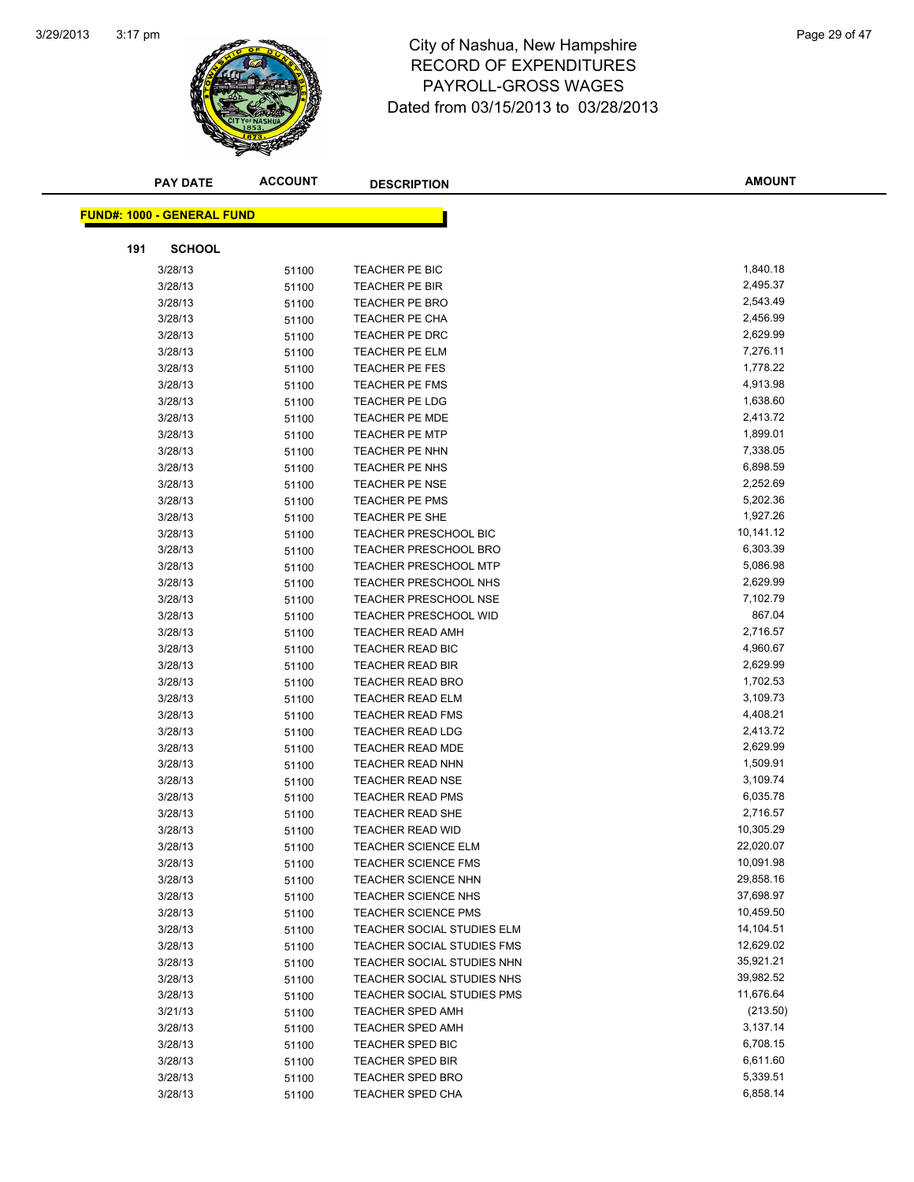# City of Nashua, New Hampshire
## RECORD OF EXPENDITURES
## PAYROLL-GROSS WAGES
## Dated from 03/15/2013 to 03/28/2013

| PAY DATE | ACCOUNT | DESCRIPTION | AMOUNT |
|---|---|---|---|

**FUND#: 1000 - GENERAL FUND**

**191 SCHOOL**

| PAY DATE | ACCOUNT | DESCRIPTION | AMOUNT |
|---|---|---|---|
| 3/28/13 | 51100 | TEACHER PE BIC | 1,840.18 |
| 3/28/13 | 51100 | TEACHER PE BIR | 2,495.37 |
| 3/28/13 | 51100 | TEACHER PE BRO | 2,543.49 |
| 3/28/13 | 51100 | TEACHER PE CHA | 2,456.99 |
| 3/28/13 | 51100 | TEACHER PE DRC | 2,629.99 |
| 3/28/13 | 51100 | TEACHER PE ELM | 7,276.11 |
| 3/28/13 | 51100 | TEACHER PE FES | 1,778.22 |
| 3/28/13 | 51100 | TEACHER PE FMS | 4,913.98 |
| 3/28/13 | 51100 | TEACHER PE LDG | 1,638.60 |
| 3/28/13 | 51100 | TEACHER PE MDE | 2,413.72 |
| 3/28/13 | 51100 | TEACHER PE MTP | 1,899.01 |
| 3/28/13 | 51100 | TEACHER PE NHN | 7,338.05 |
| 3/28/13 | 51100 | TEACHER PE NHS | 6,898.59 |
| 3/28/13 | 51100 | TEACHER PE NSE | 2,252.69 |
| 3/28/13 | 51100 | TEACHER PE PMS | 5,202.36 |
| 3/28/13 | 51100 | TEACHER PE SHE | 1,927.26 |
| 3/28/13 | 51100 | TEACHER PRESCHOOL BIC | 10,141.12 |
| 3/28/13 | 51100 | TEACHER PRESCHOOL BRO | 6,303.39 |
| 3/28/13 | 51100 | TEACHER PRESCHOOL MTP | 5,086.98 |
| 3/28/13 | 51100 | TEACHER PRESCHOOL NHS | 2,629.99 |
| 3/28/13 | 51100 | TEACHER PRESCHOOL NSE | 7,102.79 |
| 3/28/13 | 51100 | TEACHER PRESCHOOL WID | 867.04 |
| 3/28/13 | 51100 | TEACHER READ AMH | 2,716.57 |
| 3/28/13 | 51100 | TEACHER READ BIC | 4,960.67 |
| 3/28/13 | 51100 | TEACHER READ BIR | 2,629.99 |
| 3/28/13 | 51100 | TEACHER READ BRO | 1,702.53 |
| 3/28/13 | 51100 | TEACHER READ ELM | 3,109.73 |
| 3/28/13 | 51100 | TEACHER READ FMS | 4,408.21 |
| 3/28/13 | 51100 | TEACHER READ LDG | 2,413.72 |
| 3/28/13 | 51100 | TEACHER READ MDE | 2,629.99 |
| 3/28/13 | 51100 | TEACHER READ NHN | 1,509.91 |
| 3/28/13 | 51100 | TEACHER READ NSE | 3,109.74 |
| 3/28/13 | 51100 | TEACHER READ PMS | 6,035.78 |
| 3/28/13 | 51100 | TEACHER READ SHE | 2,716.57 |
| 3/28/13 | 51100 | TEACHER READ WID | 10,305.29 |
| 3/28/13 | 51100 | TEACHER SCIENCE ELM | 22,020.07 |
| 3/28/13 | 51100 | TEACHER SCIENCE FMS | 10,091.98 |
| 3/28/13 | 51100 | TEACHER SCIENCE NHN | 29,858.16 |
| 3/28/13 | 51100 | TEACHER SCIENCE NHS | 37,698.97 |
| 3/28/13 | 51100 | TEACHER SCIENCE PMS | 10,459.50 |
| 3/28/13 | 51100 | TEACHER SOCIAL STUDIES ELM | 14,104.51 |
| 3/28/13 | 51100 | TEACHER SOCIAL STUDIES FMS | 12,629.02 |
| 3/28/13 | 51100 | TEACHER SOCIAL STUDIES NHN | 35,921.21 |
| 3/28/13 | 51100 | TEACHER SOCIAL STUDIES NHS | 39,982.52 |
| 3/28/13 | 51100 | TEACHER SOCIAL STUDIES PMS | 11,676.64 |
| 3/21/13 | 51100 | TEACHER SPED AMH | (213.50) |
| 3/28/13 | 51100 | TEACHER SPED AMH | 3,137.14 |
| 3/28/13 | 51100 | TEACHER SPED BIC | 6,708.15 |
| 3/28/13 | 51100 | TEACHER SPED BIR | 6,611.60 |
| 3/28/13 | 51100 | TEACHER SPED BRO | 5,339.51 |
| 3/28/13 | 51100 | TEACHER SPED CHA | 6,858.14 |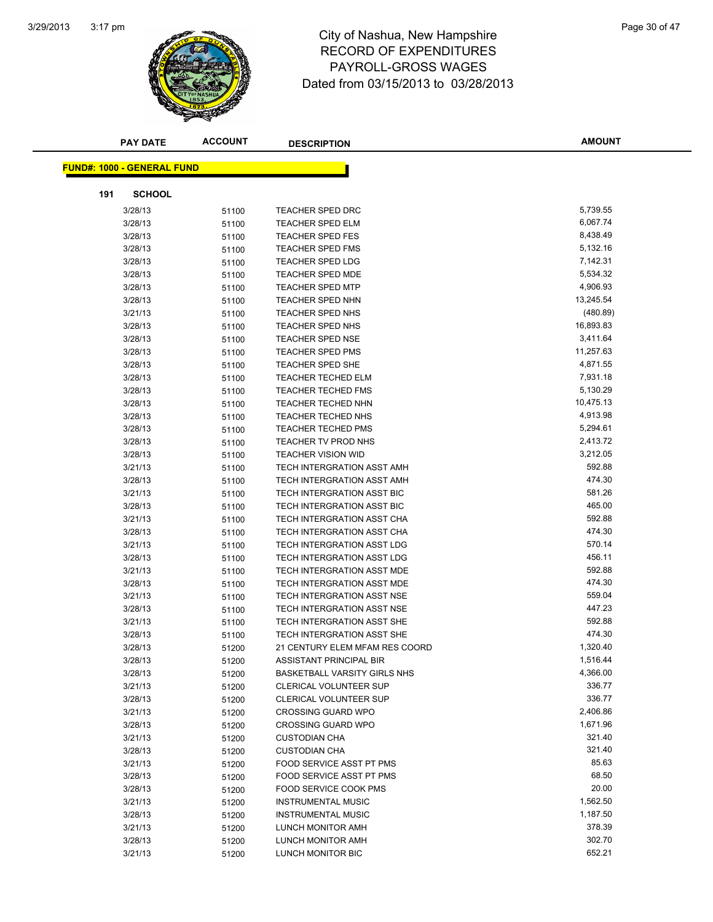# City of Nashua, New Hampshire
## RECORD OF EXPENDITURES
## PAYROLL-GROSS WAGES
## Dated from 03/15/2013 to 03/28/2013

**FUND#: 1000 - GENERAL FUND**

**191 SCHOOL**

| PAY DATE | ACCOUNT | DESCRIPTION | AMOUNT |
|---|---|---|---|
| 3/28/13 | 51100 | TEACHER SPED DRC | 5,739.55 |
| 3/28/13 | 51100 | TEACHER SPED ELM | 6,067.74 |
| 3/28/13 | 51100 | TEACHER SPED FES | 8,438.49 |
| 3/28/13 | 51100 | TEACHER SPED FMS | 5,132.16 |
| 3/28/13 | 51100 | TEACHER SPED LDG | 7,142.31 |
| 3/28/13 | 51100 | TEACHER SPED MDE | 5,534.32 |
| 3/28/13 | 51100 | TEACHER SPED MTP | 4,906.93 |
| 3/28/13 | 51100 | TEACHER SPED NHN | 13,245.54 |
| 3/21/13 | 51100 | TEACHER SPED NHS | (480.89) |
| 3/28/13 | 51100 | TEACHER SPED NHS | 16,893.83 |
| 3/28/13 | 51100 | TEACHER SPED NSE | 3,411.64 |
| 3/28/13 | 51100 | TEACHER SPED PMS | 11,257.63 |
| 3/28/13 | 51100 | TEACHER SPED SHE | 4,871.55 |
| 3/28/13 | 51100 | TEACHER TECHED ELM | 7,931.18 |
| 3/28/13 | 51100 | TEACHER TECHED FMS | 5,130.29 |
| 3/28/13 | 51100 | TEACHER TECHED NHN | 10,475.13 |
| 3/28/13 | 51100 | TEACHER TECHED NHS | 4,913.98 |
| 3/28/13 | 51100 | TEACHER TECHED PMS | 5,294.61 |
| 3/28/13 | 51100 | TEACHER TV PROD NHS | 2,413.72 |
| 3/28/13 | 51100 | TEACHER VISION WID | 3,212.05 |
| 3/21/13 | 51100 | TECH INTERGRATION ASST AMH | 592.88 |
| 3/28/13 | 51100 | TECH INTERGRATION ASST AMH | 474.30 |
| 3/21/13 | 51100 | TECH INTERGRATION ASST BIC | 581.26 |
| 3/28/13 | 51100 | TECH INTERGRATION ASST BIC | 465.00 |
| 3/21/13 | 51100 | TECH INTERGRATION ASST CHA | 592.88 |
| 3/28/13 | 51100 | TECH INTERGRATION ASST CHA | 474.30 |
| 3/21/13 | 51100 | TECH INTERGRATION ASST LDG | 570.14 |
| 3/28/13 | 51100 | TECH INTERGRATION ASST LDG | 456.11 |
| 3/21/13 | 51100 | TECH INTERGRATION ASST MDE | 592.88 |
| 3/28/13 | 51100 | TECH INTERGRATION ASST MDE | 474.30 |
| 3/21/13 | 51100 | TECH INTERGRATION ASST NSE | 559.04 |
| 3/28/13 | 51100 | TECH INTERGRATION ASST NSE | 447.23 |
| 3/21/13 | 51100 | TECH INTERGRATION ASST SHE | 592.88 |
| 3/28/13 | 51100 | TECH INTERGRATION ASST SHE | 474.30 |
| 3/28/13 | 51200 | 21 CENTURY ELEM MFAM RES COORD | 1,320.40 |
| 3/28/13 | 51200 | ASSISTANT PRINCIPAL BIR | 1,516.44 |
| 3/28/13 | 51200 | BASKETBALL VARSITY GIRLS NHS | 4,366.00 |
| 3/21/13 | 51200 | CLERICAL VOLUNTEER SUP | 336.77 |
| 3/28/13 | 51200 | CLERICAL VOLUNTEER SUP | 336.77 |
| 3/21/13 | 51200 | CROSSING GUARD WPO | 2,406.86 |
| 3/28/13 | 51200 | CROSSING GUARD WPO | 1,671.96 |
| 3/21/13 | 51200 | CUSTODIAN CHA | 321.40 |
| 3/28/13 | 51200 | CUSTODIAN CHA | 321.40 |
| 3/21/13 | 51200 | FOOD SERVICE ASST PT PMS | 85.63 |
| 3/28/13 | 51200 | FOOD SERVICE ASST PT PMS | 68.50 |
| 3/28/13 | 51200 | FOOD SERVICE COOK PMS | 20.00 |
| 3/21/13 | 51200 | INSTRUMENTAL MUSIC | 1,562.50 |
| 3/28/13 | 51200 | INSTRUMENTAL MUSIC | 1,187.50 |
| 3/21/13 | 51200 | LUNCH MONITOR AMH | 378.39 |
| 3/28/13 | 51200 | LUNCH MONITOR AMH | 302.70 |
| 3/21/13 | 51200 | LUNCH MONITOR BIC | 652.21 |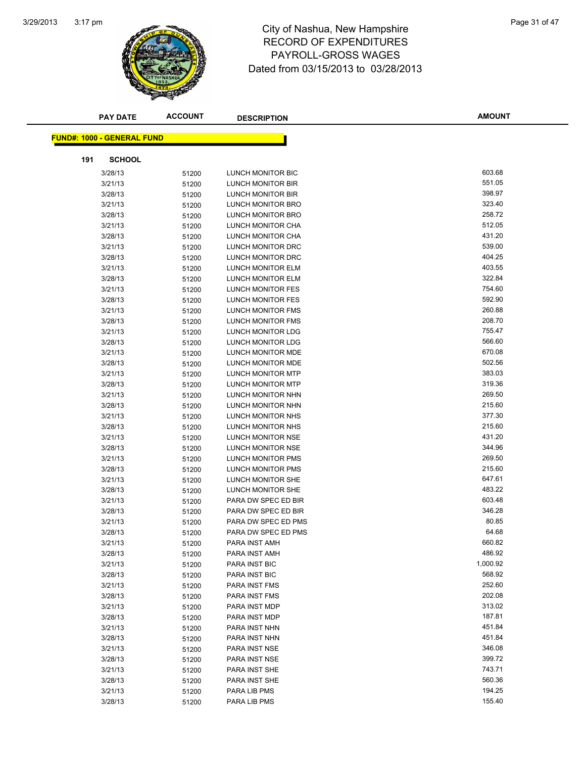# City of Nashua, New Hampshire
## RECORD OF EXPENDITURES
## PAYROLL-GROSS WAGES
## Dated from 03/15/2013 to 03/28/2013

| PAY DATE | ACCOUNT | DESCRIPTION | AMOUNT |
|---|---|---|---|

**FUND#: 1000 - GENERAL FUND**

**191 SCHOOL**

| PAY DATE | ACCOUNT | DESCRIPTION | AMOUNT |
|---|---|---|---|
| 3/28/13 | 51200 | LUNCH MONITOR BIC | 603.68 |
| 3/21/13 | 51200 | LUNCH MONITOR BIR | 551.05 |
| 3/28/13 | 51200 | LUNCH MONITOR BIR | 398.97 |
| 3/21/13 | 51200 | LUNCH MONITOR BRO | 323.40 |
| 3/28/13 | 51200 | LUNCH MONITOR BRO | 258.72 |
| 3/21/13 | 51200 | LUNCH MONITOR CHA | 512.05 |
| 3/28/13 | 51200 | LUNCH MONITOR CHA | 431.20 |
| 3/21/13 | 51200 | LUNCH MONITOR DRC | 539.00 |
| 3/28/13 | 51200 | LUNCH MONITOR DRC | 404.25 |
| 3/21/13 | 51200 | LUNCH MONITOR ELM | 403.55 |
| 3/28/13 | 51200 | LUNCH MONITOR ELM | 322.84 |
| 3/21/13 | 51200 | LUNCH MONITOR FES | 754.60 |
| 3/28/13 | 51200 | LUNCH MONITOR FES | 592.90 |
| 3/21/13 | 51200 | LUNCH MONITOR FMS | 260.88 |
| 3/28/13 | 51200 | LUNCH MONITOR FMS | 208.70 |
| 3/21/13 | 51200 | LUNCH MONITOR LDG | 755.47 |
| 3/28/13 | 51200 | LUNCH MONITOR LDG | 566.60 |
| 3/21/13 | 51200 | LUNCH MONITOR MDE | 670.08 |
| 3/28/13 | 51200 | LUNCH MONITOR MDE | 502.56 |
| 3/21/13 | 51200 | LUNCH MONITOR MTP | 383.03 |
| 3/28/13 | 51200 | LUNCH MONITOR MTP | 319.36 |
| 3/21/13 | 51200 | LUNCH MONITOR NHN | 269.50 |
| 3/28/13 | 51200 | LUNCH MONITOR NHN | 215.60 |
| 3/21/13 | 51200 | LUNCH MONITOR NHS | 377.30 |
| 3/28/13 | 51200 | LUNCH MONITOR NHS | 215.60 |
| 3/21/13 | 51200 | LUNCH MONITOR NSE | 431.20 |
| 3/28/13 | 51200 | LUNCH MONITOR NSE | 344.96 |
| 3/21/13 | 51200 | LUNCH MONITOR PMS | 269.50 |
| 3/28/13 | 51200 | LUNCH MONITOR PMS | 215.60 |
| 3/21/13 | 51200 | LUNCH MONITOR SHE | 647.61 |
| 3/28/13 | 51200 | LUNCH MONITOR SHE | 483.22 |
| 3/21/13 | 51200 | PARA DW SPEC ED BIR | 603.48 |
| 3/28/13 | 51200 | PARA DW SPEC ED BIR | 346.28 |
| 3/21/13 | 51200 | PARA DW SPEC ED PMS | 80.85 |
| 3/28/13 | 51200 | PARA DW SPEC ED PMS | 64.68 |
| 3/21/13 | 51200 | PARA INST AMH | 660.82 |
| 3/28/13 | 51200 | PARA INST AMH | 486.92 |
| 3/21/13 | 51200 | PARA INST BIC | 1,000.92 |
| 3/28/13 | 51200 | PARA INST BIC | 568.92 |
| 3/21/13 | 51200 | PARA INST FMS | 252.60 |
| 3/28/13 | 51200 | PARA INST FMS | 202.08 |
| 3/21/13 | 51200 | PARA INST MDP | 313.02 |
| 3/28/13 | 51200 | PARA INST MDP | 187.81 |
| 3/21/13 | 51200 | PARA INST NHN | 451.84 |
| 3/28/13 | 51200 | PARA INST NHN | 451.84 |
| 3/21/13 | 51200 | PARA INST NSE | 346.08 |
| 3/28/13 | 51200 | PARA INST NSE | 399.72 |
| 3/21/13 | 51200 | PARA INST SHE | 743.71 |
| 3/28/13 | 51200 | PARA INST SHE | 560.36 |
| 3/21/13 | 51200 | PARA LIB PMS | 194.25 |
| 3/28/13 | 51200 | PARA LIB PMS | 155.40 |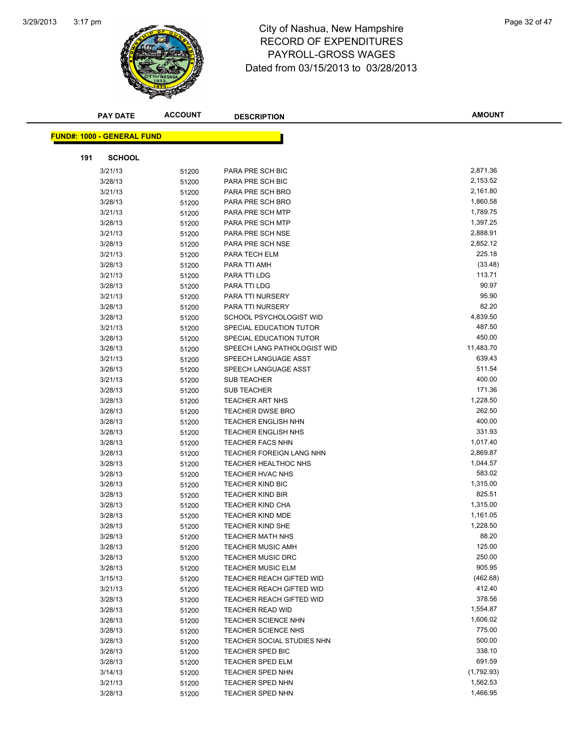# City of Nashua, New Hampshire
## RECORD OF EXPENDITURES
## PAYROLL-GROSS WAGES
## Dated from 03/15/2013 to 03/28/2013

**FUND#: 1000 - GENERAL FUND**

**191 SCHOOL**

| PAY DATE | ACCOUNT | DESCRIPTION | AMOUNT |
|---|---|---|---|
| 3/21/13 | 51200 | PARA PRE SCH BIC | 2,871.36 |
| 3/28/13 | 51200 | PARA PRE SCH BIC | 2,153.52 |
| 3/21/13 | 51200 | PARA PRE SCH BRO | 2,161.80 |
| 3/28/13 | 51200 | PARA PRE SCH BRO | 1,860.58 |
| 3/21/13 | 51200 | PARA PRE SCH MTP | 1,789.75 |
| 3/28/13 | 51200 | PARA PRE SCH MTP | 1,397.25 |
| 3/21/13 | 51200 | PARA PRE SCH NSE | 2,888.91 |
| 3/28/13 | 51200 | PARA PRE SCH NSE | 2,852.12 |
| 3/21/13 | 51200 | PARA TECH ELM | 225.18 |
| 3/28/13 | 51200 | PARA TTI AMH | (33.48) |
| 3/21/13 | 51200 | PARA TTI LDG | 113.71 |
| 3/28/13 | 51200 | PARA TTI LDG | 90.97 |
| 3/21/13 | 51200 | PARA TTI NURSERY | 95.90 |
| 3/28/13 | 51200 | PARA TTI NURSERY | 82.20 |
| 3/28/13 | 51200 | SCHOOL PSYCHOLOGIST WID | 4,839.50 |
| 3/21/13 | 51200 | SPECIAL EDUCATION TUTOR | 487.50 |
| 3/28/13 | 51200 | SPECIAL EDUCATION TUTOR | 450.00 |
| 3/28/13 | 51200 | SPEECH LANG PATHOLOGIST WID | 11,483.70 |
| 3/21/13 | 51200 | SPEECH LANGUAGE ASST | 639.43 |
| 3/28/13 | 51200 | SPEECH LANGUAGE ASST | 511.54 |
| 3/21/13 | 51200 | SUB TEACHER | 400.00 |
| 3/28/13 | 51200 | SUB TEACHER | 171.36 |
| 3/28/13 | 51200 | TEACHER ART NHS | 1,228.50 |
| 3/28/13 | 51200 | TEACHER DWSE BRO | 262.50 |
| 3/28/13 | 51200 | TEACHER ENGLISH NHN | 400.00 |
| 3/28/13 | 51200 | TEACHER ENGLISH NHS | 331.93 |
| 3/28/13 | 51200 | TEACHER FACS NHN | 1,017.40 |
| 3/28/13 | 51200 | TEACHER FOREIGN LANG NHN | 2,869.87 |
| 3/28/13 | 51200 | TEACHER HEALTHOC NHS | 1,044.57 |
| 3/28/13 | 51200 | TEACHER HVAC NHS | 583.02 |
| 3/28/13 | 51200 | TEACHER KIND BIC | 1,315.00 |
| 3/28/13 | 51200 | TEACHER KIND BIR | 825.51 |
| 3/28/13 | 51200 | TEACHER KIND CHA | 1,315.00 |
| 3/28/13 | 51200 | TEACHER KIND MDE | 1,161.05 |
| 3/28/13 | 51200 | TEACHER KIND SHE | 1,228.50 |
| 3/28/13 | 51200 | TEACHER MATH NHS | 88.20 |
| 3/28/13 | 51200 | TEACHER MUSIC AMH | 125.00 |
| 3/28/13 | 51200 | TEACHER MUSIC DRC | 250.00 |
| 3/28/13 | 51200 | TEACHER MUSIC ELM | 905.95 |
| 3/15/13 | 51200 | TEACHER REACH GIFTED WID | (462.68) |
| 3/21/13 | 51200 | TEACHER REACH GIFTED WID | 412.40 |
| 3/28/13 | 51200 | TEACHER REACH GIFTED WID | 378.56 |
| 3/28/13 | 51200 | TEACHER READ WID | 1,554.87 |
| 3/28/13 | 51200 | TEACHER SCIENCE NHN | 1,606.02 |
| 3/28/13 | 51200 | TEACHER SCIENCE NHS | 775.00 |
| 3/28/13 | 51200 | TEACHER SOCIAL STUDIES NHN | 500.00 |
| 3/28/13 | 51200 | TEACHER SPED BIC | 338.10 |
| 3/28/13 | 51200 | TEACHER SPED ELM | 691.59 |
| 3/14/13 | 51200 | TEACHER SPED NHN | (1,792.93) |
| 3/21/13 | 51200 | TEACHER SPED NHN | 1,562.53 |
| 3/28/13 | 51200 | TEACHER SPED NHN | 1,466.95 |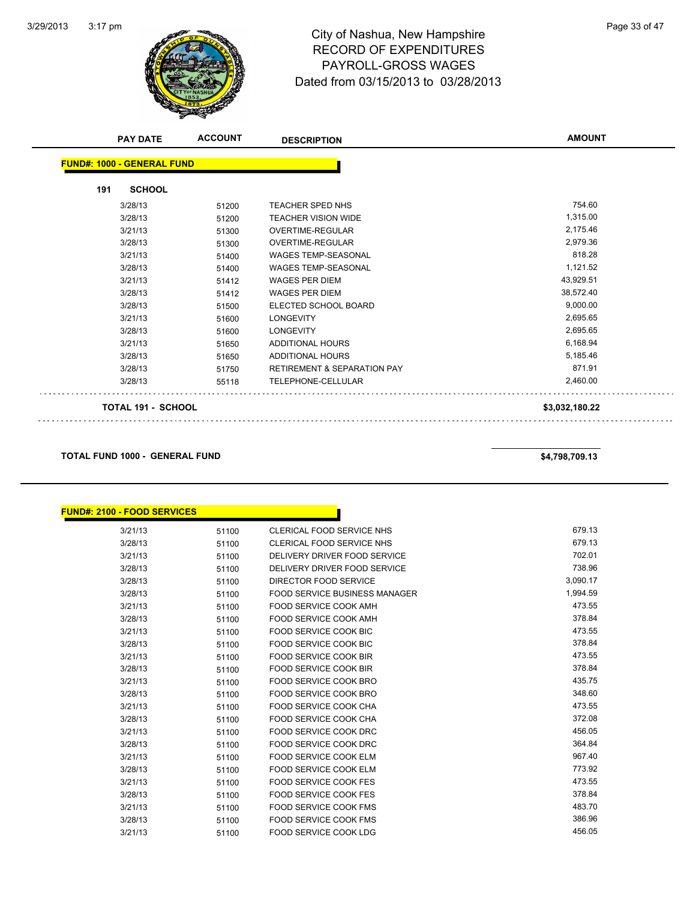# City of Nashua, New Hampshire
## RECORD OF EXPENDITURES
## PAYROLL-GROSS WAGES
### Dated from 03/15/2013 to 03/28/2013

| PAY DATE | ACCOUNT | DESCRIPTION | AMOUNT |
|---|---|---|---|

**FUND#: 1000 - GENERAL FUND**

**191 SCHOOL**

| PAY DATE | ACCOUNT | DESCRIPTION | AMOUNT |
|---|---|---|---|
| 3/28/13 | 51200 | TEACHER SPED NHS | 754.60 |
| 3/28/13 | 51200 | TEACHER VISION WIDE | 1,315.00 |
| 3/21/13 | 51300 | OVERTIME-REGULAR | 2,175.46 |
| 3/28/13 | 51300 | OVERTIME-REGULAR | 2,979.36 |
| 3/21/13 | 51400 | WAGES TEMP-SEASONAL | 818.28 |
| 3/28/13 | 51400 | WAGES TEMP-SEASONAL | 1,121.52 |
| 3/21/13 | 51412 | WAGES PER DIEM | 43,929.51 |
| 3/28/13 | 51412 | WAGES PER DIEM | 38,572.40 |
| 3/28/13 | 51500 | ELECTED SCHOOL BOARD | 9,000.00 |
| 3/21/13 | 51600 | LONGEVITY | 2,695.65 |
| 3/28/13 | 51600 | LONGEVITY | 2,695.65 |
| 3/21/13 | 51650 | ADDITIONAL HOURS | 6,168.94 |
| 3/28/13 | 51650 | ADDITIONAL HOURS | 5,185.46 |
| 3/28/13 | 51750 | RETIREMENT & SEPARATION PAY | 871.91 |
| 3/28/13 | 55118 | TELEPHONE-CELLULAR | 2,460.00 |

**TOTAL 191 - SCHOOL** **$3,032,180.22**

**TOTAL FUND 1000 - GENERAL FUND** **$4,798,709.13**

**FUND#: 2100 - FOOD SERVICES**

| PAY DATE | ACCOUNT | DESCRIPTION | AMOUNT |
|---|---|---|---|
| 3/21/13 | 51100 | CLERICAL FOOD SERVICE NHS | 679.13 |
| 3/28/13 | 51100 | CLERICAL FOOD SERVICE NHS | 679.13 |
| 3/21/13 | 51100 | DELIVERY DRIVER FOOD SERVICE | 702.01 |
| 3/28/13 | 51100 | DELIVERY DRIVER FOOD SERVICE | 738.96 |
| 3/28/13 | 51100 | DIRECTOR FOOD SERVICE | 3,090.17 |
| 3/28/13 | 51100 | FOOD SERVICE BUSINESS MANAGER | 1,994.59 |
| 3/21/13 | 51100 | FOOD SERVICE COOK AMH | 473.55 |
| 3/28/13 | 51100 | FOOD SERVICE COOK AMH | 378.84 |
| 3/21/13 | 51100 | FOOD SERVICE COOK BIC | 473.55 |
| 3/28/13 | 51100 | FOOD SERVICE COOK BIC | 378.84 |
| 3/21/13 | 51100 | FOOD SERVICE COOK BIR | 473.55 |
| 3/28/13 | 51100 | FOOD SERVICE COOK BIR | 378.84 |
| 3/21/13 | 51100 | FOOD SERVICE COOK BRO | 435.75 |
| 3/28/13 | 51100 | FOOD SERVICE COOK BRO | 348.60 |
| 3/21/13 | 51100 | FOOD SERVICE COOK CHA | 473.55 |
| 3/28/13 | 51100 | FOOD SERVICE COOK CHA | 372.08 |
| 3/21/13 | 51100 | FOOD SERVICE COOK DRC | 456.05 |
| 3/28/13 | 51100 | FOOD SERVICE COOK DRC | 364.84 |
| 3/21/13 | 51100 | FOOD SERVICE COOK ELM | 967.40 |
| 3/28/13 | 51100 | FOOD SERVICE COOK ELM | 773.92 |
| 3/21/13 | 51100 | FOOD SERVICE COOK FES | 473.55 |
| 3/28/13 | 51100 | FOOD SERVICE COOK FES | 378.84 |
| 3/21/13 | 51100 | FOOD SERVICE COOK FMS | 483.70 |
| 3/28/13 | 51100 | FOOD SERVICE COOK FMS | 386.96 |
| 3/21/13 | 51100 | FOOD SERVICE COOK LDG | 456.05 |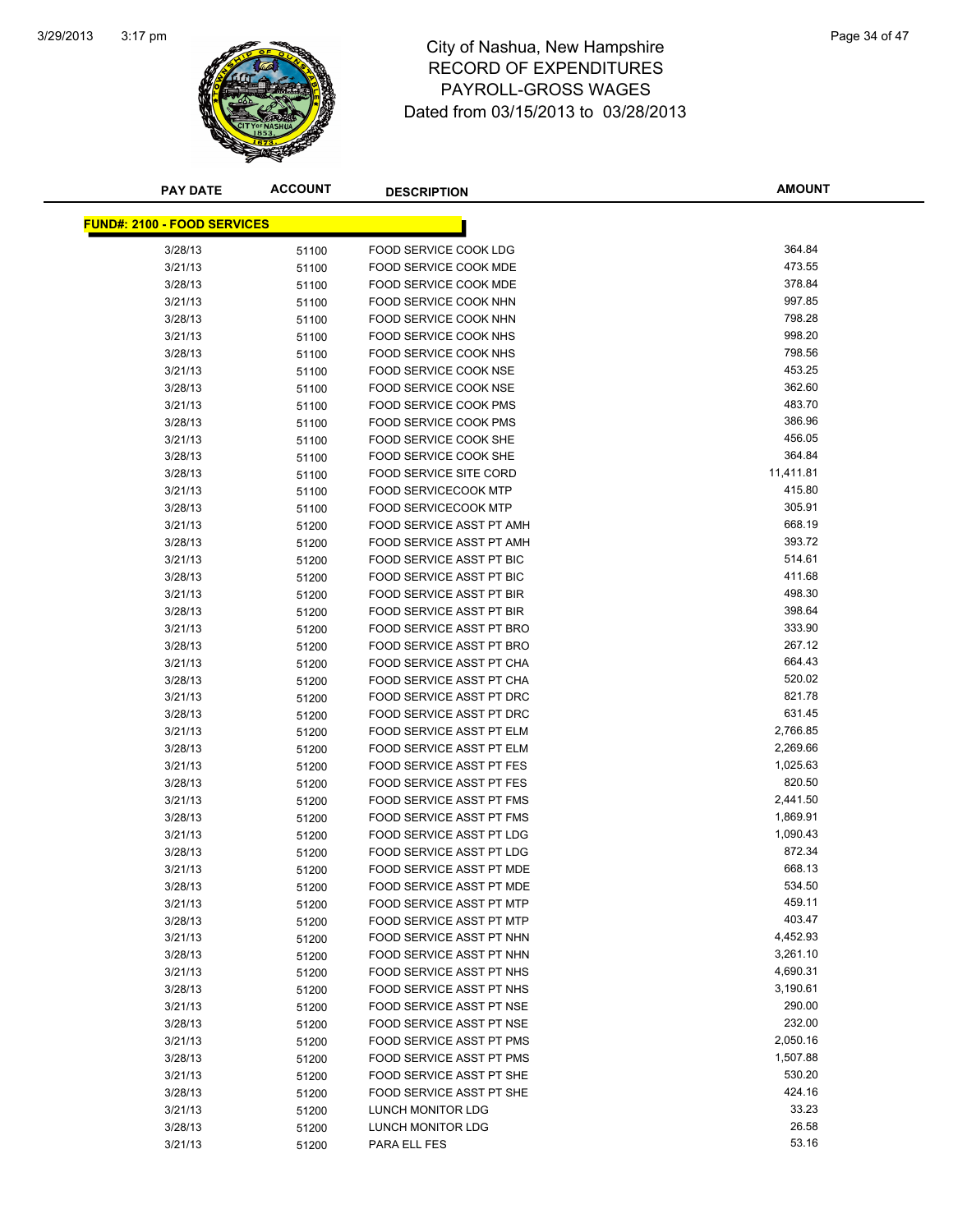# City of Nashua, New Hampshire
# RECORD OF EXPENDITURES
# PAYROLL-GROSS WAGES
# Dated from 03/15/2013 to 03/28/2013

| PAY DATE | ACCOUNT | DESCRIPTION | AMOUNT |
|---|---|---|---|
| **FUND#: 2100 - FOOD SERVICES** | | | |
| 3/28/13 | 51100 | FOOD SERVICE COOK LDG | 364.84 |
| 3/21/13 | 51100 | FOOD SERVICE COOK MDE | 473.55 |
| 3/28/13 | 51100 | FOOD SERVICE COOK MDE | 378.84 |
| 3/21/13 | 51100 | FOOD SERVICE COOK NHN | 997.85 |
| 3/28/13 | 51100 | FOOD SERVICE COOK NHN | 798.28 |
| 3/21/13 | 51100 | FOOD SERVICE COOK NHS | 998.20 |
| 3/28/13 | 51100 | FOOD SERVICE COOK NHS | 798.56 |
| 3/21/13 | 51100 | FOOD SERVICE COOK NSE | 453.25 |
| 3/28/13 | 51100 | FOOD SERVICE COOK NSE | 362.60 |
| 3/21/13 | 51100 | FOOD SERVICE COOK PMS | 483.70 |
| 3/28/13 | 51100 | FOOD SERVICE COOK PMS | 386.96 |
| 3/21/13 | 51100 | FOOD SERVICE COOK SHE | 456.05 |
| 3/28/13 | 51100 | FOOD SERVICE COOK SHE | 364.84 |
| 3/28/13 | 51100 | FOOD SERVICE SITE CORD | 11,411.81 |
| 3/21/13 | 51100 | FOOD SERVICECOOK MTP | 415.80 |
| 3/28/13 | 51100 | FOOD SERVICECOOK MTP | 305.91 |
| 3/21/13 | 51200 | FOOD SERVICE ASST PT AMH | 668.19 |
| 3/28/13 | 51200 | FOOD SERVICE ASST PT AMH | 393.72 |
| 3/21/13 | 51200 | FOOD SERVICE ASST PT BIC | 514.61 |
| 3/28/13 | 51200 | FOOD SERVICE ASST PT BIC | 411.68 |
| 3/21/13 | 51200 | FOOD SERVICE ASST PT BIR | 498.30 |
| 3/28/13 | 51200 | FOOD SERVICE ASST PT BIR | 398.64 |
| 3/21/13 | 51200 | FOOD SERVICE ASST PT BRO | 333.90 |
| 3/28/13 | 51200 | FOOD SERVICE ASST PT BRO | 267.12 |
| 3/21/13 | 51200 | FOOD SERVICE ASST PT CHA | 664.43 |
| 3/28/13 | 51200 | FOOD SERVICE ASST PT CHA | 520.02 |
| 3/21/13 | 51200 | FOOD SERVICE ASST PT DRC | 821.78 |
| 3/28/13 | 51200 | FOOD SERVICE ASST PT DRC | 631.45 |
| 3/21/13 | 51200 | FOOD SERVICE ASST PT ELM | 2,766.85 |
| 3/28/13 | 51200 | FOOD SERVICE ASST PT ELM | 2,269.66 |
| 3/21/13 | 51200 | FOOD SERVICE ASST PT FES | 1,025.63 |
| 3/28/13 | 51200 | FOOD SERVICE ASST PT FES | 820.50 |
| 3/21/13 | 51200 | FOOD SERVICE ASST PT FMS | 2,441.50 |
| 3/28/13 | 51200 | FOOD SERVICE ASST PT FMS | 1,869.91 |
| 3/21/13 | 51200 | FOOD SERVICE ASST PT LDG | 1,090.43 |
| 3/28/13 | 51200 | FOOD SERVICE ASST PT LDG | 872.34 |
| 3/21/13 | 51200 | FOOD SERVICE ASST PT MDE | 668.13 |
| 3/28/13 | 51200 | FOOD SERVICE ASST PT MDE | 534.50 |
| 3/21/13 | 51200 | FOOD SERVICE ASST PT MTP | 459.11 |
| 3/28/13 | 51200 | FOOD SERVICE ASST PT MTP | 403.47 |
| 3/21/13 | 51200 | FOOD SERVICE ASST PT NHN | 4,452.93 |
| 3/28/13 | 51200 | FOOD SERVICE ASST PT NHN | 3,261.10 |
| 3/21/13 | 51200 | FOOD SERVICE ASST PT NHS | 4,690.31 |
| 3/28/13 | 51200 | FOOD SERVICE ASST PT NHS | 3,190.61 |
| 3/21/13 | 51200 | FOOD SERVICE ASST PT NSE | 290.00 |
| 3/28/13 | 51200 | FOOD SERVICE ASST PT NSE | 232.00 |
| 3/21/13 | 51200 | FOOD SERVICE ASST PT PMS | 2,050.16 |
| 3/28/13 | 51200 | FOOD SERVICE ASST PT PMS | 1,507.88 |
| 3/21/13 | 51200 | FOOD SERVICE ASST PT SHE | 530.20 |
| 3/28/13 | 51200 | FOOD SERVICE ASST PT SHE | 424.16 |
| 3/21/13 | 51200 | LUNCH MONITOR LDG | 33.23 |
| 3/28/13 | 51200 | LUNCH MONITOR LDG | 26.58 |
| 3/21/13 | 51200 | PARA ELL FES | 53.16 |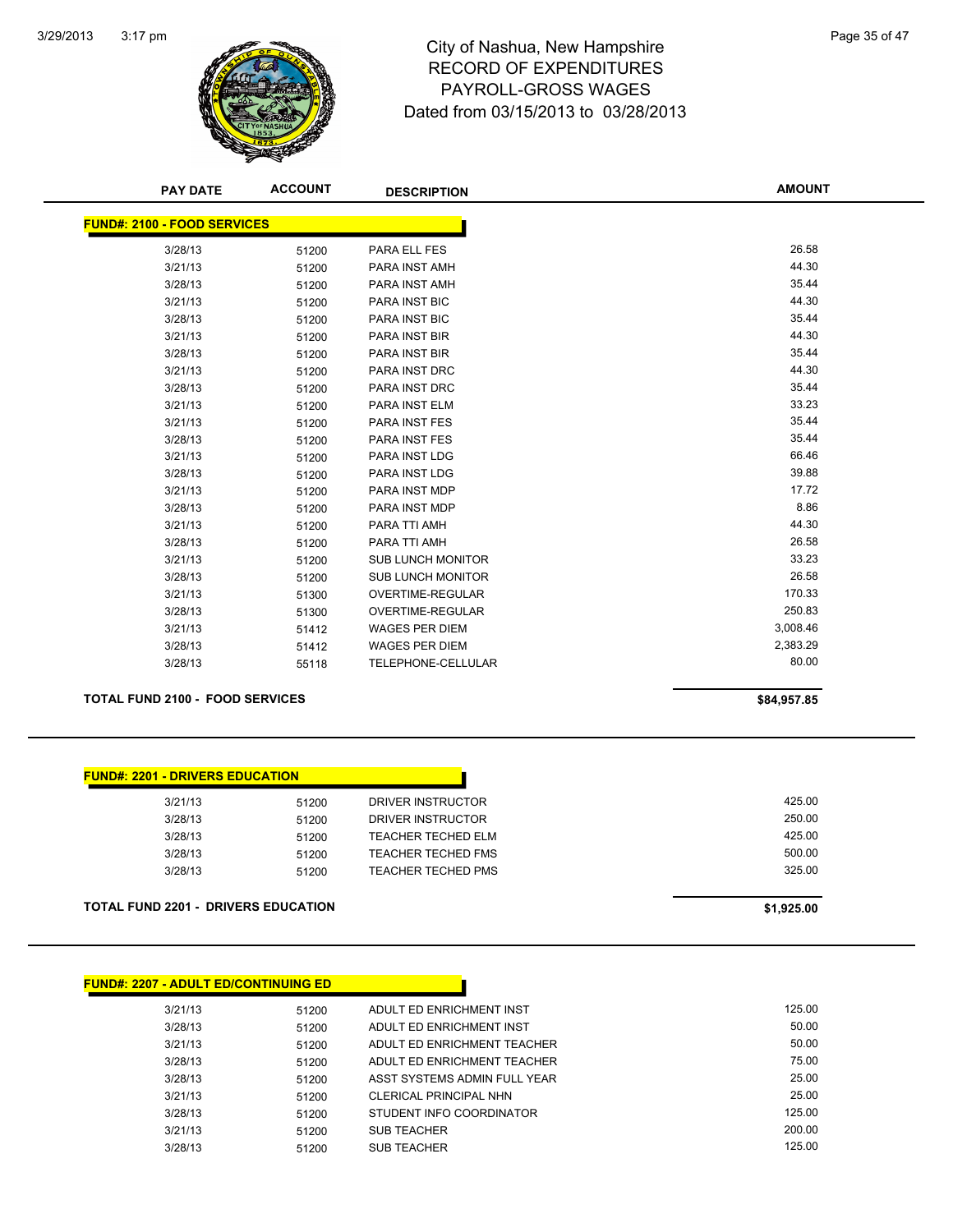# City of Nashua, New Hampshire
## RECORD OF EXPENDITURES
## PAYROLL-GROSS WAGES
## Dated from 03/15/2013 to 03/28/2013

| PAY DATE | ACCOUNT | DESCRIPTION | AMOUNT |
|---|---|---|---|
| **FUND#: 2100 - FOOD SERVICES** | | | |
| 3/28/13 | 51200 | PARA ELL FES | 26.58 |
| 3/21/13 | 51200 | PARA INST AMH | 44.30 |
| 3/28/13 | 51200 | PARA INST AMH | 35.44 |
| 3/21/13 | 51200 | PARA INST BIC | 44.30 |
| 3/28/13 | 51200 | PARA INST BIC | 35.44 |
| 3/21/13 | 51200 | PARA INST BIR | 44.30 |
| 3/28/13 | 51200 | PARA INST BIR | 35.44 |
| 3/21/13 | 51200 | PARA INST DRC | 44.30 |
| 3/28/13 | 51200 | PARA INST DRC | 35.44 |
| 3/21/13 | 51200 | PARA INST ELM | 33.23 |
| 3/21/13 | 51200 | PARA INST FES | 35.44 |
| 3/28/13 | 51200 | PARA INST FES | 35.44 |
| 3/21/13 | 51200 | PARA INST LDG | 66.46 |
| 3/28/13 | 51200 | PARA INST LDG | 39.88 |
| 3/21/13 | 51200 | PARA INST MDP | 17.72 |
| 3/28/13 | 51200 | PARA INST MDP | 8.86 |
| 3/21/13 | 51200 | PARA TTI AMH | 44.30 |
| 3/28/13 | 51200 | PARA TTI AMH | 26.58 |
| 3/21/13 | 51200 | SUB LUNCH MONITOR | 33.23 |
| 3/28/13 | 51200 | SUB LUNCH MONITOR | 26.58 |
| 3/21/13 | 51300 | OVERTIME-REGULAR | 170.33 |
| 3/28/13 | 51300 | OVERTIME-REGULAR | 250.83 |
| 3/21/13 | 51412 | WAGES PER DIEM | 3,008.46 |
| 3/28/13 | 51412 | WAGES PER DIEM | 2,383.29 |
| 3/28/13 | 55118 | TELEPHONE-CELLULAR | 80.00 |
| **TOTAL FUND 2100 - FOOD SERVICES** | | | **$84,957.85** |

| PAY DATE | ACCOUNT | DESCRIPTION | AMOUNT |
|---|---|---|---|
| **FUND#: 2201 - DRIVERS EDUCATION** | | | |
| 3/21/13 | 51200 | DRIVER INSTRUCTOR | 425.00 |
| 3/28/13 | 51200 | DRIVER INSTRUCTOR | 250.00 |
| 3/28/13 | 51200 | TEACHER TECHED ELM | 425.00 |
| 3/28/13 | 51200 | TEACHER TECHED FMS | 500.00 |
| 3/28/13 | 51200 | TEACHER TECHED PMS | 325.00 |
| **TOTAL FUND 2201 - DRIVERS EDUCATION** | | | **$1,925.00** |

| PAY DATE | ACCOUNT | DESCRIPTION | AMOUNT |
|---|---|---|---|
| **FUND#: 2207 - ADULT ED/CONTINUING ED** | | | |
| 3/21/13 | 51200 | ADULT ED ENRICHMENT INST | 125.00 |
| 3/28/13 | 51200 | ADULT ED ENRICHMENT INST | 50.00 |
| 3/21/13 | 51200 | ADULT ED ENRICHMENT TEACHER | 50.00 |
| 3/28/13 | 51200 | ADULT ED ENRICHMENT TEACHER | 75.00 |
| 3/28/13 | 51200 | ASST SYSTEMS ADMIN FULL YEAR | 25.00 |
| 3/21/13 | 51200 | CLERICAL PRINCIPAL NHN | 25.00 |
| 3/28/13 | 51200 | STUDENT INFO COORDINATOR | 125.00 |
| 3/21/13 | 51200 | SUB TEACHER | 200.00 |
| 3/28/13 | 51200 | SUB TEACHER | 125.00 |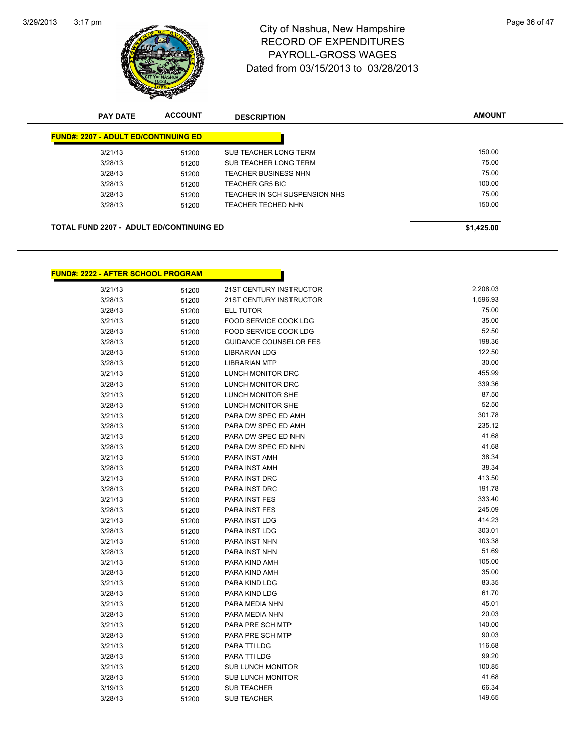# City of Nashua, New Hampshire
## RECORD OF EXPENDITURES
## PAYROLL-GROSS WAGES
## Dated from 03/15/2013 to 03/28/2013

| PAY DATE | ACCOUNT | DESCRIPTION | AMOUNT |
|---|---|---|---|

**FUND#: 2207 - ADULT ED/CONTINUING ED**

| PAY DATE | ACCOUNT | DESCRIPTION | AMOUNT |
|---|---|---|---|
| 3/21/13 | 51200 | SUB TEACHER LONG TERM | 150.00 |
| 3/28/13 | 51200 | SUB TEACHER LONG TERM | 75.00 |
| 3/28/13 | 51200 | TEACHER BUSINESS NHN | 75.00 |
| 3/28/13 | 51200 | TEACHER GR5 BIC | 100.00 |
| 3/28/13 | 51200 | TEACHER IN SCH SUSPENSION NHS | 75.00 |
| 3/28/13 | 51200 | TEACHER TECHED NHN | 150.00 |

**TOTAL FUND 2207 - ADULT ED/CONTINUING ED** **$1,425.00**

**FUND#: 2222 - AFTER SCHOOL PROGRAM**

| PAY DATE | ACCOUNT | DESCRIPTION | AMOUNT |
|---|---|---|---|
| 3/21/13 | 51200 | 21ST CENTURY INSTRUCTOR | 2,208.03 |
| 3/28/13 | 51200 | 21ST CENTURY INSTRUCTOR | 1,596.93 |
| 3/28/13 | 51200 | ELL TUTOR | 75.00 |
| 3/21/13 | 51200 | FOOD SERVICE COOK LDG | 35.00 |
| 3/28/13 | 51200 | FOOD SERVICE COOK LDG | 52.50 |
| 3/28/13 | 51200 | GUIDANCE COUNSELOR FES | 198.36 |
| 3/28/13 | 51200 | LIBRARIAN LDG | 122.50 |
| 3/28/13 | 51200 | LIBRARIAN MTP | 30.00 |
| 3/21/13 | 51200 | LUNCH MONITOR DRC | 455.99 |
| 3/28/13 | 51200 | LUNCH MONITOR DRC | 339.36 |
| 3/21/13 | 51200 | LUNCH MONITOR SHE | 87.50 |
| 3/28/13 | 51200 | LUNCH MONITOR SHE | 52.50 |
| 3/21/13 | 51200 | PARA DW SPEC ED AMH | 301.78 |
| 3/28/13 | 51200 | PARA DW SPEC ED AMH | 235.12 |
| 3/21/13 | 51200 | PARA DW SPEC ED NHN | 41.68 |
| 3/28/13 | 51200 | PARA DW SPEC ED NHN | 41.68 |
| 3/21/13 | 51200 | PARA INST AMH | 38.34 |
| 3/28/13 | 51200 | PARA INST AMH | 38.34 |
| 3/21/13 | 51200 | PARA INST DRC | 413.50 |
| 3/28/13 | 51200 | PARA INST DRC | 191.78 |
| 3/21/13 | 51200 | PARA INST FES | 333.40 |
| 3/28/13 | 51200 | PARA INST FES | 245.09 |
| 3/21/13 | 51200 | PARA INST LDG | 414.23 |
| 3/28/13 | 51200 | PARA INST LDG | 303.01 |
| 3/21/13 | 51200 | PARA INST NHN | 103.38 |
| 3/28/13 | 51200 | PARA INST NHN | 51.69 |
| 3/21/13 | 51200 | PARA KIND AMH | 105.00 |
| 3/28/13 | 51200 | PARA KIND AMH | 35.00 |
| 3/21/13 | 51200 | PARA KIND LDG | 83.35 |
| 3/28/13 | 51200 | PARA KIND LDG | 61.70 |
| 3/21/13 | 51200 | PARA MEDIA NHN | 45.01 |
| 3/28/13 | 51200 | PARA MEDIA NHN | 20.03 |
| 3/21/13 | 51200 | PARA PRE SCH MTP | 140.00 |
| 3/28/13 | 51200 | PARA PRE SCH MTP | 90.03 |
| 3/21/13 | 51200 | PARA TTI LDG | 116.68 |
| 3/28/13 | 51200 | PARA TTI LDG | 99.20 |
| 3/21/13 | 51200 | SUB LUNCH MONITOR | 100.85 |
| 3/28/13 | 51200 | SUB LUNCH MONITOR | 41.68 |
| 3/19/13 | 51200 | SUB TEACHER | 66.34 |
| 3/28/13 | 51200 | SUB TEACHER | 149.65 |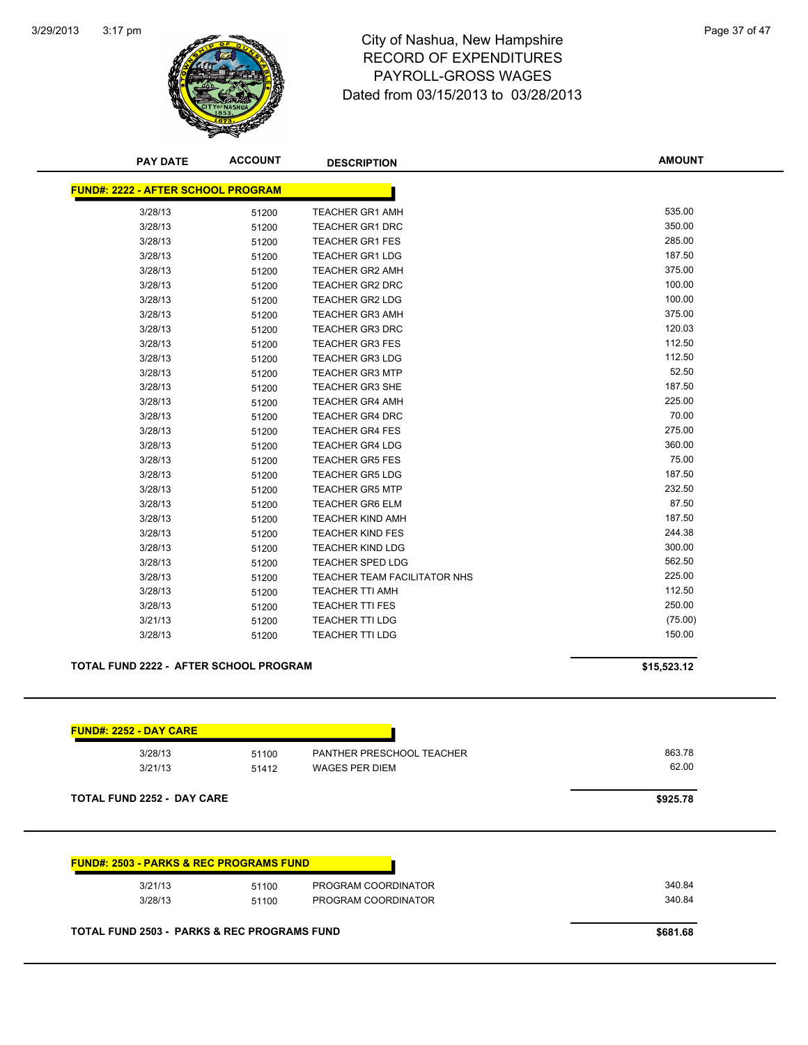# City of Nashua, New Hampshire
## RECORD OF EXPENDITURES
## PAYROLL-GROSS WAGES
## Dated from 03/15/2013 to 03/28/2013

| PAY DATE | ACCOUNT | DESCRIPTION | AMOUNT |
|---|---|---|---|
| **FUND#: 2222 - AFTER SCHOOL PROGRAM** | | | |
| 3/28/13 | 51200 | TEACHER GR1 AMH | 535.00 |
| 3/28/13 | 51200 | TEACHER GR1 DRC | 350.00 |
| 3/28/13 | 51200 | TEACHER GR1 FES | 285.00 |
| 3/28/13 | 51200 | TEACHER GR1 LDG | 187.50 |
| 3/28/13 | 51200 | TEACHER GR2 AMH | 375.00 |
| 3/28/13 | 51200 | TEACHER GR2 DRC | 100.00 |
| 3/28/13 | 51200 | TEACHER GR2 LDG | 100.00 |
| 3/28/13 | 51200 | TEACHER GR3 AMH | 375.00 |
| 3/28/13 | 51200 | TEACHER GR3 DRC | 120.03 |
| 3/28/13 | 51200 | TEACHER GR3 FES | 112.50 |
| 3/28/13 | 51200 | TEACHER GR3 LDG | 112.50 |
| 3/28/13 | 51200 | TEACHER GR3 MTP | 52.50 |
| 3/28/13 | 51200 | TEACHER GR3 SHE | 187.50 |
| 3/28/13 | 51200 | TEACHER GR4 AMH | 225.00 |
| 3/28/13 | 51200 | TEACHER GR4 DRC | 70.00 |
| 3/28/13 | 51200 | TEACHER GR4 FES | 275.00 |
| 3/28/13 | 51200 | TEACHER GR4 LDG | 360.00 |
| 3/28/13 | 51200 | TEACHER GR5 FES | 75.00 |
| 3/28/13 | 51200 | TEACHER GR5 LDG | 187.50 |
| 3/28/13 | 51200 | TEACHER GR5 MTP | 232.50 |
| 3/28/13 | 51200 | TEACHER GR6 ELM | 87.50 |
| 3/28/13 | 51200 | TEACHER KIND AMH | 187.50 |
| 3/28/13 | 51200 | TEACHER KIND FES | 244.38 |
| 3/28/13 | 51200 | TEACHER KIND LDG | 300.00 |
| 3/28/13 | 51200 | TEACHER SPED LDG | 562.50 |
| 3/28/13 | 51200 | TEACHER TEAM FACILITATOR NHS | 225.00 |
| 3/28/13 | 51200 | TEACHER TTI AMH | 112.50 |
| 3/28/13 | 51200 | TEACHER TTI FES | 250.00 |
| 3/21/13 | 51200 | TEACHER TTI LDG | (75.00) |
| 3/28/13 | 51200 | TEACHER TTI LDG | 150.00 |
| **TOTAL FUND 2222 - AFTER SCHOOL PROGRAM** | | | **$15,523.12** |
| **FUND#: 2252 - DAY CARE** | | | |
| 3/28/13 | 51100 | PANTHER PRESCHOOL TEACHER | 863.78 |
| 3/21/13 | 51412 | WAGES PER DIEM | 62.00 |
| **TOTAL FUND 2252 - DAY CARE** | | | **$925.78** |
| **FUND#: 2503 - PARKS & REC PROGRAMS FUND** | | | |
| 3/21/13 | 51100 | PROGRAM COORDINATOR | 340.84 |
| 3/28/13 | 51100 | PROGRAM COORDINATOR | 340.84 |
| **TOTAL FUND 2503 - PARKS & REC PROGRAMS FUND** | | | **$681.68** |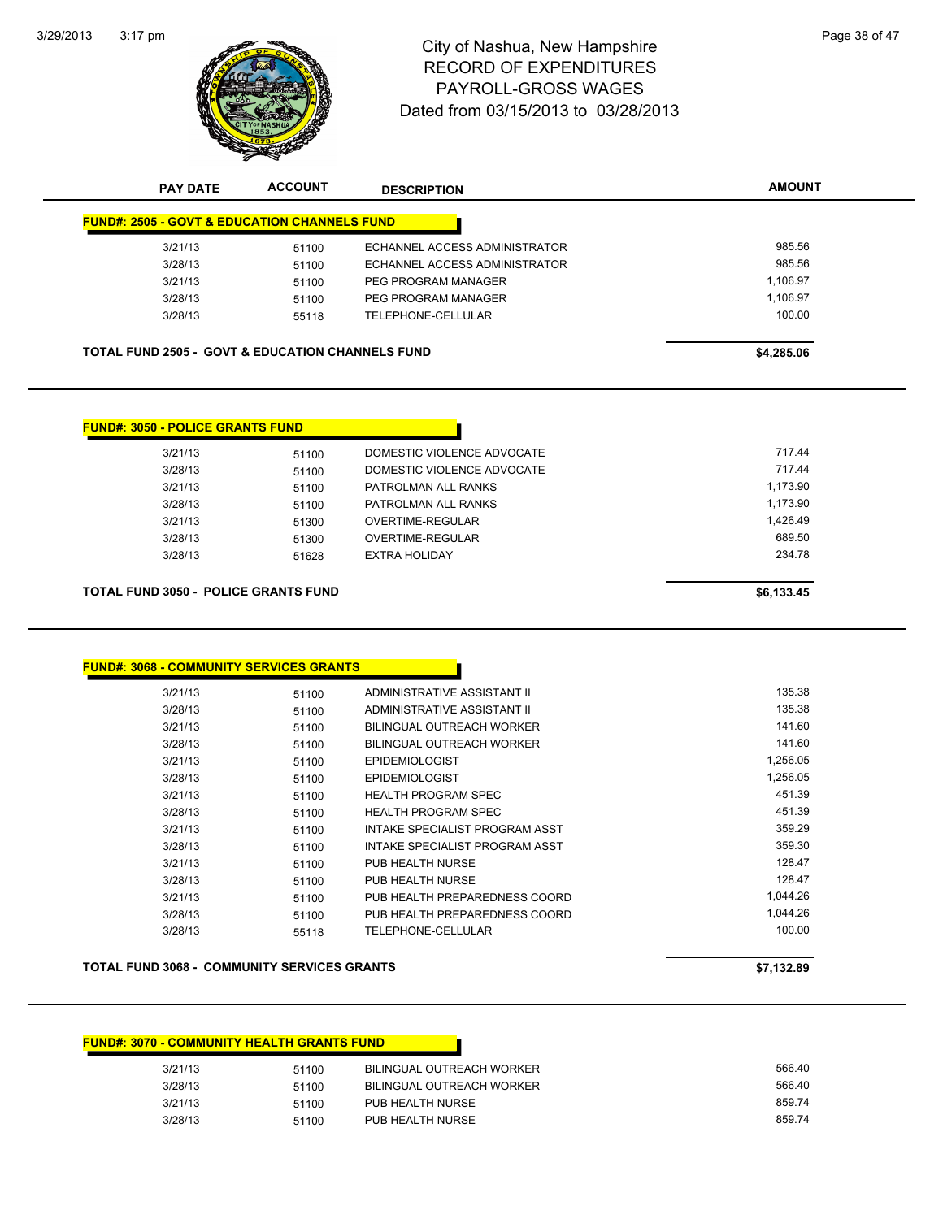# City of Nashua, New Hampshire
## RECORD OF EXPENDITURES
## PAYROLL-GROSS WAGES
## Dated from 03/15/2013 to 03/28/2013

| PAY DATE | ACCOUNT | DESCRIPTION | AMOUNT |
|---|---|---|---|

**FUND#: 2505 - GOVT & EDUCATION CHANNELS FUND**

| PAY DATE | ACCOUNT | DESCRIPTION | AMOUNT |
|---|---|---|---|
| 3/21/13 | 51100 | ECHANNEL ACCESS ADMINISTRATOR | 985.56 |
| 3/28/13 | 51100 | ECHANNEL ACCESS ADMINISTRATOR | 985.56 |
| 3/21/13 | 51100 | PEG PROGRAM MANAGER | 1,106.97 |
| 3/28/13 | 51100 | PEG PROGRAM MANAGER | 1,106.97 |
| 3/28/13 | 55118 | TELEPHONE-CELLULAR | 100.00 |

**TOTAL FUND 2505 - GOVT & EDUCATION CHANNELS FUND** **$4,285.06**

**FUND#: 3050 - POLICE GRANTS FUND**

| PAY DATE | ACCOUNT | DESCRIPTION | AMOUNT |
|---|---|---|---|
| 3/21/13 | 51100 | DOMESTIC VIOLENCE ADVOCATE | 717.44 |
| 3/28/13 | 51100 | DOMESTIC VIOLENCE ADVOCATE | 717.44 |
| 3/21/13 | 51100 | PATROLMAN ALL RANKS | 1,173.90 |
| 3/28/13 | 51100 | PATROLMAN ALL RANKS | 1,173.90 |
| 3/21/13 | 51300 | OVERTIME-REGULAR | 1,426.49 |
| 3/28/13 | 51300 | OVERTIME-REGULAR | 689.50 |
| 3/28/13 | 51628 | EXTRA HOLIDAY | 234.78 |

**TOTAL FUND 3050 - POLICE GRANTS FUND** **$6,133.45**

**FUND#: 3068 - COMMUNITY SERVICES GRANTS**

| PAY DATE | ACCOUNT | DESCRIPTION | AMOUNT |
|---|---|---|---|
| 3/21/13 | 51100 | ADMINISTRATIVE ASSISTANT II | 135.38 |
| 3/28/13 | 51100 | ADMINISTRATIVE ASSISTANT II | 135.38 |
| 3/21/13 | 51100 | BILINGUAL OUTREACH WORKER | 141.60 |
| 3/28/13 | 51100 | BILINGUAL OUTREACH WORKER | 141.60 |
| 3/21/13 | 51100 | EPIDEMIOLOGIST | 1,256.05 |
| 3/28/13 | 51100 | EPIDEMIOLOGIST | 1,256.05 |
| 3/21/13 | 51100 | HEALTH PROGRAM SPEC | 451.39 |
| 3/28/13 | 51100 | HEALTH PROGRAM SPEC | 451.39 |
| 3/21/13 | 51100 | INTAKE SPECIALIST PROGRAM ASST | 359.29 |
| 3/28/13 | 51100 | INTAKE SPECIALIST PROGRAM ASST | 359.30 |
| 3/21/13 | 51100 | PUB HEALTH NURSE | 128.47 |
| 3/28/13 | 51100 | PUB HEALTH NURSE | 128.47 |
| 3/21/13 | 51100 | PUB HEALTH PREPAREDNESS COORD | 1,044.26 |
| 3/28/13 | 51100 | PUB HEALTH PREPAREDNESS COORD | 1,044.26 |
| 3/28/13 | 55118 | TELEPHONE-CELLULAR | 100.00 |

**TOTAL FUND 3068 - COMMUNITY SERVICES GRANTS** **$7,132.89**

**FUND#: 3070 - COMMUNITY HEALTH GRANTS FUND**

| PAY DATE | ACCOUNT | DESCRIPTION | AMOUNT |
|---|---|---|---|
| 3/21/13 | 51100 | BILINGUAL OUTREACH WORKER | 566.40 |
| 3/28/13 | 51100 | BILINGUAL OUTREACH WORKER | 566.40 |
| 3/21/13 | 51100 | PUB HEALTH NURSE | 859.74 |
| 3/28/13 | 51100 | PUB HEALTH NURSE | 859.74 |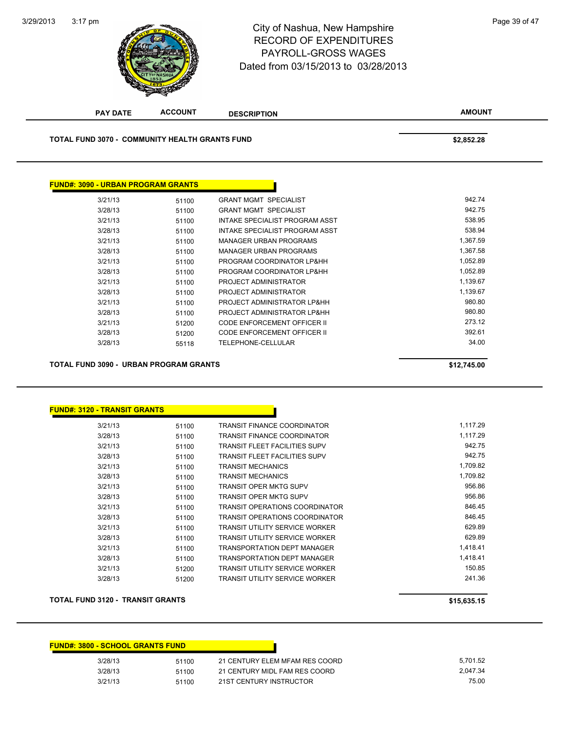# City of Nashua, New Hampshire
## RECORD OF EXPENDITURES
## PAYROLL-GROSS WAGES
### Dated from 03/15/2013 to 03/28/2013

| PAY DATE | ACCOUNT | DESCRIPTION | AMOUNT |
|---|---|---|---|
| **TOTAL FUND 3070 - COMMUNITY HEALTH GRANTS FUND** | | | **$2,852.28** |

**FUND#: 3090 - URBAN PROGRAM GRANTS**

| PAY DATE | ACCOUNT | DESCRIPTION | AMOUNT |
|---|---|---|---|
| 3/21/13 | 51100 | GRANT MGMT SPECIALIST | 942.74 |
| 3/28/13 | 51100 | GRANT MGMT SPECIALIST | 942.75 |
| 3/21/13 | 51100 | INTAKE SPECIALIST PROGRAM ASST | 538.95 |
| 3/28/13 | 51100 | INTAKE SPECIALIST PROGRAM ASST | 538.94 |
| 3/21/13 | 51100 | MANAGER URBAN PROGRAMS | 1,367.59 |
| 3/28/13 | 51100 | MANAGER URBAN PROGRAMS | 1,367.58 |
| 3/21/13 | 51100 | PROGRAM COORDINATOR LP&HH | 1,052.89 |
| 3/28/13 | 51100 | PROGRAM COORDINATOR LP&HH | 1,052.89 |
| 3/21/13 | 51100 | PROJECT ADMINISTRATOR | 1,139.67 |
| 3/28/13 | 51100 | PROJECT ADMINISTRATOR | 1,139.67 |
| 3/21/13 | 51100 | PROJECT ADMINISTRATOR LP&HH | 980.80 |
| 3/28/13 | 51100 | PROJECT ADMINISTRATOR LP&HH | 980.80 |
| 3/21/13 | 51200 | CODE ENFORCEMENT OFFICER II | 273.12 |
| 3/28/13 | 51200 | CODE ENFORCEMENT OFFICER II | 392.61 |
| 3/28/13 | 55118 | TELEPHONE-CELLULAR | 34.00 |
| **TOTAL FUND 3090 - URBAN PROGRAM GRANTS** | | | **$12,745.00** |

**FUND#: 3120 - TRANSIT GRANTS**

| PAY DATE | ACCOUNT | DESCRIPTION | AMOUNT |
|---|---|---|---|
| 3/21/13 | 51100 | TRANSIT FINANCE COORDINATOR | 1,117.29 |
| 3/28/13 | 51100 | TRANSIT FINANCE COORDINATOR | 1,117.29 |
| 3/21/13 | 51100 | TRANSIT FLEET FACILITIES SUPV | 942.75 |
| 3/28/13 | 51100 | TRANSIT FLEET FACILITIES SUPV | 942.75 |
| 3/21/13 | 51100 | TRANSIT MECHANICS | 1,709.82 |
| 3/28/13 | 51100 | TRANSIT MECHANICS | 1,709.82 |
| 3/21/13 | 51100 | TRANSIT OPER MKTG SUPV | 956.86 |
| 3/28/13 | 51100 | TRANSIT OPER MKTG SUPV | 956.86 |
| 3/21/13 | 51100 | TRANSIT OPERATIONS COORDINATOR | 846.45 |
| 3/28/13 | 51100 | TRANSIT OPERATIONS COORDINATOR | 846.45 |
| 3/21/13 | 51100 | TRANSIT UTILITY SERVICE WORKER | 629.89 |
| 3/28/13 | 51100 | TRANSIT UTILITY SERVICE WORKER | 629.89 |
| 3/21/13 | 51100 | TRANSPORTATION DEPT MANAGER | 1,418.41 |
| 3/28/13 | 51100 | TRANSPORTATION DEPT MANAGER | 1,418.41 |
| 3/21/13 | 51200 | TRANSIT UTILITY SERVICE WORKER | 150.85 |
| 3/28/13 | 51200 | TRANSIT UTILITY SERVICE WORKER | 241.36 |
| **TOTAL FUND 3120 - TRANSIT GRANTS** | | | **$15,635.15** |

**FUND#: 3800 - SCHOOL GRANTS FUND**

| PAY DATE | ACCOUNT | DESCRIPTION | AMOUNT |
|---|---|---|---|
| 3/28/13 | 51100 | 21 CENTURY ELEM MFAM RES COORD | 5,701.52 |
| 3/28/13 | 51100 | 21 CENTURY MIDL FAM RES COORD | 2,047.34 |
| 3/21/13 | 51100 | 21ST CENTURY INSTRUCTOR | 75.00 |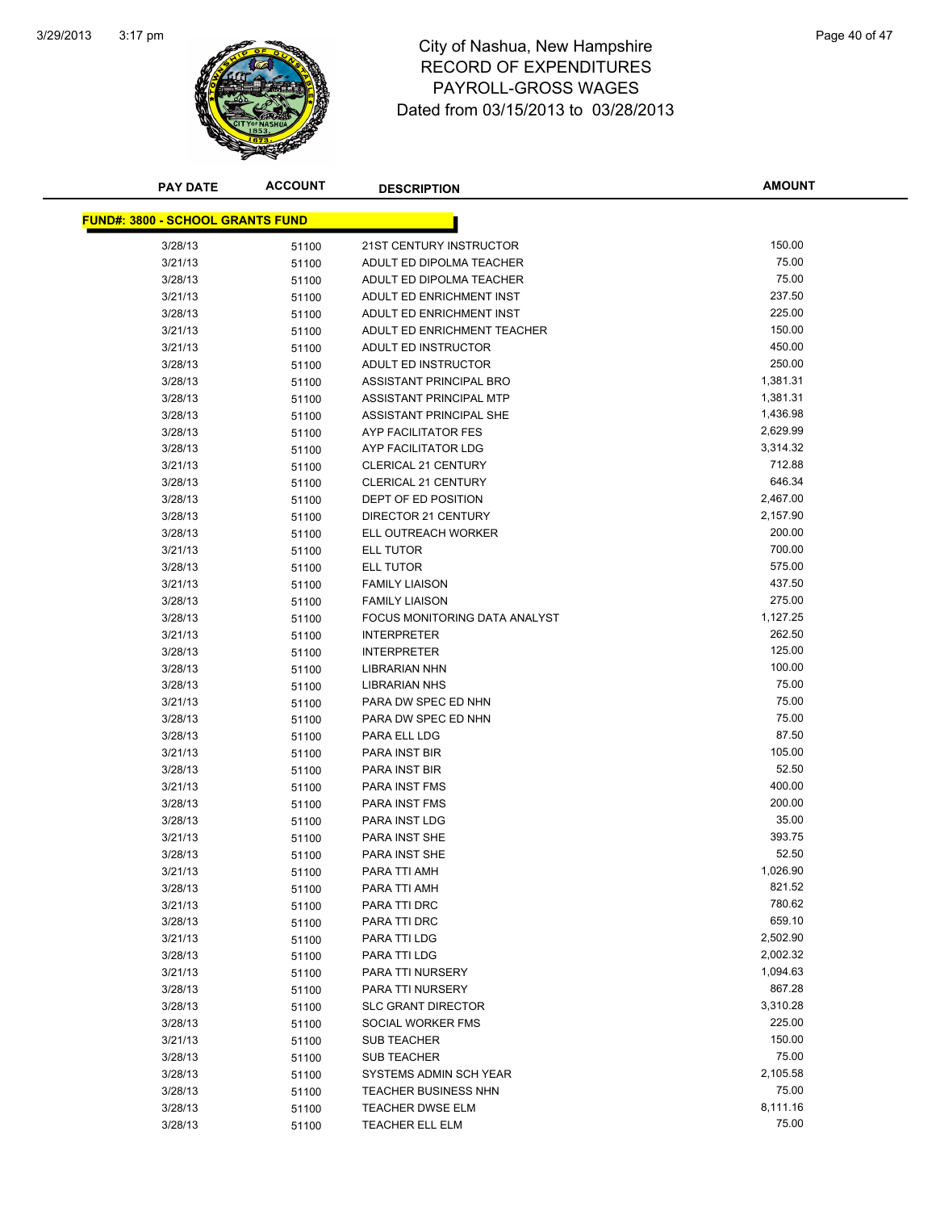# City of Nashua, New Hampshire
## RECORD OF EXPENDITURES
## PAYROLL-GROSS WAGES
### Dated from 03/15/2013 to 03/28/2013

| PAY DATE | ACCOUNT | DESCRIPTION | AMOUNT |
|---|---|---|---|
| **FUND#: 3800 - SCHOOL GRANTS FUND** | | | |
| 3/28/13 | 51100 | 21ST CENTURY INSTRUCTOR | 150.00 |
| 3/21/13 | 51100 | ADULT ED DIPOLMA TEACHER | 75.00 |
| 3/28/13 | 51100 | ADULT ED DIPOLMA TEACHER | 75.00 |
| 3/21/13 | 51100 | ADULT ED ENRICHMENT INST | 237.50 |
| 3/28/13 | 51100 | ADULT ED ENRICHMENT INST | 225.00 |
| 3/21/13 | 51100 | ADULT ED ENRICHMENT TEACHER | 150.00 |
| 3/21/13 | 51100 | ADULT ED INSTRUCTOR | 450.00 |
| 3/28/13 | 51100 | ADULT ED INSTRUCTOR | 250.00 |
| 3/28/13 | 51100 | ASSISTANT PRINCIPAL BRO | 1,381.31 |
| 3/28/13 | 51100 | ASSISTANT PRINCIPAL MTP | 1,381.31 |
| 3/28/13 | 51100 | ASSISTANT PRINCIPAL SHE | 1,436.98 |
| 3/28/13 | 51100 | AYP FACILITATOR FES | 2,629.99 |
| 3/28/13 | 51100 | AYP FACILITATOR LDG | 3,314.32 |
| 3/21/13 | 51100 | CLERICAL 21 CENTURY | 712.88 |
| 3/28/13 | 51100 | CLERICAL 21 CENTURY | 646.34 |
| 3/28/13 | 51100 | DEPT OF ED POSITION | 2,467.00 |
| 3/28/13 | 51100 | DIRECTOR 21 CENTURY | 2,157.90 |
| 3/28/13 | 51100 | ELL OUTREACH WORKER | 200.00 |
| 3/21/13 | 51100 | ELL TUTOR | 700.00 |
| 3/28/13 | 51100 | ELL TUTOR | 575.00 |
| 3/21/13 | 51100 | FAMILY LIAISON | 437.50 |
| 3/28/13 | 51100 | FAMILY LIAISON | 275.00 |
| 3/28/13 | 51100 | FOCUS MONITORING DATA ANALYST | 1,127.25 |
| 3/21/13 | 51100 | INTERPRETER | 262.50 |
| 3/28/13 | 51100 | INTERPRETER | 125.00 |
| 3/28/13 | 51100 | LIBRARIAN NHN | 100.00 |
| 3/28/13 | 51100 | LIBRARIAN NHS | 75.00 |
| 3/21/13 | 51100 | PARA DW SPEC ED NHN | 75.00 |
| 3/28/13 | 51100 | PARA DW SPEC ED NHN | 75.00 |
| 3/28/13 | 51100 | PARA ELL LDG | 87.50 |
| 3/21/13 | 51100 | PARA INST BIR | 105.00 |
| 3/28/13 | 51100 | PARA INST BIR | 52.50 |
| 3/21/13 | 51100 | PARA INST FMS | 400.00 |
| 3/28/13 | 51100 | PARA INST FMS | 200.00 |
| 3/28/13 | 51100 | PARA INST LDG | 35.00 |
| 3/21/13 | 51100 | PARA INST SHE | 393.75 |
| 3/28/13 | 51100 | PARA INST SHE | 52.50 |
| 3/21/13 | 51100 | PARA TTI AMH | 1,026.90 |
| 3/28/13 | 51100 | PARA TTI AMH | 821.52 |
| 3/21/13 | 51100 | PARA TTI DRC | 780.62 |
| 3/28/13 | 51100 | PARA TTI DRC | 659.10 |
| 3/21/13 | 51100 | PARA TTI LDG | 2,502.90 |
| 3/28/13 | 51100 | PARA TTI LDG | 2,002.32 |
| 3/21/13 | 51100 | PARA TTI NURSERY | 1,094.63 |
| 3/28/13 | 51100 | PARA TTI NURSERY | 867.28 |
| 3/28/13 | 51100 | SLC GRANT DIRECTOR | 3,310.28 |
| 3/28/13 | 51100 | SOCIAL WORKER FMS | 225.00 |
| 3/21/13 | 51100 | SUB TEACHER | 150.00 |
| 3/28/13 | 51100 | SUB TEACHER | 75.00 |
| 3/28/13 | 51100 | SYSTEMS ADMIN SCH YEAR | 2,105.58 |
| 3/28/13 | 51100 | TEACHER BUSINESS NHN | 75.00 |
| 3/28/13 | 51100 | TEACHER DWSE ELM | 8,111.16 |
| 3/28/13 | 51100 | TEACHER ELL ELM | 75.00 |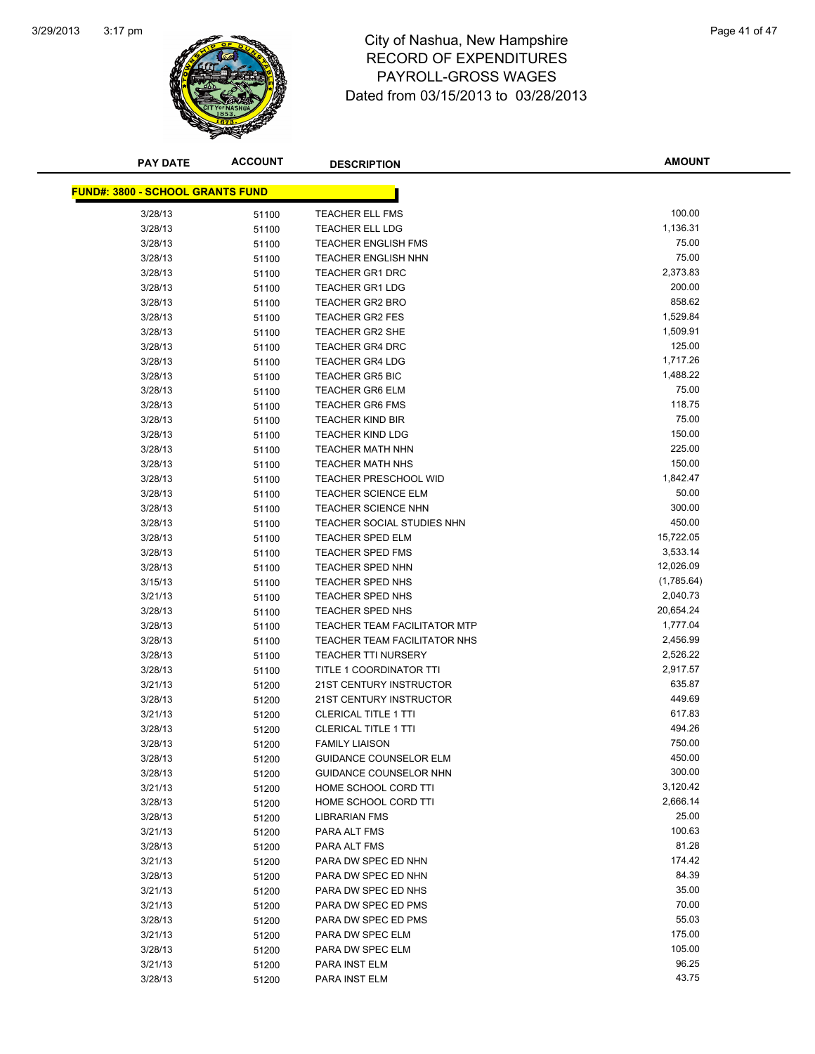City of Nashua, New Hampshire
RECORD OF EXPENDITURES
PAYROLL-GROSS WAGES
Dated from 03/15/2013 to 03/28/2013

| PAY DATE | ACCOUNT | DESCRIPTION | AMOUNT |
|---|---|---|---|
| **FUND#: 3800 - SCHOOL GRANTS FUND** | | | |
| 3/28/13 | 51100 | TEACHER ELL FMS | 100.00 |
| 3/28/13 | 51100 | TEACHER ELL LDG | 1,136.31 |
| 3/28/13 | 51100 | TEACHER ENGLISH FMS | 75.00 |
| 3/28/13 | 51100 | TEACHER ENGLISH NHN | 75.00 |
| 3/28/13 | 51100 | TEACHER GR1 DRC | 2,373.83 |
| 3/28/13 | 51100 | TEACHER GR1 LDG | 200.00 |
| 3/28/13 | 51100 | TEACHER GR2 BRO | 858.62 |
| 3/28/13 | 51100 | TEACHER GR2 FES | 1,529.84 |
| 3/28/13 | 51100 | TEACHER GR2 SHE | 1,509.91 |
| 3/28/13 | 51100 | TEACHER GR4 DRC | 125.00 |
| 3/28/13 | 51100 | TEACHER GR4 LDG | 1,717.26 |
| 3/28/13 | 51100 | TEACHER GR5 BIC | 1,488.22 |
| 3/28/13 | 51100 | TEACHER GR6 ELM | 75.00 |
| 3/28/13 | 51100 | TEACHER GR6 FMS | 118.75 |
| 3/28/13 | 51100 | TEACHER KIND BIR | 75.00 |
| 3/28/13 | 51100 | TEACHER KIND LDG | 150.00 |
| 3/28/13 | 51100 | TEACHER MATH NHN | 225.00 |
| 3/28/13 | 51100 | TEACHER MATH NHS | 150.00 |
| 3/28/13 | 51100 | TEACHER PRESCHOOL WID | 1,842.47 |
| 3/28/13 | 51100 | TEACHER SCIENCE ELM | 50.00 |
| 3/28/13 | 51100 | TEACHER SCIENCE NHN | 300.00 |
| 3/28/13 | 51100 | TEACHER SOCIAL STUDIES NHN | 450.00 |
| 3/28/13 | 51100 | TEACHER SPED ELM | 15,722.05 |
| 3/28/13 | 51100 | TEACHER SPED FMS | 3,533.14 |
| 3/28/13 | 51100 | TEACHER SPED NHN | 12,026.09 |
| 3/15/13 | 51100 | TEACHER SPED NHS | (1,785.64) |
| 3/21/13 | 51100 | TEACHER SPED NHS | 2,040.73 |
| 3/28/13 | 51100 | TEACHER SPED NHS | 20,654.24 |
| 3/28/13 | 51100 | TEACHER TEAM FACILITATOR MTP | 1,777.04 |
| 3/28/13 | 51100 | TEACHER TEAM FACILITATOR NHS | 2,456.99 |
| 3/28/13 | 51100 | TEACHER TTI NURSERY | 2,526.22 |
| 3/28/13 | 51100 | TITLE 1 COORDINATOR TTI | 2,917.57 |
| 3/21/13 | 51200 | 21ST CENTURY INSTRUCTOR | 635.87 |
| 3/28/13 | 51200 | 21ST CENTURY INSTRUCTOR | 449.69 |
| 3/21/13 | 51200 | CLERICAL TITLE 1 TTI | 617.83 |
| 3/28/13 | 51200 | CLERICAL TITLE 1 TTI | 494.26 |
| 3/28/13 | 51200 | FAMILY LIAISON | 750.00 |
| 3/28/13 | 51200 | GUIDANCE COUNSELOR ELM | 450.00 |
| 3/28/13 | 51200 | GUIDANCE COUNSELOR NHN | 300.00 |
| 3/21/13 | 51200 | HOME SCHOOL CORD TTI | 3,120.42 |
| 3/28/13 | 51200 | HOME SCHOOL CORD TTI | 2,666.14 |
| 3/28/13 | 51200 | LIBRARIAN FMS | 25.00 |
| 3/21/13 | 51200 | PARA ALT FMS | 100.63 |
| 3/28/13 | 51200 | PARA ALT FMS | 81.28 |
| 3/21/13 | 51200 | PARA DW SPEC ED NHN | 174.42 |
| 3/28/13 | 51200 | PARA DW SPEC ED NHN | 84.39 |
| 3/21/13 | 51200 | PARA DW SPEC ED NHS | 35.00 |
| 3/21/13 | 51200 | PARA DW SPEC ED PMS | 70.00 |
| 3/28/13 | 51200 | PARA DW SPEC ED PMS | 55.03 |
| 3/21/13 | 51200 | PARA DW SPEC ELM | 175.00 |
| 3/28/13 | 51200 | PARA DW SPEC ELM | 105.00 |
| 3/21/13 | 51200 | PARA INST ELM | 96.25 |
| 3/28/13 | 51200 | PARA INST ELM | 43.75 |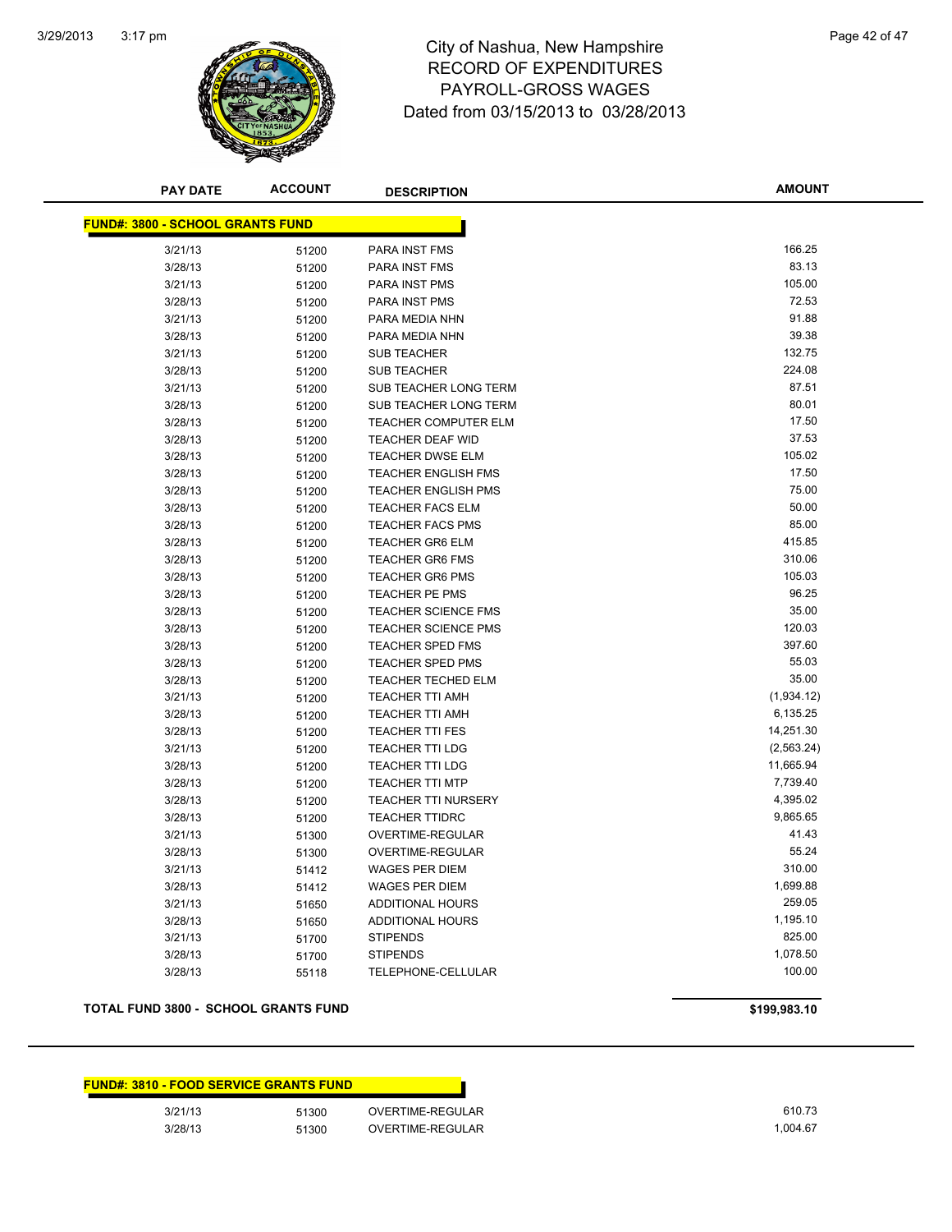# City of Nashua, New Hampshire
## RECORD OF EXPENDITURES
## PAYROLL-GROSS WAGES
Dated from 03/15/2013 to 03/28/2013

| PAY DATE | ACCOUNT | DESCRIPTION | AMOUNT |
|---|---|---|---|

**FUND#: 3800 - SCHOOL GRANTS FUND**

| PAY DATE | ACCOUNT | DESCRIPTION | AMOUNT |
|---|---|---|---|
| 3/21/13 | 51200 | PARA INST FMS | 166.25 |
| 3/28/13 | 51200 | PARA INST FMS | 83.13 |
| 3/21/13 | 51200 | PARA INST PMS | 105.00 |
| 3/28/13 | 51200 | PARA INST PMS | 72.53 |
| 3/21/13 | 51200 | PARA MEDIA NHN | 91.88 |
| 3/28/13 | 51200 | PARA MEDIA NHN | 39.38 |
| 3/21/13 | 51200 | SUB TEACHER | 132.75 |
| 3/28/13 | 51200 | SUB TEACHER | 224.08 |
| 3/21/13 | 51200 | SUB TEACHER LONG TERM | 87.51 |
| 3/28/13 | 51200 | SUB TEACHER LONG TERM | 80.01 |
| 3/28/13 | 51200 | TEACHER COMPUTER ELM | 17.50 |
| 3/28/13 | 51200 | TEACHER DEAF WID | 37.53 |
| 3/28/13 | 51200 | TEACHER DWSE ELM | 105.02 |
| 3/28/13 | 51200 | TEACHER ENGLISH FMS | 17.50 |
| 3/28/13 | 51200 | TEACHER ENGLISH PMS | 75.00 |
| 3/28/13 | 51200 | TEACHER FACS ELM | 50.00 |
| 3/28/13 | 51200 | TEACHER FACS PMS | 85.00 |
| 3/28/13 | 51200 | TEACHER GR6 ELM | 415.85 |
| 3/28/13 | 51200 | TEACHER GR6 FMS | 310.06 |
| 3/28/13 | 51200 | TEACHER GR6 PMS | 105.03 |
| 3/28/13 | 51200 | TEACHER PE PMS | 96.25 |
| 3/28/13 | 51200 | TEACHER SCIENCE FMS | 35.00 |
| 3/28/13 | 51200 | TEACHER SCIENCE PMS | 120.03 |
| 3/28/13 | 51200 | TEACHER SPED FMS | 397.60 |
| 3/28/13 | 51200 | TEACHER SPED PMS | 55.03 |
| 3/28/13 | 51200 | TEACHER TECHED ELM | 35.00 |
| 3/21/13 | 51200 | TEACHER TTI AMH | (1,934.12) |
| 3/28/13 | 51200 | TEACHER TTI AMH | 6,135.25 |
| 3/28/13 | 51200 | TEACHER TTI FES | 14,251.30 |
| 3/21/13 | 51200 | TEACHER TTI LDG | (2,563.24) |
| 3/28/13 | 51200 | TEACHER TTI LDG | 11,665.94 |
| 3/28/13 | 51200 | TEACHER TTI MTP | 7,739.40 |
| 3/28/13 | 51200 | TEACHER TTI NURSERY | 4,395.02 |
| 3/28/13 | 51200 | TEACHER TTIDRC | 9,865.65 |
| 3/21/13 | 51300 | OVERTIME-REGULAR | 41.43 |
| 3/28/13 | 51300 | OVERTIME-REGULAR | 55.24 |
| 3/21/13 | 51412 | WAGES PER DIEM | 310.00 |
| 3/28/13 | 51412 | WAGES PER DIEM | 1,699.88 |
| 3/21/13 | 51650 | ADDITIONAL HOURS | 259.05 |
| 3/28/13 | 51650 | ADDITIONAL HOURS | 1,195.10 |
| 3/21/13 | 51700 | STIPENDS | 825.00 |
| 3/28/13 | 51700 | STIPENDS | 1,078.50 |
| 3/28/13 | 55118 | TELEPHONE-CELLULAR | 100.00 |

**TOTAL FUND 3800 - SCHOOL GRANTS FUND** **$199,983.10**

**FUND#: 3810 - FOOD SERVICE GRANTS FUND**

| PAY DATE | ACCOUNT | DESCRIPTION | AMOUNT |
|---|---|---|---|
| 3/21/13 | 51300 | OVERTIME-REGULAR | 610.73 |
| 3/28/13 | 51300 | OVERTIME-REGULAR | 1,004.67 |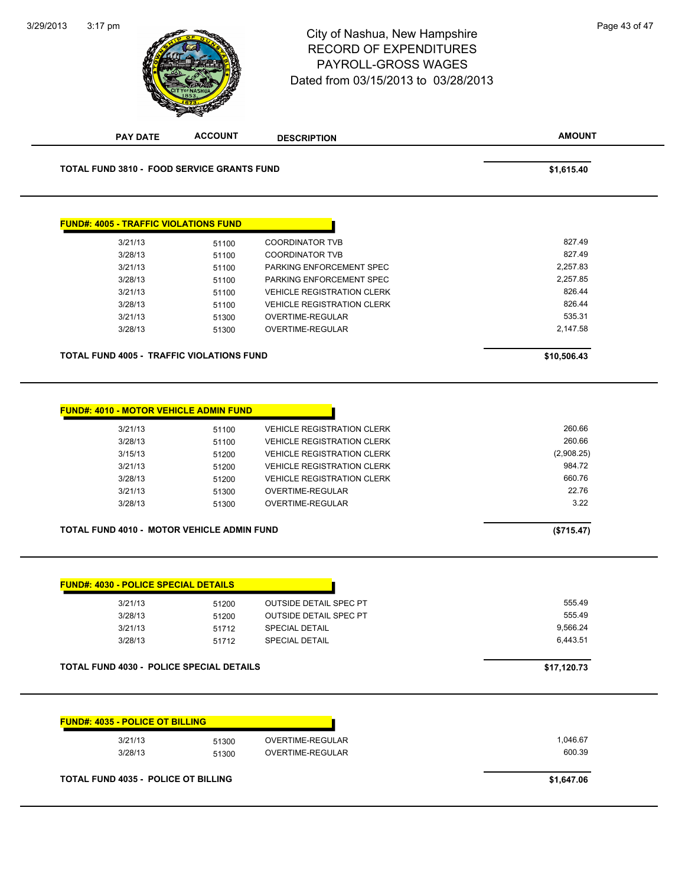City of Nashua, New Hampshire
RECORD OF EXPENDITURES
PAYROLL-GROSS WAGES
Dated from 03/15/2013 to 03/28/2013

| PAY DATE | ACCOUNT | DESCRIPTION | AMOUNT |
|---|---|---|---|
| **TOTAL FUND 3810 - FOOD SERVICE GRANTS FUND** | | | **$1,615.40** |

**FUND#: 4005 - TRAFFIC VIOLATIONS FUND**

| PAY DATE | ACCOUNT | DESCRIPTION | AMOUNT |
|---|---|---|---|
| 3/21/13 | 51100 | COORDINATOR TVB | 827.49 |
| 3/28/13 | 51100 | COORDINATOR TVB | 827.49 |
| 3/21/13 | 51100 | PARKING ENFORCEMENT SPEC | 2,257.83 |
| 3/28/13 | 51100 | PARKING ENFORCEMENT SPEC | 2,257.85 |
| 3/21/13 | 51100 | VEHICLE REGISTRATION CLERK | 826.44 |
| 3/28/13 | 51100 | VEHICLE REGISTRATION CLERK | 826.44 |
| 3/21/13 | 51300 | OVERTIME-REGULAR | 535.31 |
| 3/28/13 | 51300 | OVERTIME-REGULAR | 2,147.58 |
| **TOTAL FUND 4005 - TRAFFIC VIOLATIONS FUND** | | | **$10,506.43** |

**FUND#: 4010 - MOTOR VEHICLE ADMIN FUND**

| PAY DATE | ACCOUNT | DESCRIPTION | AMOUNT |
|---|---|---|---|
| 3/21/13 | 51100 | VEHICLE REGISTRATION CLERK | 260.66 |
| 3/28/13 | 51100 | VEHICLE REGISTRATION CLERK | 260.66 |
| 3/15/13 | 51200 | VEHICLE REGISTRATION CLERK | (2,908.25) |
| 3/21/13 | 51200 | VEHICLE REGISTRATION CLERK | 984.72 |
| 3/28/13 | 51200 | VEHICLE REGISTRATION CLERK | 660.76 |
| 3/21/13 | 51300 | OVERTIME-REGULAR | 22.76 |
| 3/28/13 | 51300 | OVERTIME-REGULAR | 3.22 |
| **TOTAL FUND 4010 - MOTOR VEHICLE ADMIN FUND** | | | **($715.47)** |

**FUND#: 4030 - POLICE SPECIAL DETAILS**

| PAY DATE | ACCOUNT | DESCRIPTION | AMOUNT |
|---|---|---|---|
| 3/21/13 | 51200 | OUTSIDE DETAIL SPEC PT | 555.49 |
| 3/28/13 | 51200 | OUTSIDE DETAIL SPEC PT | 555.49 |
| 3/21/13 | 51712 | SPECIAL DETAIL | 9,566.24 |
| 3/28/13 | 51712 | SPECIAL DETAIL | 6,443.51 |
| **TOTAL FUND 4030 - POLICE SPECIAL DETAILS** | | | **$17,120.73** |

**FUND#: 4035 - POLICE OT BILLING**

| PAY DATE | ACCOUNT | DESCRIPTION | AMOUNT |
|---|---|---|---|
| 3/21/13 | 51300 | OVERTIME-REGULAR | 1,046.67 |
| 3/28/13 | 51300 | OVERTIME-REGULAR | 600.39 |
| **TOTAL FUND 4035 - POLICE OT BILLING** | | | **$1,647.06** |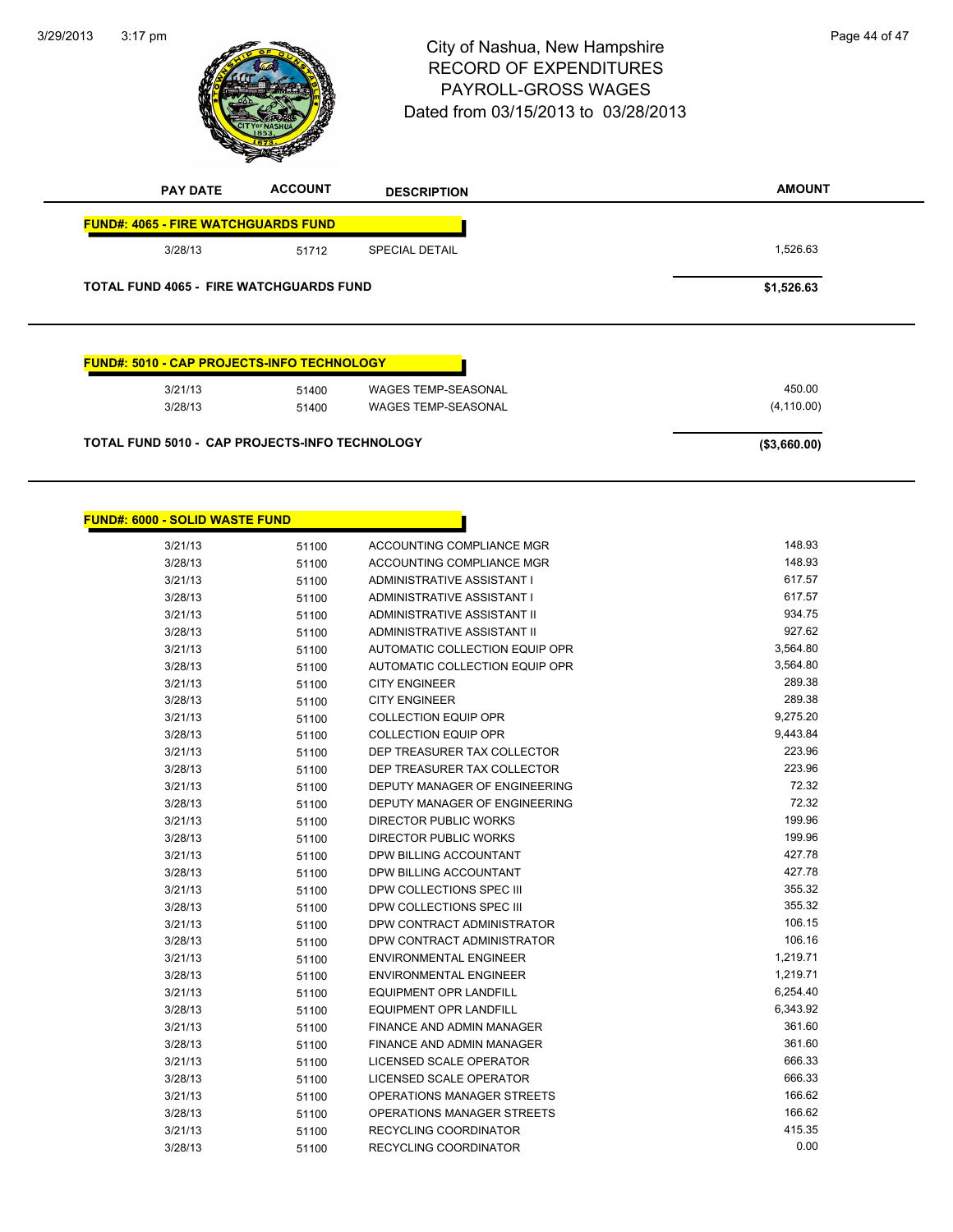# City of Nashua, New Hampshire
## RECORD OF EXPENDITURES
## PAYROLL-GROSS WAGES
## Dated from 03/15/2013 to 03/28/2013

| PAY DATE | ACCOUNT | DESCRIPTION | AMOUNT |
|---|---|---|---|
| **FUND#: 4065 - FIRE WATCHGUARDS FUND** | | | |
| 3/28/13 | 51712 | SPECIAL DETAIL | 1,526.63 |
| **TOTAL FUND 4065 - FIRE WATCHGUARDS FUND** | | | **$1,526.63** |

| PAY DATE | ACCOUNT | DESCRIPTION | AMOUNT |
|---|---|---|---|
| **FUND#: 5010 - CAP PROJECTS-INFO TECHNOLOGY** | | | |
| 3/21/13 | 51400 | WAGES TEMP-SEASONAL | 450.00 |
| 3/28/13 | 51400 | WAGES TEMP-SEASONAL | (4,110.00) |
| **TOTAL FUND 5010 - CAP PROJECTS-INFO TECHNOLOGY** | | | **($3,660.00)** |

| PAY DATE | ACCOUNT | DESCRIPTION | AMOUNT |
|---|---|---|---|
| **FUND#: 6000 - SOLID WASTE FUND** | | | |
| 3/21/13 | 51100 | ACCOUNTING COMPLIANCE MGR | 148.93 |
| 3/28/13 | 51100 | ACCOUNTING COMPLIANCE MGR | 148.93 |
| 3/21/13 | 51100 | ADMINISTRATIVE ASSISTANT I | 617.57 |
| 3/28/13 | 51100 | ADMINISTRATIVE ASSISTANT I | 617.57 |
| 3/21/13 | 51100 | ADMINISTRATIVE ASSISTANT II | 934.75 |
| 3/28/13 | 51100 | ADMINISTRATIVE ASSISTANT II | 927.62 |
| 3/21/13 | 51100 | AUTOMATIC COLLECTION EQUIP OPR | 3,564.80 |
| 3/28/13 | 51100 | AUTOMATIC COLLECTION EQUIP OPR | 3,564.80 |
| 3/21/13 | 51100 | CITY ENGINEER | 289.38 |
| 3/28/13 | 51100 | CITY ENGINEER | 289.38 |
| 3/21/13 | 51100 | COLLECTION EQUIP OPR | 9,275.20 |
| 3/28/13 | 51100 | COLLECTION EQUIP OPR | 9,443.84 |
| 3/21/13 | 51100 | DEP TREASURER TAX COLLECTOR | 223.96 |
| 3/28/13 | 51100 | DEP TREASURER TAX COLLECTOR | 223.96 |
| 3/21/13 | 51100 | DEPUTY MANAGER OF ENGINEERING | 72.32 |
| 3/28/13 | 51100 | DEPUTY MANAGER OF ENGINEERING | 72.32 |
| 3/21/13 | 51100 | DIRECTOR PUBLIC WORKS | 199.96 |
| 3/28/13 | 51100 | DIRECTOR PUBLIC WORKS | 199.96 |
| 3/21/13 | 51100 | DPW BILLING ACCOUNTANT | 427.78 |
| 3/28/13 | 51100 | DPW BILLING ACCOUNTANT | 427.78 |
| 3/21/13 | 51100 | DPW COLLECTIONS SPEC III | 355.32 |
| 3/28/13 | 51100 | DPW COLLECTIONS SPEC III | 355.32 |
| 3/21/13 | 51100 | DPW CONTRACT ADMINISTRATOR | 106.15 |
| 3/28/13 | 51100 | DPW CONTRACT ADMINISTRATOR | 106.16 |
| 3/21/13 | 51100 | ENVIRONMENTAL ENGINEER | 1,219.71 |
| 3/28/13 | 51100 | ENVIRONMENTAL ENGINEER | 1,219.71 |
| 3/21/13 | 51100 | EQUIPMENT OPR LANDFILL | 6,254.40 |
| 3/28/13 | 51100 | EQUIPMENT OPR LANDFILL | 6,343.92 |
| 3/21/13 | 51100 | FINANCE AND ADMIN MANAGER | 361.60 |
| 3/28/13 | 51100 | FINANCE AND ADMIN MANAGER | 361.60 |
| 3/21/13 | 51100 | LICENSED SCALE OPERATOR | 666.33 |
| 3/28/13 | 51100 | LICENSED SCALE OPERATOR | 666.33 |
| 3/21/13 | 51100 | OPERATIONS MANAGER STREETS | 166.62 |
| 3/28/13 | 51100 | OPERATIONS MANAGER STREETS | 166.62 |
| 3/21/13 | 51100 | RECYCLING COORDINATOR | 415.35 |
| 3/28/13 | 51100 | RECYCLING COORDINATOR | 0.00 |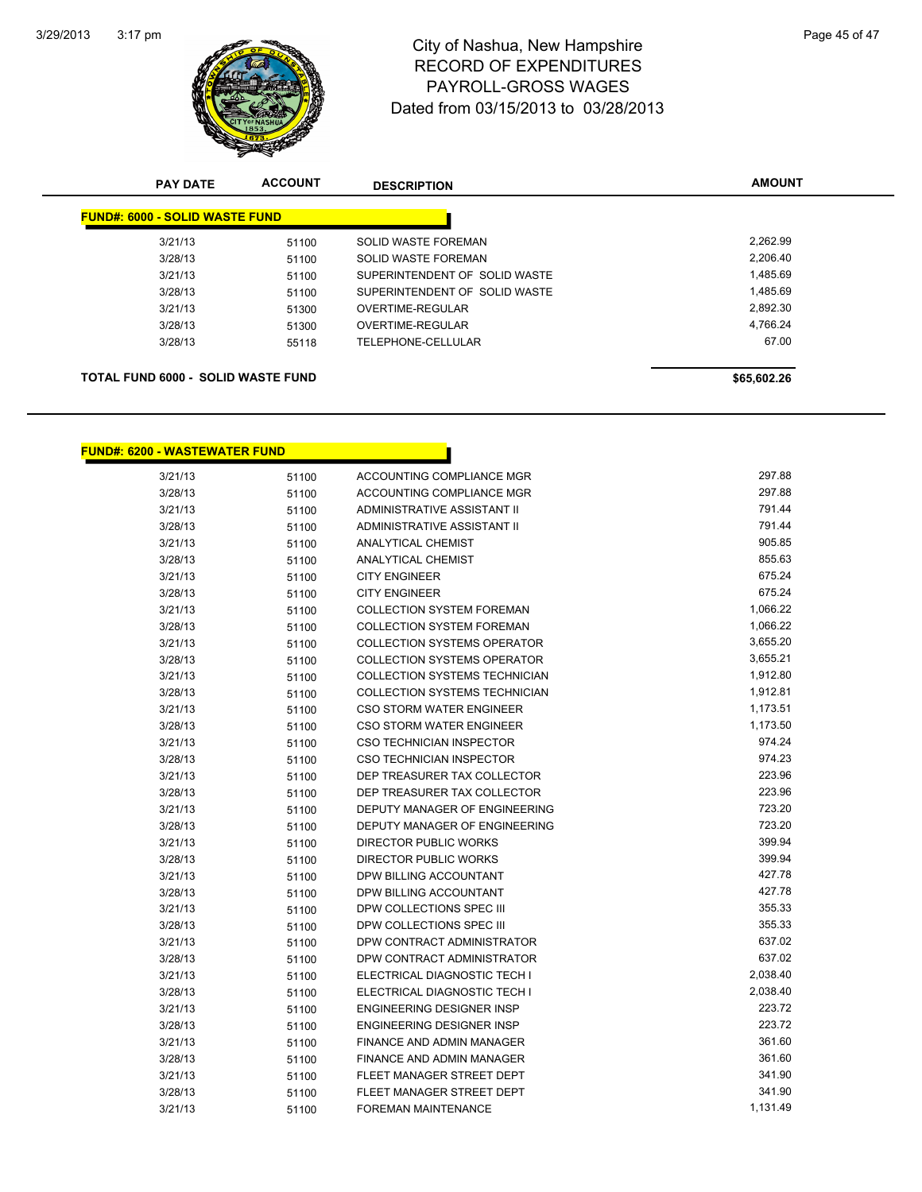# City of Nashua, New Hampshire
## RECORD OF EXPENDITURES
## PAYROLL-GROSS WAGES
### Dated from 03/15/2013 to 03/28/2013

| PAY DATE | ACCOUNT | DESCRIPTION | AMOUNT |
|---|---|---|---|
| **FUND#: 6000 - SOLID WASTE FUND** | | | |
| 3/21/13 | 51100 | SOLID WASTE FOREMAN | 2,262.99 |
| 3/28/13 | 51100 | SOLID WASTE FOREMAN | 2,206.40 |
| 3/21/13 | 51100 | SUPERINTENDENT OF SOLID WASTE | 1,485.69 |
| 3/28/13 | 51100 | SUPERINTENDENT OF SOLID WASTE | 1,485.69 |
| 3/21/13 | 51300 | OVERTIME-REGULAR | 2,892.30 |
| 3/28/13 | 51300 | OVERTIME-REGULAR | 4,766.24 |
| 3/28/13 | 55118 | TELEPHONE-CELLULAR | 67.00 |
| **TOTAL FUND 6000 - SOLID WASTE FUND** | | | **$65,602.26** |

| PAY DATE | ACCOUNT | DESCRIPTION | AMOUNT |
|---|---|---|---|
| **FUND#: 6200 - WASTEWATER FUND** | | | |
| 3/21/13 | 51100 | ACCOUNTING COMPLIANCE MGR | 297.88 |
| 3/28/13 | 51100 | ACCOUNTING COMPLIANCE MGR | 297.88 |
| 3/21/13 | 51100 | ADMINISTRATIVE ASSISTANT II | 791.44 |
| 3/28/13 | 51100 | ADMINISTRATIVE ASSISTANT II | 791.44 |
| 3/21/13 | 51100 | ANALYTICAL CHEMIST | 905.85 |
| 3/28/13 | 51100 | ANALYTICAL CHEMIST | 855.63 |
| 3/21/13 | 51100 | CITY ENGINEER | 675.24 |
| 3/28/13 | 51100 | CITY ENGINEER | 675.24 |
| 3/21/13 | 51100 | COLLECTION SYSTEM FOREMAN | 1,066.22 |
| 3/28/13 | 51100 | COLLECTION SYSTEM FOREMAN | 1,066.22 |
| 3/21/13 | 51100 | COLLECTION SYSTEMS OPERATOR | 3,655.20 |
| 3/28/13 | 51100 | COLLECTION SYSTEMS OPERATOR | 3,655.21 |
| 3/21/13 | 51100 | COLLECTION SYSTEMS TECHNICIAN | 1,912.80 |
| 3/28/13 | 51100 | COLLECTION SYSTEMS TECHNICIAN | 1,912.81 |
| 3/21/13 | 51100 | CSO STORM WATER ENGINEER | 1,173.51 |
| 3/28/13 | 51100 | CSO STORM WATER ENGINEER | 1,173.50 |
| 3/21/13 | 51100 | CSO TECHNICIAN INSPECTOR | 974.24 |
| 3/28/13 | 51100 | CSO TECHNICIAN INSPECTOR | 974.23 |
| 3/21/13 | 51100 | DEP TREASURER TAX COLLECTOR | 223.96 |
| 3/28/13 | 51100 | DEP TREASURER TAX COLLECTOR | 223.96 |
| 3/21/13 | 51100 | DEPUTY MANAGER OF ENGINEERING | 723.20 |
| 3/28/13 | 51100 | DEPUTY MANAGER OF ENGINEERING | 723.20 |
| 3/21/13 | 51100 | DIRECTOR PUBLIC WORKS | 399.94 |
| 3/28/13 | 51100 | DIRECTOR PUBLIC WORKS | 399.94 |
| 3/21/13 | 51100 | DPW BILLING ACCOUNTANT | 427.78 |
| 3/28/13 | 51100 | DPW BILLING ACCOUNTANT | 427.78 |
| 3/21/13 | 51100 | DPW COLLECTIONS SPEC III | 355.33 |
| 3/28/13 | 51100 | DPW COLLECTIONS SPEC III | 355.33 |
| 3/21/13 | 51100 | DPW CONTRACT ADMINISTRATOR | 637.02 |
| 3/28/13 | 51100 | DPW CONTRACT ADMINISTRATOR | 637.02 |
| 3/21/13 | 51100 | ELECTRICAL DIAGNOSTIC TECH I | 2,038.40 |
| 3/28/13 | 51100 | ELECTRICAL DIAGNOSTIC TECH I | 2,038.40 |
| 3/21/13 | 51100 | ENGINEERING DESIGNER INSP | 223.72 |
| 3/28/13 | 51100 | ENGINEERING DESIGNER INSP | 223.72 |
| 3/21/13 | 51100 | FINANCE AND ADMIN MANAGER | 361.60 |
| 3/28/13 | 51100 | FINANCE AND ADMIN MANAGER | 361.60 |
| 3/21/13 | 51100 | FLEET MANAGER STREET DEPT | 341.90 |
| 3/28/13 | 51100 | FLEET MANAGER STREET DEPT | 341.90 |
| 3/21/13 | 51100 | FOREMAN MAINTENANCE | 1,131.49 |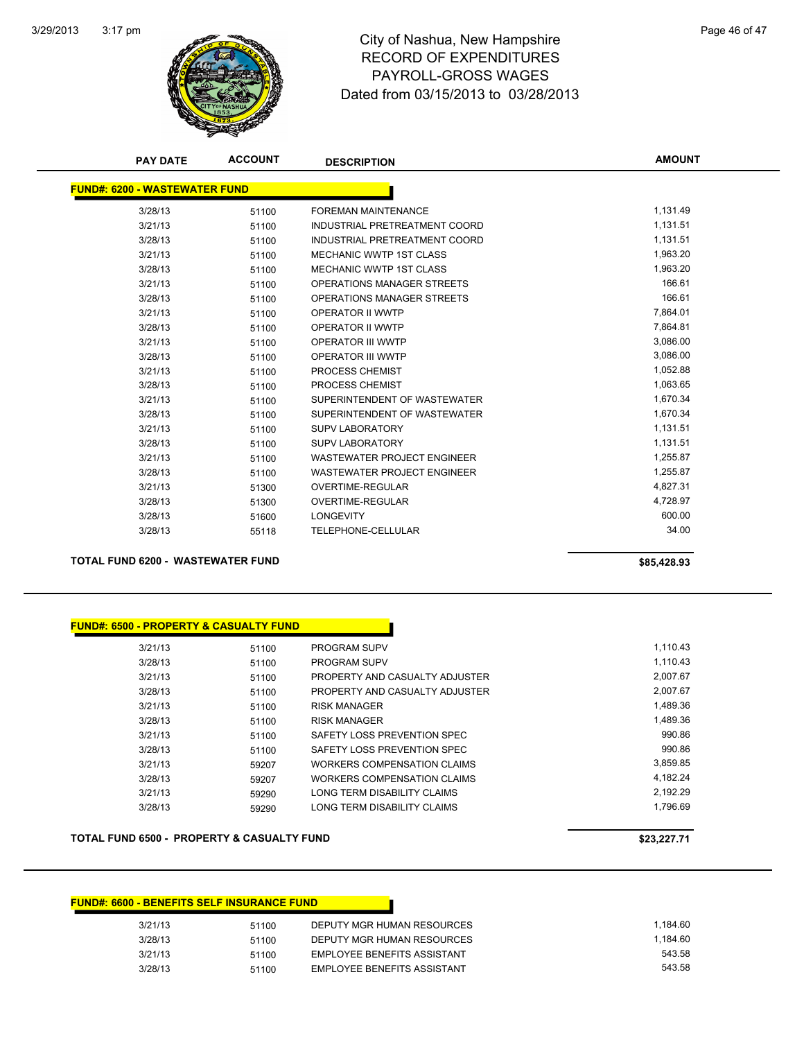# City of Nashua, New Hampshire
## RECORD OF EXPENDITURES
## PAYROLL-GROSS WAGES
## Dated from 03/15/2013 to 03/28/2013

| PAY DATE | ACCOUNT | DESCRIPTION | AMOUNT |
|---|---|---|---|
| **FUND#: 6200 - WASTEWATER FUND** | | | |
| 3/28/13 | 51100 | FOREMAN MAINTENANCE | 1,131.49 |
| 3/21/13 | 51100 | INDUSTRIAL PRETREATMENT COORD | 1,131.51 |
| 3/28/13 | 51100 | INDUSTRIAL PRETREATMENT COORD | 1,131.51 |
| 3/21/13 | 51100 | MECHANIC WWTP 1ST CLASS | 1,963.20 |
| 3/28/13 | 51100 | MECHANIC WWTP 1ST CLASS | 1,963.20 |
| 3/21/13 | 51100 | OPERATIONS MANAGER STREETS | 166.61 |
| 3/28/13 | 51100 | OPERATIONS MANAGER STREETS | 166.61 |
| 3/21/13 | 51100 | OPERATOR II WWTP | 7,864.01 |
| 3/28/13 | 51100 | OPERATOR II WWTP | 7,864.81 |
| 3/21/13 | 51100 | OPERATOR III WWTP | 3,086.00 |
| 3/28/13 | 51100 | OPERATOR III WWTP | 3,086.00 |
| 3/21/13 | 51100 | PROCESS CHEMIST | 1,052.88 |
| 3/28/13 | 51100 | PROCESS CHEMIST | 1,063.65 |
| 3/21/13 | 51100 | SUPERINTENDENT OF WASTEWATER | 1,670.34 |
| 3/28/13 | 51100 | SUPERINTENDENT OF WASTEWATER | 1,670.34 |
| 3/21/13 | 51100 | SUPV LABORATORY | 1,131.51 |
| 3/28/13 | 51100 | SUPV LABORATORY | 1,131.51 |
| 3/21/13 | 51100 | WASTEWATER PROJECT ENGINEER | 1,255.87 |
| 3/28/13 | 51100 | WASTEWATER PROJECT ENGINEER | 1,255.87 |
| 3/21/13 | 51300 | OVERTIME-REGULAR | 4,827.31 |
| 3/28/13 | 51300 | OVERTIME-REGULAR | 4,728.97 |
| 3/28/13 | 51600 | LONGEVITY | 600.00 |
| 3/28/13 | 55118 | TELEPHONE-CELLULAR | 34.00 |
| **TOTAL FUND 6200 - WASTEWATER FUND** | | | **$85,428.93** |

| PAY DATE | ACCOUNT | DESCRIPTION | AMOUNT |
|---|---|---|---|
| **FUND#: 6500 - PROPERTY & CASUALTY FUND** | | | |
| 3/21/13 | 51100 | PROGRAM SUPV | 1,110.43 |
| 3/28/13 | 51100 | PROGRAM SUPV | 1,110.43 |
| 3/21/13 | 51100 | PROPERTY AND CASUALTY ADJUSTER | 2,007.67 |
| 3/28/13 | 51100 | PROPERTY AND CASUALTY ADJUSTER | 2,007.67 |
| 3/21/13 | 51100 | RISK MANAGER | 1,489.36 |
| 3/28/13 | 51100 | RISK MANAGER | 1,489.36 |
| 3/21/13 | 51100 | SAFETY LOSS PREVENTION SPEC | 990.86 |
| 3/28/13 | 51100 | SAFETY LOSS PREVENTION SPEC | 990.86 |
| 3/21/13 | 59207 | WORKERS COMPENSATION CLAIMS | 3,859.85 |
| 3/28/13 | 59207 | WORKERS COMPENSATION CLAIMS | 4,182.24 |
| 3/21/13 | 59290 | LONG TERM DISABILITY CLAIMS | 2,192.29 |
| 3/28/13 | 59290 | LONG TERM DISABILITY CLAIMS | 1,796.69 |
| **TOTAL FUND 6500 - PROPERTY & CASUALTY FUND** | | | **$23,227.71** |

| PAY DATE | ACCOUNT | DESCRIPTION | AMOUNT |
|---|---|---|---|
| **FUND#: 6600 - BENEFITS SELF INSURANCE FUND** | | | |
| 3/21/13 | 51100 | DEPUTY MGR HUMAN RESOURCES | 1,184.60 |
| 3/28/13 | 51100 | DEPUTY MGR HUMAN RESOURCES | 1,184.60 |
| 3/21/13 | 51100 | EMPLOYEE BENEFITS ASSISTANT | 543.58 |
| 3/28/13 | 51100 | EMPLOYEE BENEFITS ASSISTANT | 543.58 |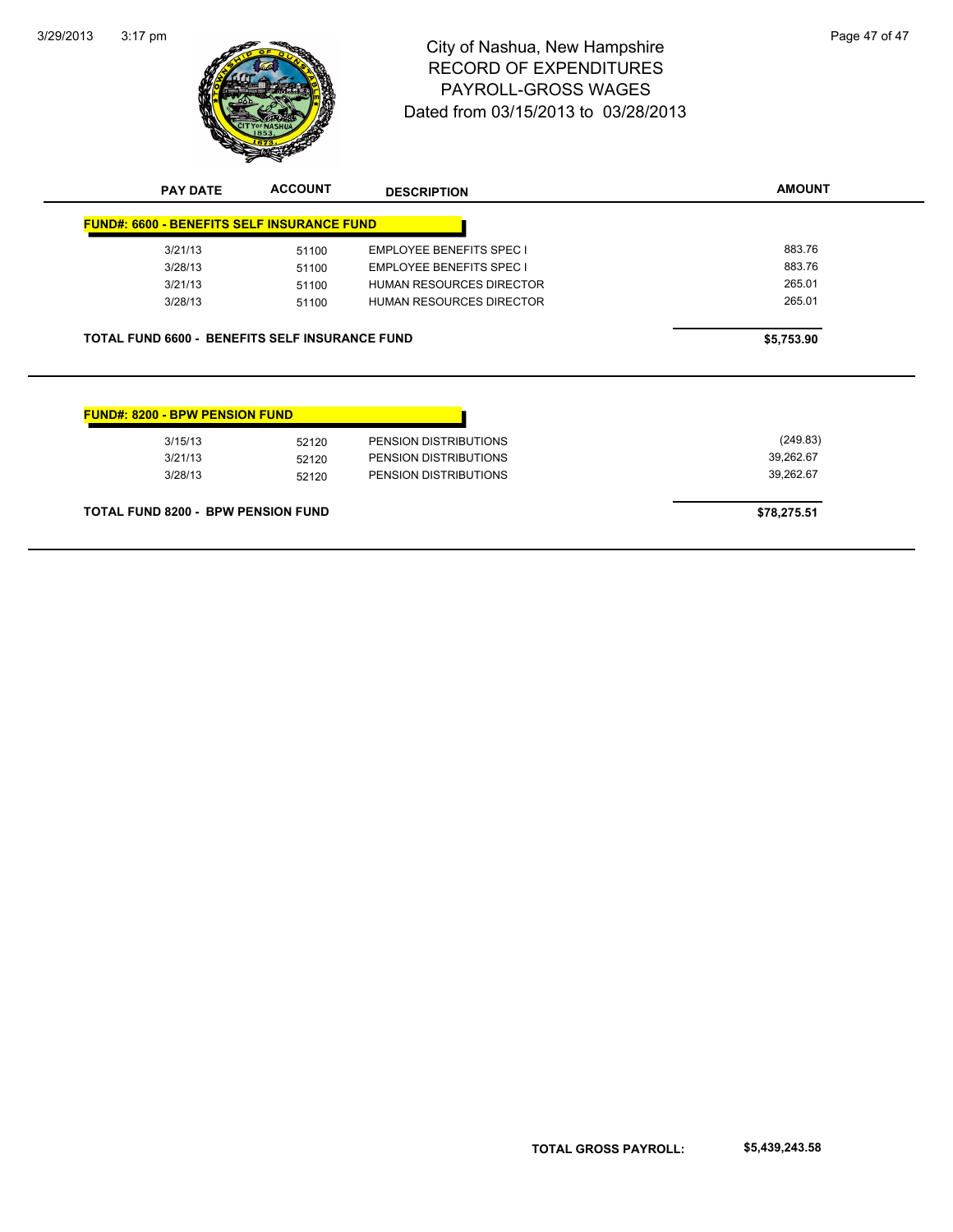# City of Nashua, New Hampshire
## RECORD OF EXPENDITURES
## PAYROLL-GROSS WAGES
## Dated from 03/15/2013 to 03/28/2013

| PAY DATE | ACCOUNT | DESCRIPTION | AMOUNT |
|---|---|---|---|
| **FUND#: 6600 - BENEFITS SELF INSURANCE FUND** | | | |
| 3/21/13 | 51100 | EMPLOYEE BENEFITS SPEC I | 883.76 |
| 3/28/13 | 51100 | EMPLOYEE BENEFITS SPEC I | 883.76 |
| 3/21/13 | 51100 | HUMAN RESOURCES DIRECTOR | 265.01 |
| 3/28/13 | 51100 | HUMAN RESOURCES DIRECTOR | 265.01 |
| **TOTAL FUND 6600 - BENEFITS SELF INSURANCE FUND** | | | **$5,753.90** |

| PAY DATE | ACCOUNT | DESCRIPTION | AMOUNT |
|---|---|---|---|
| **FUND#: 8200 - BPW PENSION FUND** | | | |
| 3/15/13 | 52120 | PENSION DISTRIBUTIONS | (249.83) |
| 3/21/13 | 52120 | PENSION DISTRIBUTIONS | 39,262.67 |
| 3/28/13 | 52120 | PENSION DISTRIBUTIONS | 39,262.67 |
| **TOTAL FUND 8200 - BPW PENSION FUND** | | | **$78,275.51** |

**TOTAL GROSS PAYROLL: $5,439,243.58**